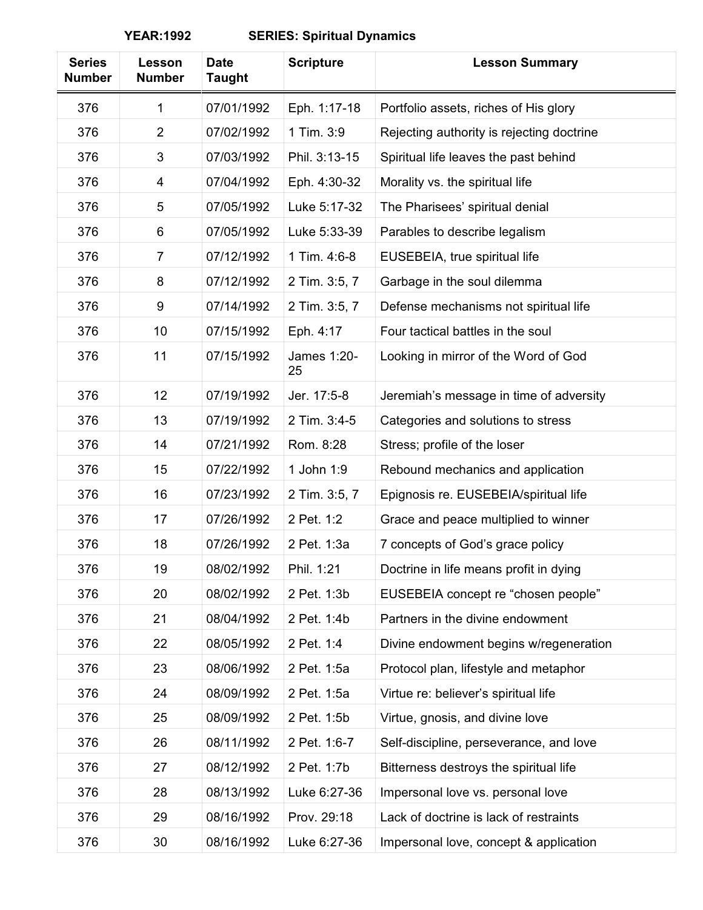**YEAR:1992** **SERIES: Spiritual Dynamics**

| Series Number | Lesson Number | Date Taught | Scripture | Lesson Summary |
|---|---|---|---|---|
| 376 | 1 | 07/01/1992 | Eph. 1:17-18 | Portfolio assets, riches of His glory |
| 376 | 2 | 07/02/1992 | 1 Tim. 3:9 | Rejecting authority is rejecting doctrine |
| 376 | 3 | 07/03/1992 | Phil. 3:13-15 | Spiritual life leaves the past behind |
| 376 | 4 | 07/04/1992 | Eph. 4:30-32 | Morality vs. the spiritual life |
| 376 | 5 | 07/05/1992 | Luke 5:17-32 | The Pharisees' spiritual denial |
| 376 | 6 | 07/05/1992 | Luke 5:33-39 | Parables to describe legalism |
| 376 | 7 | 07/12/1992 | 1 Tim. 4:6-8 | EUSEBEIA, true spiritual life |
| 376 | 8 | 07/12/1992 | 2 Tim. 3:5, 7 | Garbage in the soul dilemma |
| 376 | 9 | 07/14/1992 | 2 Tim. 3:5, 7 | Defense mechanisms not spiritual life |
| 376 | 10 | 07/15/1992 | Eph. 4:17 | Four tactical battles in the soul |
| 376 | 11 | 07/15/1992 | James 1:20-25 | Looking in mirror of the Word of God |
| 376 | 12 | 07/19/1992 | Jer. 17:5-8 | Jeremiah's message in time of adversity |
| 376 | 13 | 07/19/1992 | 2 Tim. 3:4-5 | Categories and solutions to stress |
| 376 | 14 | 07/21/1992 | Rom. 8:28 | Stress; profile of the loser |
| 376 | 15 | 07/22/1992 | 1 John 1:9 | Rebound mechanics and application |
| 376 | 16 | 07/23/1992 | 2 Tim. 3:5, 7 | Epignosis re. EUSEBEIA/spiritual life |
| 376 | 17 | 07/26/1992 | 2 Pet. 1:2 | Grace and peace multiplied to winner |
| 376 | 18 | 07/26/1992 | 2 Pet. 1:3a | 7 concepts of God's grace policy |
| 376 | 19 | 08/02/1992 | Phil. 1:21 | Doctrine in life means profit in dying |
| 376 | 20 | 08/02/1992 | 2 Pet. 1:3b | EUSEBEIA concept re "chosen people" |
| 376 | 21 | 08/04/1992 | 2 Pet. 1:4b | Partners in the divine endowment |
| 376 | 22 | 08/05/1992 | 2 Pet. 1:4 | Divine endowment begins w/regeneration |
| 376 | 23 | 08/06/1992 | 2 Pet. 1:5a | Protocol plan, lifestyle and metaphor |
| 376 | 24 | 08/09/1992 | 2 Pet. 1:5a | Virtue re: believer's spiritual life |
| 376 | 25 | 08/09/1992 | 2 Pet. 1:5b | Virtue, gnosis, and divine love |
| 376 | 26 | 08/11/1992 | 2 Pet. 1:6-7 | Self-discipline, perseverance, and love |
| 376 | 27 | 08/12/1992 | 2 Pet. 1:7b | Bitterness destroys the spiritual life |
| 376 | 28 | 08/13/1992 | Luke 6:27-36 | Impersonal love vs. personal love |
| 376 | 29 | 08/16/1992 | Prov. 29:18 | Lack of doctrine is lack of restraints |
| 376 | 30 | 08/16/1992 | Luke 6:27-36 | Impersonal love, concept & application |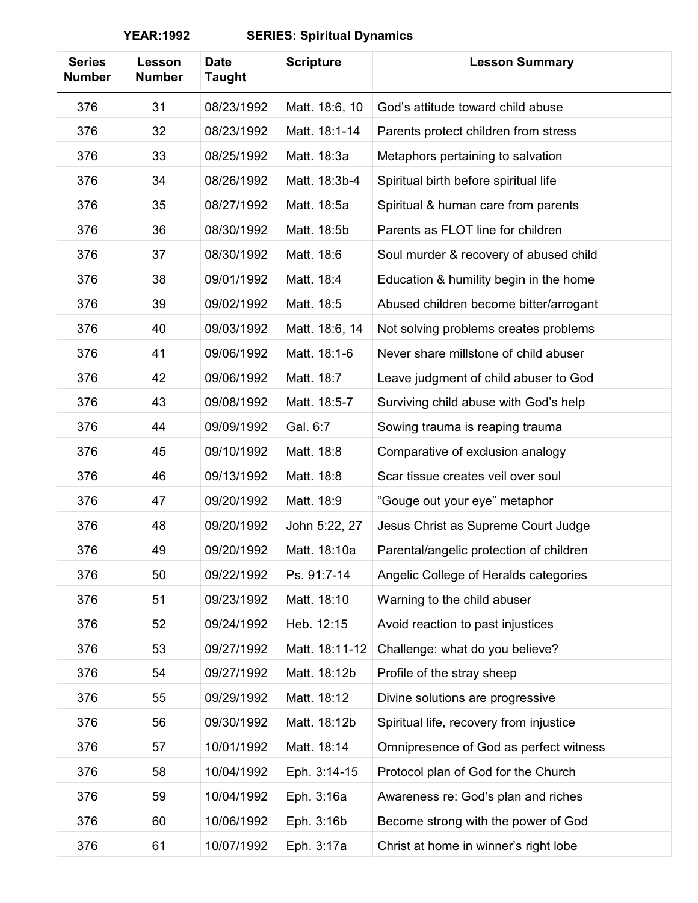**YEAR:1992 SERIES: Spiritual Dynamics**

| Series Number | Lesson Number | Date Taught | Scripture | Lesson Summary |
|---|---|---|---|---|
| 376 | 31 | 08/23/1992 | Matt. 18:6, 10 | God's attitude toward child abuse |
| 376 | 32 | 08/23/1992 | Matt. 18:1-14 | Parents protect children from stress |
| 376 | 33 | 08/25/1992 | Matt. 18:3a | Metaphors pertaining to salvation |
| 376 | 34 | 08/26/1992 | Matt. 18:3b-4 | Spiritual birth before spiritual life |
| 376 | 35 | 08/27/1992 | Matt. 18:5a | Spiritual & human care from parents |
| 376 | 36 | 08/30/1992 | Matt. 18:5b | Parents as FLOT line for children |
| 376 | 37 | 08/30/1992 | Matt. 18:6 | Soul murder & recovery of abused child |
| 376 | 38 | 09/01/1992 | Matt. 18:4 | Education & humility begin in the home |
| 376 | 39 | 09/02/1992 | Matt. 18:5 | Abused children become bitter/arrogant |
| 376 | 40 | 09/03/1992 | Matt. 18:6, 14 | Not solving problems creates problems |
| 376 | 41 | 09/06/1992 | Matt. 18:1-6 | Never share millstone of child abuser |
| 376 | 42 | 09/06/1992 | Matt. 18:7 | Leave judgment of child abuser to God |
| 376 | 43 | 09/08/1992 | Matt. 18:5-7 | Surviving child abuse with God's help |
| 376 | 44 | 09/09/1992 | Gal. 6:7 | Sowing trauma is reaping trauma |
| 376 | 45 | 09/10/1992 | Matt. 18:8 | Comparative of exclusion analogy |
| 376 | 46 | 09/13/1992 | Matt. 18:8 | Scar tissue creates veil over soul |
| 376 | 47 | 09/20/1992 | Matt. 18:9 | "Gouge out your eye" metaphor |
| 376 | 48 | 09/20/1992 | John 5:22, 27 | Jesus Christ as Supreme Court Judge |
| 376 | 49 | 09/20/1992 | Matt. 18:10a | Parental/angelic protection of children |
| 376 | 50 | 09/22/1992 | Ps. 91:7-14 | Angelic College of Heralds categories |
| 376 | 51 | 09/23/1992 | Matt. 18:10 | Warning to the child abuser |
| 376 | 52 | 09/24/1992 | Heb. 12:15 | Avoid reaction to past injustices |
| 376 | 53 | 09/27/1992 | Matt. 18:11-12 | Challenge: what do you believe? |
| 376 | 54 | 09/27/1992 | Matt. 18:12b | Profile of the stray sheep |
| 376 | 55 | 09/29/1992 | Matt. 18:12 | Divine solutions are progressive |
| 376 | 56 | 09/30/1992 | Matt. 18:12b | Spiritual life, recovery from injustice |
| 376 | 57 | 10/01/1992 | Matt. 18:14 | Omnipresence of God as perfect witness |
| 376 | 58 | 10/04/1992 | Eph. 3:14-15 | Protocol plan of God for the Church |
| 376 | 59 | 10/04/1992 | Eph. 3:16a | Awareness re: God's plan and riches |
| 376 | 60 | 10/06/1992 | Eph. 3:16b | Become strong with the power of God |
| 376 | 61 | 10/07/1992 | Eph. 3:17a | Christ at home in winner's right lobe |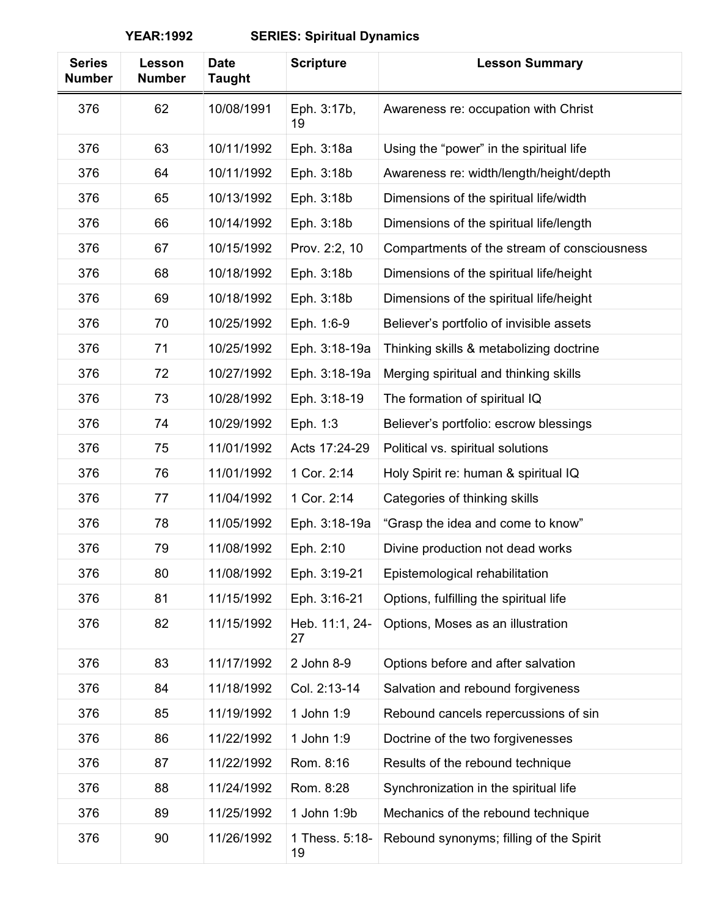**YEAR:1992 SERIES: Spiritual Dynamics**

| Series Number | Lesson Number | Date Taught | Scripture | Lesson Summary |
|---|---|---|---|---|
| 376 | 62 | 10/08/1991 | Eph. 3:17b, 19 | Awareness re: occupation with Christ |
| 376 | 63 | 10/11/1992 | Eph. 3:18a | Using the "power" in the spiritual life |
| 376 | 64 | 10/11/1992 | Eph. 3:18b | Awareness re: width/length/height/depth |
| 376 | 65 | 10/13/1992 | Eph. 3:18b | Dimensions of the spiritual life/width |
| 376 | 66 | 10/14/1992 | Eph. 3:18b | Dimensions of the spiritual life/length |
| 376 | 67 | 10/15/1992 | Prov. 2:2, 10 | Compartments of the stream of consciousness |
| 376 | 68 | 10/18/1992 | Eph. 3:18b | Dimensions of the spiritual life/height |
| 376 | 69 | 10/18/1992 | Eph. 3:18b | Dimensions of the spiritual life/height |
| 376 | 70 | 10/25/1992 | Eph. 1:6-9 | Believer's portfolio of invisible assets |
| 376 | 71 | 10/25/1992 | Eph. 3:18-19a | Thinking skills & metabolizing doctrine |
| 376 | 72 | 10/27/1992 | Eph. 3:18-19a | Merging spiritual and thinking skills |
| 376 | 73 | 10/28/1992 | Eph. 3:18-19 | The formation of spiritual IQ |
| 376 | 74 | 10/29/1992 | Eph. 1:3 | Believer's portfolio: escrow blessings |
| 376 | 75 | 11/01/1992 | Acts 17:24-29 | Political vs. spiritual solutions |
| 376 | 76 | 11/01/1992 | 1 Cor. 2:14 | Holy Spirit re: human & spiritual IQ |
| 376 | 77 | 11/04/1992 | 1 Cor. 2:14 | Categories of thinking skills |
| 376 | 78 | 11/05/1992 | Eph. 3:18-19a | "Grasp the idea and come to know" |
| 376 | 79 | 11/08/1992 | Eph. 2:10 | Divine production not dead works |
| 376 | 80 | 11/08/1992 | Eph. 3:19-21 | Epistemological rehabilitation |
| 376 | 81 | 11/15/1992 | Eph. 3:16-21 | Options, fulfilling the spiritual life |
| 376 | 82 | 11/15/1992 | Heb. 11:1, 24-27 | Options, Moses as an illustration |
| 376 | 83 | 11/17/1992 | 2 John 8-9 | Options before and after salvation |
| 376 | 84 | 11/18/1992 | Col. 2:13-14 | Salvation and rebound forgiveness |
| 376 | 85 | 11/19/1992 | 1 John 1:9 | Rebound cancels repercussions of sin |
| 376 | 86 | 11/22/1992 | 1 John 1:9 | Doctrine of the two forgivenesses |
| 376 | 87 | 11/22/1992 | Rom. 8:16 | Results of the rebound technique |
| 376 | 88 | 11/24/1992 | Rom. 8:28 | Synchronization in the spiritual life |
| 376 | 89 | 11/25/1992 | 1 John 1:9b | Mechanics of the rebound technique |
| 376 | 90 | 11/26/1992 | 1 Thess. 5:18-19 | Rebound synonyms; filling of the Spirit |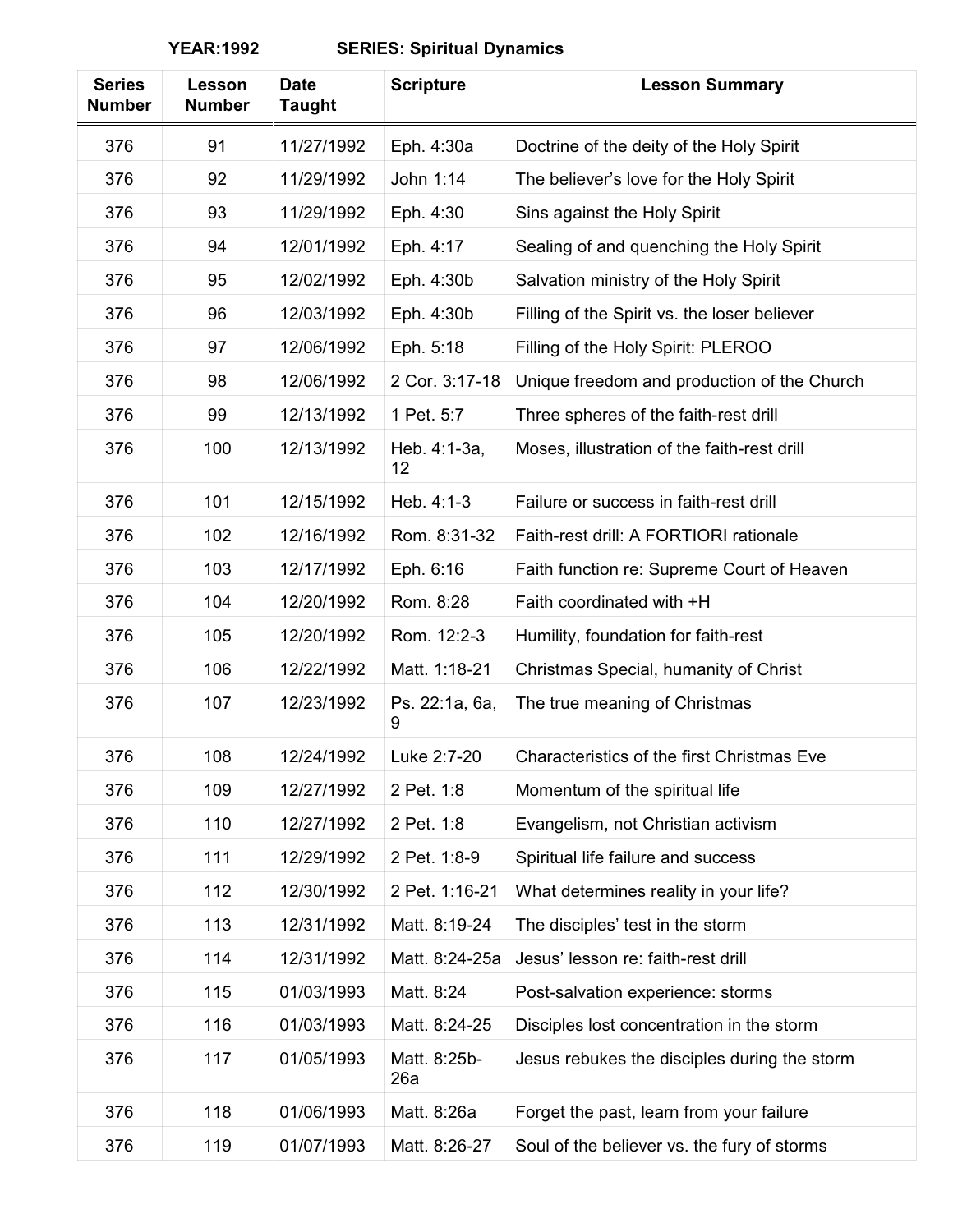**YEAR:1992 SERIES: Spiritual Dynamics**

| Series Number | Lesson Number | Date Taught | Scripture | Lesson Summary |
|---|---|---|---|---|
| 376 | 91 | 11/27/1992 | Eph. 4:30a | Doctrine of the deity of the Holy Spirit |
| 376 | 92 | 11/29/1992 | John 1:14 | The believer's love for the Holy Spirit |
| 376 | 93 | 11/29/1992 | Eph. 4:30 | Sins against the Holy Spirit |
| 376 | 94 | 12/01/1992 | Eph. 4:17 | Sealing of and quenching the Holy Spirit |
| 376 | 95 | 12/02/1992 | Eph. 4:30b | Salvation ministry of the Holy Spirit |
| 376 | 96 | 12/03/1992 | Eph. 4:30b | Filling of the Spirit vs. the loser believer |
| 376 | 97 | 12/06/1992 | Eph. 5:18 | Filling of the Holy Spirit: PLEROO |
| 376 | 98 | 12/06/1992 | 2 Cor. 3:17-18 | Unique freedom and production of the Church |
| 376 | 99 | 12/13/1992 | 1 Pet. 5:7 | Three spheres of the faith-rest drill |
| 376 | 100 | 12/13/1992 | Heb. 4:1-3a, 12 | Moses, illustration of the faith-rest drill |
| 376 | 101 | 12/15/1992 | Heb. 4:1-3 | Failure or success in faith-rest drill |
| 376 | 102 | 12/16/1992 | Rom. 8:31-32 | Faith-rest drill: A FORTIORI rationale |
| 376 | 103 | 12/17/1992 | Eph. 6:16 | Faith function re: Supreme Court of Heaven |
| 376 | 104 | 12/20/1992 | Rom. 8:28 | Faith coordinated with +H |
| 376 | 105 | 12/20/1992 | Rom. 12:2-3 | Humility, foundation for faith-rest |
| 376 | 106 | 12/22/1992 | Matt. 1:18-21 | Christmas Special, humanity of Christ |
| 376 | 107 | 12/23/1992 | Ps. 22:1a, 6a, 9 | The true meaning of Christmas |
| 376 | 108 | 12/24/1992 | Luke 2:7-20 | Characteristics of the first Christmas Eve |
| 376 | 109 | 12/27/1992 | 2 Pet. 1:8 | Momentum of the spiritual life |
| 376 | 110 | 12/27/1992 | 2 Pet. 1:8 | Evangelism, not Christian activism |
| 376 | 111 | 12/29/1992 | 2 Pet. 1:8-9 | Spiritual life failure and success |
| 376 | 112 | 12/30/1992 | 2 Pet. 1:16-21 | What determines reality in your life? |
| 376 | 113 | 12/31/1992 | Matt. 8:19-24 | The disciples' test in the storm |
| 376 | 114 | 12/31/1992 | Matt. 8:24-25a | Jesus' lesson re: faith-rest drill |
| 376 | 115 | 01/03/1993 | Matt. 8:24 | Post-salvation experience: storms |
| 376 | 116 | 01/03/1993 | Matt. 8:24-25 | Disciples lost concentration in the storm |
| 376 | 117 | 01/05/1993 | Matt. 8:25b-26a | Jesus rebukes the disciples during the storm |
| 376 | 118 | 01/06/1993 | Matt. 8:26a | Forget the past, learn from your failure |
| 376 | 119 | 01/07/1993 | Matt. 8:26-27 | Soul of the believer vs. the fury of storms |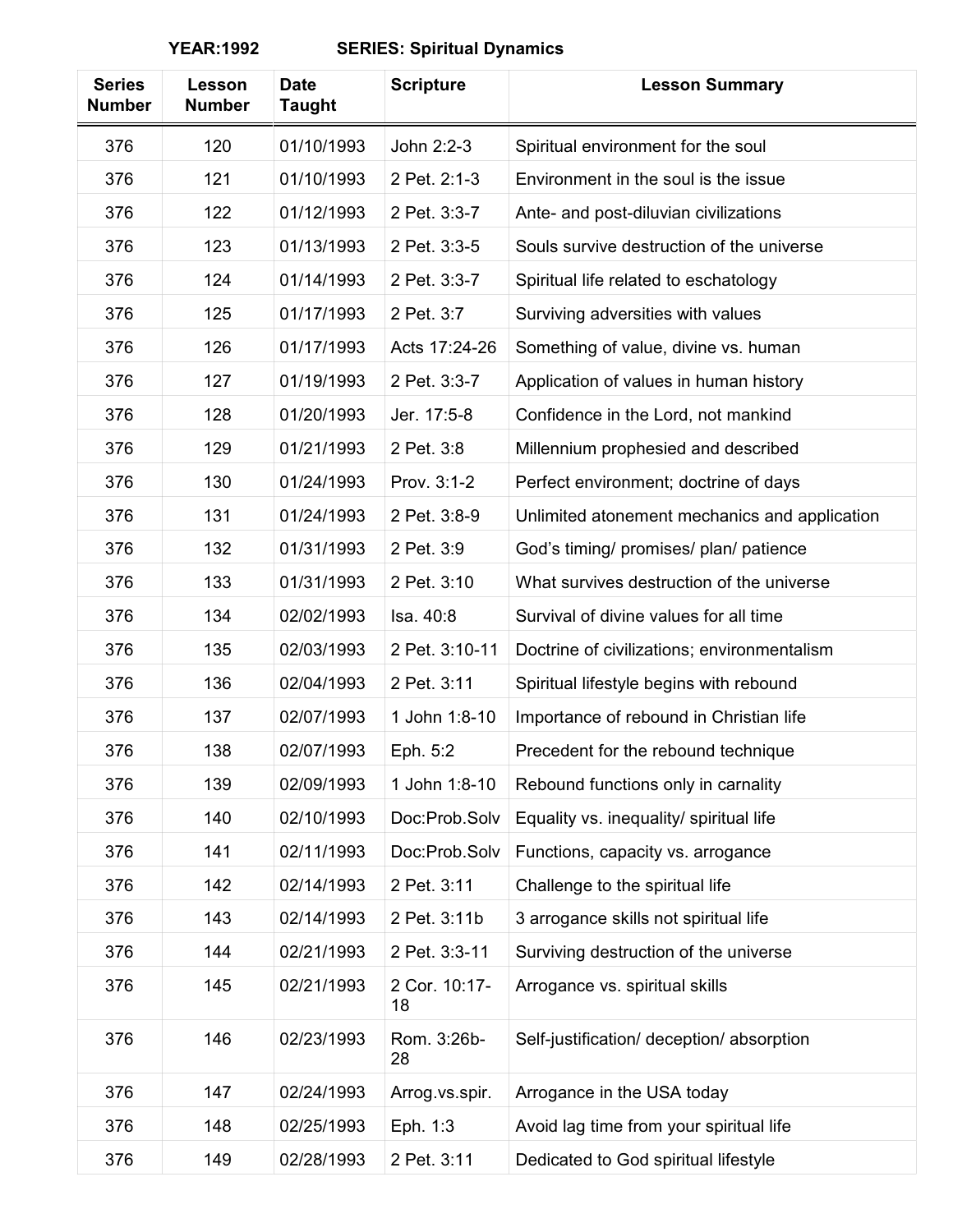**YEAR:1992 SERIES: Spiritual Dynamics**

| Series Number | Lesson Number | Date Taught | Scripture | Lesson Summary |
|---|---|---|---|---|
| 376 | 120 | 01/10/1993 | John 2:2-3 | Spiritual environment for the soul |
| 376 | 121 | 01/10/1993 | 2 Pet. 2:1-3 | Environment in the soul is the issue |
| 376 | 122 | 01/12/1993 | 2 Pet. 3:3-7 | Ante- and post-diluvian civilizations |
| 376 | 123 | 01/13/1993 | 2 Pet. 3:3-5 | Souls survive destruction of the universe |
| 376 | 124 | 01/14/1993 | 2 Pet. 3:3-7 | Spiritual life related to eschatology |
| 376 | 125 | 01/17/1993 | 2 Pet. 3:7 | Surviving adversities with values |
| 376 | 126 | 01/17/1993 | Acts 17:24-26 | Something of value, divine vs. human |
| 376 | 127 | 01/19/1993 | 2 Pet. 3:3-7 | Application of values in human history |
| 376 | 128 | 01/20/1993 | Jer. 17:5-8 | Confidence in the Lord, not mankind |
| 376 | 129 | 01/21/1993 | 2 Pet. 3:8 | Millennium prophesied and described |
| 376 | 130 | 01/24/1993 | Prov. 3:1-2 | Perfect environment; doctrine of days |
| 376 | 131 | 01/24/1993 | 2 Pet. 3:8-9 | Unlimited atonement mechanics and application |
| 376 | 132 | 01/31/1993 | 2 Pet. 3:9 | God's timing/ promises/ plan/ patience |
| 376 | 133 | 01/31/1993 | 2 Pet. 3:10 | What survives destruction of the universe |
| 376 | 134 | 02/02/1993 | Isa. 40:8 | Survival of divine values for all time |
| 376 | 135 | 02/03/1993 | 2 Pet. 3:10-11 | Doctrine of civilizations; environmentalism |
| 376 | 136 | 02/04/1993 | 2 Pet. 3:11 | Spiritual lifestyle begins with rebound |
| 376 | 137 | 02/07/1993 | 1 John 1:8-10 | Importance of rebound in Christian life |
| 376 | 138 | 02/07/1993 | Eph. 5:2 | Precedent for the rebound technique |
| 376 | 139 | 02/09/1993 | 1 John 1:8-10 | Rebound functions only in carnality |
| 376 | 140 | 02/10/1993 | Doc:Prob.Solv | Equality vs. inequality/ spiritual life |
| 376 | 141 | 02/11/1993 | Doc:Prob.Solv | Functions, capacity vs. arrogance |
| 376 | 142 | 02/14/1993 | 2 Pet. 3:11 | Challenge to the spiritual life |
| 376 | 143 | 02/14/1993 | 2 Pet. 3:11b | 3 arrogance skills not spiritual life |
| 376 | 144 | 02/21/1993 | 2 Pet. 3:3-11 | Surviving destruction of the universe |
| 376 | 145 | 02/21/1993 | 2 Cor. 10:17-18 | Arrogance vs. spiritual skills |
| 376 | 146 | 02/23/1993 | Rom. 3:26b-28 | Self-justification/ deception/ absorption |
| 376 | 147 | 02/24/1993 | Arrog.vs.spir. | Arrogance in the USA today |
| 376 | 148 | 02/25/1993 | Eph. 1:3 | Avoid lag time from your spiritual life |
| 376 | 149 | 02/28/1993 | 2 Pet. 3:11 | Dedicated to God spiritual lifestyle |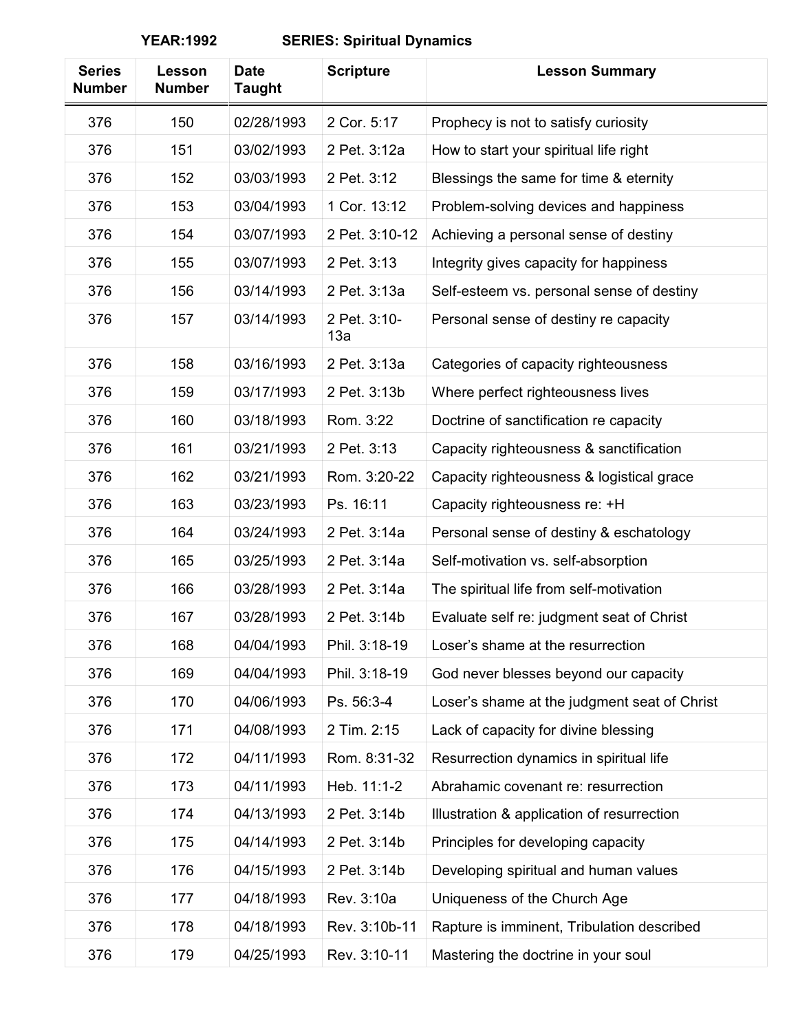**YEAR:1992 SERIES: Spiritual Dynamics**

| Series Number | Lesson Number | Date Taught | Scripture | Lesson Summary |
|---|---|---|---|---|
| 376 | 150 | 02/28/1993 | 2 Cor. 5:17 | Prophecy is not to satisfy curiosity |
| 376 | 151 | 03/02/1993 | 2 Pet. 3:12a | How to start your spiritual life right |
| 376 | 152 | 03/03/1993 | 2 Pet. 3:12 | Blessings the same for time & eternity |
| 376 | 153 | 03/04/1993 | 1 Cor. 13:12 | Problem-solving devices and happiness |
| 376 | 154 | 03/07/1993 | 2 Pet. 3:10-12 | Achieving a personal sense of destiny |
| 376 | 155 | 03/07/1993 | 2 Pet. 3:13 | Integrity gives capacity for happiness |
| 376 | 156 | 03/14/1993 | 2 Pet. 3:13a | Self-esteem vs. personal sense of destiny |
| 376 | 157 | 03/14/1993 | 2 Pet. 3:10-13a | Personal sense of destiny re capacity |
| 376 | 158 | 03/16/1993 | 2 Pet. 3:13a | Categories of capacity righteousness |
| 376 | 159 | 03/17/1993 | 2 Pet. 3:13b | Where perfect righteousness lives |
| 376 | 160 | 03/18/1993 | Rom. 3:22 | Doctrine of sanctification re capacity |
| 376 | 161 | 03/21/1993 | 2 Pet. 3:13 | Capacity righteousness & sanctification |
| 376 | 162 | 03/21/1993 | Rom. 3:20-22 | Capacity righteousness & logistical grace |
| 376 | 163 | 03/23/1993 | Ps. 16:11 | Capacity righteousness re: +H |
| 376 | 164 | 03/24/1993 | 2 Pet. 3:14a | Personal sense of destiny & eschatology |
| 376 | 165 | 03/25/1993 | 2 Pet. 3:14a | Self-motivation vs. self-absorption |
| 376 | 166 | 03/28/1993 | 2 Pet. 3:14a | The spiritual life from self-motivation |
| 376 | 167 | 03/28/1993 | 2 Pet. 3:14b | Evaluate self re: judgment seat of Christ |
| 376 | 168 | 04/04/1993 | Phil. 3:18-19 | Loser's shame at the resurrection |
| 376 | 169 | 04/04/1993 | Phil. 3:18-19 | God never blesses beyond our capacity |
| 376 | 170 | 04/06/1993 | Ps. 56:3-4 | Loser's shame at the judgment seat of Christ |
| 376 | 171 | 04/08/1993 | 2 Tim. 2:15 | Lack of capacity for divine blessing |
| 376 | 172 | 04/11/1993 | Rom. 8:31-32 | Resurrection dynamics in spiritual life |
| 376 | 173 | 04/11/1993 | Heb. 11:1-2 | Abrahamic covenant re: resurrection |
| 376 | 174 | 04/13/1993 | 2 Pet. 3:14b | Illustration & application of resurrection |
| 376 | 175 | 04/14/1993 | 2 Pet. 3:14b | Principles for developing capacity |
| 376 | 176 | 04/15/1993 | 2 Pet. 3:14b | Developing spiritual and human values |
| 376 | 177 | 04/18/1993 | Rev. 3:10a | Uniqueness of the Church Age |
| 376 | 178 | 04/18/1993 | Rev. 3:10b-11 | Rapture is imminent, Tribulation described |
| 376 | 179 | 04/25/1993 | Rev. 3:10-11 | Mastering the doctrine in your soul |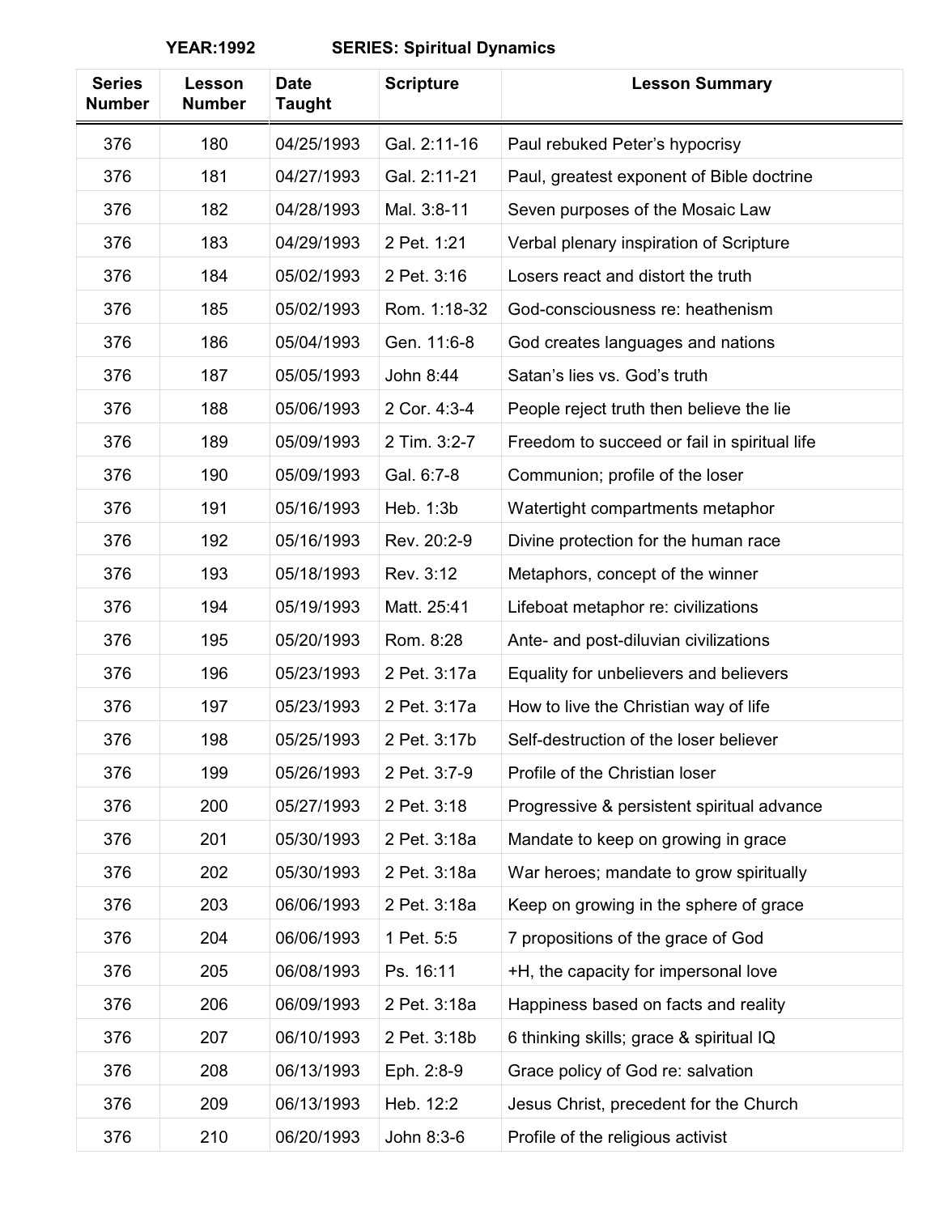**YEAR:1992 SERIES: Spiritual Dynamics**

| Series Number | Lesson Number | Date Taught | Scripture | Lesson Summary |
|---|---|---|---|---|
| 376 | 180 | 04/25/1993 | Gal. 2:11-16 | Paul rebuked Peter's hypocrisy |
| 376 | 181 | 04/27/1993 | Gal. 2:11-21 | Paul, greatest exponent of Bible doctrine |
| 376 | 182 | 04/28/1993 | Mal. 3:8-11 | Seven purposes of the Mosaic Law |
| 376 | 183 | 04/29/1993 | 2 Pet. 1:21 | Verbal plenary inspiration of Scripture |
| 376 | 184 | 05/02/1993 | 2 Pet. 3:16 | Losers react and distort the truth |
| 376 | 185 | 05/02/1993 | Rom. 1:18-32 | God-consciousness re: heathenism |
| 376 | 186 | 05/04/1993 | Gen. 11:6-8 | God creates languages and nations |
| 376 | 187 | 05/05/1993 | John 8:44 | Satan's lies vs. God's truth |
| 376 | 188 | 05/06/1993 | 2 Cor. 4:3-4 | People reject truth then believe the lie |
| 376 | 189 | 05/09/1993 | 2 Tim. 3:2-7 | Freedom to succeed or fail in spiritual life |
| 376 | 190 | 05/09/1993 | Gal. 6:7-8 | Communion; profile of the loser |
| 376 | 191 | 05/16/1993 | Heb. 1:3b | Watertight compartments metaphor |
| 376 | 192 | 05/16/1993 | Rev. 20:2-9 | Divine protection for the human race |
| 376 | 193 | 05/18/1993 | Rev. 3:12 | Metaphors, concept of the winner |
| 376 | 194 | 05/19/1993 | Matt. 25:41 | Lifeboat metaphor re: civilizations |
| 376 | 195 | 05/20/1993 | Rom. 8:28 | Ante- and post-diluvian civilizations |
| 376 | 196 | 05/23/1993 | 2 Pet. 3:17a | Equality for unbelievers and believers |
| 376 | 197 | 05/23/1993 | 2 Pet. 3:17a | How to live the Christian way of life |
| 376 | 198 | 05/25/1993 | 2 Pet. 3:17b | Self-destruction of the loser believer |
| 376 | 199 | 05/26/1993 | 2 Pet. 3:7-9 | Profile of the Christian loser |
| 376 | 200 | 05/27/1993 | 2 Pet. 3:18 | Progressive & persistent spiritual advance |
| 376 | 201 | 05/30/1993 | 2 Pet. 3:18a | Mandate to keep on growing in grace |
| 376 | 202 | 05/30/1993 | 2 Pet. 3:18a | War heroes; mandate to grow spiritually |
| 376 | 203 | 06/06/1993 | 2 Pet. 3:18a | Keep on growing in the sphere of grace |
| 376 | 204 | 06/06/1993 | 1 Pet. 5:5 | 7 propositions of the grace of God |
| 376 | 205 | 06/08/1993 | Ps. 16:11 | +H, the capacity for impersonal love |
| 376 | 206 | 06/09/1993 | 2 Pet. 3:18a | Happiness based on facts and reality |
| 376 | 207 | 06/10/1993 | 2 Pet. 3:18b | 6 thinking skills; grace & spiritual IQ |
| 376 | 208 | 06/13/1993 | Eph. 2:8-9 | Grace policy of God re: salvation |
| 376 | 209 | 06/13/1993 | Heb. 12:2 | Jesus Christ, precedent for the Church |
| 376 | 210 | 06/20/1993 | John 8:3-6 | Profile of the religious activist |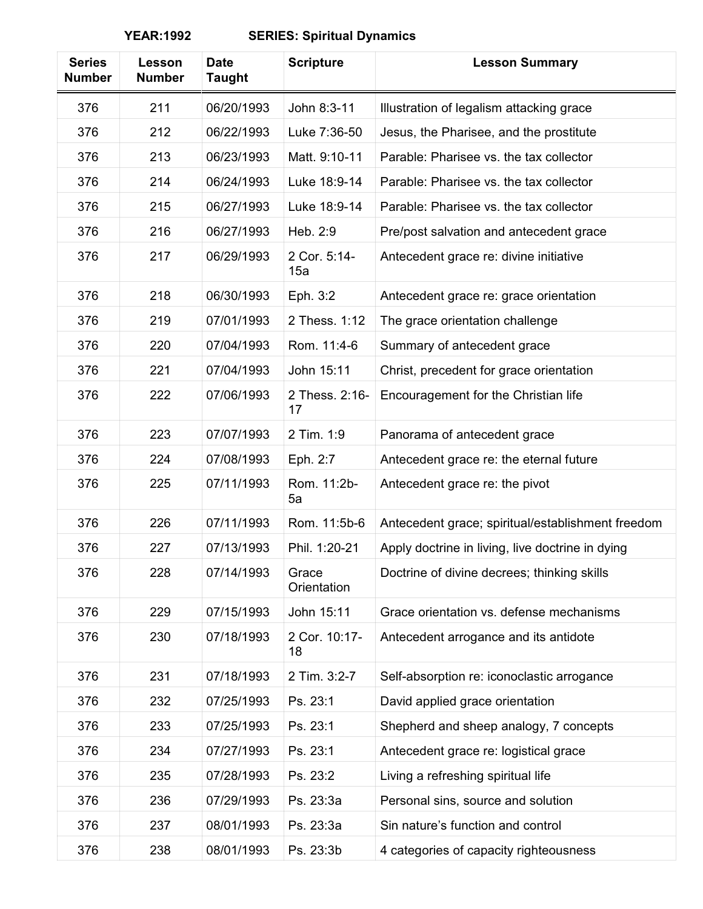**YEAR:1992 SERIES: Spiritual Dynamics**

| Series Number | Lesson Number | Date Taught | Scripture | Lesson Summary |
|---|---|---|---|---|
| 376 | 211 | 06/20/1993 | John 8:3-11 | Illustration of legalism attacking grace |
| 376 | 212 | 06/22/1993 | Luke 7:36-50 | Jesus, the Pharisee, and the prostitute |
| 376 | 213 | 06/23/1993 | Matt. 9:10-11 | Parable: Pharisee vs. the tax collector |
| 376 | 214 | 06/24/1993 | Luke 18:9-14 | Parable: Pharisee vs. the tax collector |
| 376 | 215 | 06/27/1993 | Luke 18:9-14 | Parable: Pharisee vs. the tax collector |
| 376 | 216 | 06/27/1993 | Heb. 2:9 | Pre/post salvation and antecedent grace |
| 376 | 217 | 06/29/1993 | 2 Cor. 5:14-15a | Antecedent grace re: divine initiative |
| 376 | 218 | 06/30/1993 | Eph. 3:2 | Antecedent grace re: grace orientation |
| 376 | 219 | 07/01/1993 | 2 Thess. 1:12 | The grace orientation challenge |
| 376 | 220 | 07/04/1993 | Rom. 11:4-6 | Summary of antecedent grace |
| 376 | 221 | 07/04/1993 | John 15:11 | Christ, precedent for grace orientation |
| 376 | 222 | 07/06/1993 | 2 Thess. 2:16-17 | Encouragement for the Christian life |
| 376 | 223 | 07/07/1993 | 2 Tim. 1:9 | Panorama of antecedent grace |
| 376 | 224 | 07/08/1993 | Eph. 2:7 | Antecedent grace re: the eternal future |
| 376 | 225 | 07/11/1993 | Rom. 11:2b-5a | Antecedent grace re: the pivot |
| 376 | 226 | 07/11/1993 | Rom. 11:5b-6 | Antecedent grace; spiritual/establishment freedom |
| 376 | 227 | 07/13/1993 | Phil. 1:20-21 | Apply doctrine in living, live doctrine in dying |
| 376 | 228 | 07/14/1993 | Grace Orientation | Doctrine of divine decrees; thinking skills |
| 376 | 229 | 07/15/1993 | John 15:11 | Grace orientation vs. defense mechanisms |
| 376 | 230 | 07/18/1993 | 2 Cor. 10:17-18 | Antecedent arrogance and its antidote |
| 376 | 231 | 07/18/1993 | 2 Tim. 3:2-7 | Self-absorption re: iconoclastic arrogance |
| 376 | 232 | 07/25/1993 | Ps. 23:1 | David applied grace orientation |
| 376 | 233 | 07/25/1993 | Ps. 23:1 | Shepherd and sheep analogy, 7 concepts |
| 376 | 234 | 07/27/1993 | Ps. 23:1 | Antecedent grace re: logistical grace |
| 376 | 235 | 07/28/1993 | Ps. 23:2 | Living a refreshing spiritual life |
| 376 | 236 | 07/29/1993 | Ps. 23:3a | Personal sins, source and solution |
| 376 | 237 | 08/01/1993 | Ps. 23:3a | Sin nature's function and control |
| 376 | 238 | 08/01/1993 | Ps. 23:3b | 4 categories of capacity righteousness |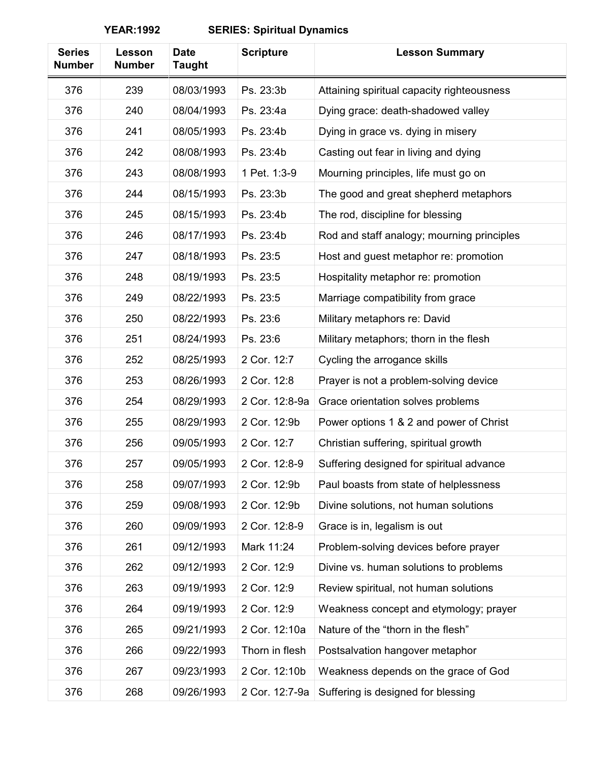**YEAR:1992 SERIES: Spiritual Dynamics**

| Series Number | Lesson Number | Date Taught | Scripture | Lesson Summary |
|---|---|---|---|---|
| 376 | 239 | 08/03/1993 | Ps. 23:3b | Attaining spiritual capacity righteousness |
| 376 | 240 | 08/04/1993 | Ps. 23:4a | Dying grace: death-shadowed valley |
| 376 | 241 | 08/05/1993 | Ps. 23:4b | Dying in grace vs. dying in misery |
| 376 | 242 | 08/08/1993 | Ps. 23:4b | Casting out fear in living and dying |
| 376 | 243 | 08/08/1993 | 1 Pet. 1:3-9 | Mourning principles, life must go on |
| 376 | 244 | 08/15/1993 | Ps. 23:3b | The good and great shepherd metaphors |
| 376 | 245 | 08/15/1993 | Ps. 23:4b | The rod, discipline for blessing |
| 376 | 246 | 08/17/1993 | Ps. 23:4b | Rod and staff analogy; mourning principles |
| 376 | 247 | 08/18/1993 | Ps. 23:5 | Host and guest metaphor re: promotion |
| 376 | 248 | 08/19/1993 | Ps. 23:5 | Hospitality metaphor re: promotion |
| 376 | 249 | 08/22/1993 | Ps. 23:5 | Marriage compatibility from grace |
| 376 | 250 | 08/22/1993 | Ps. 23:6 | Military metaphors re: David |
| 376 | 251 | 08/24/1993 | Ps. 23:6 | Military metaphors; thorn in the flesh |
| 376 | 252 | 08/25/1993 | 2 Cor. 12:7 | Cycling the arrogance skills |
| 376 | 253 | 08/26/1993 | 2 Cor. 12:8 | Prayer is not a problem-solving device |
| 376 | 254 | 08/29/1993 | 2 Cor. 12:8-9a | Grace orientation solves problems |
| 376 | 255 | 08/29/1993 | 2 Cor. 12:9b | Power options 1 & 2 and power of Christ |
| 376 | 256 | 09/05/1993 | 2 Cor. 12:7 | Christian suffering, spiritual growth |
| 376 | 257 | 09/05/1993 | 2 Cor. 12:8-9 | Suffering designed for spiritual advance |
| 376 | 258 | 09/07/1993 | 2 Cor. 12:9b | Paul boasts from state of helplessness |
| 376 | 259 | 09/08/1993 | 2 Cor. 12:9b | Divine solutions, not human solutions |
| 376 | 260 | 09/09/1993 | 2 Cor. 12:8-9 | Grace is in, legalism is out |
| 376 | 261 | 09/12/1993 | Mark 11:24 | Problem-solving devices before prayer |
| 376 | 262 | 09/12/1993 | 2 Cor. 12:9 | Divine vs. human solutions to problems |
| 376 | 263 | 09/19/1993 | 2 Cor. 12:9 | Review spiritual, not human solutions |
| 376 | 264 | 09/19/1993 | 2 Cor. 12:9 | Weakness concept and etymology; prayer |
| 376 | 265 | 09/21/1993 | 2 Cor. 12:10a | Nature of the "thorn in the flesh" |
| 376 | 266 | 09/22/1993 | Thorn in flesh | Postsalvation hangover metaphor |
| 376 | 267 | 09/23/1993 | 2 Cor. 12:10b | Weakness depends on the grace of God |
| 376 | 268 | 09/26/1993 | 2 Cor. 12:7-9a | Suffering is designed for blessing |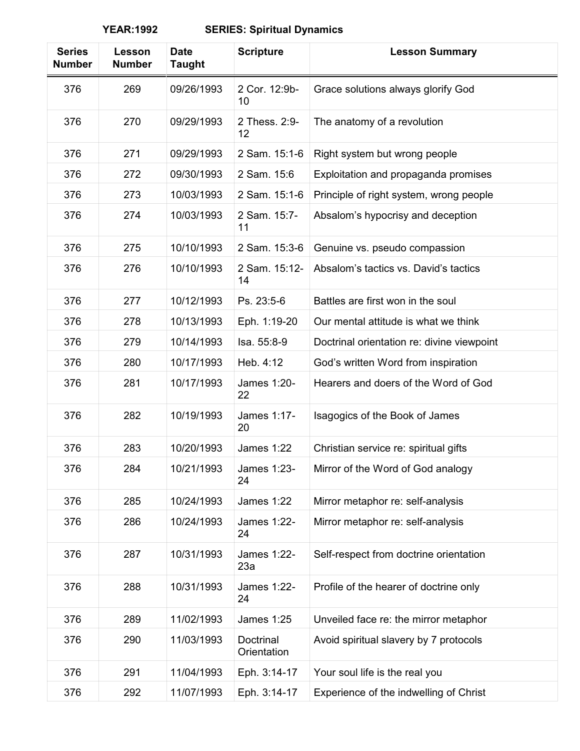**YEAR:1992 SERIES: Spiritual Dynamics**

| Series Number | Lesson Number | Date Taught | Scripture | Lesson Summary |
|---|---|---|---|---|
| 376 | 269 | 09/26/1993 | 2 Cor. 12:9b-10 | Grace solutions always glorify God |
| 376 | 270 | 09/29/1993 | 2 Thess. 2:9-12 | The anatomy of a revolution |
| 376 | 271 | 09/29/1993 | 2 Sam. 15:1-6 | Right system but wrong people |
| 376 | 272 | 09/30/1993 | 2 Sam. 15:6 | Exploitation and propaganda promises |
| 376 | 273 | 10/03/1993 | 2 Sam. 15:1-6 | Principle of right system, wrong people |
| 376 | 274 | 10/03/1993 | 2 Sam. 15:7-11 | Absalom's hypocrisy and deception |
| 376 | 275 | 10/10/1993 | 2 Sam. 15:3-6 | Genuine vs. pseudo compassion |
| 376 | 276 | 10/10/1993 | 2 Sam. 15:12-14 | Absalom's tactics vs. David's tactics |
| 376 | 277 | 10/12/1993 | Ps. 23:5-6 | Battles are first won in the soul |
| 376 | 278 | 10/13/1993 | Eph. 1:19-20 | Our mental attitude is what we think |
| 376 | 279 | 10/14/1993 | Isa. 55:8-9 | Doctrinal orientation re: divine viewpoint |
| 376 | 280 | 10/17/1993 | Heb. 4:12 | God's written Word from inspiration |
| 376 | 281 | 10/17/1993 | James 1:20-22 | Hearers and doers of the Word of God |
| 376 | 282 | 10/19/1993 | James 1:17-20 | Isagogics of the Book of James |
| 376 | 283 | 10/20/1993 | James 1:22 | Christian service re: spiritual gifts |
| 376 | 284 | 10/21/1993 | James 1:23-24 | Mirror of the Word of God analogy |
| 376 | 285 | 10/24/1993 | James 1:22 | Mirror metaphor re: self-analysis |
| 376 | 286 | 10/24/1993 | James 1:22-24 | Mirror metaphor re: self-analysis |
| 376 | 287 | 10/31/1993 | James 1:22-23a | Self-respect from doctrine orientation |
| 376 | 288 | 10/31/1993 | James 1:22-24 | Profile of the hearer of doctrine only |
| 376 | 289 | 11/02/1993 | James 1:25 | Unveiled face re: the mirror metaphor |
| 376 | 290 | 11/03/1993 | Doctrinal Orientation | Avoid spiritual slavery by 7 protocols |
| 376 | 291 | 11/04/1993 | Eph. 3:14-17 | Your soul life is the real you |
| 376 | 292 | 11/07/1993 | Eph. 3:14-17 | Experience of the indwelling of Christ |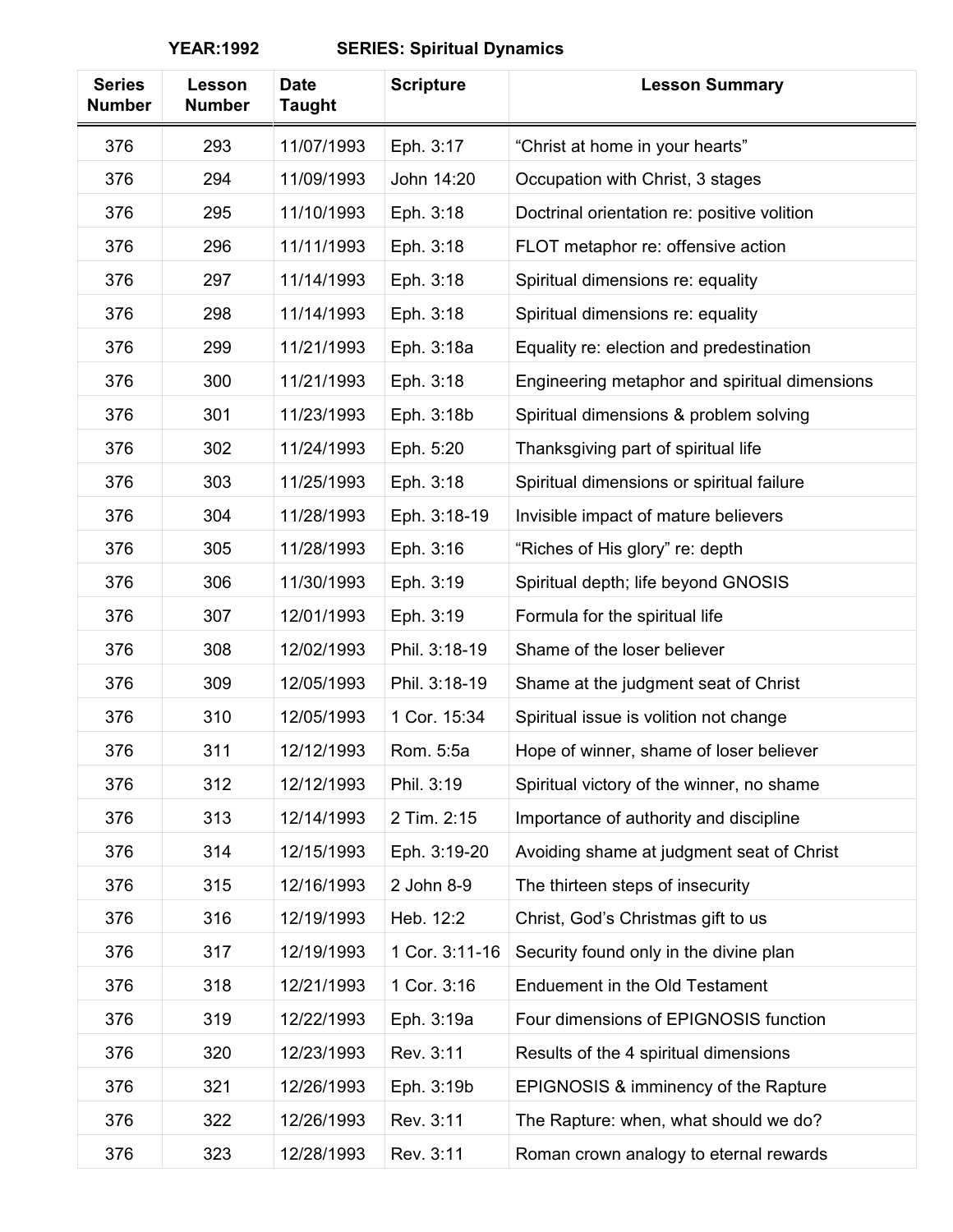**YEAR:1992 SERIES: Spiritual Dynamics**

| Series Number | Lesson Number | Date Taught | Scripture | Lesson Summary |
|---|---|---|---|---|
| 376 | 293 | 11/07/1993 | Eph. 3:17 | "Christ at home in your hearts" |
| 376 | 294 | 11/09/1993 | John 14:20 | Occupation with Christ, 3 stages |
| 376 | 295 | 11/10/1993 | Eph. 3:18 | Doctrinal orientation re: positive volition |
| 376 | 296 | 11/11/1993 | Eph. 3:18 | FLOT metaphor re: offensive action |
| 376 | 297 | 11/14/1993 | Eph. 3:18 | Spiritual dimensions re: equality |
| 376 | 298 | 11/14/1993 | Eph. 3:18 | Spiritual dimensions re: equality |
| 376 | 299 | 11/21/1993 | Eph. 3:18a | Equality re: election and predestination |
| 376 | 300 | 11/21/1993 | Eph. 3:18 | Engineering metaphor and spiritual dimensions |
| 376 | 301 | 11/23/1993 | Eph. 3:18b | Spiritual dimensions & problem solving |
| 376 | 302 | 11/24/1993 | Eph. 5:20 | Thanksgiving part of spiritual life |
| 376 | 303 | 11/25/1993 | Eph. 3:18 | Spiritual dimensions or spiritual failure |
| 376 | 304 | 11/28/1993 | Eph. 3:18-19 | Invisible impact of mature believers |
| 376 | 305 | 11/28/1993 | Eph. 3:16 | "Riches of His glory" re: depth |
| 376 | 306 | 11/30/1993 | Eph. 3:19 | Spiritual depth; life beyond GNOSIS |
| 376 | 307 | 12/01/1993 | Eph. 3:19 | Formula for the spiritual life |
| 376 | 308 | 12/02/1993 | Phil. 3:18-19 | Shame of the loser believer |
| 376 | 309 | 12/05/1993 | Phil. 3:18-19 | Shame at the judgment seat of Christ |
| 376 | 310 | 12/05/1993 | 1 Cor. 15:34 | Spiritual issue is volition not change |
| 376 | 311 | 12/12/1993 | Rom. 5:5a | Hope of winner, shame of loser believer |
| 376 | 312 | 12/12/1993 | Phil. 3:19 | Spiritual victory of the winner, no shame |
| 376 | 313 | 12/14/1993 | 2 Tim. 2:15 | Importance of authority and discipline |
| 376 | 314 | 12/15/1993 | Eph. 3:19-20 | Avoiding shame at judgment seat of Christ |
| 376 | 315 | 12/16/1993 | 2 John 8-9 | The thirteen steps of insecurity |
| 376 | 316 | 12/19/1993 | Heb. 12:2 | Christ, God's Christmas gift to us |
| 376 | 317 | 12/19/1993 | 1 Cor. 3:11-16 | Security found only in the divine plan |
| 376 | 318 | 12/21/1993 | 1 Cor. 3:16 | Enduement in the Old Testament |
| 376 | 319 | 12/22/1993 | Eph. 3:19a | Four dimensions of EPIGNOSIS function |
| 376 | 320 | 12/23/1993 | Rev. 3:11 | Results of the 4 spiritual dimensions |
| 376 | 321 | 12/26/1993 | Eph. 3:19b | EPIGNOSIS & imminency of the Rapture |
| 376 | 322 | 12/26/1993 | Rev. 3:11 | The Rapture: when, what should we do? |
| 376 | 323 | 12/28/1993 | Rev. 3:11 | Roman crown analogy to eternal rewards |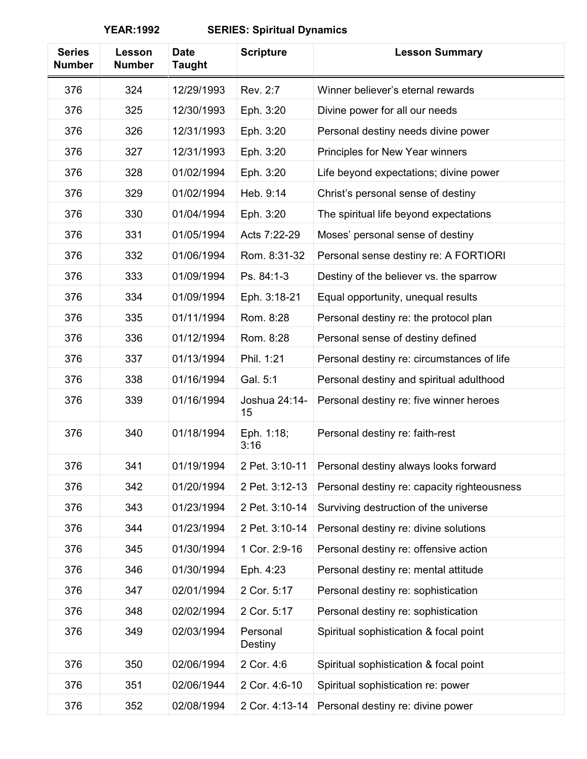**YEAR:1992 SERIES: Spiritual Dynamics**

| Series Number | Lesson Number | Date Taught | Scripture | Lesson Summary |
|---|---|---|---|---|
| 376 | 324 | 12/29/1993 | Rev. 2:7 | Winner believer's eternal rewards |
| 376 | 325 | 12/30/1993 | Eph. 3:20 | Divine power for all our needs |
| 376 | 326 | 12/31/1993 | Eph. 3:20 | Personal destiny needs divine power |
| 376 | 327 | 12/31/1993 | Eph. 3:20 | Principles for New Year winners |
| 376 | 328 | 01/02/1994 | Eph. 3:20 | Life beyond expectations; divine power |
| 376 | 329 | 01/02/1994 | Heb. 9:14 | Christ's personal sense of destiny |
| 376 | 330 | 01/04/1994 | Eph. 3:20 | The spiritual life beyond expectations |
| 376 | 331 | 01/05/1994 | Acts 7:22-29 | Moses' personal sense of destiny |
| 376 | 332 | 01/06/1994 | Rom. 8:31-32 | Personal sense destiny re: A FORTIORI |
| 376 | 333 | 01/09/1994 | Ps. 84:1-3 | Destiny of the believer vs. the sparrow |
| 376 | 334 | 01/09/1994 | Eph. 3:18-21 | Equal opportunity, unequal results |
| 376 | 335 | 01/11/1994 | Rom. 8:28 | Personal destiny re: the protocol plan |
| 376 | 336 | 01/12/1994 | Rom. 8:28 | Personal sense of destiny defined |
| 376 | 337 | 01/13/1994 | Phil. 1:21 | Personal destiny re: circumstances of life |
| 376 | 338 | 01/16/1994 | Gal. 5:1 | Personal destiny and spiritual adulthood |
| 376 | 339 | 01/16/1994 | Joshua 24:14-15 | Personal destiny re: five winner heroes |
| 376 | 340 | 01/18/1994 | Eph. 1:18; 3:16 | Personal destiny re: faith-rest |
| 376 | 341 | 01/19/1994 | 2 Pet. 3:10-11 | Personal destiny always looks forward |
| 376 | 342 | 01/20/1994 | 2 Pet. 3:12-13 | Personal destiny re: capacity righteousness |
| 376 | 343 | 01/23/1994 | 2 Pet. 3:10-14 | Surviving destruction of the universe |
| 376 | 344 | 01/23/1994 | 2 Pet. 3:10-14 | Personal destiny re: divine solutions |
| 376 | 345 | 01/30/1994 | 1 Cor. 2:9-16 | Personal destiny re: offensive action |
| 376 | 346 | 01/30/1994 | Eph. 4:23 | Personal destiny re: mental attitude |
| 376 | 347 | 02/01/1994 | 2 Cor. 5:17 | Personal destiny re: sophistication |
| 376 | 348 | 02/02/1994 | 2 Cor. 5:17 | Personal destiny re: sophistication |
| 376 | 349 | 02/03/1994 | Personal Destiny | Spiritual sophistication & focal point |
| 376 | 350 | 02/06/1994 | 2 Cor. 4:6 | Spiritual sophistication & focal point |
| 376 | 351 | 02/06/1944 | 2 Cor. 4:6-10 | Spiritual sophistication re: power |
| 376 | 352 | 02/08/1994 | 2 Cor. 4:13-14 | Personal destiny re: divine power |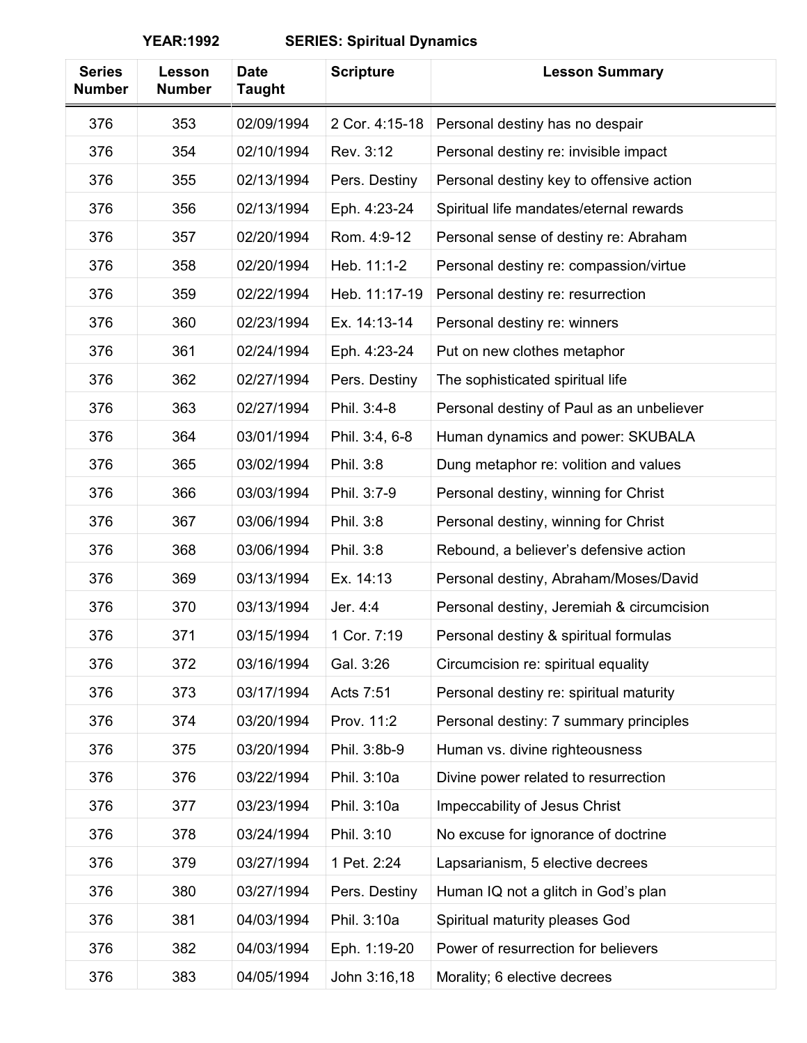**YEAR:1992 SERIES: Spiritual Dynamics**

| Series Number | Lesson Number | Date Taught | Scripture | Lesson Summary |
|---|---|---|---|---|
| 376 | 353 | 02/09/1994 | 2 Cor. 4:15-18 | Personal destiny has no despair |
| 376 | 354 | 02/10/1994 | Rev. 3:12 | Personal destiny re: invisible impact |
| 376 | 355 | 02/13/1994 | Pers. Destiny | Personal destiny key to offensive action |
| 376 | 356 | 02/13/1994 | Eph. 4:23-24 | Spiritual life mandates/eternal rewards |
| 376 | 357 | 02/20/1994 | Rom. 4:9-12 | Personal sense of destiny re: Abraham |
| 376 | 358 | 02/20/1994 | Heb. 11:1-2 | Personal destiny re: compassion/virtue |
| 376 | 359 | 02/22/1994 | Heb. 11:17-19 | Personal destiny re: resurrection |
| 376 | 360 | 02/23/1994 | Ex. 14:13-14 | Personal destiny re: winners |
| 376 | 361 | 02/24/1994 | Eph. 4:23-24 | Put on new clothes metaphor |
| 376 | 362 | 02/27/1994 | Pers. Destiny | The sophisticated spiritual life |
| 376 | 363 | 02/27/1994 | Phil. 3:4-8 | Personal destiny of Paul as an unbeliever |
| 376 | 364 | 03/01/1994 | Phil. 3:4, 6-8 | Human dynamics and power: SKUBALA |
| 376 | 365 | 03/02/1994 | Phil. 3:8 | Dung metaphor re: volition and values |
| 376 | 366 | 03/03/1994 | Phil. 3:7-9 | Personal destiny, winning for Christ |
| 376 | 367 | 03/06/1994 | Phil. 3:8 | Personal destiny, winning for Christ |
| 376 | 368 | 03/06/1994 | Phil. 3:8 | Rebound, a believer's defensive action |
| 376 | 369 | 03/13/1994 | Ex. 14:13 | Personal destiny, Abraham/Moses/David |
| 376 | 370 | 03/13/1994 | Jer. 4:4 | Personal destiny, Jeremiah & circumcision |
| 376 | 371 | 03/15/1994 | 1 Cor. 7:19 | Personal destiny & spiritual formulas |
| 376 | 372 | 03/16/1994 | Gal. 3:26 | Circumcision re: spiritual equality |
| 376 | 373 | 03/17/1994 | Acts 7:51 | Personal destiny re: spiritual maturity |
| 376 | 374 | 03/20/1994 | Prov. 11:2 | Personal destiny: 7 summary principles |
| 376 | 375 | 03/20/1994 | Phil. 3:8b-9 | Human vs. divine righteousness |
| 376 | 376 | 03/22/1994 | Phil. 3:10a | Divine power related to resurrection |
| 376 | 377 | 03/23/1994 | Phil. 3:10a | Impeccability of Jesus Christ |
| 376 | 378 | 03/24/1994 | Phil. 3:10 | No excuse for ignorance of doctrine |
| 376 | 379 | 03/27/1994 | 1 Pet. 2:24 | Lapsarianism, 5 elective decrees |
| 376 | 380 | 03/27/1994 | Pers. Destiny | Human IQ not a glitch in God's plan |
| 376 | 381 | 04/03/1994 | Phil. 3:10a | Spiritual maturity pleases God |
| 376 | 382 | 04/03/1994 | Eph. 1:19-20 | Power of resurrection for believers |
| 376 | 383 | 04/05/1994 | John 3:16,18 | Morality; 6 elective decrees |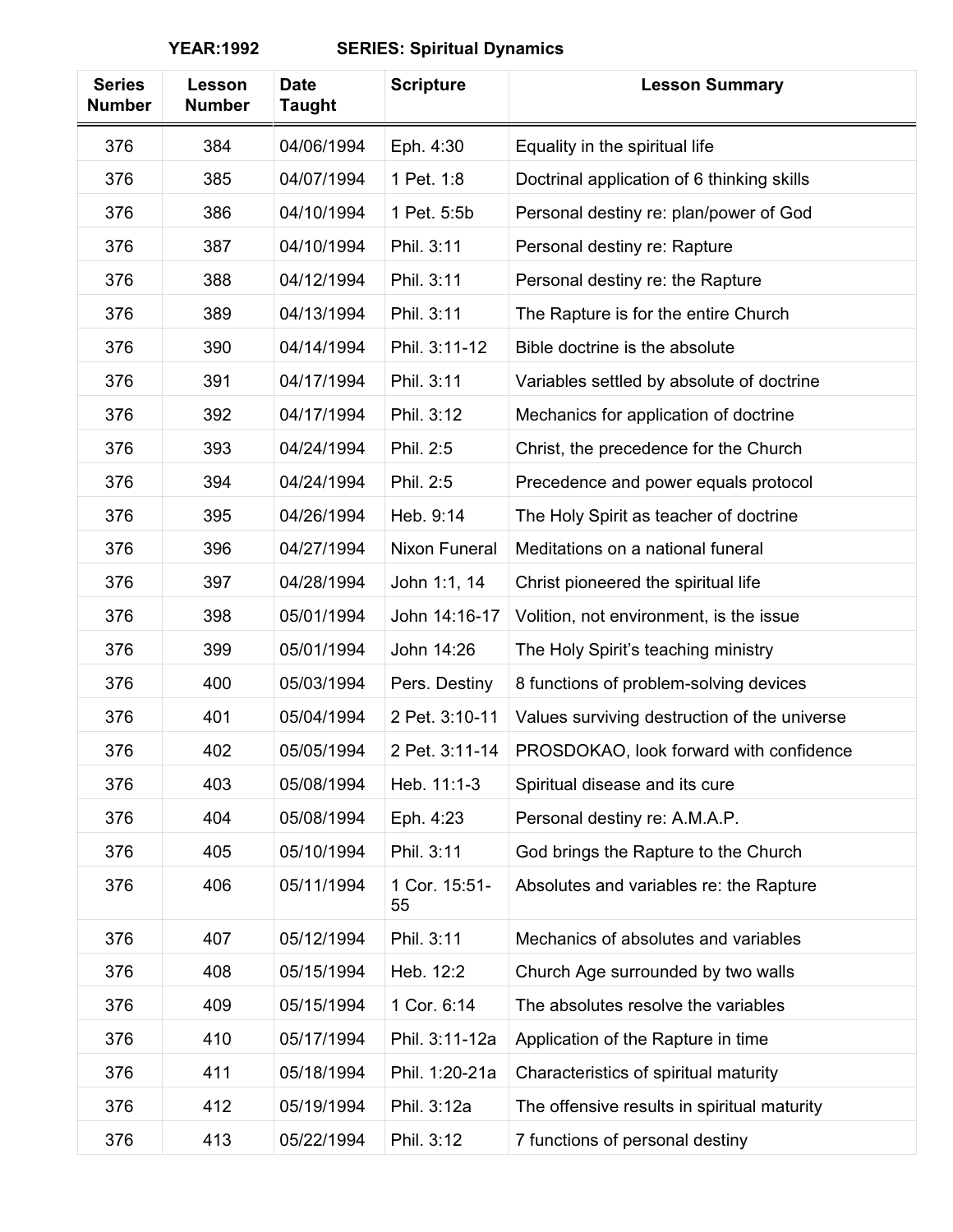**YEAR:1992 SERIES: Spiritual Dynamics**

| Series Number | Lesson Number | Date Taught | Scripture | Lesson Summary |
|---|---|---|---|---|
| 376 | 384 | 04/06/1994 | Eph. 4:30 | Equality in the spiritual life |
| 376 | 385 | 04/07/1994 | 1 Pet. 1:8 | Doctrinal application of 6 thinking skills |
| 376 | 386 | 04/10/1994 | 1 Pet. 5:5b | Personal destiny re: plan/power of God |
| 376 | 387 | 04/10/1994 | Phil. 3:11 | Personal destiny re: Rapture |
| 376 | 388 | 04/12/1994 | Phil. 3:11 | Personal destiny re: the Rapture |
| 376 | 389 | 04/13/1994 | Phil. 3:11 | The Rapture is for the entire Church |
| 376 | 390 | 04/14/1994 | Phil. 3:11-12 | Bible doctrine is the absolute |
| 376 | 391 | 04/17/1994 | Phil. 3:11 | Variables settled by absolute of doctrine |
| 376 | 392 | 04/17/1994 | Phil. 3:12 | Mechanics for application of doctrine |
| 376 | 393 | 04/24/1994 | Phil. 2:5 | Christ, the precedence for the Church |
| 376 | 394 | 04/24/1994 | Phil. 2:5 | Precedence and power equals protocol |
| 376 | 395 | 04/26/1994 | Heb. 9:14 | The Holy Spirit as teacher of doctrine |
| 376 | 396 | 04/27/1994 | Nixon Funeral | Meditations on a national funeral |
| 376 | 397 | 04/28/1994 | John 1:1, 14 | Christ pioneered the spiritual life |
| 376 | 398 | 05/01/1994 | John 14:16-17 | Volition, not environment, is the issue |
| 376 | 399 | 05/01/1994 | John 14:26 | The Holy Spirit's teaching ministry |
| 376 | 400 | 05/03/1994 | Pers. Destiny | 8 functions of problem-solving devices |
| 376 | 401 | 05/04/1994 | 2 Pet. 3:10-11 | Values surviving destruction of the universe |
| 376 | 402 | 05/05/1994 | 2 Pet. 3:11-14 | PROSDOKAO, look forward with confidence |
| 376 | 403 | 05/08/1994 | Heb. 11:1-3 | Spiritual disease and its cure |
| 376 | 404 | 05/08/1994 | Eph. 4:23 | Personal destiny re: A.M.A.P. |
| 376 | 405 | 05/10/1994 | Phil. 3:11 | God brings the Rapture to the Church |
| 376 | 406 | 05/11/1994 | 1 Cor. 15:51-55 | Absolutes and variables re: the Rapture |
| 376 | 407 | 05/12/1994 | Phil. 3:11 | Mechanics of absolutes and variables |
| 376 | 408 | 05/15/1994 | Heb. 12:2 | Church Age surrounded by two walls |
| 376 | 409 | 05/15/1994 | 1 Cor. 6:14 | The absolutes resolve the variables |
| 376 | 410 | 05/17/1994 | Phil. 3:11-12a | Application of the Rapture in time |
| 376 | 411 | 05/18/1994 | Phil. 1:20-21a | Characteristics of spiritual maturity |
| 376 | 412 | 05/19/1994 | Phil. 3:12a | The offensive results in spiritual maturity |
| 376 | 413 | 05/22/1994 | Phil. 3:12 | 7 functions of personal destiny |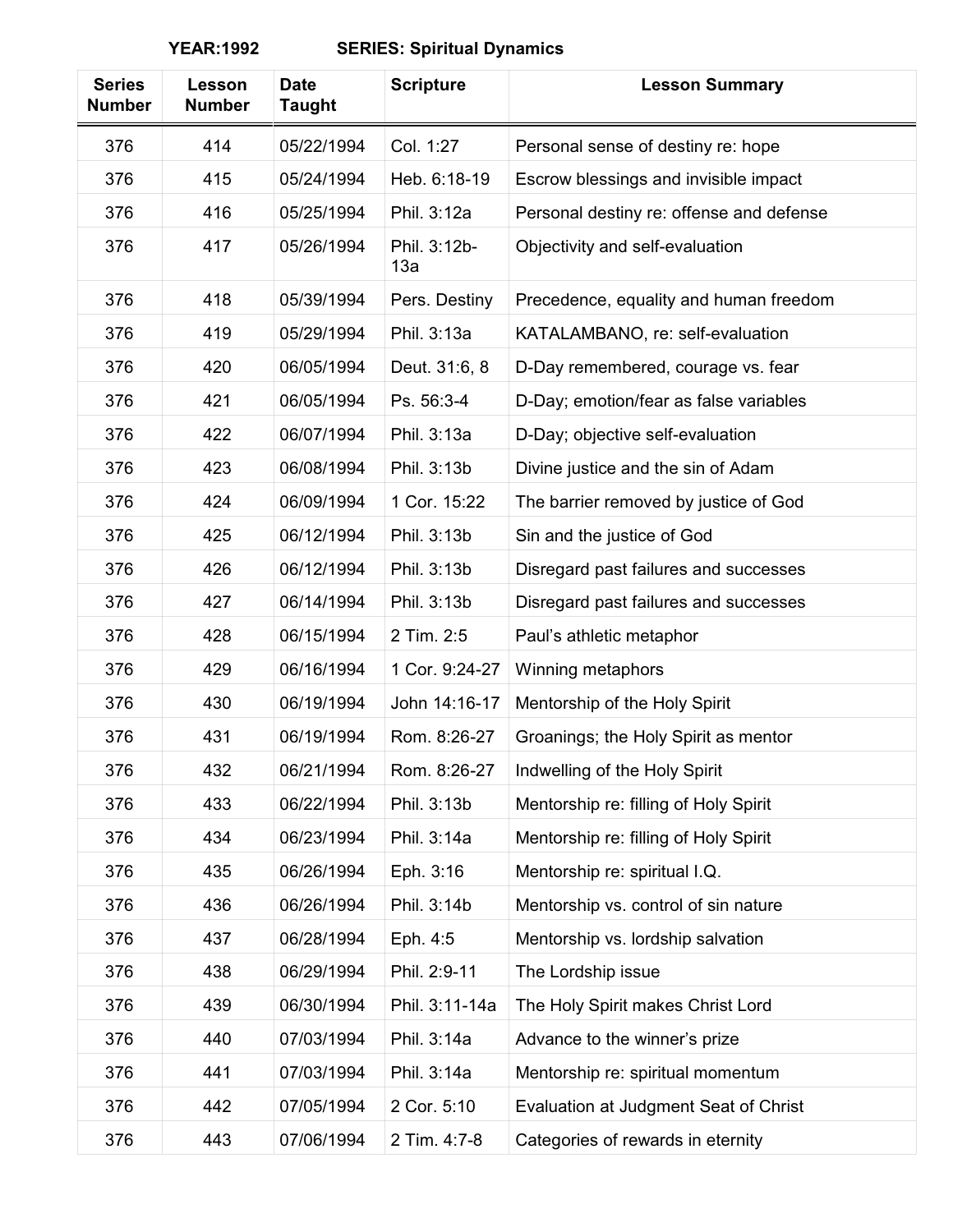**YEAR:1992 SERIES: Spiritual Dynamics**

| Series Number | Lesson Number | Date Taught | Scripture | Lesson Summary |
|---|---|---|---|---|
| 376 | 414 | 05/22/1994 | Col. 1:27 | Personal sense of destiny re: hope |
| 376 | 415 | 05/24/1994 | Heb. 6:18-19 | Escrow blessings and invisible impact |
| 376 | 416 | 05/25/1994 | Phil. 3:12a | Personal destiny re: offense and defense |
| 376 | 417 | 05/26/1994 | Phil. 3:12b-13a | Objectivity and self-evaluation |
| 376 | 418 | 05/39/1994 | Pers. Destiny | Precedence, equality and human freedom |
| 376 | 419 | 05/29/1994 | Phil. 3:13a | KATALAMBANO, re: self-evaluation |
| 376 | 420 | 06/05/1994 | Deut. 31:6, 8 | D-Day remembered, courage vs. fear |
| 376 | 421 | 06/05/1994 | Ps. 56:3-4 | D-Day; emotion/fear as false variables |
| 376 | 422 | 06/07/1994 | Phil. 3:13a | D-Day; objective self-evaluation |
| 376 | 423 | 06/08/1994 | Phil. 3:13b | Divine justice and the sin of Adam |
| 376 | 424 | 06/09/1994 | 1 Cor. 15:22 | The barrier removed by justice of God |
| 376 | 425 | 06/12/1994 | Phil. 3:13b | Sin and the justice of God |
| 376 | 426 | 06/12/1994 | Phil. 3:13b | Disregard past failures and successes |
| 376 | 427 | 06/14/1994 | Phil. 3:13b | Disregard past failures and successes |
| 376 | 428 | 06/15/1994 | 2 Tim. 2:5 | Paul's athletic metaphor |
| 376 | 429 | 06/16/1994 | 1 Cor. 9:24-27 | Winning metaphors |
| 376 | 430 | 06/19/1994 | John 14:16-17 | Mentorship of the Holy Spirit |
| 376 | 431 | 06/19/1994 | Rom. 8:26-27 | Groanings; the Holy Spirit as mentor |
| 376 | 432 | 06/21/1994 | Rom. 8:26-27 | Indwelling of the Holy Spirit |
| 376 | 433 | 06/22/1994 | Phil. 3:13b | Mentorship re: filling of Holy Spirit |
| 376 | 434 | 06/23/1994 | Phil. 3:14a | Mentorship re: filling of Holy Spirit |
| 376 | 435 | 06/26/1994 | Eph. 3:16 | Mentorship re: spiritual I.Q. |
| 376 | 436 | 06/26/1994 | Phil. 3:14b | Mentorship vs. control of sin nature |
| 376 | 437 | 06/28/1994 | Eph. 4:5 | Mentorship vs. lordship salvation |
| 376 | 438 | 06/29/1994 | Phil. 2:9-11 | The Lordship issue |
| 376 | 439 | 06/30/1994 | Phil. 3:11-14a | The Holy Spirit makes Christ Lord |
| 376 | 440 | 07/03/1994 | Phil. 3:14a | Advance to the winner's prize |
| 376 | 441 | 07/03/1994 | Phil. 3:14a | Mentorship re: spiritual momentum |
| 376 | 442 | 07/05/1994 | 2 Cor. 5:10 | Evaluation at Judgment Seat of Christ |
| 376 | 443 | 07/06/1994 | 2 Tim. 4:7-8 | Categories of rewards in eternity |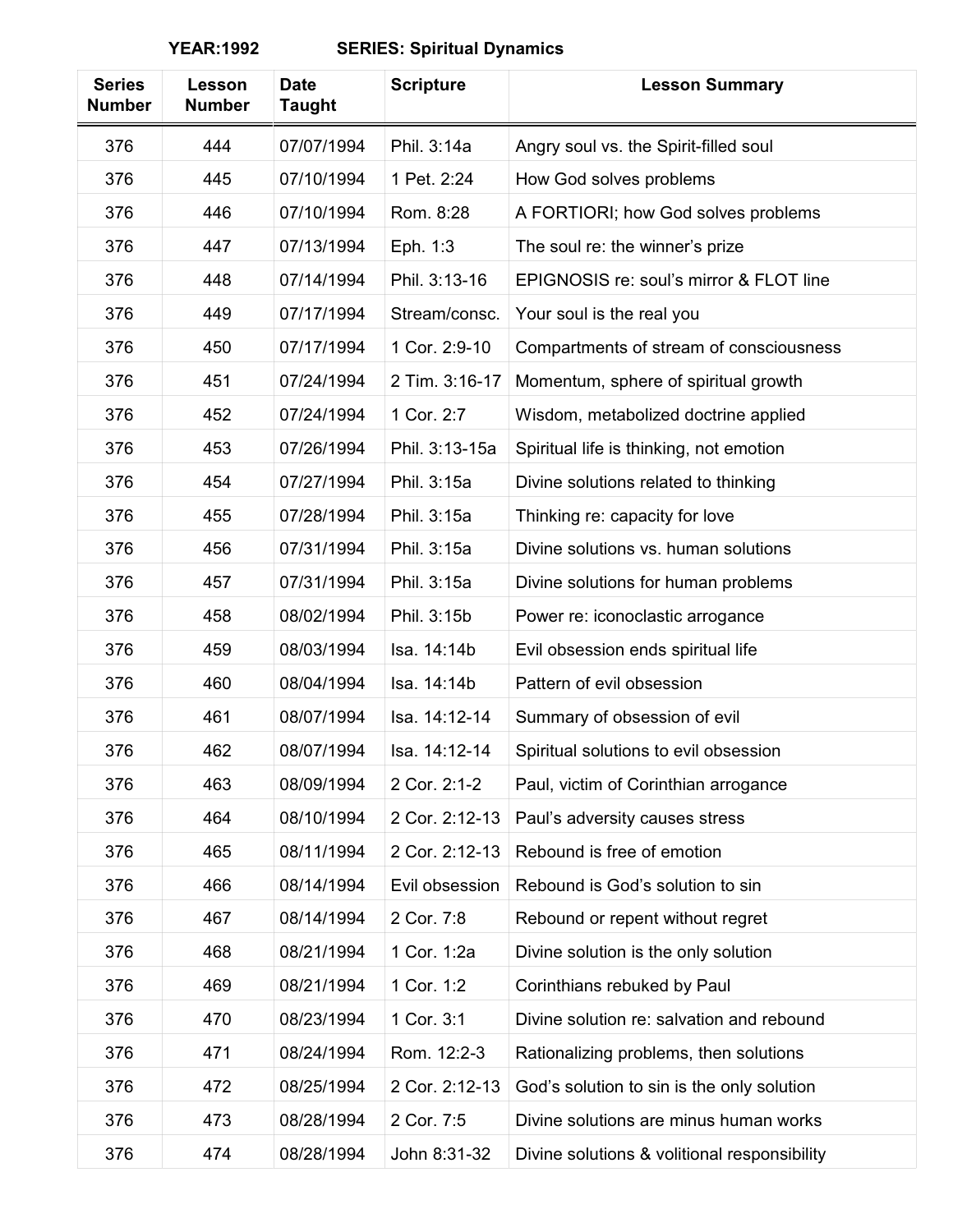**YEAR:1992 SERIES: Spiritual Dynamics**

| Series Number | Lesson Number | Date Taught | Scripture | Lesson Summary |
|---|---|---|---|---|
| 376 | 444 | 07/07/1994 | Phil. 3:14a | Angry soul vs. the Spirit-filled soul |
| 376 | 445 | 07/10/1994 | 1 Pet. 2:24 | How God solves problems |
| 376 | 446 | 07/10/1994 | Rom. 8:28 | A FORTIORI; how God solves problems |
| 376 | 447 | 07/13/1994 | Eph. 1:3 | The soul re: the winner's prize |
| 376 | 448 | 07/14/1994 | Phil. 3:13-16 | EPIGNOSIS re: soul's mirror & FLOT line |
| 376 | 449 | 07/17/1994 | Stream/consc. | Your soul is the real you |
| 376 | 450 | 07/17/1994 | 1 Cor. 2:9-10 | Compartments of stream of consciousness |
| 376 | 451 | 07/24/1994 | 2 Tim. 3:16-17 | Momentum, sphere of spiritual growth |
| 376 | 452 | 07/24/1994 | 1 Cor. 2:7 | Wisdom, metabolized doctrine applied |
| 376 | 453 | 07/26/1994 | Phil. 3:13-15a | Spiritual life is thinking, not emotion |
| 376 | 454 | 07/27/1994 | Phil. 3:15a | Divine solutions related to thinking |
| 376 | 455 | 07/28/1994 | Phil. 3:15a | Thinking re: capacity for love |
| 376 | 456 | 07/31/1994 | Phil. 3:15a | Divine solutions vs. human solutions |
| 376 | 457 | 07/31/1994 | Phil. 3:15a | Divine solutions for human problems |
| 376 | 458 | 08/02/1994 | Phil. 3:15b | Power re: iconoclastic arrogance |
| 376 | 459 | 08/03/1994 | Isa. 14:14b | Evil obsession ends spiritual life |
| 376 | 460 | 08/04/1994 | Isa. 14:14b | Pattern of evil obsession |
| 376 | 461 | 08/07/1994 | Isa. 14:12-14 | Summary of obsession of evil |
| 376 | 462 | 08/07/1994 | Isa. 14:12-14 | Spiritual solutions to evil obsession |
| 376 | 463 | 08/09/1994 | 2 Cor. 2:1-2 | Paul, victim of Corinthian arrogance |
| 376 | 464 | 08/10/1994 | 2 Cor. 2:12-13 | Paul's adversity causes stress |
| 376 | 465 | 08/11/1994 | 2 Cor. 2:12-13 | Rebound is free of emotion |
| 376 | 466 | 08/14/1994 | Evil obsession | Rebound is God's solution to sin |
| 376 | 467 | 08/14/1994 | 2 Cor. 7:8 | Rebound or repent without regret |
| 376 | 468 | 08/21/1994 | 1 Cor. 1:2a | Divine solution is the only solution |
| 376 | 469 | 08/21/1994 | 1 Cor. 1:2 | Corinthians rebuked by Paul |
| 376 | 470 | 08/23/1994 | 1 Cor. 3:1 | Divine solution re: salvation and rebound |
| 376 | 471 | 08/24/1994 | Rom. 12:2-3 | Rationalizing problems, then solutions |
| 376 | 472 | 08/25/1994 | 2 Cor. 2:12-13 | God's solution to sin is the only solution |
| 376 | 473 | 08/28/1994 | 2 Cor. 7:5 | Divine solutions are minus human works |
| 376 | 474 | 08/28/1994 | John 8:31-32 | Divine solutions & volitional responsibility |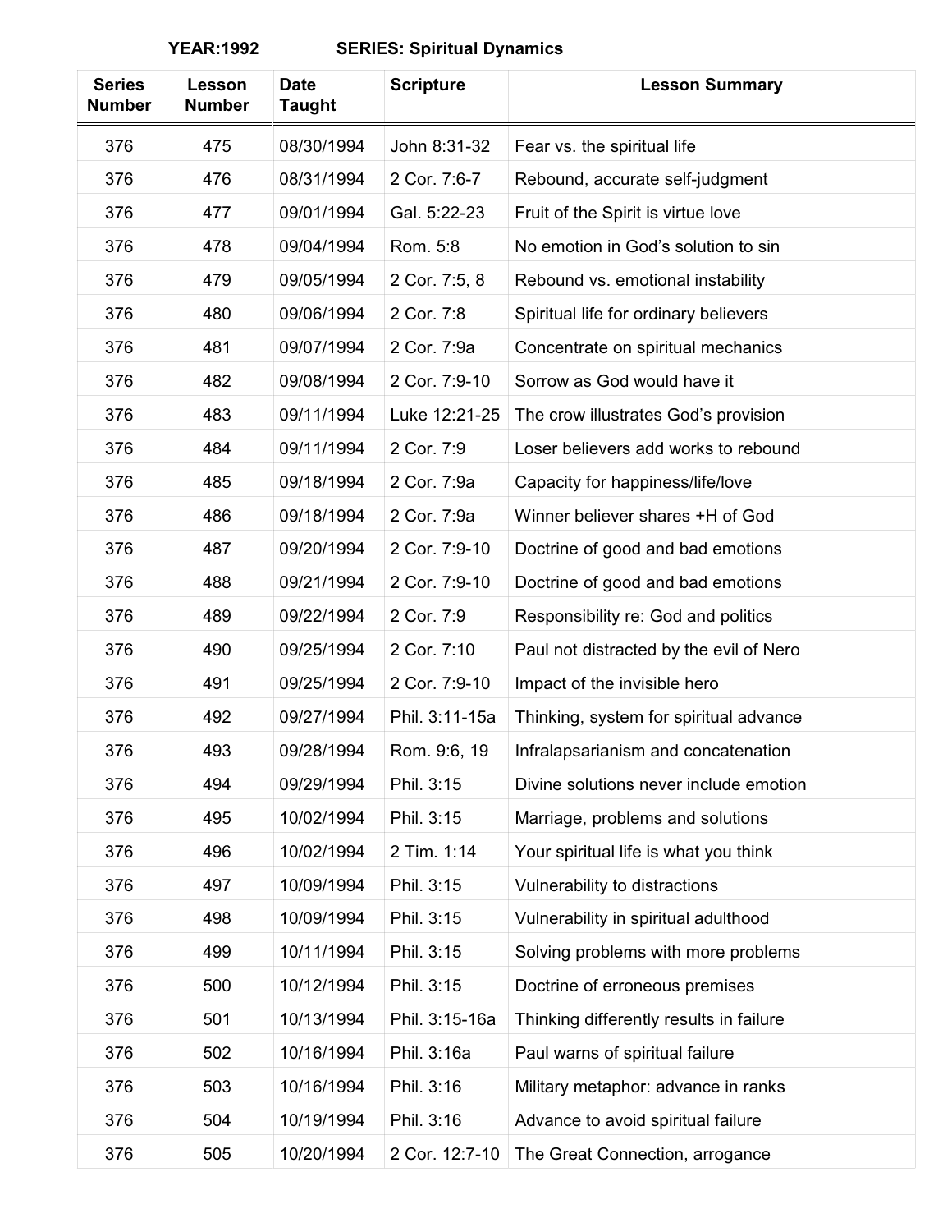**YEAR:1992 SERIES: Spiritual Dynamics**

| Series Number | Lesson Number | Date Taught | Scripture | Lesson Summary |
|---|---|---|---|---|
| 376 | 475 | 08/30/1994 | John 8:31-32 | Fear vs. the spiritual life |
| 376 | 476 | 08/31/1994 | 2 Cor. 7:6-7 | Rebound, accurate self-judgment |
| 376 | 477 | 09/01/1994 | Gal. 5:22-23 | Fruit of the Spirit is virtue love |
| 376 | 478 | 09/04/1994 | Rom. 5:8 | No emotion in God's solution to sin |
| 376 | 479 | 09/05/1994 | 2 Cor. 7:5, 8 | Rebound vs. emotional instability |
| 376 | 480 | 09/06/1994 | 2 Cor. 7:8 | Spiritual life for ordinary believers |
| 376 | 481 | 09/07/1994 | 2 Cor. 7:9a | Concentrate on spiritual mechanics |
| 376 | 482 | 09/08/1994 | 2 Cor. 7:9-10 | Sorrow as God would have it |
| 376 | 483 | 09/11/1994 | Luke 12:21-25 | The crow illustrates God's provision |
| 376 | 484 | 09/11/1994 | 2 Cor. 7:9 | Loser believers add works to rebound |
| 376 | 485 | 09/18/1994 | 2 Cor. 7:9a | Capacity for happiness/life/love |
| 376 | 486 | 09/18/1994 | 2 Cor. 7:9a | Winner believer shares +H of God |
| 376 | 487 | 09/20/1994 | 2 Cor. 7:9-10 | Doctrine of good and bad emotions |
| 376 | 488 | 09/21/1994 | 2 Cor. 7:9-10 | Doctrine of good and bad emotions |
| 376 | 489 | 09/22/1994 | 2 Cor. 7:9 | Responsibility re: God and politics |
| 376 | 490 | 09/25/1994 | 2 Cor. 7:10 | Paul not distracted by the evil of Nero |
| 376 | 491 | 09/25/1994 | 2 Cor. 7:9-10 | Impact of the invisible hero |
| 376 | 492 | 09/27/1994 | Phil. 3:11-15a | Thinking, system for spiritual advance |
| 376 | 493 | 09/28/1994 | Rom. 9:6, 19 | Infralapsarianism and concatenation |
| 376 | 494 | 09/29/1994 | Phil. 3:15 | Divine solutions never include emotion |
| 376 | 495 | 10/02/1994 | Phil. 3:15 | Marriage, problems and solutions |
| 376 | 496 | 10/02/1994 | 2 Tim. 1:14 | Your spiritual life is what you think |
| 376 | 497 | 10/09/1994 | Phil. 3:15 | Vulnerability to distractions |
| 376 | 498 | 10/09/1994 | Phil. 3:15 | Vulnerability in spiritual adulthood |
| 376 | 499 | 10/11/1994 | Phil. 3:15 | Solving problems with more problems |
| 376 | 500 | 10/12/1994 | Phil. 3:15 | Doctrine of erroneous premises |
| 376 | 501 | 10/13/1994 | Phil. 3:15-16a | Thinking differently results in failure |
| 376 | 502 | 10/16/1994 | Phil. 3:16a | Paul warns of spiritual failure |
| 376 | 503 | 10/16/1994 | Phil. 3:16 | Military metaphor: advance in ranks |
| 376 | 504 | 10/19/1994 | Phil. 3:16 | Advance to avoid spiritual failure |
| 376 | 505 | 10/20/1994 | 2 Cor. 12:7-10 | The Great Connection, arrogance |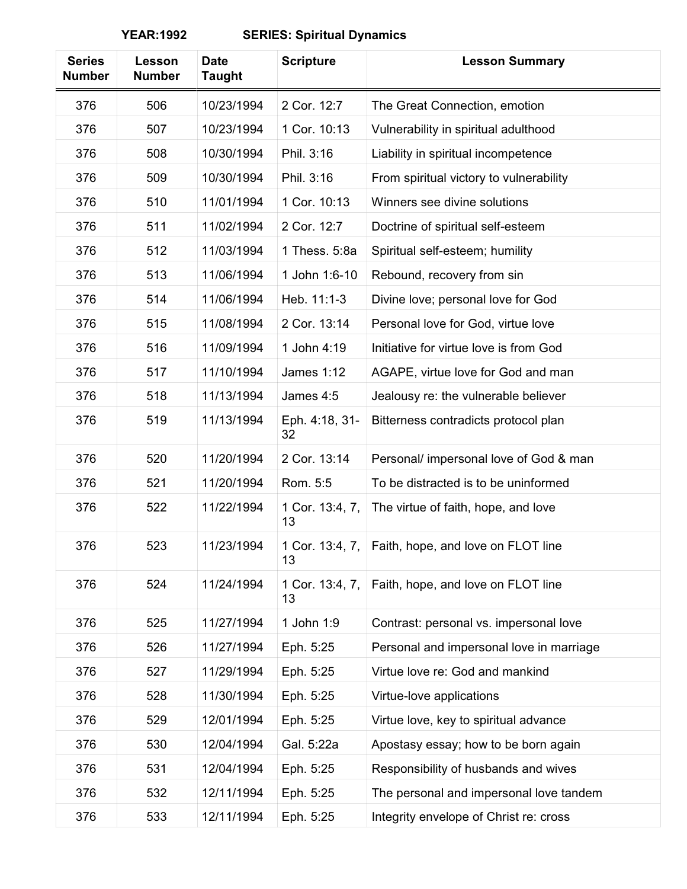**YEAR:1992 SERIES: Spiritual Dynamics**

| Series Number | Lesson Number | Date Taught | Scripture | Lesson Summary |
|---|---|---|---|---|
| 376 | 506 | 10/23/1994 | 2 Cor. 12:7 | The Great Connection, emotion |
| 376 | 507 | 10/23/1994 | 1 Cor. 10:13 | Vulnerability in spiritual adulthood |
| 376 | 508 | 10/30/1994 | Phil. 3:16 | Liability in spiritual incompetence |
| 376 | 509 | 10/30/1994 | Phil. 3:16 | From spiritual victory to vulnerability |
| 376 | 510 | 11/01/1994 | 1 Cor. 10:13 | Winners see divine solutions |
| 376 | 511 | 11/02/1994 | 2 Cor. 12:7 | Doctrine of spiritual self-esteem |
| 376 | 512 | 11/03/1994 | 1 Thess. 5:8a | Spiritual self-esteem; humility |
| 376 | 513 | 11/06/1994 | 1 John 1:6-10 | Rebound, recovery from sin |
| 376 | 514 | 11/06/1994 | Heb. 11:1-3 | Divine love; personal love for God |
| 376 | 515 | 11/08/1994 | 2 Cor. 13:14 | Personal love for God, virtue love |
| 376 | 516 | 11/09/1994 | 1 John 4:19 | Initiative for virtue love is from God |
| 376 | 517 | 11/10/1994 | James 1:12 | AGAPE, virtue love for God and man |
| 376 | 518 | 11/13/1994 | James 4:5 | Jealousy re: the vulnerable believer |
| 376 | 519 | 11/13/1994 | Eph. 4:18, 31-32 | Bitterness contradicts protocol plan |
| 376 | 520 | 11/20/1994 | 2 Cor. 13:14 | Personal/ impersonal love of God & man |
| 376 | 521 | 11/20/1994 | Rom. 5:5 | To be distracted is to be uninformed |
| 376 | 522 | 11/22/1994 | 1 Cor. 13:4, 7, 13 | The virtue of faith, hope, and love |
| 376 | 523 | 11/23/1994 | 1 Cor. 13:4, 7, 13 | Faith, hope, and love on FLOT line |
| 376 | 524 | 11/24/1994 | 1 Cor. 13:4, 7, 13 | Faith, hope, and love on FLOT line |
| 376 | 525 | 11/27/1994 | 1 John 1:9 | Contrast: personal vs. impersonal love |
| 376 | 526 | 11/27/1994 | Eph. 5:25 | Personal and impersonal love in marriage |
| 376 | 527 | 11/29/1994 | Eph. 5:25 | Virtue love re: God and mankind |
| 376 | 528 | 11/30/1994 | Eph. 5:25 | Virtue-love applications |
| 376 | 529 | 12/01/1994 | Eph. 5:25 | Virtue love, key to spiritual advance |
| 376 | 530 | 12/04/1994 | Gal. 5:22a | Apostasy essay; how to be born again |
| 376 | 531 | 12/04/1994 | Eph. 5:25 | Responsibility of husbands and wives |
| 376 | 532 | 12/11/1994 | Eph. 5:25 | The personal and impersonal love tandem |
| 376 | 533 | 12/11/1994 | Eph. 5:25 | Integrity envelope of Christ re: cross |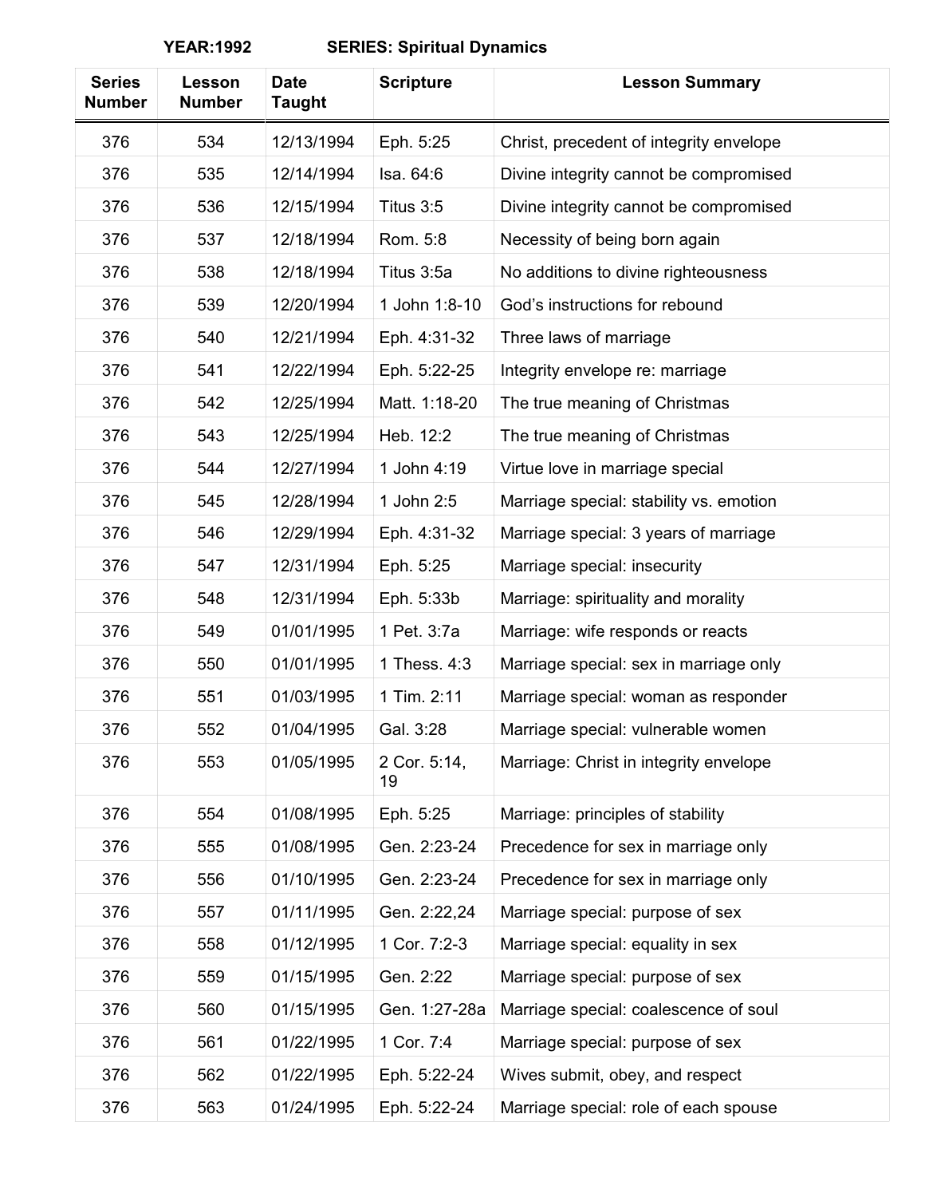**YEAR:1992 SERIES: Spiritual Dynamics**

| Series Number | Lesson Number | Date Taught | Scripture | Lesson Summary |
|---|---|---|---|---|
| 376 | 534 | 12/13/1994 | Eph. 5:25 | Christ, precedent of integrity envelope |
| 376 | 535 | 12/14/1994 | Isa. 64:6 | Divine integrity cannot be compromised |
| 376 | 536 | 12/15/1994 | Titus 3:5 | Divine integrity cannot be compromised |
| 376 | 537 | 12/18/1994 | Rom. 5:8 | Necessity of being born again |
| 376 | 538 | 12/18/1994 | Titus 3:5a | No additions to divine righteousness |
| 376 | 539 | 12/20/1994 | 1 John 1:8-10 | God's instructions for rebound |
| 376 | 540 | 12/21/1994 | Eph. 4:31-32 | Three laws of marriage |
| 376 | 541 | 12/22/1994 | Eph. 5:22-25 | Integrity envelope re: marriage |
| 376 | 542 | 12/25/1994 | Matt. 1:18-20 | The true meaning of Christmas |
| 376 | 543 | 12/25/1994 | Heb. 12:2 | The true meaning of Christmas |
| 376 | 544 | 12/27/1994 | 1 John 4:19 | Virtue love in marriage special |
| 376 | 545 | 12/28/1994 | 1 John 2:5 | Marriage special: stability vs. emotion |
| 376 | 546 | 12/29/1994 | Eph. 4:31-32 | Marriage special: 3 years of marriage |
| 376 | 547 | 12/31/1994 | Eph. 5:25 | Marriage special: insecurity |
| 376 | 548 | 12/31/1994 | Eph. 5:33b | Marriage: spirituality and morality |
| 376 | 549 | 01/01/1995 | 1 Pet. 3:7a | Marriage: wife responds or reacts |
| 376 | 550 | 01/01/1995 | 1 Thess. 4:3 | Marriage special: sex in marriage only |
| 376 | 551 | 01/03/1995 | 1 Tim. 2:11 | Marriage special: woman as responder |
| 376 | 552 | 01/04/1995 | Gal. 3:28 | Marriage special: vulnerable women |
| 376 | 553 | 01/05/1995 | 2 Cor. 5:14, 19 | Marriage: Christ in integrity envelope |
| 376 | 554 | 01/08/1995 | Eph. 5:25 | Marriage: principles of stability |
| 376 | 555 | 01/08/1995 | Gen. 2:23-24 | Precedence for sex in marriage only |
| 376 | 556 | 01/10/1995 | Gen. 2:23-24 | Precedence for sex in marriage only |
| 376 | 557 | 01/11/1995 | Gen. 2:22,24 | Marriage special: purpose of sex |
| 376 | 558 | 01/12/1995 | 1 Cor. 7:2-3 | Marriage special: equality in sex |
| 376 | 559 | 01/15/1995 | Gen. 2:22 | Marriage special: purpose of sex |
| 376 | 560 | 01/15/1995 | Gen. 1:27-28a | Marriage special: coalescence of soul |
| 376 | 561 | 01/22/1995 | 1 Cor. 7:4 | Marriage special: purpose of sex |
| 376 | 562 | 01/22/1995 | Eph. 5:22-24 | Wives submit, obey, and respect |
| 376 | 563 | 01/24/1995 | Eph. 5:22-24 | Marriage special: role of each spouse |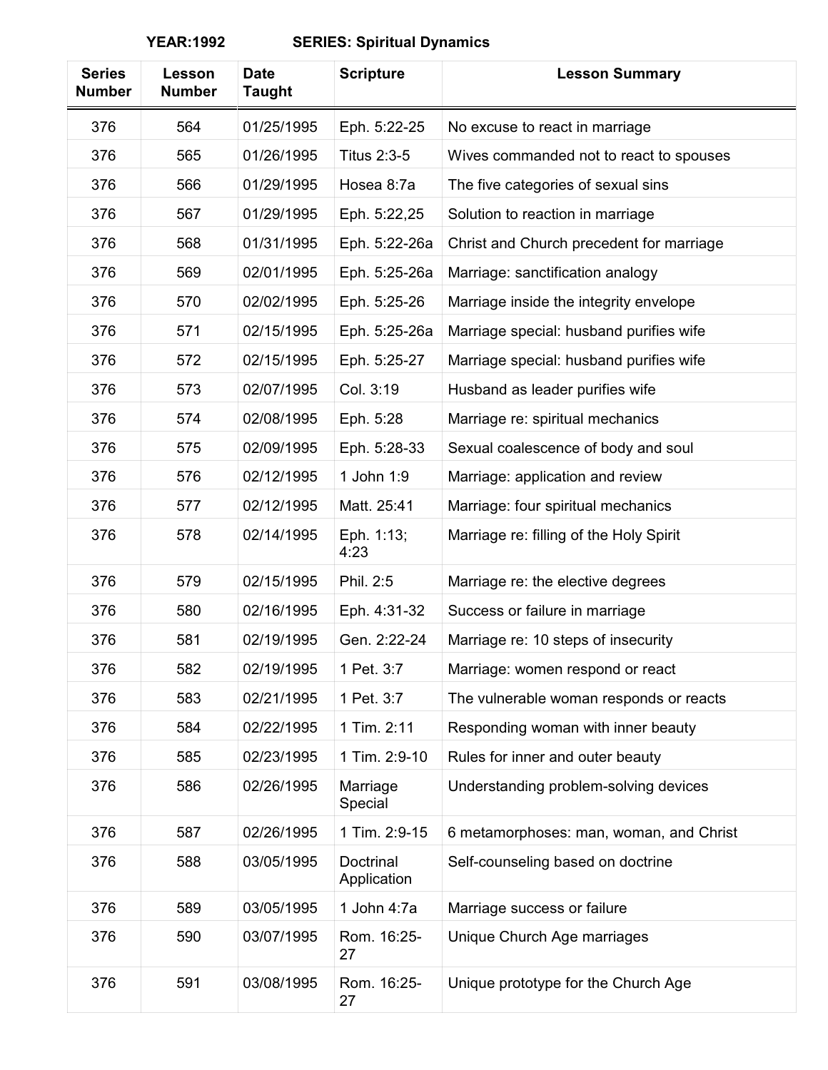**YEAR:1992 SERIES: Spiritual Dynamics**

| Series Number | Lesson Number | Date Taught | Scripture | Lesson Summary |
|---|---|---|---|---|
| 376 | 564 | 01/25/1995 | Eph. 5:22-25 | No excuse to react in marriage |
| 376 | 565 | 01/26/1995 | Titus 2:3-5 | Wives commanded not to react to spouses |
| 376 | 566 | 01/29/1995 | Hosea 8:7a | The five categories of sexual sins |
| 376 | 567 | 01/29/1995 | Eph. 5:22,25 | Solution to reaction in marriage |
| 376 | 568 | 01/31/1995 | Eph. 5:22-26a | Christ and Church precedent for marriage |
| 376 | 569 | 02/01/1995 | Eph. 5:25-26a | Marriage: sanctification analogy |
| 376 | 570 | 02/02/1995 | Eph. 5:25-26 | Marriage inside the integrity envelope |
| 376 | 571 | 02/15/1995 | Eph. 5:25-26a | Marriage special: husband purifies wife |
| 376 | 572 | 02/15/1995 | Eph. 5:25-27 | Marriage special: husband purifies wife |
| 376 | 573 | 02/07/1995 | Col. 3:19 | Husband as leader purifies wife |
| 376 | 574 | 02/08/1995 | Eph. 5:28 | Marriage re: spiritual mechanics |
| 376 | 575 | 02/09/1995 | Eph. 5:28-33 | Sexual coalescence of body and soul |
| 376 | 576 | 02/12/1995 | 1 John 1:9 | Marriage: application and review |
| 376 | 577 | 02/12/1995 | Matt. 25:41 | Marriage: four spiritual mechanics |
| 376 | 578 | 02/14/1995 | Eph. 1:13; 4:23 | Marriage re: filling of the Holy Spirit |
| 376 | 579 | 02/15/1995 | Phil. 2:5 | Marriage re: the elective degrees |
| 376 | 580 | 02/16/1995 | Eph. 4:31-32 | Success or failure in marriage |
| 376 | 581 | 02/19/1995 | Gen. 2:22-24 | Marriage re: 10 steps of insecurity |
| 376 | 582 | 02/19/1995 | 1 Pet. 3:7 | Marriage: women respond or react |
| 376 | 583 | 02/21/1995 | 1 Pet. 3:7 | The vulnerable woman responds or reacts |
| 376 | 584 | 02/22/1995 | 1 Tim. 2:11 | Responding woman with inner beauty |
| 376 | 585 | 02/23/1995 | 1 Tim. 2:9-10 | Rules for inner and outer beauty |
| 376 | 586 | 02/26/1995 | Marriage Special | Understanding problem-solving devices |
| 376 | 587 | 02/26/1995 | 1 Tim. 2:9-15 | 6 metamorphoses: man, woman, and Christ |
| 376 | 588 | 03/05/1995 | Doctrinal Application | Self-counseling based on doctrine |
| 376 | 589 | 03/05/1995 | 1 John 4:7a | Marriage success or failure |
| 376 | 590 | 03/07/1995 | Rom. 16:25-27 | Unique Church Age marriages |
| 376 | 591 | 03/08/1995 | Rom. 16:25-27 | Unique prototype for the Church Age |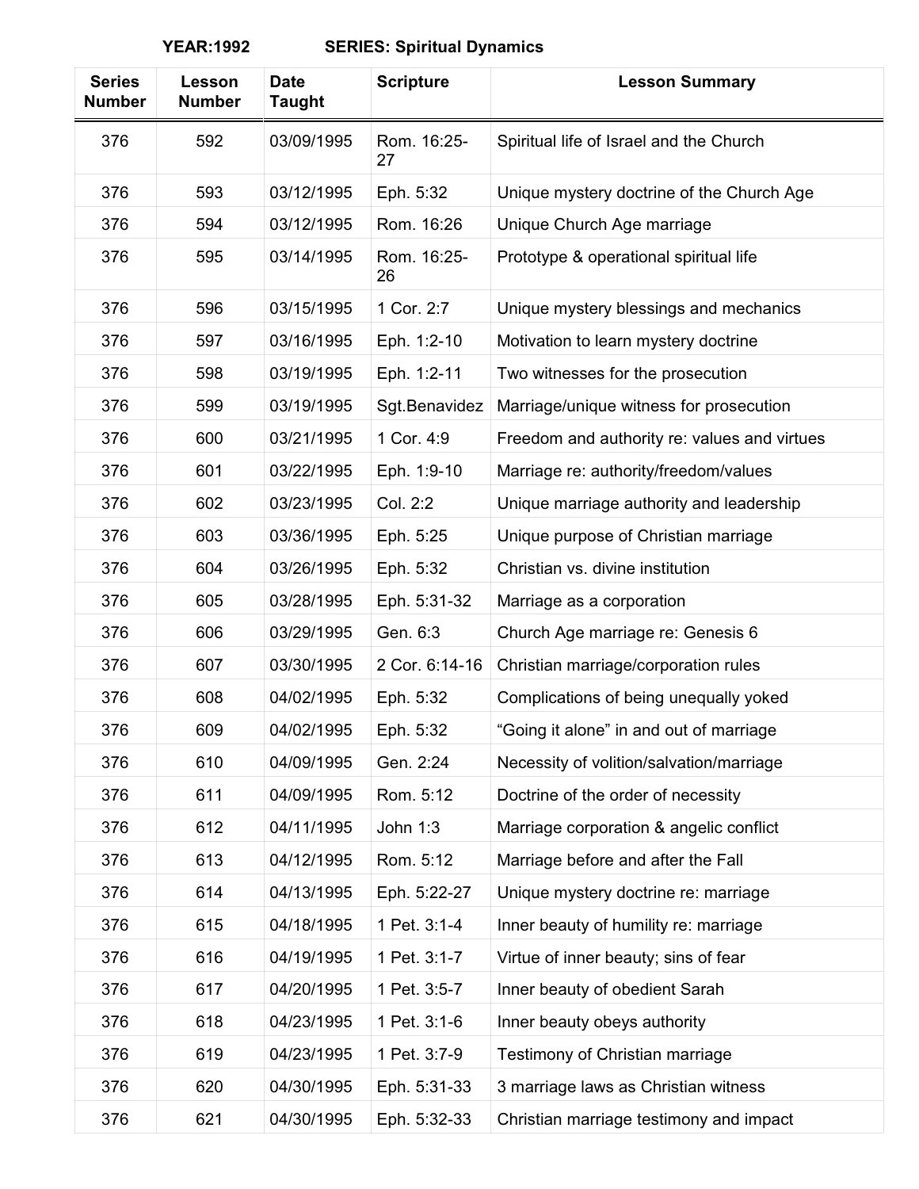**YEAR:1992 SERIES: Spiritual Dynamics**

| Series Number | Lesson Number | Date Taught | Scripture | Lesson Summary |
|---|---|---|---|---|
| 376 | 592 | 03/09/1995 | Rom. 16:25-27 | Spiritual life of Israel and the Church |
| 376 | 593 | 03/12/1995 | Eph. 5:32 | Unique mystery doctrine of the Church Age |
| 376 | 594 | 03/12/1995 | Rom. 16:26 | Unique Church Age marriage |
| 376 | 595 | 03/14/1995 | Rom. 16:25-26 | Prototype & operational spiritual life |
| 376 | 596 | 03/15/1995 | 1 Cor. 2:7 | Unique mystery blessings and mechanics |
| 376 | 597 | 03/16/1995 | Eph. 1:2-10 | Motivation to learn mystery doctrine |
| 376 | 598 | 03/19/1995 | Eph. 1:2-11 | Two witnesses for the prosecution |
| 376 | 599 | 03/19/1995 | Sgt.Benavidez | Marriage/unique witness for prosecution |
| 376 | 600 | 03/21/1995 | 1 Cor. 4:9 | Freedom and authority re: values and virtues |
| 376 | 601 | 03/22/1995 | Eph. 1:9-10 | Marriage re: authority/freedom/values |
| 376 | 602 | 03/23/1995 | Col. 2:2 | Unique marriage authority and leadership |
| 376 | 603 | 03/36/1995 | Eph. 5:25 | Unique purpose of Christian marriage |
| 376 | 604 | 03/26/1995 | Eph. 5:32 | Christian vs. divine institution |
| 376 | 605 | 03/28/1995 | Eph. 5:31-32 | Marriage as a corporation |
| 376 | 606 | 03/29/1995 | Gen. 6:3 | Church Age marriage re: Genesis 6 |
| 376 | 607 | 03/30/1995 | 2 Cor. 6:14-16 | Christian marriage/corporation rules |
| 376 | 608 | 04/02/1995 | Eph. 5:32 | Complications of being unequally yoked |
| 376 | 609 | 04/02/1995 | Eph. 5:32 | "Going it alone" in and out of marriage |
| 376 | 610 | 04/09/1995 | Gen. 2:24 | Necessity of volition/salvation/marriage |
| 376 | 611 | 04/09/1995 | Rom. 5:12 | Doctrine of the order of necessity |
| 376 | 612 | 04/11/1995 | John 1:3 | Marriage corporation & angelic conflict |
| 376 | 613 | 04/12/1995 | Rom. 5:12 | Marriage before and after the Fall |
| 376 | 614 | 04/13/1995 | Eph. 5:22-27 | Unique mystery doctrine re: marriage |
| 376 | 615 | 04/18/1995 | 1 Pet. 3:1-4 | Inner beauty of humility re: marriage |
| 376 | 616 | 04/19/1995 | 1 Pet. 3:1-7 | Virtue of inner beauty; sins of fear |
| 376 | 617 | 04/20/1995 | 1 Pet. 3:5-7 | Inner beauty of obedient Sarah |
| 376 | 618 | 04/23/1995 | 1 Pet. 3:1-6 | Inner beauty obeys authority |
| 376 | 619 | 04/23/1995 | 1 Pet. 3:7-9 | Testimony of Christian marriage |
| 376 | 620 | 04/30/1995 | Eph. 5:31-33 | 3 marriage laws as Christian witness |
| 376 | 621 | 04/30/1995 | Eph. 5:32-33 | Christian marriage testimony and impact |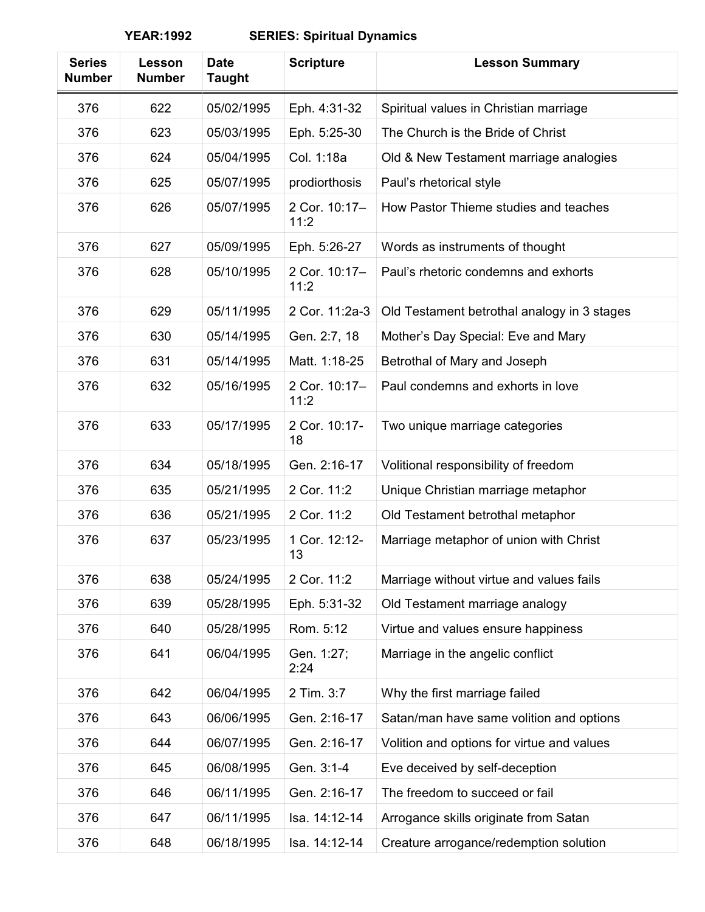**YEAR:1992 SERIES: Spiritual Dynamics**

| Series Number | Lesson Number | Date Taught | Scripture | Lesson Summary |
|---|---|---|---|---|
| 376 | 622 | 05/02/1995 | Eph. 4:31-32 | Spiritual values in Christian marriage |
| 376 | 623 | 05/03/1995 | Eph. 5:25-30 | The Church is the Bride of Christ |
| 376 | 624 | 05/04/1995 | Col. 1:18a | Old & New Testament marriage analogies |
| 376 | 625 | 05/07/1995 | prodiorthosis | Paul's rhetorical style |
| 376 | 626 | 05/07/1995 | 2 Cor. 10:17–11:2 | How Pastor Thieme studies and teaches |
| 376 | 627 | 05/09/1995 | Eph. 5:26-27 | Words as instruments of thought |
| 376 | 628 | 05/10/1995 | 2 Cor. 10:17–11:2 | Paul's rhetoric condemns and exhorts |
| 376 | 629 | 05/11/1995 | 2 Cor. 11:2a-3 | Old Testament betrothal analogy in 3 stages |
| 376 | 630 | 05/14/1995 | Gen. 2:7, 18 | Mother's Day Special: Eve and Mary |
| 376 | 631 | 05/14/1995 | Matt. 1:18-25 | Betrothal of Mary and Joseph |
| 376 | 632 | 05/16/1995 | 2 Cor. 10:17–11:2 | Paul condemns and exhorts in love |
| 376 | 633 | 05/17/1995 | 2 Cor. 10:17-18 | Two unique marriage categories |
| 376 | 634 | 05/18/1995 | Gen. 2:16-17 | Volitional responsibility of freedom |
| 376 | 635 | 05/21/1995 | 2 Cor. 11:2 | Unique Christian marriage metaphor |
| 376 | 636 | 05/21/1995 | 2 Cor. 11:2 | Old Testament betrothal metaphor |
| 376 | 637 | 05/23/1995 | 1 Cor. 12:12-13 | Marriage metaphor of union with Christ |
| 376 | 638 | 05/24/1995 | 2 Cor. 11:2 | Marriage without virtue and values fails |
| 376 | 639 | 05/28/1995 | Eph. 5:31-32 | Old Testament marriage analogy |
| 376 | 640 | 05/28/1995 | Rom. 5:12 | Virtue and values ensure happiness |
| 376 | 641 | 06/04/1995 | Gen. 1:27; 2:24 | Marriage in the angelic conflict |
| 376 | 642 | 06/04/1995 | 2 Tim. 3:7 | Why the first marriage failed |
| 376 | 643 | 06/06/1995 | Gen. 2:16-17 | Satan/man have same volition and options |
| 376 | 644 | 06/07/1995 | Gen. 2:16-17 | Volition and options for virtue and values |
| 376 | 645 | 06/08/1995 | Gen. 3:1-4 | Eve deceived by self-deception |
| 376 | 646 | 06/11/1995 | Gen. 2:16-17 | The freedom to succeed or fail |
| 376 | 647 | 06/11/1995 | Isa. 14:12-14 | Arrogance skills originate from Satan |
| 376 | 648 | 06/18/1995 | Isa. 14:12-14 | Creature arrogance/redemption solution |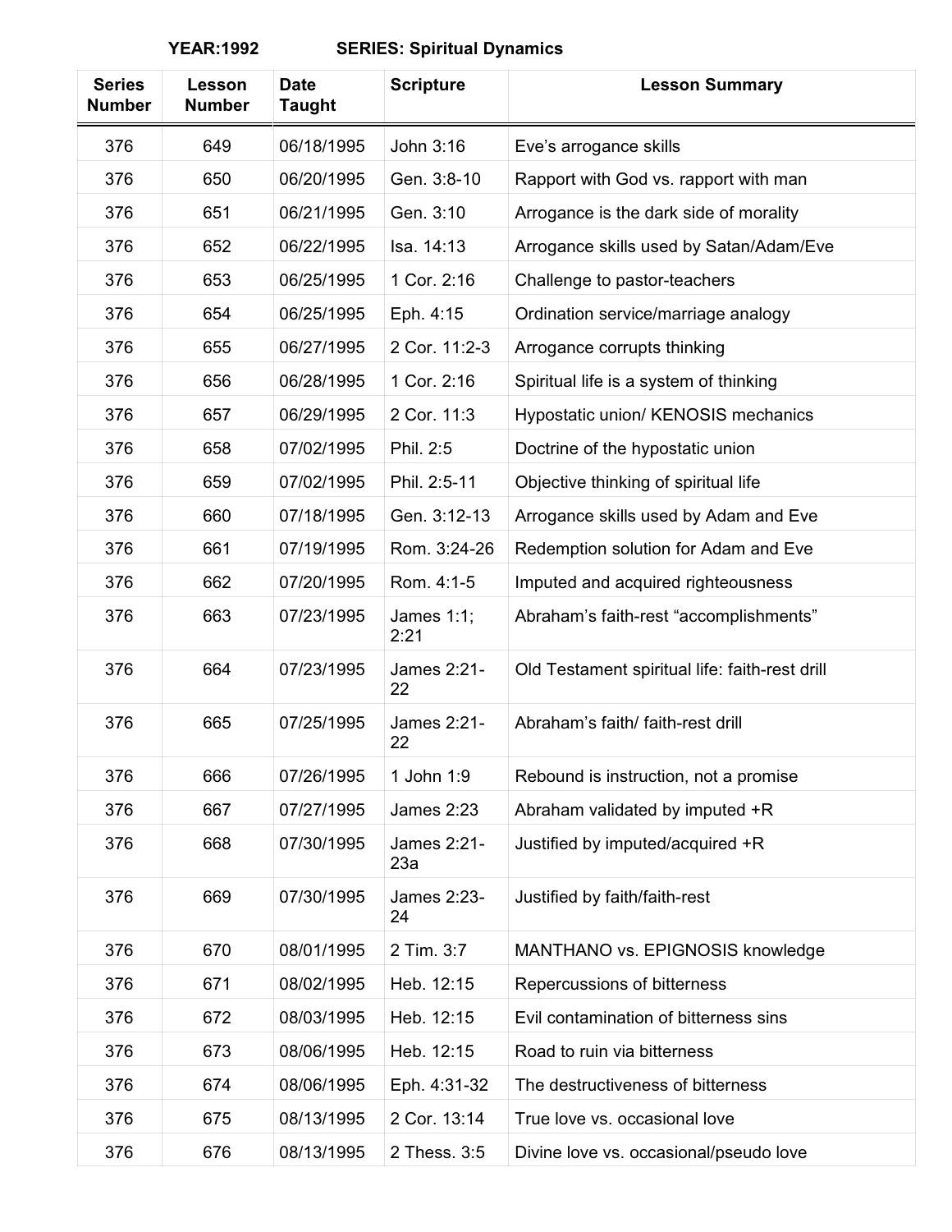**YEAR:1992 SERIES: Spiritual Dynamics**

| Series Number | Lesson Number | Date Taught | Scripture | Lesson Summary |
|---|---|---|---|---|
| 376 | 649 | 06/18/1995 | John 3:16 | Eve's arrogance skills |
| 376 | 650 | 06/20/1995 | Gen. 3:8-10 | Rapport with God vs. rapport with man |
| 376 | 651 | 06/21/1995 | Gen. 3:10 | Arrogance is the dark side of morality |
| 376 | 652 | 06/22/1995 | Isa. 14:13 | Arrogance skills used by Satan/Adam/Eve |
| 376 | 653 | 06/25/1995 | 1 Cor. 2:16 | Challenge to pastor-teachers |
| 376 | 654 | 06/25/1995 | Eph. 4:15 | Ordination service/marriage analogy |
| 376 | 655 | 06/27/1995 | 2 Cor. 11:2-3 | Arrogance corrupts thinking |
| 376 | 656 | 06/28/1995 | 1 Cor. 2:16 | Spiritual life is a system of thinking |
| 376 | 657 | 06/29/1995 | 2 Cor. 11:3 | Hypostatic union/ KENOSIS mechanics |
| 376 | 658 | 07/02/1995 | Phil. 2:5 | Doctrine of the hypostatic union |
| 376 | 659 | 07/02/1995 | Phil. 2:5-11 | Objective thinking of spiritual life |
| 376 | 660 | 07/18/1995 | Gen. 3:12-13 | Arrogance skills used by Adam and Eve |
| 376 | 661 | 07/19/1995 | Rom. 3:24-26 | Redemption solution for Adam and Eve |
| 376 | 662 | 07/20/1995 | Rom. 4:1-5 | Imputed and acquired righteousness |
| 376 | 663 | 07/23/1995 | James 1:1; 2:21 | Abraham's faith-rest "accomplishments" |
| 376 | 664 | 07/23/1995 | James 2:21-22 | Old Testament spiritual life: faith-rest drill |
| 376 | 665 | 07/25/1995 | James 2:21-22 | Abraham's faith/ faith-rest drill |
| 376 | 666 | 07/26/1995 | 1 John 1:9 | Rebound is instruction, not a promise |
| 376 | 667 | 07/27/1995 | James 2:23 | Abraham validated by imputed +R |
| 376 | 668 | 07/30/1995 | James 2:21-23a | Justified by imputed/acquired +R |
| 376 | 669 | 07/30/1995 | James 2:23-24 | Justified by faith/faith-rest |
| 376 | 670 | 08/01/1995 | 2 Tim. 3:7 | MANTHANO vs. EPIGNOSIS knowledge |
| 376 | 671 | 08/02/1995 | Heb. 12:15 | Repercussions of bitterness |
| 376 | 672 | 08/03/1995 | Heb. 12:15 | Evil contamination of bitterness sins |
| 376 | 673 | 08/06/1995 | Heb. 12:15 | Road to ruin via bitterness |
| 376 | 674 | 08/06/1995 | Eph. 4:31-32 | The destructiveness of bitterness |
| 376 | 675 | 08/13/1995 | 2 Cor. 13:14 | True love vs. occasional love |
| 376 | 676 | 08/13/1995 | 2 Thess. 3:5 | Divine love vs. occasional/pseudo love |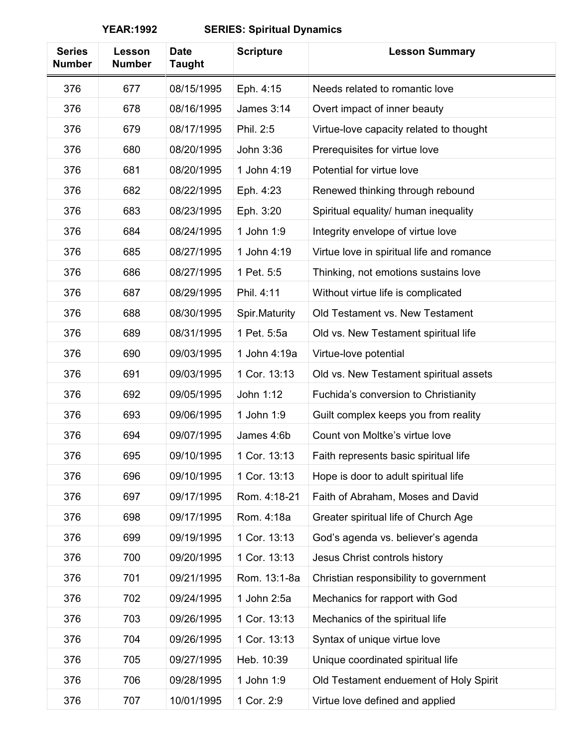**YEAR:1992 SERIES: Spiritual Dynamics**

| Series Number | Lesson Number | Date Taught | Scripture | Lesson Summary |
|---|---|---|---|---|
| 376 | 677 | 08/15/1995 | Eph. 4:15 | Needs related to romantic love |
| 376 | 678 | 08/16/1995 | James 3:14 | Overt impact of inner beauty |
| 376 | 679 | 08/17/1995 | Phil. 2:5 | Virtue-love capacity related to thought |
| 376 | 680 | 08/20/1995 | John 3:36 | Prerequisites for virtue love |
| 376 | 681 | 08/20/1995 | 1 John 4:19 | Potential for virtue love |
| 376 | 682 | 08/22/1995 | Eph. 4:23 | Renewed thinking through rebound |
| 376 | 683 | 08/23/1995 | Eph. 3:20 | Spiritual equality/ human inequality |
| 376 | 684 | 08/24/1995 | 1 John 1:9 | Integrity envelope of virtue love |
| 376 | 685 | 08/27/1995 | 1 John 4:19 | Virtue love in spiritual life and romance |
| 376 | 686 | 08/27/1995 | 1 Pet. 5:5 | Thinking, not emotions sustains love |
| 376 | 687 | 08/29/1995 | Phil. 4:11 | Without virtue life is complicated |
| 376 | 688 | 08/30/1995 | Spir.Maturity | Old Testament vs. New Testament |
| 376 | 689 | 08/31/1995 | 1 Pet. 5:5a | Old vs. New Testament spiritual life |
| 376 | 690 | 09/03/1995 | 1 John 4:19a | Virtue-love potential |
| 376 | 691 | 09/03/1995 | 1 Cor. 13:13 | Old vs. New Testament spiritual assets |
| 376 | 692 | 09/05/1995 | John 1:12 | Fuchida's conversion to Christianity |
| 376 | 693 | 09/06/1995 | 1 John 1:9 | Guilt complex keeps you from reality |
| 376 | 694 | 09/07/1995 | James 4:6b | Count von Moltke's virtue love |
| 376 | 695 | 09/10/1995 | 1 Cor. 13:13 | Faith represents basic spiritual life |
| 376 | 696 | 09/10/1995 | 1 Cor. 13:13 | Hope is door to adult spiritual life |
| 376 | 697 | 09/17/1995 | Rom. 4:18-21 | Faith of Abraham, Moses and David |
| 376 | 698 | 09/17/1995 | Rom. 4:18a | Greater spiritual life of Church Age |
| 376 | 699 | 09/19/1995 | 1 Cor. 13:13 | God's agenda vs. believer's agenda |
| 376 | 700 | 09/20/1995 | 1 Cor. 13:13 | Jesus Christ controls history |
| 376 | 701 | 09/21/1995 | Rom. 13:1-8a | Christian responsibility to government |
| 376 | 702 | 09/24/1995 | 1 John 2:5a | Mechanics for rapport with God |
| 376 | 703 | 09/26/1995 | 1 Cor. 13:13 | Mechanics of the spiritual life |
| 376 | 704 | 09/26/1995 | 1 Cor. 13:13 | Syntax of unique virtue love |
| 376 | 705 | 09/27/1995 | Heb. 10:39 | Unique coordinated spiritual life |
| 376 | 706 | 09/28/1995 | 1 John 1:9 | Old Testament enduement of Holy Spirit |
| 376 | 707 | 10/01/1995 | 1 Cor. 2:9 | Virtue love defined and applied |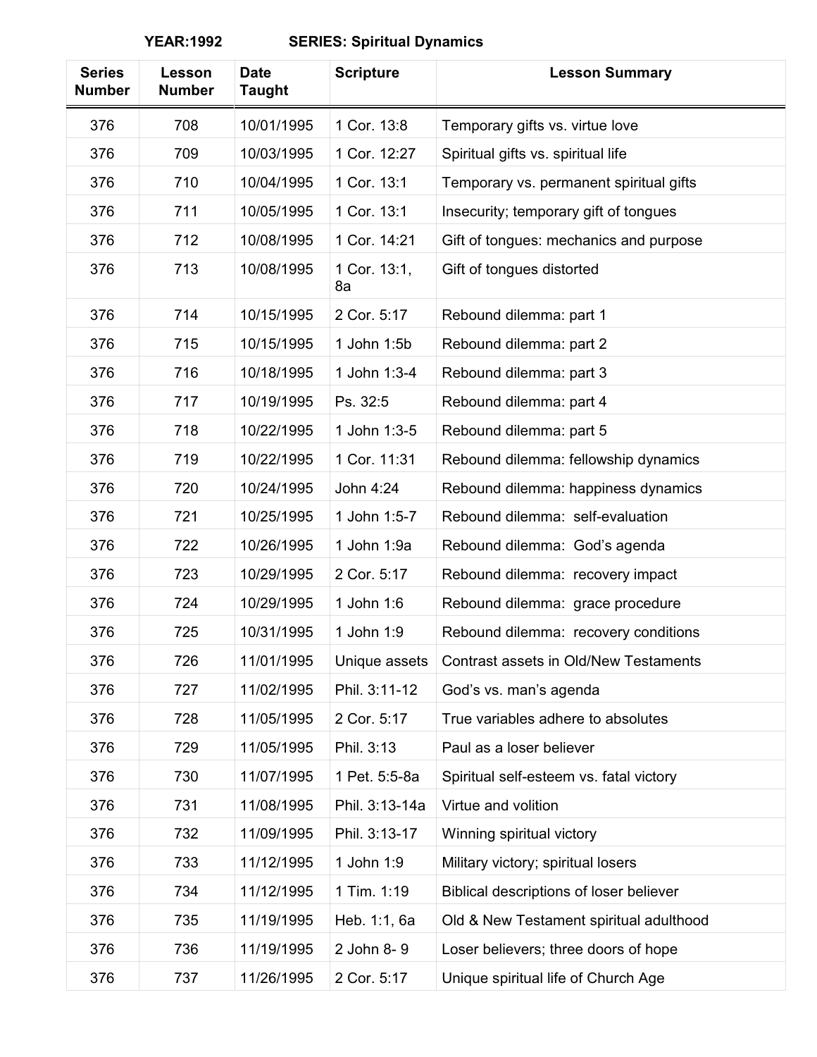**YEAR:1992 SERIES: Spiritual Dynamics**

| Series Number | Lesson Number | Date Taught | Scripture | Lesson Summary |
|---|---|---|---|---|
| 376 | 708 | 10/01/1995 | 1 Cor. 13:8 | Temporary gifts vs. virtue love |
| 376 | 709 | 10/03/1995 | 1 Cor. 12:27 | Spiritual gifts vs. spiritual life |
| 376 | 710 | 10/04/1995 | 1 Cor. 13:1 | Temporary vs. permanent spiritual gifts |
| 376 | 711 | 10/05/1995 | 1 Cor. 13:1 | Insecurity; temporary gift of tongues |
| 376 | 712 | 10/08/1995 | 1 Cor. 14:21 | Gift of tongues: mechanics and purpose |
| 376 | 713 | 10/08/1995 | 1 Cor. 13:1, 8a | Gift of tongues distorted |
| 376 | 714 | 10/15/1995 | 2 Cor. 5:17 | Rebound dilemma: part 1 |
| 376 | 715 | 10/15/1995 | 1 John 1:5b | Rebound dilemma: part 2 |
| 376 | 716 | 10/18/1995 | 1 John 1:3-4 | Rebound dilemma: part 3 |
| 376 | 717 | 10/19/1995 | Ps. 32:5 | Rebound dilemma: part 4 |
| 376 | 718 | 10/22/1995 | 1 John 1:3-5 | Rebound dilemma: part 5 |
| 376 | 719 | 10/22/1995 | 1 Cor. 11:31 | Rebound dilemma: fellowship dynamics |
| 376 | 720 | 10/24/1995 | John 4:24 | Rebound dilemma: happiness dynamics |
| 376 | 721 | 10/25/1995 | 1 John 1:5-7 | Rebound dilemma: self-evaluation |
| 376 | 722 | 10/26/1995 | 1 John 1:9a | Rebound dilemma: God's agenda |
| 376 | 723 | 10/29/1995 | 2 Cor. 5:17 | Rebound dilemma: recovery impact |
| 376 | 724 | 10/29/1995 | 1 John 1:6 | Rebound dilemma: grace procedure |
| 376 | 725 | 10/31/1995 | 1 John 1:9 | Rebound dilemma: recovery conditions |
| 376 | 726 | 11/01/1995 | Unique assets | Contrast assets in Old/New Testaments |
| 376 | 727 | 11/02/1995 | Phil. 3:11-12 | God's vs. man's agenda |
| 376 | 728 | 11/05/1995 | 2 Cor. 5:17 | True variables adhere to absolutes |
| 376 | 729 | 11/05/1995 | Phil. 3:13 | Paul as a loser believer |
| 376 | 730 | 11/07/1995 | 1 Pet. 5:5-8a | Spiritual self-esteem vs. fatal victory |
| 376 | 731 | 11/08/1995 | Phil. 3:13-14a | Virtue and volition |
| 376 | 732 | 11/09/1995 | Phil. 3:13-17 | Winning spiritual victory |
| 376 | 733 | 11/12/1995 | 1 John 1:9 | Military victory; spiritual losers |
| 376 | 734 | 11/12/1995 | 1 Tim. 1:19 | Biblical descriptions of loser believer |
| 376 | 735 | 11/19/1995 | Heb. 1:1, 6a | Old & New Testament spiritual adulthood |
| 376 | 736 | 11/19/1995 | 2 John 8- 9 | Loser believers; three doors of hope |
| 376 | 737 | 11/26/1995 | 2 Cor. 5:17 | Unique spiritual life of Church Age |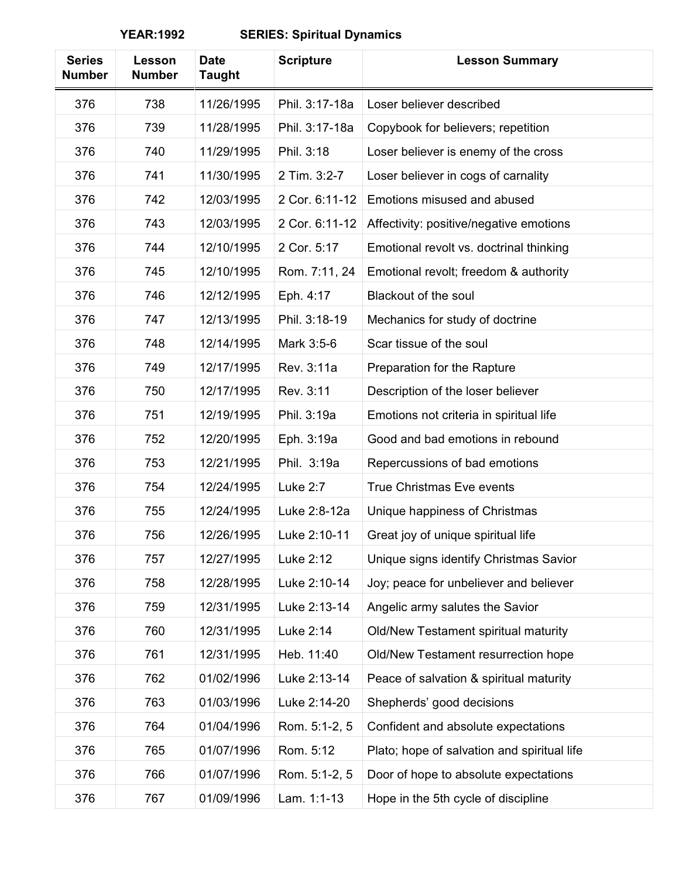**YEAR:1992 SERIES: Spiritual Dynamics**

| Series Number | Lesson Number | Date Taught | Scripture | Lesson Summary |
|---|---|---|---|---|
| 376 | 738 | 11/26/1995 | Phil. 3:17-18a | Loser believer described |
| 376 | 739 | 11/28/1995 | Phil. 3:17-18a | Copybook for believers; repetition |
| 376 | 740 | 11/29/1995 | Phil. 3:18 | Loser believer is enemy of the cross |
| 376 | 741 | 11/30/1995 | 2 Tim. 3:2-7 | Loser believer in cogs of carnality |
| 376 | 742 | 12/03/1995 | 2 Cor. 6:11-12 | Emotions misused and abused |
| 376 | 743 | 12/03/1995 | 2 Cor. 6:11-12 | Affectivity: positive/negative emotions |
| 376 | 744 | 12/10/1995 | 2 Cor. 5:17 | Emotional revolt vs. doctrinal thinking |
| 376 | 745 | 12/10/1995 | Rom. 7:11, 24 | Emotional revolt; freedom & authority |
| 376 | 746 | 12/12/1995 | Eph. 4:17 | Blackout of the soul |
| 376 | 747 | 12/13/1995 | Phil. 3:18-19 | Mechanics for study of doctrine |
| 376 | 748 | 12/14/1995 | Mark 3:5-6 | Scar tissue of the soul |
| 376 | 749 | 12/17/1995 | Rev. 3:11a | Preparation for the Rapture |
| 376 | 750 | 12/17/1995 | Rev. 3:11 | Description of the loser believer |
| 376 | 751 | 12/19/1995 | Phil. 3:19a | Emotions not criteria in spiritual life |
| 376 | 752 | 12/20/1995 | Eph. 3:19a | Good and bad emotions in rebound |
| 376 | 753 | 12/21/1995 | Phil. 3:19a | Repercussions of bad emotions |
| 376 | 754 | 12/24/1995 | Luke 2:7 | True Christmas Eve events |
| 376 | 755 | 12/24/1995 | Luke 2:8-12a | Unique happiness of Christmas |
| 376 | 756 | 12/26/1995 | Luke 2:10-11 | Great joy of unique spiritual life |
| 376 | 757 | 12/27/1995 | Luke 2:12 | Unique signs identify Christmas Savior |
| 376 | 758 | 12/28/1995 | Luke 2:10-14 | Joy; peace for unbeliever and believer |
| 376 | 759 | 12/31/1995 | Luke 2:13-14 | Angelic army salutes the Savior |
| 376 | 760 | 12/31/1995 | Luke 2:14 | Old/New Testament spiritual maturity |
| 376 | 761 | 12/31/1995 | Heb. 11:40 | Old/New Testament resurrection hope |
| 376 | 762 | 01/02/1996 | Luke 2:13-14 | Peace of salvation & spiritual maturity |
| 376 | 763 | 01/03/1996 | Luke 2:14-20 | Shepherds' good decisions |
| 376 | 764 | 01/04/1996 | Rom. 5:1-2, 5 | Confident and absolute expectations |
| 376 | 765 | 01/07/1996 | Rom. 5:12 | Plato; hope of salvation and spiritual life |
| 376 | 766 | 01/07/1996 | Rom. 5:1-2, 5 | Door of hope to absolute expectations |
| 376 | 767 | 01/09/1996 | Lam. 1:1-13 | Hope in the 5th cycle of discipline |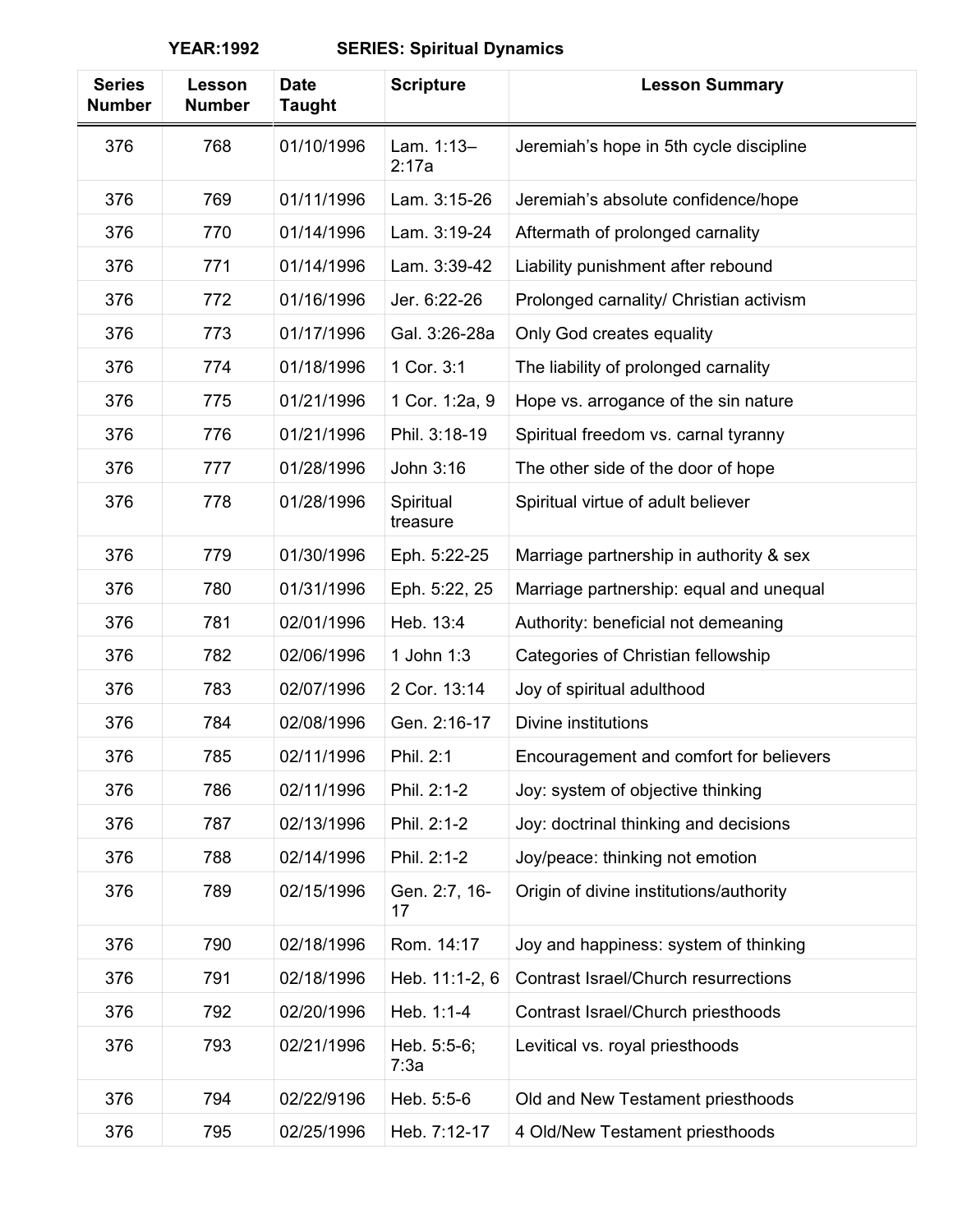**YEAR:1992 SERIES: Spiritual Dynamics**

| Series Number | Lesson Number | Date Taught | Scripture | Lesson Summary |
|---|---|---|---|---|
| 376 | 768 | 01/10/1996 | Lam. 1:13–2:17a | Jeremiah's hope in 5th cycle discipline |
| 376 | 769 | 01/11/1996 | Lam. 3:15-26 | Jeremiah's absolute confidence/hope |
| 376 | 770 | 01/14/1996 | Lam. 3:19-24 | Aftermath of prolonged carnality |
| 376 | 771 | 01/14/1996 | Lam. 3:39-42 | Liability punishment after rebound |
| 376 | 772 | 01/16/1996 | Jer. 6:22-26 | Prolonged carnality/ Christian activism |
| 376 | 773 | 01/17/1996 | Gal. 3:26-28a | Only God creates equality |
| 376 | 774 | 01/18/1996 | 1 Cor. 3:1 | The liability of prolonged carnality |
| 376 | 775 | 01/21/1996 | 1 Cor. 1:2a, 9 | Hope vs. arrogance of the sin nature |
| 376 | 776 | 01/21/1996 | Phil. 3:18-19 | Spiritual freedom vs. carnal tyranny |
| 376 | 777 | 01/28/1996 | John 3:16 | The other side of the door of hope |
| 376 | 778 | 01/28/1996 | Spiritual treasure | Spiritual virtue of adult believer |
| 376 | 779 | 01/30/1996 | Eph. 5:22-25 | Marriage partnership in authority & sex |
| 376 | 780 | 01/31/1996 | Eph. 5:22, 25 | Marriage partnership: equal and unequal |
| 376 | 781 | 02/01/1996 | Heb. 13:4 | Authority: beneficial not demeaning |
| 376 | 782 | 02/06/1996 | 1 John 1:3 | Categories of Christian fellowship |
| 376 | 783 | 02/07/1996 | 2 Cor. 13:14 | Joy of spiritual adulthood |
| 376 | 784 | 02/08/1996 | Gen. 2:16-17 | Divine institutions |
| 376 | 785 | 02/11/1996 | Phil. 2:1 | Encouragement and comfort for believers |
| 376 | 786 | 02/11/1996 | Phil. 2:1-2 | Joy: system of objective thinking |
| 376 | 787 | 02/13/1996 | Phil. 2:1-2 | Joy: doctrinal thinking and decisions |
| 376 | 788 | 02/14/1996 | Phil. 2:1-2 | Joy/peace: thinking not emotion |
| 376 | 789 | 02/15/1996 | Gen. 2:7, 16-17 | Origin of divine institutions/authority |
| 376 | 790 | 02/18/1996 | Rom. 14:17 | Joy and happiness: system of thinking |
| 376 | 791 | 02/18/1996 | Heb. 11:1-2, 6 | Contrast Israel/Church resurrections |
| 376 | 792 | 02/20/1996 | Heb. 1:1-4 | Contrast Israel/Church priesthoods |
| 376 | 793 | 02/21/1996 | Heb. 5:5-6; 7:3a | Levitical vs. royal priesthoods |
| 376 | 794 | 02/22/9196 | Heb. 5:5-6 | Old and New Testament priesthoods |
| 376 | 795 | 02/25/1996 | Heb. 7:12-17 | 4 Old/New Testament priesthoods |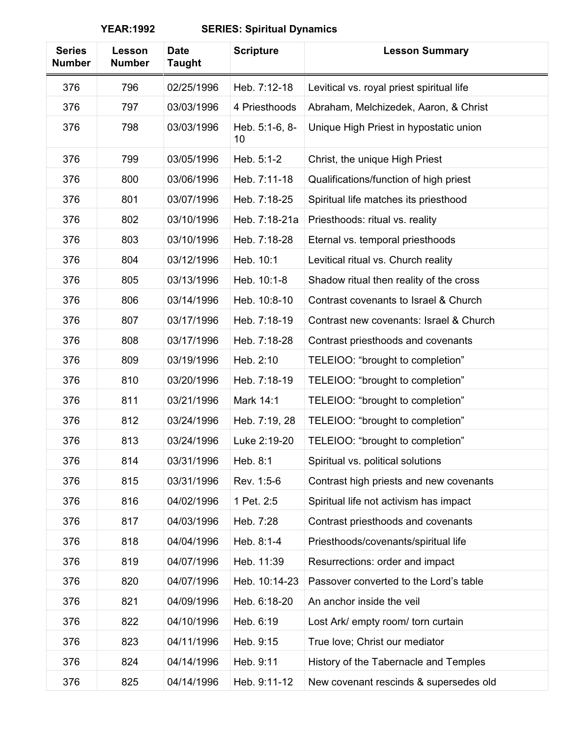**YEAR:1992　　　SERIES: Spiritual Dynamics**

| Series Number | Lesson Number | Date Taught | Scripture | Lesson Summary |
|---|---|---|---|---|
| 376 | 796 | 02/25/1996 | Heb. 7:12-18 | Levitical vs. royal priest spiritual life |
| 376 | 797 | 03/03/1996 | 4 Priesthoods | Abraham, Melchizedek, Aaron, & Christ |
| 376 | 798 | 03/03/1996 | Heb. 5:1-6, 8-10 | Unique High Priest in hypostatic union |
| 376 | 799 | 03/05/1996 | Heb. 5:1-2 | Christ, the unique High Priest |
| 376 | 800 | 03/06/1996 | Heb. 7:11-18 | Qualifications/function of high priest |
| 376 | 801 | 03/07/1996 | Heb. 7:18-25 | Spiritual life matches its priesthood |
| 376 | 802 | 03/10/1996 | Heb. 7:18-21a | Priesthoods: ritual vs. reality |
| 376 | 803 | 03/10/1996 | Heb. 7:18-28 | Eternal vs. temporal priesthoods |
| 376 | 804 | 03/12/1996 | Heb. 10:1 | Levitical ritual vs. Church reality |
| 376 | 805 | 03/13/1996 | Heb. 10:1-8 | Shadow ritual then reality of the cross |
| 376 | 806 | 03/14/1996 | Heb. 10:8-10 | Contrast covenants to Israel & Church |
| 376 | 807 | 03/17/1996 | Heb. 7:18-19 | Contrast new covenants: Israel & Church |
| 376 | 808 | 03/17/1996 | Heb. 7:18-28 | Contrast priesthoods and covenants |
| 376 | 809 | 03/19/1996 | Heb. 2:10 | TELEIOO: “brought to completion” |
| 376 | 810 | 03/20/1996 | Heb. 7:18-19 | TELEIOO: “brought to completion” |
| 376 | 811 | 03/21/1996 | Mark 14:1 | TELEIOO: “brought to completion” |
| 376 | 812 | 03/24/1996 | Heb. 7:19, 28 | TELEIOO: “brought to completion” |
| 376 | 813 | 03/24/1996 | Luke 2:19-20 | TELEIOO: “brought to completion” |
| 376 | 814 | 03/31/1996 | Heb. 8:1 | Spiritual vs. political solutions |
| 376 | 815 | 03/31/1996 | Rev. 1:5-6 | Contrast high priests and new covenants |
| 376 | 816 | 04/02/1996 | 1 Pet. 2:5 | Spiritual life not activism has impact |
| 376 | 817 | 04/03/1996 | Heb. 7:28 | Contrast priesthoods and covenants |
| 376 | 818 | 04/04/1996 | Heb. 8:1-4 | Priesthoods/covenants/spiritual life |
| 376 | 819 | 04/07/1996 | Heb. 11:39 | Resurrections: order and impact |
| 376 | 820 | 04/07/1996 | Heb. 10:14-23 | Passover converted to the Lord’s table |
| 376 | 821 | 04/09/1996 | Heb. 6:18-20 | An anchor inside the veil |
| 376 | 822 | 04/10/1996 | Heb. 6:19 | Lost Ark/ empty room/ torn curtain |
| 376 | 823 | 04/11/1996 | Heb. 9:15 | True love; Christ our mediator |
| 376 | 824 | 04/14/1996 | Heb. 9:11 | History of the Tabernacle and Temples |
| 376 | 825 | 04/14/1996 | Heb. 9:11-12 | New covenant rescinds & supersedes old |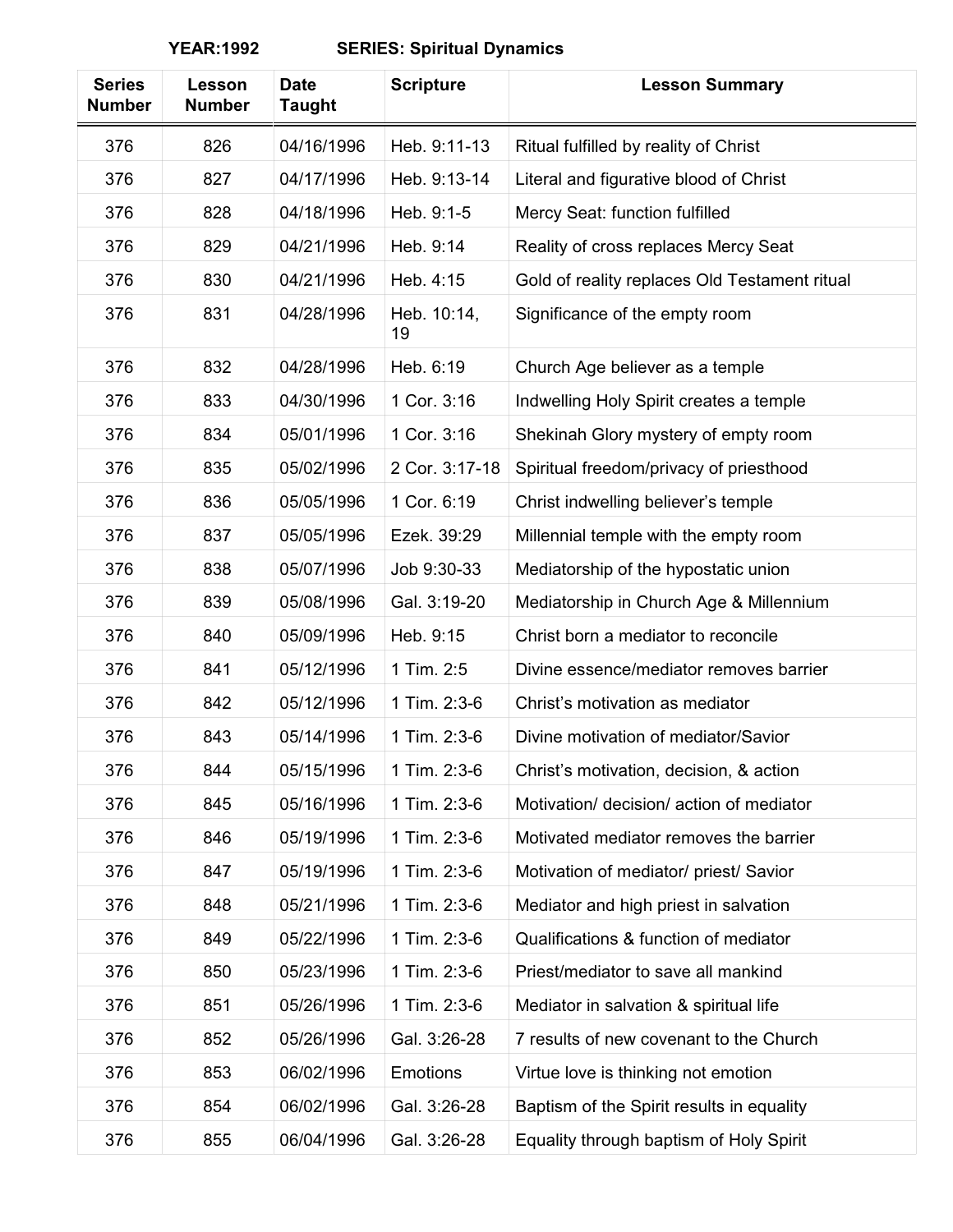**YEAR:1992 SERIES: Spiritual Dynamics**

| Series Number | Lesson Number | Date Taught | Scripture | Lesson Summary |
|---|---|---|---|---|
| 376 | 826 | 04/16/1996 | Heb. 9:11-13 | Ritual fulfilled by reality of Christ |
| 376 | 827 | 04/17/1996 | Heb. 9:13-14 | Literal and figurative blood of Christ |
| 376 | 828 | 04/18/1996 | Heb. 9:1-5 | Mercy Seat: function fulfilled |
| 376 | 829 | 04/21/1996 | Heb. 9:14 | Reality of cross replaces Mercy Seat |
| 376 | 830 | 04/21/1996 | Heb. 4:15 | Gold of reality replaces Old Testament ritual |
| 376 | 831 | 04/28/1996 | Heb. 10:14, 19 | Significance of the empty room |
| 376 | 832 | 04/28/1996 | Heb. 6:19 | Church Age believer as a temple |
| 376 | 833 | 04/30/1996 | 1 Cor. 3:16 | Indwelling Holy Spirit creates a temple |
| 376 | 834 | 05/01/1996 | 1 Cor. 3:16 | Shekinah Glory mystery of empty room |
| 376 | 835 | 05/02/1996 | 2 Cor. 3:17-18 | Spiritual freedom/privacy of priesthood |
| 376 | 836 | 05/05/1996 | 1 Cor. 6:19 | Christ indwelling believer's temple |
| 376 | 837 | 05/05/1996 | Ezek. 39:29 | Millennial temple with the empty room |
| 376 | 838 | 05/07/1996 | Job 9:30-33 | Mediatorship of the hypostatic union |
| 376 | 839 | 05/08/1996 | Gal. 3:19-20 | Mediatorship in Church Age & Millennium |
| 376 | 840 | 05/09/1996 | Heb. 9:15 | Christ born a mediator to reconcile |
| 376 | 841 | 05/12/1996 | 1 Tim. 2:5 | Divine essence/mediator removes barrier |
| 376 | 842 | 05/12/1996 | 1 Tim. 2:3-6 | Christ's motivation as mediator |
| 376 | 843 | 05/14/1996 | 1 Tim. 2:3-6 | Divine motivation of mediator/Savior |
| 376 | 844 | 05/15/1996 | 1 Tim. 2:3-6 | Christ's motivation, decision, & action |
| 376 | 845 | 05/16/1996 | 1 Tim. 2:3-6 | Motivation/ decision/ action of mediator |
| 376 | 846 | 05/19/1996 | 1 Tim. 2:3-6 | Motivated mediator removes the barrier |
| 376 | 847 | 05/19/1996 | 1 Tim. 2:3-6 | Motivation of mediator/ priest/ Savior |
| 376 | 848 | 05/21/1996 | 1 Tim. 2:3-6 | Mediator and high priest in salvation |
| 376 | 849 | 05/22/1996 | 1 Tim. 2:3-6 | Qualifications & function of mediator |
| 376 | 850 | 05/23/1996 | 1 Tim. 2:3-6 | Priest/mediator to save all mankind |
| 376 | 851 | 05/26/1996 | 1 Tim. 2:3-6 | Mediator in salvation & spiritual life |
| 376 | 852 | 05/26/1996 | Gal. 3:26-28 | 7 results of new covenant to the Church |
| 376 | 853 | 06/02/1996 | Emotions | Virtue love is thinking not emotion |
| 376 | 854 | 06/02/1996 | Gal. 3:26-28 | Baptism of the Spirit results in equality |
| 376 | 855 | 06/04/1996 | Gal. 3:26-28 | Equality through baptism of Holy Spirit |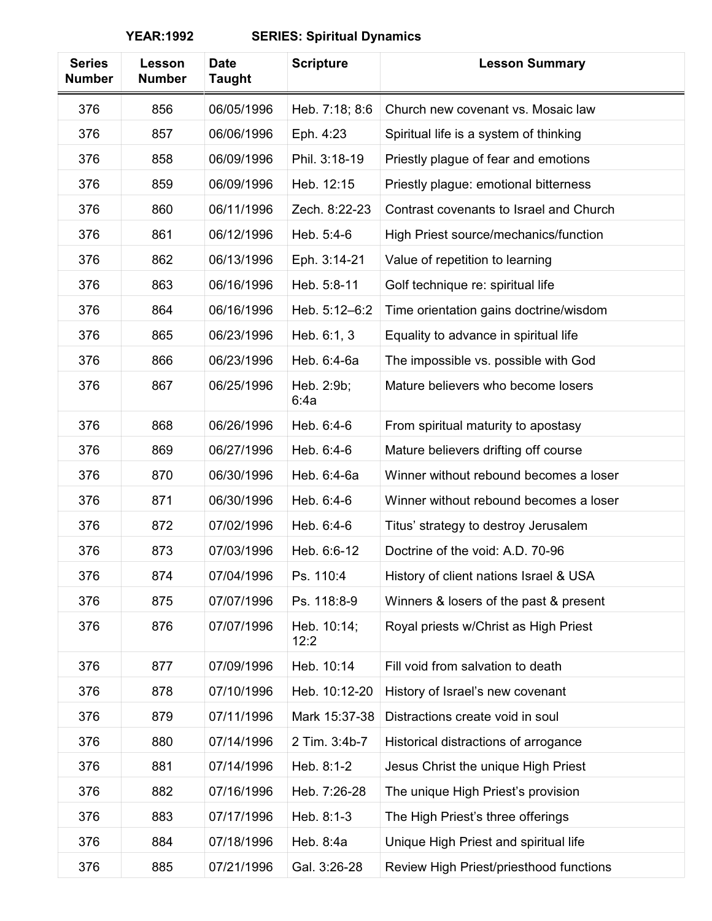**YEAR:1992 SERIES: Spiritual Dynamics**

| Series Number | Lesson Number | Date Taught | Scripture | Lesson Summary |
|---|---|---|---|---|
| 376 | 856 | 06/05/1996 | Heb. 7:18; 8:6 | Church new covenant vs. Mosaic law |
| 376 | 857 | 06/06/1996 | Eph. 4:23 | Spiritual life is a system of thinking |
| 376 | 858 | 06/09/1996 | Phil. 3:18-19 | Priestly plague of fear and emotions |
| 376 | 859 | 06/09/1996 | Heb. 12:15 | Priestly plague: emotional bitterness |
| 376 | 860 | 06/11/1996 | Zech. 8:22-23 | Contrast covenants to Israel and Church |
| 376 | 861 | 06/12/1996 | Heb. 5:4-6 | High Priest source/mechanics/function |
| 376 | 862 | 06/13/1996 | Eph. 3:14-21 | Value of repetition to learning |
| 376 | 863 | 06/16/1996 | Heb. 5:8-11 | Golf technique re: spiritual life |
| 376 | 864 | 06/16/1996 | Heb. 5:12–6:2 | Time orientation gains doctrine/wisdom |
| 376 | 865 | 06/23/1996 | Heb. 6:1, 3 | Equality to advance in spiritual life |
| 376 | 866 | 06/23/1996 | Heb. 6:4-6a | The impossible vs. possible with God |
| 376 | 867 | 06/25/1996 | Heb. 2:9b; 6:4a | Mature believers who become losers |
| 376 | 868 | 06/26/1996 | Heb. 6:4-6 | From spiritual maturity to apostasy |
| 376 | 869 | 06/27/1996 | Heb. 6:4-6 | Mature believers drifting off course |
| 376 | 870 | 06/30/1996 | Heb. 6:4-6a | Winner without rebound becomes a loser |
| 376 | 871 | 06/30/1996 | Heb. 6:4-6 | Winner without rebound becomes a loser |
| 376 | 872 | 07/02/1996 | Heb. 6:4-6 | Titus' strategy to destroy Jerusalem |
| 376 | 873 | 07/03/1996 | Heb. 6:6-12 | Doctrine of the void: A.D. 70-96 |
| 376 | 874 | 07/04/1996 | Ps. 110:4 | History of client nations Israel & USA |
| 376 | 875 | 07/07/1996 | Ps. 118:8-9 | Winners & losers of the past & present |
| 376 | 876 | 07/07/1996 | Heb. 10:14; 12:2 | Royal priests w/Christ as High Priest |
| 376 | 877 | 07/09/1996 | Heb. 10:14 | Fill void from salvation to death |
| 376 | 878 | 07/10/1996 | Heb. 10:12-20 | History of Israel's new covenant |
| 376 | 879 | 07/11/1996 | Mark 15:37-38 | Distractions create void in soul |
| 376 | 880 | 07/14/1996 | 2 Tim. 3:4b-7 | Historical distractions of arrogance |
| 376 | 881 | 07/14/1996 | Heb. 8:1-2 | Jesus Christ the unique High Priest |
| 376 | 882 | 07/16/1996 | Heb. 7:26-28 | The unique High Priest's provision |
| 376 | 883 | 07/17/1996 | Heb. 8:1-3 | The High Priest's three offerings |
| 376 | 884 | 07/18/1996 | Heb. 8:4a | Unique High Priest and spiritual life |
| 376 | 885 | 07/21/1996 | Gal. 3:26-28 | Review High Priest/priesthood functions |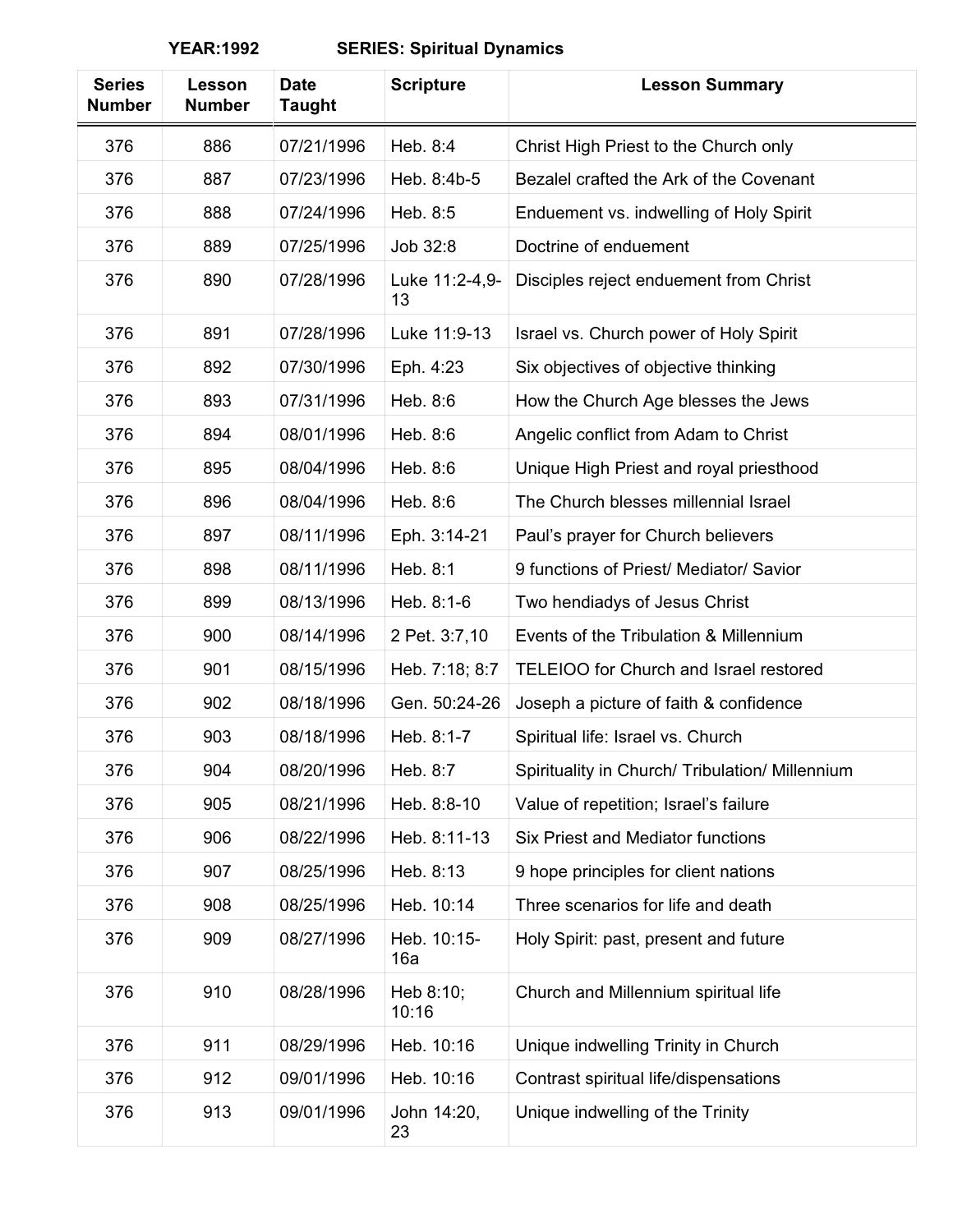**YEAR:1992 SERIES: Spiritual Dynamics**

| Series Number | Lesson Number | Date Taught | Scripture | Lesson Summary |
|---|---|---|---|---|
| 376 | 886 | 07/21/1996 | Heb. 8:4 | Christ High Priest to the Church only |
| 376 | 887 | 07/23/1996 | Heb. 8:4b-5 | Bezalel crafted the Ark of the Covenant |
| 376 | 888 | 07/24/1996 | Heb. 8:5 | Enduement vs. indwelling of Holy Spirit |
| 376 | 889 | 07/25/1996 | Job 32:8 | Doctrine of enduement |
| 376 | 890 | 07/28/1996 | Luke 11:2-4,9-13 | Disciples reject enduement from Christ |
| 376 | 891 | 07/28/1996 | Luke 11:9-13 | Israel vs. Church power of Holy Spirit |
| 376 | 892 | 07/30/1996 | Eph. 4:23 | Six objectives of objective thinking |
| 376 | 893 | 07/31/1996 | Heb. 8:6 | How the Church Age blesses the Jews |
| 376 | 894 | 08/01/1996 | Heb. 8:6 | Angelic conflict from Adam to Christ |
| 376 | 895 | 08/04/1996 | Heb. 8:6 | Unique High Priest and royal priesthood |
| 376 | 896 | 08/04/1996 | Heb. 8:6 | The Church blesses millennial Israel |
| 376 | 897 | 08/11/1996 | Eph. 3:14-21 | Paul's prayer for Church believers |
| 376 | 898 | 08/11/1996 | Heb. 8:1 | 9 functions of Priest/ Mediator/ Savior |
| 376 | 899 | 08/13/1996 | Heb. 8:1-6 | Two hendiadys of Jesus Christ |
| 376 | 900 | 08/14/1996 | 2 Pet. 3:7,10 | Events of the Tribulation & Millennium |
| 376 | 901 | 08/15/1996 | Heb. 7:18; 8:7 | TELEIOO for Church and Israel restored |
| 376 | 902 | 08/18/1996 | Gen. 50:24-26 | Joseph a picture of faith & confidence |
| 376 | 903 | 08/18/1996 | Heb. 8:1-7 | Spiritual life: Israel vs. Church |
| 376 | 904 | 08/20/1996 | Heb. 8:7 | Spirituality in Church/ Tribulation/ Millennium |
| 376 | 905 | 08/21/1996 | Heb. 8:8-10 | Value of repetition; Israel's failure |
| 376 | 906 | 08/22/1996 | Heb. 8:11-13 | Six Priest and Mediator functions |
| 376 | 907 | 08/25/1996 | Heb. 8:13 | 9 hope principles for client nations |
| 376 | 908 | 08/25/1996 | Heb. 10:14 | Three scenarios for life and death |
| 376 | 909 | 08/27/1996 | Heb. 10:15-16a | Holy Spirit: past, present and future |
| 376 | 910 | 08/28/1996 | Heb 8:10; 10:16 | Church and Millennium spiritual life |
| 376 | 911 | 08/29/1996 | Heb. 10:16 | Unique indwelling Trinity in Church |
| 376 | 912 | 09/01/1996 | Heb. 10:16 | Contrast spiritual life/dispensations |
| 376 | 913 | 09/01/1996 | John 14:20, 23 | Unique indwelling of the Trinity |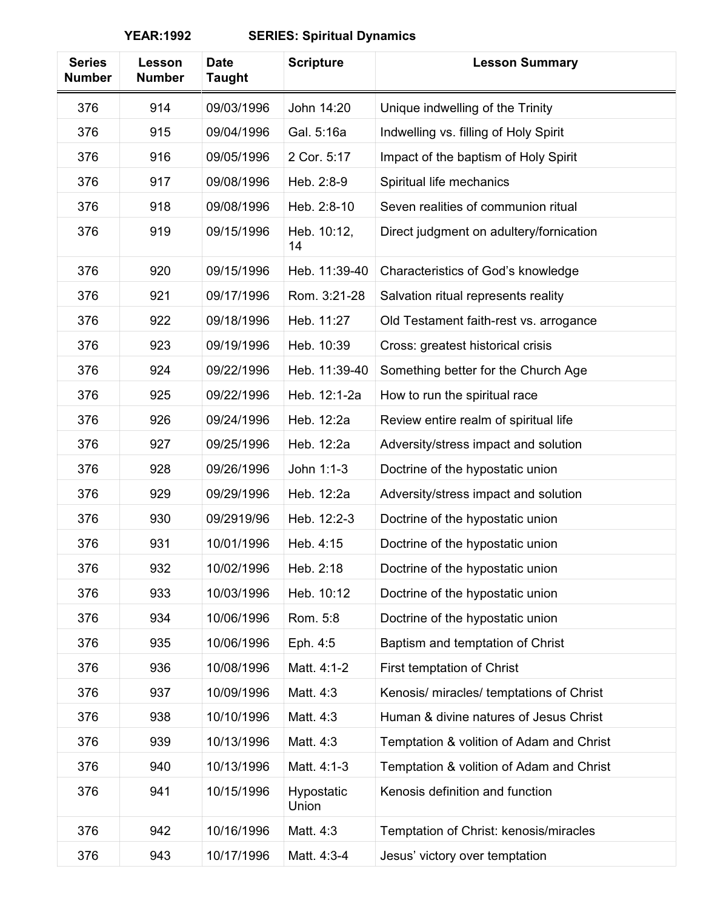**YEAR:1992 SERIES: Spiritual Dynamics**

| Series Number | Lesson Number | Date Taught | Scripture | Lesson Summary |
|---|---|---|---|---|
| 376 | 914 | 09/03/1996 | John 14:20 | Unique indwelling of the Trinity |
| 376 | 915 | 09/04/1996 | Gal. 5:16a | Indwelling vs. filling of Holy Spirit |
| 376 | 916 | 09/05/1996 | 2 Cor. 5:17 | Impact of the baptism of Holy Spirit |
| 376 | 917 | 09/08/1996 | Heb. 2:8-9 | Spiritual life mechanics |
| 376 | 918 | 09/08/1996 | Heb. 2:8-10 | Seven realities of communion ritual |
| 376 | 919 | 09/15/1996 | Heb. 10:12, 14 | Direct judgment on adultery/fornication |
| 376 | 920 | 09/15/1996 | Heb. 11:39-40 | Characteristics of God's knowledge |
| 376 | 921 | 09/17/1996 | Rom. 3:21-28 | Salvation ritual represents reality |
| 376 | 922 | 09/18/1996 | Heb. 11:27 | Old Testament faith-rest vs. arrogance |
| 376 | 923 | 09/19/1996 | Heb. 10:39 | Cross: greatest historical crisis |
| 376 | 924 | 09/22/1996 | Heb. 11:39-40 | Something better for the Church Age |
| 376 | 925 | 09/22/1996 | Heb. 12:1-2a | How to run the spiritual race |
| 376 | 926 | 09/24/1996 | Heb. 12:2a | Review entire realm of spiritual life |
| 376 | 927 | 09/25/1996 | Heb. 12:2a | Adversity/stress impact and solution |
| 376 | 928 | 09/26/1996 | John 1:1-3 | Doctrine of the hypostatic union |
| 376 | 929 | 09/29/1996 | Heb. 12:2a | Adversity/stress impact and solution |
| 376 | 930 | 09/2919/96 | Heb. 12:2-3 | Doctrine of the hypostatic union |
| 376 | 931 | 10/01/1996 | Heb. 4:15 | Doctrine of the hypostatic union |
| 376 | 932 | 10/02/1996 | Heb. 2:18 | Doctrine of the hypostatic union |
| 376 | 933 | 10/03/1996 | Heb. 10:12 | Doctrine of the hypostatic union |
| 376 | 934 | 10/06/1996 | Rom. 5:8 | Doctrine of the hypostatic union |
| 376 | 935 | 10/06/1996 | Eph. 4:5 | Baptism and temptation of Christ |
| 376 | 936 | 10/08/1996 | Matt. 4:1-2 | First temptation of Christ |
| 376 | 937 | 10/09/1996 | Matt. 4:3 | Kenosis/ miracles/ temptations of Christ |
| 376 | 938 | 10/10/1996 | Matt. 4:3 | Human & divine natures of Jesus Christ |
| 376 | 939 | 10/13/1996 | Matt. 4:3 | Temptation & volition of Adam and Christ |
| 376 | 940 | 10/13/1996 | Matt. 4:1-3 | Temptation & volition of Adam and Christ |
| 376 | 941 | 10/15/1996 | Hypostatic Union | Kenosis definition and function |
| 376 | 942 | 10/16/1996 | Matt. 4:3 | Temptation of Christ: kenosis/miracles |
| 376 | 943 | 10/17/1996 | Matt. 4:3-4 | Jesus' victory over temptation |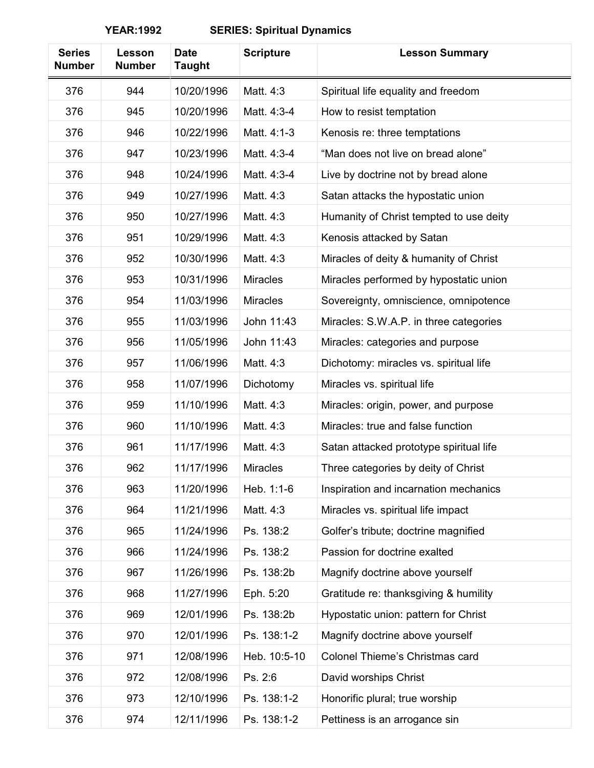**YEAR:1992 SERIES: Spiritual Dynamics**

| Series Number | Lesson Number | Date Taught | Scripture | Lesson Summary |
|---|---|---|---|---|
| 376 | 944 | 10/20/1996 | Matt. 4:3 | Spiritual life equality and freedom |
| 376 | 945 | 10/20/1996 | Matt. 4:3-4 | How to resist temptation |
| 376 | 946 | 10/22/1996 | Matt. 4:1-3 | Kenosis re: three temptations |
| 376 | 947 | 10/23/1996 | Matt. 4:3-4 | “Man does not live on bread alone” |
| 376 | 948 | 10/24/1996 | Matt. 4:3-4 | Live by doctrine not by bread alone |
| 376 | 949 | 10/27/1996 | Matt. 4:3 | Satan attacks the hypostatic union |
| 376 | 950 | 10/27/1996 | Matt. 4:3 | Humanity of Christ tempted to use deity |
| 376 | 951 | 10/29/1996 | Matt. 4:3 | Kenosis attacked by Satan |
| 376 | 952 | 10/30/1996 | Matt. 4:3 | Miracles of deity & humanity of Christ |
| 376 | 953 | 10/31/1996 | Miracles | Miracles performed by hypostatic union |
| 376 | 954 | 11/03/1996 | Miracles | Sovereignty, omniscience, omnipotence |
| 376 | 955 | 11/03/1996 | John 11:43 | Miracles: S.W.A.P. in three categories |
| 376 | 956 | 11/05/1996 | John 11:43 | Miracles: categories and purpose |
| 376 | 957 | 11/06/1996 | Matt. 4:3 | Dichotomy: miracles vs. spiritual life |
| 376 | 958 | 11/07/1996 | Dichotomy | Miracles vs. spiritual life |
| 376 | 959 | 11/10/1996 | Matt. 4:3 | Miracles: origin, power, and purpose |
| 376 | 960 | 11/10/1996 | Matt. 4:3 | Miracles: true and false function |
| 376 | 961 | 11/17/1996 | Matt. 4:3 | Satan attacked prototype spiritual life |
| 376 | 962 | 11/17/1996 | Miracles | Three categories by deity of Christ |
| 376 | 963 | 11/20/1996 | Heb. 1:1-6 | Inspiration and incarnation mechanics |
| 376 | 964 | 11/21/1996 | Matt. 4:3 | Miracles vs. spiritual life impact |
| 376 | 965 | 11/24/1996 | Ps. 138:2 | Golfer’s tribute; doctrine magnified |
| 376 | 966 | 11/24/1996 | Ps. 138:2 | Passion for doctrine exalted |
| 376 | 967 | 11/26/1996 | Ps. 138:2b | Magnify doctrine above yourself |
| 376 | 968 | 11/27/1996 | Eph. 5:20 | Gratitude re: thanksgiving & humility |
| 376 | 969 | 12/01/1996 | Ps. 138:2b | Hypostatic union: pattern for Christ |
| 376 | 970 | 12/01/1996 | Ps. 138:1-2 | Magnify doctrine above yourself |
| 376 | 971 | 12/08/1996 | Heb. 10:5-10 | Colonel Thieme’s Christmas card |
| 376 | 972 | 12/08/1996 | Ps. 2:6 | David worships Christ |
| 376 | 973 | 12/10/1996 | Ps. 138:1-2 | Honorific plural; true worship |
| 376 | 974 | 12/11/1996 | Ps. 138:1-2 | Pettiness is an arrogance sin |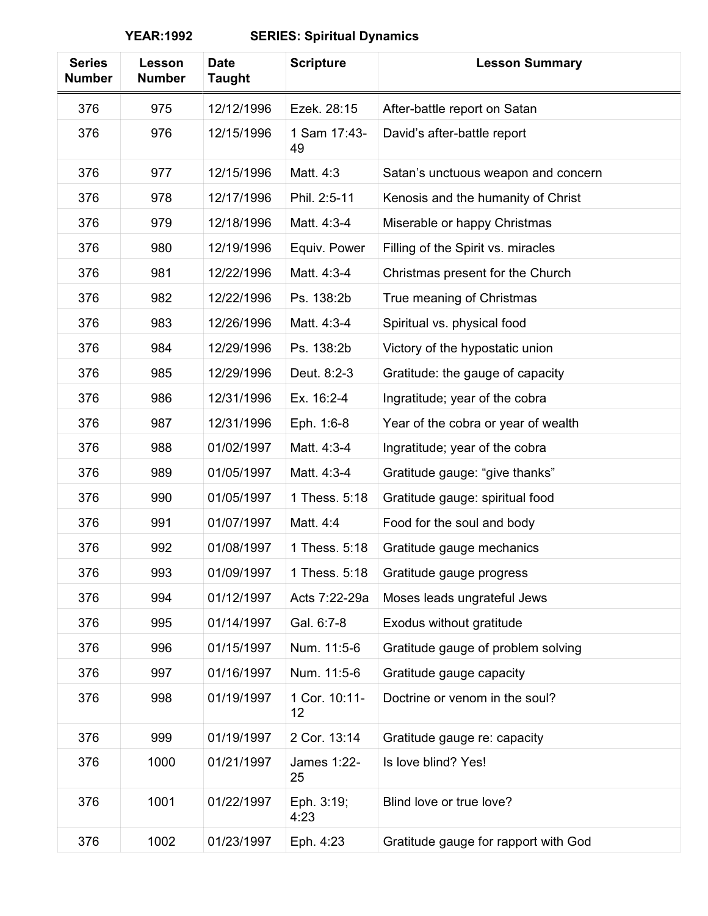**YEAR:1992 SERIES: Spiritual Dynamics**

| Series Number | Lesson Number | Date Taught | Scripture | Lesson Summary |
|---|---|---|---|---|
| 376 | 975 | 12/12/1996 | Ezek. 28:15 | After-battle report on Satan |
| 376 | 976 | 12/15/1996 | 1 Sam 17:43-49 | David's after-battle report |
| 376 | 977 | 12/15/1996 | Matt. 4:3 | Satan's unctuous weapon and concern |
| 376 | 978 | 12/17/1996 | Phil. 2:5-11 | Kenosis and the humanity of Christ |
| 376 | 979 | 12/18/1996 | Matt. 4:3-4 | Miserable or happy Christmas |
| 376 | 980 | 12/19/1996 | Equiv. Power | Filling of the Spirit vs. miracles |
| 376 | 981 | 12/22/1996 | Matt. 4:3-4 | Christmas present for the Church |
| 376 | 982 | 12/22/1996 | Ps. 138:2b | True meaning of Christmas |
| 376 | 983 | 12/26/1996 | Matt. 4:3-4 | Spiritual vs. physical food |
| 376 | 984 | 12/29/1996 | Ps. 138:2b | Victory of the hypostatic union |
| 376 | 985 | 12/29/1996 | Deut. 8:2-3 | Gratitude: the gauge of capacity |
| 376 | 986 | 12/31/1996 | Ex. 16:2-4 | Ingratitude; year of the cobra |
| 376 | 987 | 12/31/1996 | Eph. 1:6-8 | Year of the cobra or year of wealth |
| 376 | 988 | 01/02/1997 | Matt. 4:3-4 | Ingratitude; year of the cobra |
| 376 | 989 | 01/05/1997 | Matt. 4:3-4 | Gratitude gauge: "give thanks" |
| 376 | 990 | 01/05/1997 | 1 Thess. 5:18 | Gratitude gauge: spiritual food |
| 376 | 991 | 01/07/1997 | Matt. 4:4 | Food for the soul and body |
| 376 | 992 | 01/08/1997 | 1 Thess. 5:18 | Gratitude gauge mechanics |
| 376 | 993 | 01/09/1997 | 1 Thess. 5:18 | Gratitude gauge progress |
| 376 | 994 | 01/12/1997 | Acts 7:22-29a | Moses leads ungrateful Jews |
| 376 | 995 | 01/14/1997 | Gal. 6:7-8 | Exodus without gratitude |
| 376 | 996 | 01/15/1997 | Num. 11:5-6 | Gratitude gauge of problem solving |
| 376 | 997 | 01/16/1997 | Num. 11:5-6 | Gratitude gauge capacity |
| 376 | 998 | 01/19/1997 | 1 Cor. 10:11-12 | Doctrine or venom in the soul? |
| 376 | 999 | 01/19/1997 | 2 Cor. 13:14 | Gratitude gauge re: capacity |
| 376 | 1000 | 01/21/1997 | James 1:22-25 | Is love blind? Yes! |
| 376 | 1001 | 01/22/1997 | Eph. 3:19; 4:23 | Blind love or true love? |
| 376 | 1002 | 01/23/1997 | Eph. 4:23 | Gratitude gauge for rapport with God |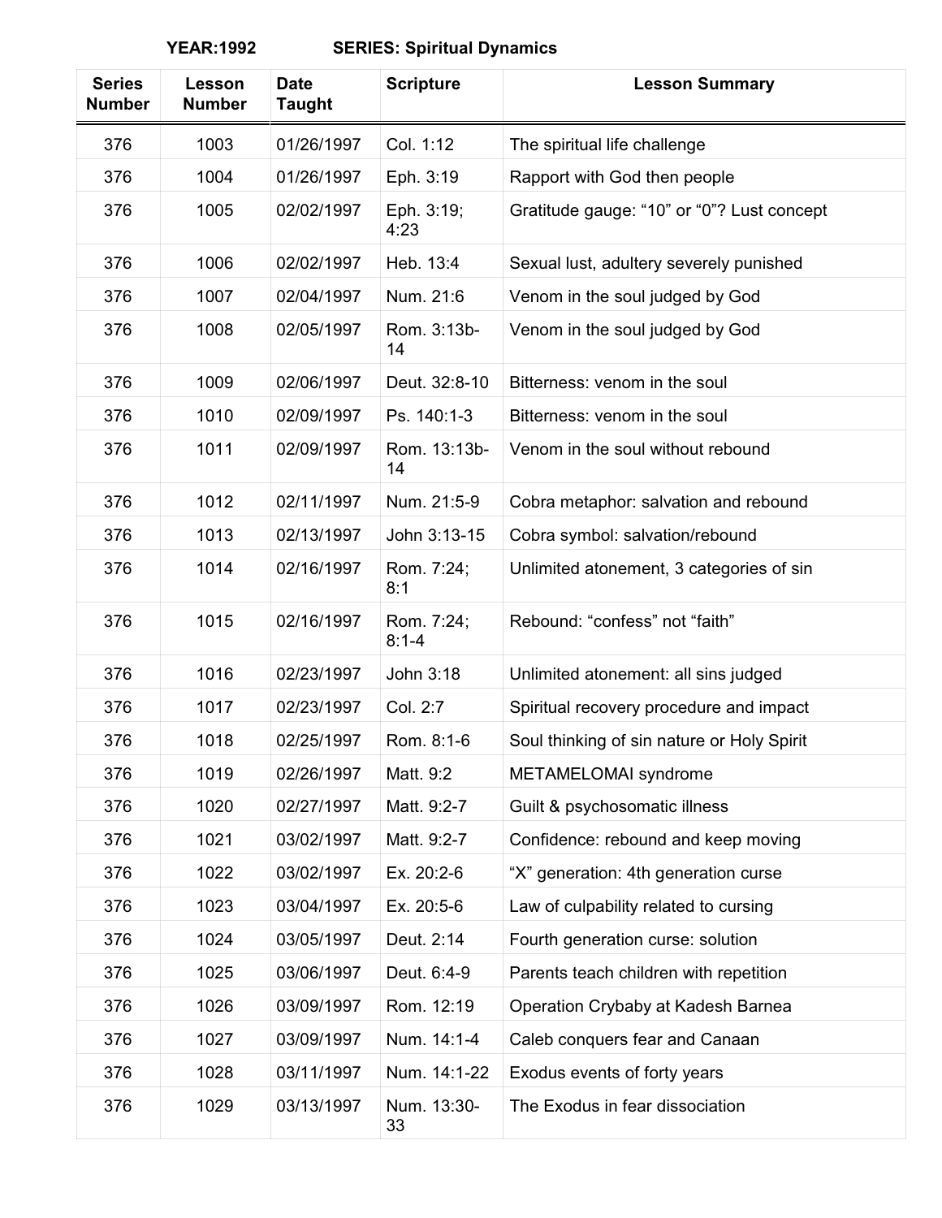**YEAR:1992 SERIES: Spiritual Dynamics**

| Series Number | Lesson Number | Date Taught | Scripture | Lesson Summary |
|---|---|---|---|---|
| 376 | 1003 | 01/26/1997 | Col. 1:12 | The spiritual life challenge |
| 376 | 1004 | 01/26/1997 | Eph. 3:19 | Rapport with God then people |
| 376 | 1005 | 02/02/1997 | Eph. 3:19; 4:23 | Gratitude gauge: "10" or "0"? Lust concept |
| 376 | 1006 | 02/02/1997 | Heb. 13:4 | Sexual lust, adultery severely punished |
| 376 | 1007 | 02/04/1997 | Num. 21:6 | Venom in the soul judged by God |
| 376 | 1008 | 02/05/1997 | Rom. 3:13b-14 | Venom in the soul judged by God |
| 376 | 1009 | 02/06/1997 | Deut. 32:8-10 | Bitterness: venom in the soul |
| 376 | 1010 | 02/09/1997 | Ps. 140:1-3 | Bitterness: venom in the soul |
| 376 | 1011 | 02/09/1997 | Rom. 13:13b-14 | Venom in the soul without rebound |
| 376 | 1012 | 02/11/1997 | Num. 21:5-9 | Cobra metaphor: salvation and rebound |
| 376 | 1013 | 02/13/1997 | John 3:13-15 | Cobra symbol: salvation/rebound |
| 376 | 1014 | 02/16/1997 | Rom. 7:24; 8:1 | Unlimited atonement, 3 categories of sin |
| 376 | 1015 | 02/16/1997 | Rom. 7:24; 8:1-4 | Rebound: "confess" not "faith" |
| 376 | 1016 | 02/23/1997 | John 3:18 | Unlimited atonement: all sins judged |
| 376 | 1017 | 02/23/1997 | Col. 2:7 | Spiritual recovery procedure and impact |
| 376 | 1018 | 02/25/1997 | Rom. 8:1-6 | Soul thinking of sin nature or Holy Spirit |
| 376 | 1019 | 02/26/1997 | Matt. 9:2 | METAMELOMAI syndrome |
| 376 | 1020 | 02/27/1997 | Matt. 9:2-7 | Guilt & psychosomatic illness |
| 376 | 1021 | 03/02/1997 | Matt. 9:2-7 | Confidence: rebound and keep moving |
| 376 | 1022 | 03/02/1997 | Ex. 20:2-6 | "X" generation: 4th generation curse |
| 376 | 1023 | 03/04/1997 | Ex. 20:5-6 | Law of culpability related to cursing |
| 376 | 1024 | 03/05/1997 | Deut. 2:14 | Fourth generation curse: solution |
| 376 | 1025 | 03/06/1997 | Deut. 6:4-9 | Parents teach children with repetition |
| 376 | 1026 | 03/09/1997 | Rom. 12:19 | Operation Crybaby at Kadesh Barnea |
| 376 | 1027 | 03/09/1997 | Num. 14:1-4 | Caleb conquers fear and Canaan |
| 376 | 1028 | 03/11/1997 | Num. 14:1-22 | Exodus events of forty years |
| 376 | 1029 | 03/13/1997 | Num. 13:30-33 | The Exodus in fear dissociation |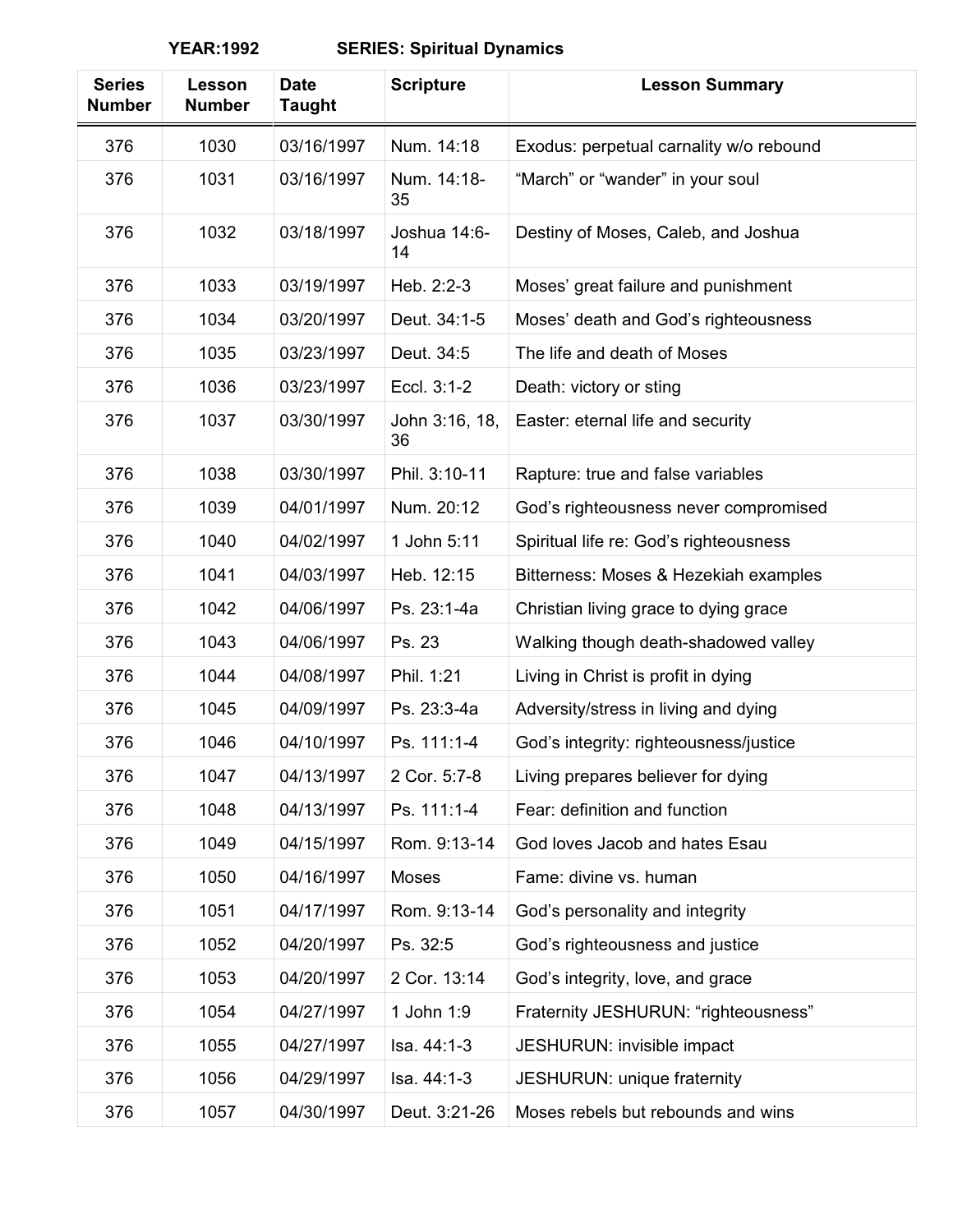**YEAR:1992 SERIES: Spiritual Dynamics**

| Series Number | Lesson Number | Date Taught | Scripture | Lesson Summary |
|---|---|---|---|---|
| 376 | 1030 | 03/16/1997 | Num. 14:18 | Exodus: perpetual carnality w/o rebound |
| 376 | 1031 | 03/16/1997 | Num. 14:18-35 | "March" or "wander" in your soul |
| 376 | 1032 | 03/18/1997 | Joshua 14:6-14 | Destiny of Moses, Caleb, and Joshua |
| 376 | 1033 | 03/19/1997 | Heb. 2:2-3 | Moses' great failure and punishment |
| 376 | 1034 | 03/20/1997 | Deut. 34:1-5 | Moses' death and God's righteousness |
| 376 | 1035 | 03/23/1997 | Deut. 34:5 | The life and death of Moses |
| 376 | 1036 | 03/23/1997 | Eccl. 3:1-2 | Death: victory or sting |
| 376 | 1037 | 03/30/1997 | John 3:16, 18, 36 | Easter: eternal life and security |
| 376 | 1038 | 03/30/1997 | Phil. 3:10-11 | Rapture: true and false variables |
| 376 | 1039 | 04/01/1997 | Num. 20:12 | God's righteousness never compromised |
| 376 | 1040 | 04/02/1997 | 1 John 5:11 | Spiritual life re: God's righteousness |
| 376 | 1041 | 04/03/1997 | Heb. 12:15 | Bitterness: Moses & Hezekiah examples |
| 376 | 1042 | 04/06/1997 | Ps. 23:1-4a | Christian living grace to dying grace |
| 376 | 1043 | 04/06/1997 | Ps. 23 | Walking though death-shadowed valley |
| 376 | 1044 | 04/08/1997 | Phil. 1:21 | Living in Christ is profit in dying |
| 376 | 1045 | 04/09/1997 | Ps. 23:3-4a | Adversity/stress in living and dying |
| 376 | 1046 | 04/10/1997 | Ps. 111:1-4 | God's integrity: righteousness/justice |
| 376 | 1047 | 04/13/1997 | 2 Cor. 5:7-8 | Living prepares believer for dying |
| 376 | 1048 | 04/13/1997 | Ps. 111:1-4 | Fear: definition and function |
| 376 | 1049 | 04/15/1997 | Rom. 9:13-14 | God loves Jacob and hates Esau |
| 376 | 1050 | 04/16/1997 | Moses | Fame: divine vs. human |
| 376 | 1051 | 04/17/1997 | Rom. 9:13-14 | God's personality and integrity |
| 376 | 1052 | 04/20/1997 | Ps. 32:5 | God's righteousness and justice |
| 376 | 1053 | 04/20/1997 | 2 Cor. 13:14 | God's integrity, love, and grace |
| 376 | 1054 | 04/27/1997 | 1 John 1:9 | Fraternity JESHURUN: "righteousness" |
| 376 | 1055 | 04/27/1997 | Isa. 44:1-3 | JESHURUN: invisible impact |
| 376 | 1056 | 04/29/1997 | Isa. 44:1-3 | JESHURUN: unique fraternity |
| 376 | 1057 | 04/30/1997 | Deut. 3:21-26 | Moses rebels but rebounds and wins |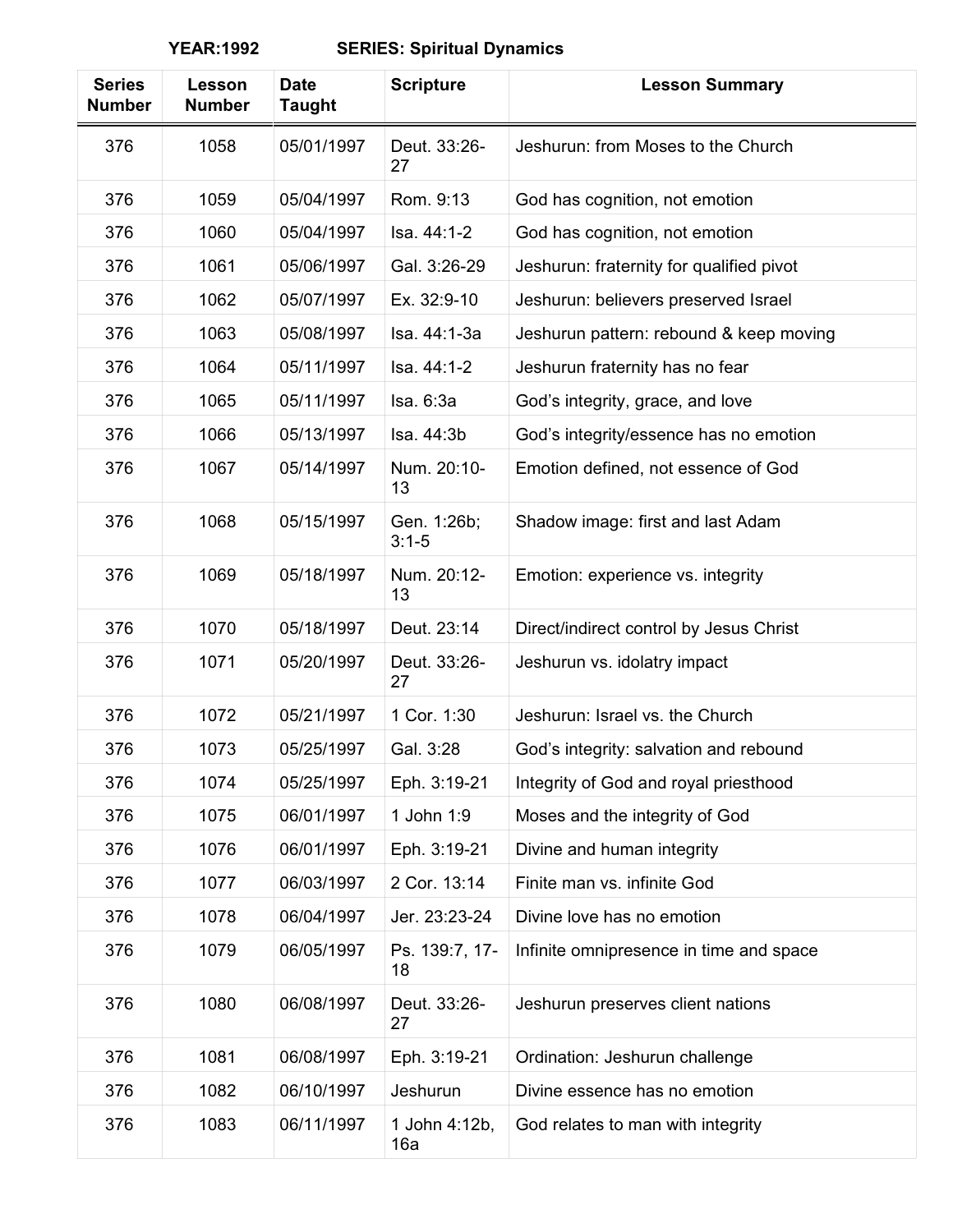**YEAR:1992 SERIES: Spiritual Dynamics**

| Series Number | Lesson Number | Date Taught | Scripture | Lesson Summary |
|---|---|---|---|---|
| 376 | 1058 | 05/01/1997 | Deut. 33:26-27 | Jeshurun: from Moses to the Church |
| 376 | 1059 | 05/04/1997 | Rom. 9:13 | God has cognition, not emotion |
| 376 | 1060 | 05/04/1997 | Isa. 44:1-2 | God has cognition, not emotion |
| 376 | 1061 | 05/06/1997 | Gal. 3:26-29 | Jeshurun: fraternity for qualified pivot |
| 376 | 1062 | 05/07/1997 | Ex. 32:9-10 | Jeshurun: believers preserved Israel |
| 376 | 1063 | 05/08/1997 | Isa. 44:1-3a | Jeshurun pattern: rebound & keep moving |
| 376 | 1064 | 05/11/1997 | Isa. 44:1-2 | Jeshurun fraternity has no fear |
| 376 | 1065 | 05/11/1997 | Isa. 6:3a | God's integrity, grace, and love |
| 376 | 1066 | 05/13/1997 | Isa. 44:3b | God's integrity/essence has no emotion |
| 376 | 1067 | 05/14/1997 | Num. 20:10-13 | Emotion defined, not essence of God |
| 376 | 1068 | 05/15/1997 | Gen. 1:26b; 3:1-5 | Shadow image: first and last Adam |
| 376 | 1069 | 05/18/1997 | Num. 20:12-13 | Emotion: experience vs. integrity |
| 376 | 1070 | 05/18/1997 | Deut. 23:14 | Direct/indirect control by Jesus Christ |
| 376 | 1071 | 05/20/1997 | Deut. 33:26-27 | Jeshurun vs. idolatry impact |
| 376 | 1072 | 05/21/1997 | 1 Cor. 1:30 | Jeshurun: Israel vs. the Church |
| 376 | 1073 | 05/25/1997 | Gal. 3:28 | God's integrity: salvation and rebound |
| 376 | 1074 | 05/25/1997 | Eph. 3:19-21 | Integrity of God and royal priesthood |
| 376 | 1075 | 06/01/1997 | 1 John 1:9 | Moses and the integrity of God |
| 376 | 1076 | 06/01/1997 | Eph. 3:19-21 | Divine and human integrity |
| 376 | 1077 | 06/03/1997 | 2 Cor. 13:14 | Finite man vs. infinite God |
| 376 | 1078 | 06/04/1997 | Jer. 23:23-24 | Divine love has no emotion |
| 376 | 1079 | 06/05/1997 | Ps. 139:7, 17-18 | Infinite omnipresence in time and space |
| 376 | 1080 | 06/08/1997 | Deut. 33:26-27 | Jeshurun preserves client nations |
| 376 | 1081 | 06/08/1997 | Eph. 3:19-21 | Ordination: Jeshurun challenge |
| 376 | 1082 | 06/10/1997 | Jeshurun | Divine essence has no emotion |
| 376 | 1083 | 06/11/1997 | 1 John 4:12b, 16a | God relates to man with integrity |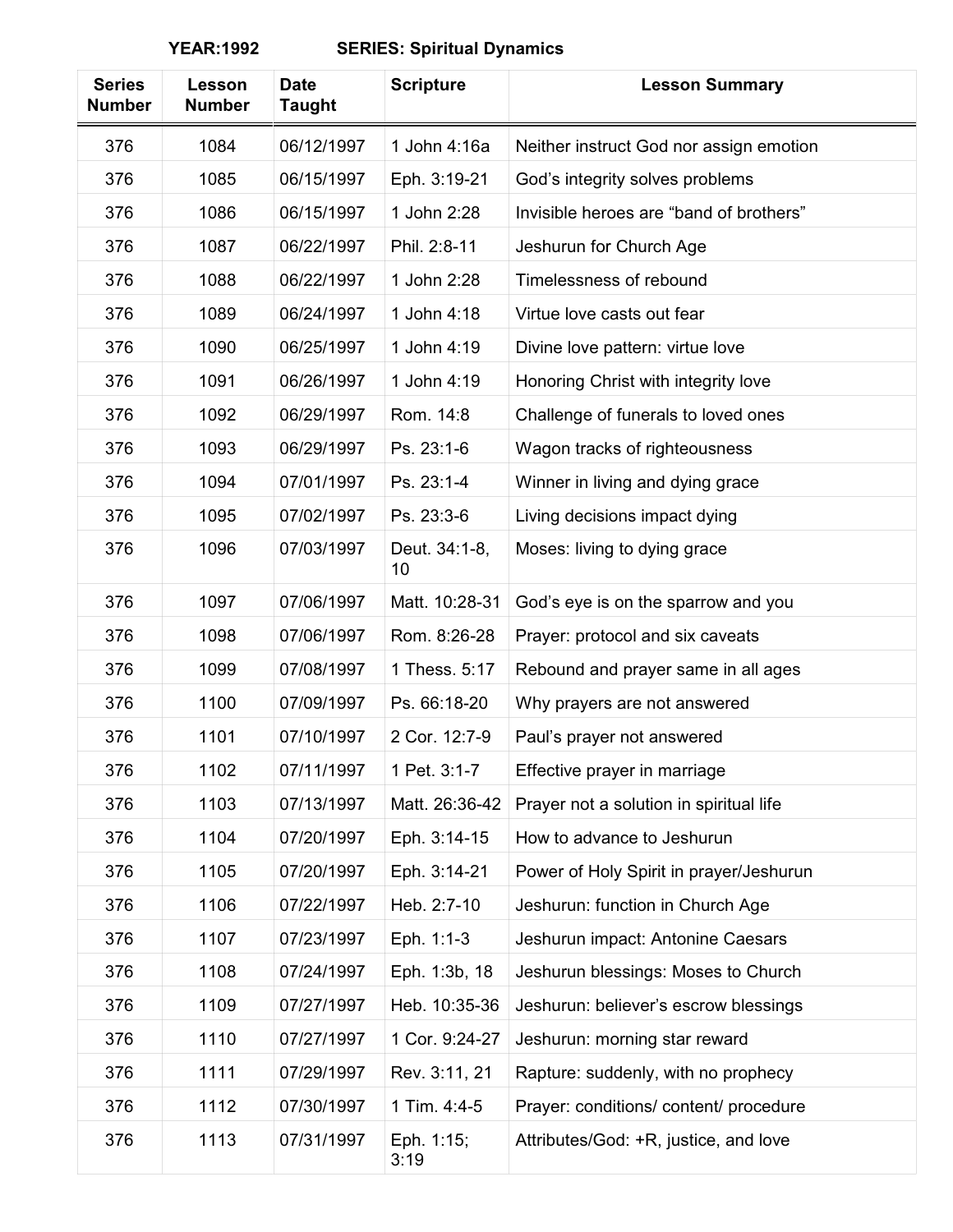**YEAR:1992 SERIES: Spiritual Dynamics**

| Series Number | Lesson Number | Date Taught | Scripture | Lesson Summary |
|---|---|---|---|---|
| 376 | 1084 | 06/12/1997 | 1 John 4:16a | Neither instruct God nor assign emotion |
| 376 | 1085 | 06/15/1997 | Eph. 3:19-21 | God's integrity solves problems |
| 376 | 1086 | 06/15/1997 | 1 John 2:28 | Invisible heroes are "band of brothers" |
| 376 | 1087 | 06/22/1997 | Phil. 2:8-11 | Jeshurun for Church Age |
| 376 | 1088 | 06/22/1997 | 1 John 2:28 | Timelessness of rebound |
| 376 | 1089 | 06/24/1997 | 1 John 4:18 | Virtue love casts out fear |
| 376 | 1090 | 06/25/1997 | 1 John 4:19 | Divine love pattern: virtue love |
| 376 | 1091 | 06/26/1997 | 1 John 4:19 | Honoring Christ with integrity love |
| 376 | 1092 | 06/29/1997 | Rom. 14:8 | Challenge of funerals to loved ones |
| 376 | 1093 | 06/29/1997 | Ps. 23:1-6 | Wagon tracks of righteousness |
| 376 | 1094 | 07/01/1997 | Ps. 23:1-4 | Winner in living and dying grace |
| 376 | 1095 | 07/02/1997 | Ps. 23:3-6 | Living decisions impact dying |
| 376 | 1096 | 07/03/1997 | Deut. 34:1-8, 10 | Moses: living to dying grace |
| 376 | 1097 | 07/06/1997 | Matt. 10:28-31 | God's eye is on the sparrow and you |
| 376 | 1098 | 07/06/1997 | Rom. 8:26-28 | Prayer: protocol and six caveats |
| 376 | 1099 | 07/08/1997 | 1 Thess. 5:17 | Rebound and prayer same in all ages |
| 376 | 1100 | 07/09/1997 | Ps. 66:18-20 | Why prayers are not answered |
| 376 | 1101 | 07/10/1997 | 2 Cor. 12:7-9 | Paul's prayer not answered |
| 376 | 1102 | 07/11/1997 | 1 Pet. 3:1-7 | Effective prayer in marriage |
| 376 | 1103 | 07/13/1997 | Matt. 26:36-42 | Prayer not a solution in spiritual life |
| 376 | 1104 | 07/20/1997 | Eph. 3:14-15 | How to advance to Jeshurun |
| 376 | 1105 | 07/20/1997 | Eph. 3:14-21 | Power of Holy Spirit in prayer/Jeshurun |
| 376 | 1106 | 07/22/1997 | Heb. 2:7-10 | Jeshurun: function in Church Age |
| 376 | 1107 | 07/23/1997 | Eph. 1:1-3 | Jeshurun impact: Antonine Caesars |
| 376 | 1108 | 07/24/1997 | Eph. 1:3b, 18 | Jeshurun blessings: Moses to Church |
| 376 | 1109 | 07/27/1997 | Heb. 10:35-36 | Jeshurun: believer's escrow blessings |
| 376 | 1110 | 07/27/1997 | 1 Cor. 9:24-27 | Jeshurun: morning star reward |
| 376 | 1111 | 07/29/1997 | Rev. 3:11, 21 | Rapture: suddenly, with no prophecy |
| 376 | 1112 | 07/30/1997 | 1 Tim. 4:4-5 | Prayer: conditions/ content/ procedure |
| 376 | 1113 | 07/31/1997 | Eph. 1:15; 3:19 | Attributes/God: +R, justice, and love |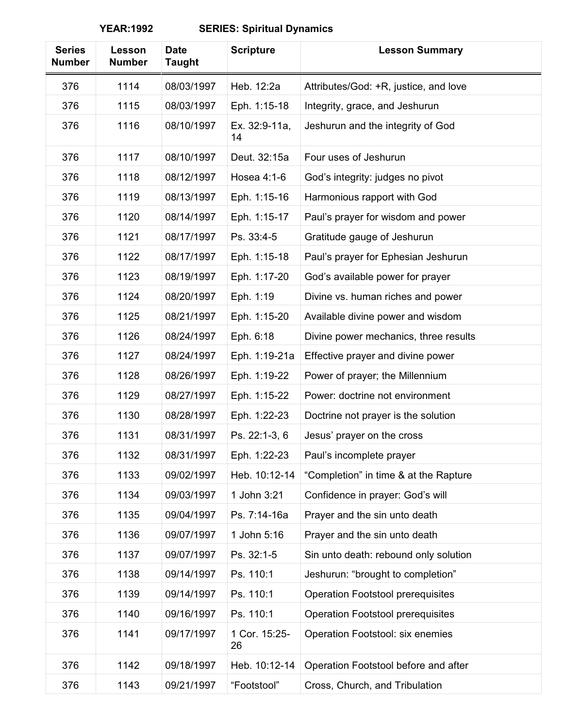**YEAR:1992 SERIES: Spiritual Dynamics**

| Series Number | Lesson Number | Date Taught | Scripture | Lesson Summary |
|---|---|---|---|---|
| 376 | 1114 | 08/03/1997 | Heb. 12:2a | Attributes/God: +R, justice, and love |
| 376 | 1115 | 08/03/1997 | Eph. 1:15-18 | Integrity, grace, and Jeshurun |
| 376 | 1116 | 08/10/1997 | Ex. 32:9-11a, 14 | Jeshurun and the integrity of God |
| 376 | 1117 | 08/10/1997 | Deut. 32:15a | Four uses of Jeshurun |
| 376 | 1118 | 08/12/1997 | Hosea 4:1-6 | God's integrity: judges no pivot |
| 376 | 1119 | 08/13/1997 | Eph. 1:15-16 | Harmonious rapport with God |
| 376 | 1120 | 08/14/1997 | Eph. 1:15-17 | Paul's prayer for wisdom and power |
| 376 | 1121 | 08/17/1997 | Ps. 33:4-5 | Gratitude gauge of Jeshurun |
| 376 | 1122 | 08/17/1997 | Eph. 1:15-18 | Paul's prayer for Ephesian Jeshurun |
| 376 | 1123 | 08/19/1997 | Eph. 1:17-20 | God's available power for prayer |
| 376 | 1124 | 08/20/1997 | Eph. 1:19 | Divine vs. human riches and power |
| 376 | 1125 | 08/21/1997 | Eph. 1:15-20 | Available divine power and wisdom |
| 376 | 1126 | 08/24/1997 | Eph. 6:18 | Divine power mechanics, three results |
| 376 | 1127 | 08/24/1997 | Eph. 1:19-21a | Effective prayer and divine power |
| 376 | 1128 | 08/26/1997 | Eph. 1:19-22 | Power of prayer; the Millennium |
| 376 | 1129 | 08/27/1997 | Eph. 1:15-22 | Power: doctrine not environment |
| 376 | 1130 | 08/28/1997 | Eph. 1:22-23 | Doctrine not prayer is the solution |
| 376 | 1131 | 08/31/1997 | Ps. 22:1-3, 6 | Jesus' prayer on the cross |
| 376 | 1132 | 08/31/1997 | Eph. 1:22-23 | Paul's incomplete prayer |
| 376 | 1133 | 09/02/1997 | Heb. 10:12-14 | "Completion" in time & at the Rapture |
| 376 | 1134 | 09/03/1997 | 1 John 3:21 | Confidence in prayer: God's will |
| 376 | 1135 | 09/04/1997 | Ps. 7:14-16a | Prayer and the sin unto death |
| 376 | 1136 | 09/07/1997 | 1 John 5:16 | Prayer and the sin unto death |
| 376 | 1137 | 09/07/1997 | Ps. 32:1-5 | Sin unto death: rebound only solution |
| 376 | 1138 | 09/14/1997 | Ps. 110:1 | Jeshurun: "brought to completion" |
| 376 | 1139 | 09/14/1997 | Ps. 110:1 | Operation Footstool prerequisites |
| 376 | 1140 | 09/16/1997 | Ps. 110:1 | Operation Footstool prerequisites |
| 376 | 1141 | 09/17/1997 | 1 Cor. 15:25-26 | Operation Footstool: six enemies |
| 376 | 1142 | 09/18/1997 | Heb. 10:12-14 | Operation Footstool before and after |
| 376 | 1143 | 09/21/1997 | "Footstool" | Cross, Church, and Tribulation |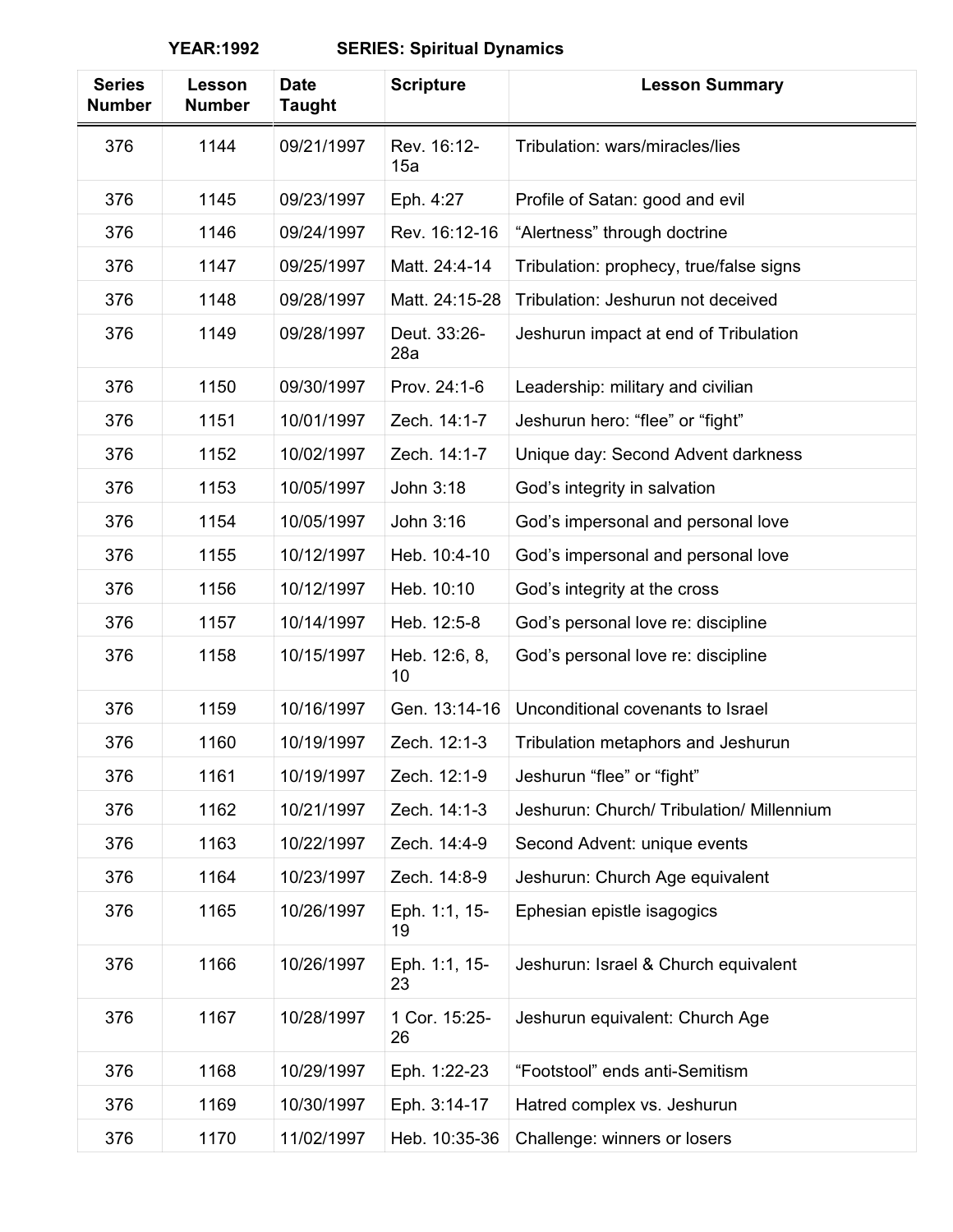**YEAR:1992 SERIES: Spiritual Dynamics**

| Series Number | Lesson Number | Date Taught | Scripture | Lesson Summary |
|---|---|---|---|---|
| 376 | 1144 | 09/21/1997 | Rev. 16:12-15a | Tribulation: wars/miracles/lies |
| 376 | 1145 | 09/23/1997 | Eph. 4:27 | Profile of Satan: good and evil |
| 376 | 1146 | 09/24/1997 | Rev. 16:12-16 | "Alertness" through doctrine |
| 376 | 1147 | 09/25/1997 | Matt. 24:4-14 | Tribulation: prophecy, true/false signs |
| 376 | 1148 | 09/28/1997 | Matt. 24:15-28 | Tribulation: Jeshurun not deceived |
| 376 | 1149 | 09/28/1997 | Deut. 33:26-28a | Jeshurun impact at end of Tribulation |
| 376 | 1150 | 09/30/1997 | Prov. 24:1-6 | Leadership: military and civilian |
| 376 | 1151 | 10/01/1997 | Zech. 14:1-7 | Jeshurun hero: "flee" or "fight" |
| 376 | 1152 | 10/02/1997 | Zech. 14:1-7 | Unique day: Second Advent darkness |
| 376 | 1153 | 10/05/1997 | John 3:18 | God's integrity in salvation |
| 376 | 1154 | 10/05/1997 | John 3:16 | God's impersonal and personal love |
| 376 | 1155 | 10/12/1997 | Heb. 10:4-10 | God's impersonal and personal love |
| 376 | 1156 | 10/12/1997 | Heb. 10:10 | God's integrity at the cross |
| 376 | 1157 | 10/14/1997 | Heb. 12:5-8 | God's personal love re: discipline |
| 376 | 1158 | 10/15/1997 | Heb. 12:6, 8, 10 | God's personal love re: discipline |
| 376 | 1159 | 10/16/1997 | Gen. 13:14-16 | Unconditional covenants to Israel |
| 376 | 1160 | 10/19/1997 | Zech. 12:1-3 | Tribulation metaphors and Jeshurun |
| 376 | 1161 | 10/19/1997 | Zech. 12:1-9 | Jeshurun "flee" or "fight" |
| 376 | 1162 | 10/21/1997 | Zech. 14:1-3 | Jeshurun: Church/ Tribulation/ Millennium |
| 376 | 1163 | 10/22/1997 | Zech. 14:4-9 | Second Advent: unique events |
| 376 | 1164 | 10/23/1997 | Zech. 14:8-9 | Jeshurun: Church Age equivalent |
| 376 | 1165 | 10/26/1997 | Eph. 1:1, 15-19 | Ephesian epistle isagogics |
| 376 | 1166 | 10/26/1997 | Eph. 1:1, 15-23 | Jeshurun: Israel & Church equivalent |
| 376 | 1167 | 10/28/1997 | 1 Cor. 15:25-26 | Jeshurun equivalent: Church Age |
| 376 | 1168 | 10/29/1997 | Eph. 1:22-23 | "Footstool" ends anti-Semitism |
| 376 | 1169 | 10/30/1997 | Eph. 3:14-17 | Hatred complex vs. Jeshurun |
| 376 | 1170 | 11/02/1997 | Heb. 10:35-36 | Challenge: winners or losers |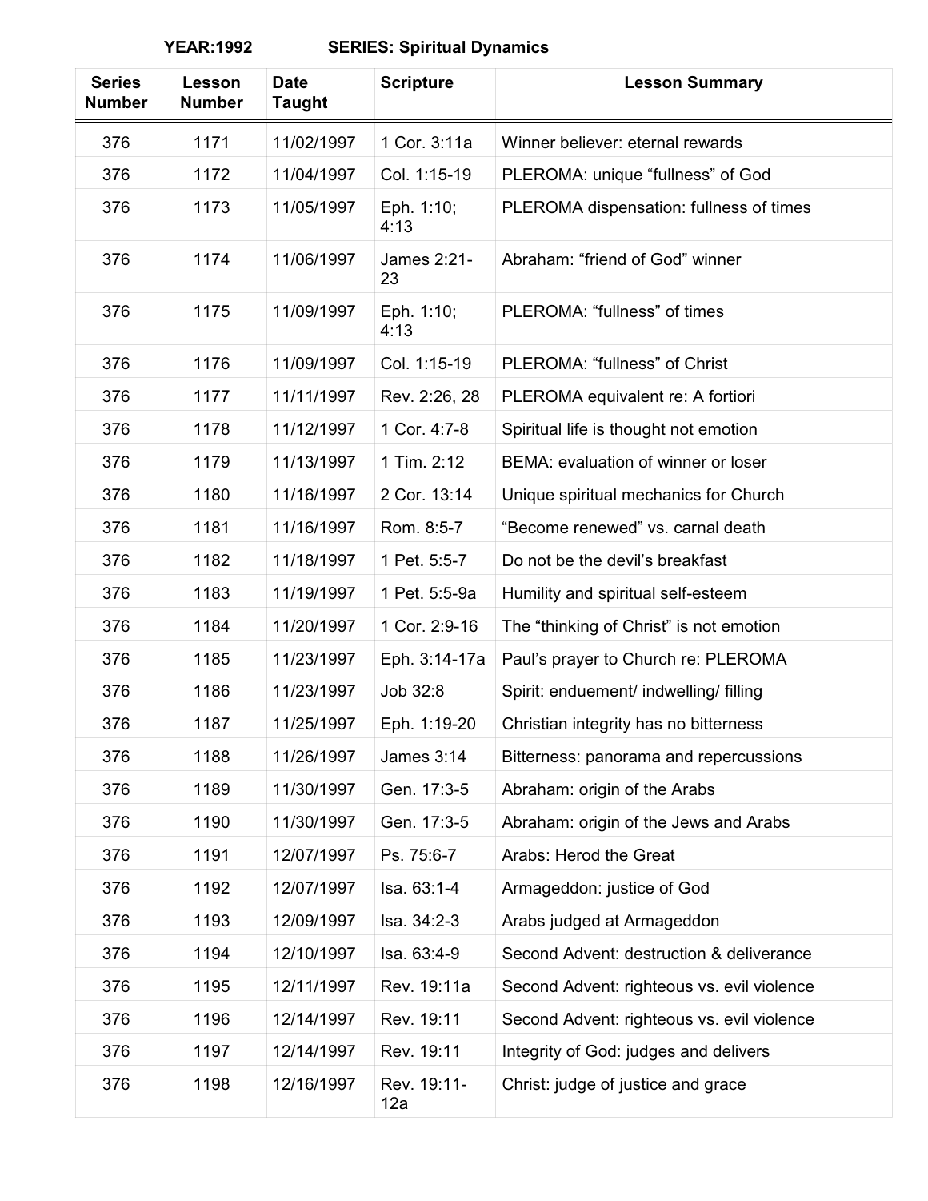**YEAR:1992 SERIES: Spiritual Dynamics**

| Series Number | Lesson Number | Date Taught | Scripture | Lesson Summary |
|---|---|---|---|---|
| 376 | 1171 | 11/02/1997 | 1 Cor. 3:11a | Winner believer: eternal rewards |
| 376 | 1172 | 11/04/1997 | Col. 1:15-19 | PLEROMA: unique “fullness” of God |
| 376 | 1173 | 11/05/1997 | Eph. 1:10; 4:13 | PLEROMA dispensation: fullness of times |
| 376 | 1174 | 11/06/1997 | James 2:21-23 | Abraham: “friend of God” winner |
| 376 | 1175 | 11/09/1997 | Eph. 1:10; 4:13 | PLEROMA: “fullness” of times |
| 376 | 1176 | 11/09/1997 | Col. 1:15-19 | PLEROMA: “fullness” of Christ |
| 376 | 1177 | 11/11/1997 | Rev. 2:26, 28 | PLEROMA equivalent re: A fortiori |
| 376 | 1178 | 11/12/1997 | 1 Cor. 4:7-8 | Spiritual life is thought not emotion |
| 376 | 1179 | 11/13/1997 | 1 Tim. 2:12 | BEMA: evaluation of winner or loser |
| 376 | 1180 | 11/16/1997 | 2 Cor. 13:14 | Unique spiritual mechanics for Church |
| 376 | 1181 | 11/16/1997 | Rom. 8:5-7 | “Become renewed” vs. carnal death |
| 376 | 1182 | 11/18/1997 | 1 Pet. 5:5-7 | Do not be the devil’s breakfast |
| 376 | 1183 | 11/19/1997 | 1 Pet. 5:5-9a | Humility and spiritual self-esteem |
| 376 | 1184 | 11/20/1997 | 1 Cor. 2:9-16 | The “thinking of Christ” is not emotion |
| 376 | 1185 | 11/23/1997 | Eph. 3:14-17a | Paul’s prayer to Church re: PLEROMA |
| 376 | 1186 | 11/23/1997 | Job 32:8 | Spirit: enduement/ indwelling/ filling |
| 376 | 1187 | 11/25/1997 | Eph. 1:19-20 | Christian integrity has no bitterness |
| 376 | 1188 | 11/26/1997 | James 3:14 | Bitterness: panorama and repercussions |
| 376 | 1189 | 11/30/1997 | Gen. 17:3-5 | Abraham: origin of the Arabs |
| 376 | 1190 | 11/30/1997 | Gen. 17:3-5 | Abraham: origin of the Jews and Arabs |
| 376 | 1191 | 12/07/1997 | Ps. 75:6-7 | Arabs: Herod the Great |
| 376 | 1192 | 12/07/1997 | Isa. 63:1-4 | Armageddon: justice of God |
| 376 | 1193 | 12/09/1997 | Isa. 34:2-3 | Arabs judged at Armageddon |
| 376 | 1194 | 12/10/1997 | Isa. 63:4-9 | Second Advent: destruction & deliverance |
| 376 | 1195 | 12/11/1997 | Rev. 19:11a | Second Advent: righteous vs. evil violence |
| 376 | 1196 | 12/14/1997 | Rev. 19:11 | Second Advent: righteous vs. evil violence |
| 376 | 1197 | 12/14/1997 | Rev. 19:11 | Integrity of God: judges and delivers |
| 376 | 1198 | 12/16/1997 | Rev. 19:11-12a | Christ: judge of justice and grace |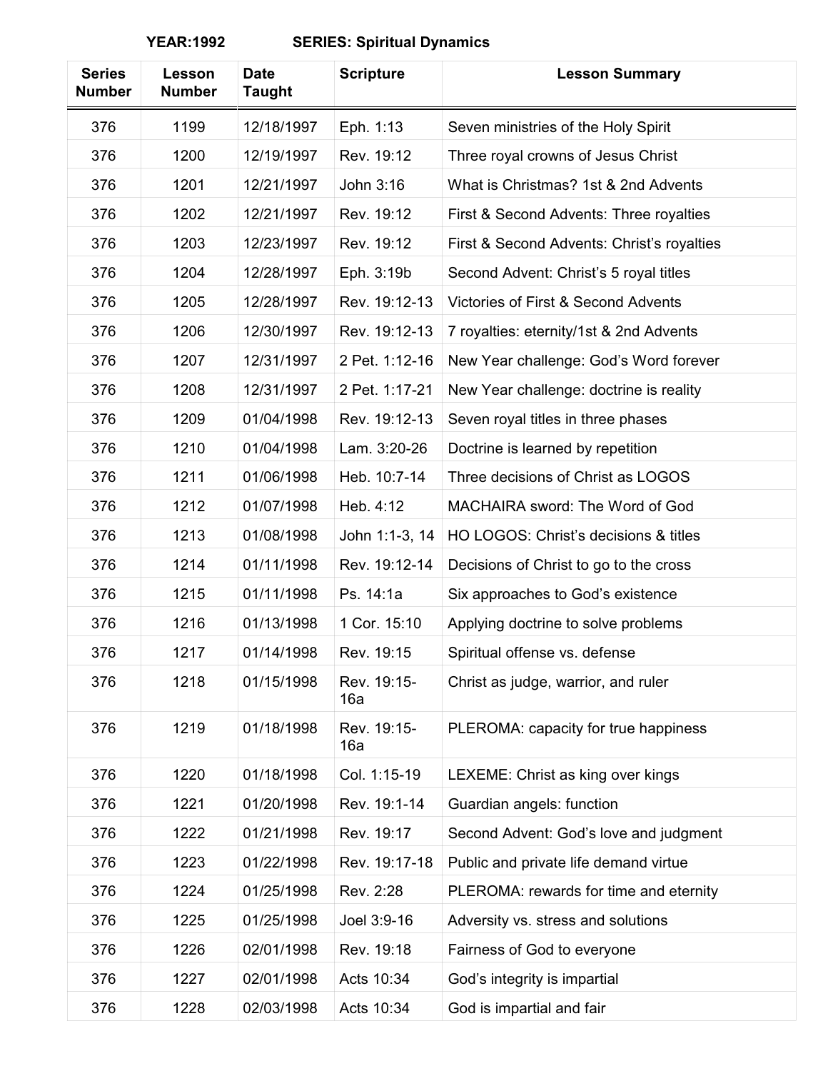**YEAR:1992 SERIES: Spiritual Dynamics**

| Series Number | Lesson Number | Date Taught | Scripture | Lesson Summary |
|---|---|---|---|---|
| 376 | 1199 | 12/18/1997 | Eph. 1:13 | Seven ministries of the Holy Spirit |
| 376 | 1200 | 12/19/1997 | Rev. 19:12 | Three royal crowns of Jesus Christ |
| 376 | 1201 | 12/21/1997 | John 3:16 | What is Christmas? 1st & 2nd Advents |
| 376 | 1202 | 12/21/1997 | Rev. 19:12 | First & Second Advents: Three royalties |
| 376 | 1203 | 12/23/1997 | Rev. 19:12 | First & Second Advents: Christ's royalties |
| 376 | 1204 | 12/28/1997 | Eph. 3:19b | Second Advent: Christ's 5 royal titles |
| 376 | 1205 | 12/28/1997 | Rev. 19:12-13 | Victories of First & Second Advents |
| 376 | 1206 | 12/30/1997 | Rev. 19:12-13 | 7 royalties: eternity/1st & 2nd Advents |
| 376 | 1207 | 12/31/1997 | 2 Pet. 1:12-16 | New Year challenge: God's Word forever |
| 376 | 1208 | 12/31/1997 | 2 Pet. 1:17-21 | New Year challenge: doctrine is reality |
| 376 | 1209 | 01/04/1998 | Rev. 19:12-13 | Seven royal titles in three phases |
| 376 | 1210 | 01/04/1998 | Lam. 3:20-26 | Doctrine is learned by repetition |
| 376 | 1211 | 01/06/1998 | Heb. 10:7-14 | Three decisions of Christ as LOGOS |
| 376 | 1212 | 01/07/1998 | Heb. 4:12 | MACHAIRA sword: The Word of God |
| 376 | 1213 | 01/08/1998 | John 1:1-3, 14 | HO LOGOS: Christ's decisions & titles |
| 376 | 1214 | 01/11/1998 | Rev. 19:12-14 | Decisions of Christ to go to the cross |
| 376 | 1215 | 01/11/1998 | Ps. 14:1a | Six approaches to God's existence |
| 376 | 1216 | 01/13/1998 | 1 Cor. 15:10 | Applying doctrine to solve problems |
| 376 | 1217 | 01/14/1998 | Rev. 19:15 | Spiritual offense vs. defense |
| 376 | 1218 | 01/15/1998 | Rev. 19:15-16a | Christ as judge, warrior, and ruler |
| 376 | 1219 | 01/18/1998 | Rev. 19:15-16a | PLEROMA: capacity for true happiness |
| 376 | 1220 | 01/18/1998 | Col. 1:15-19 | LEXEME: Christ as king over kings |
| 376 | 1221 | 01/20/1998 | Rev. 19:1-14 | Guardian angels: function |
| 376 | 1222 | 01/21/1998 | Rev. 19:17 | Second Advent: God's love and judgment |
| 376 | 1223 | 01/22/1998 | Rev. 19:17-18 | Public and private life demand virtue |
| 376 | 1224 | 01/25/1998 | Rev. 2:28 | PLEROMA: rewards for time and eternity |
| 376 | 1225 | 01/25/1998 | Joel 3:9-16 | Adversity vs. stress and solutions |
| 376 | 1226 | 02/01/1998 | Rev. 19:18 | Fairness of God to everyone |
| 376 | 1227 | 02/01/1998 | Acts 10:34 | God's integrity is impartial |
| 376 | 1228 | 02/03/1998 | Acts 10:34 | God is impartial and fair |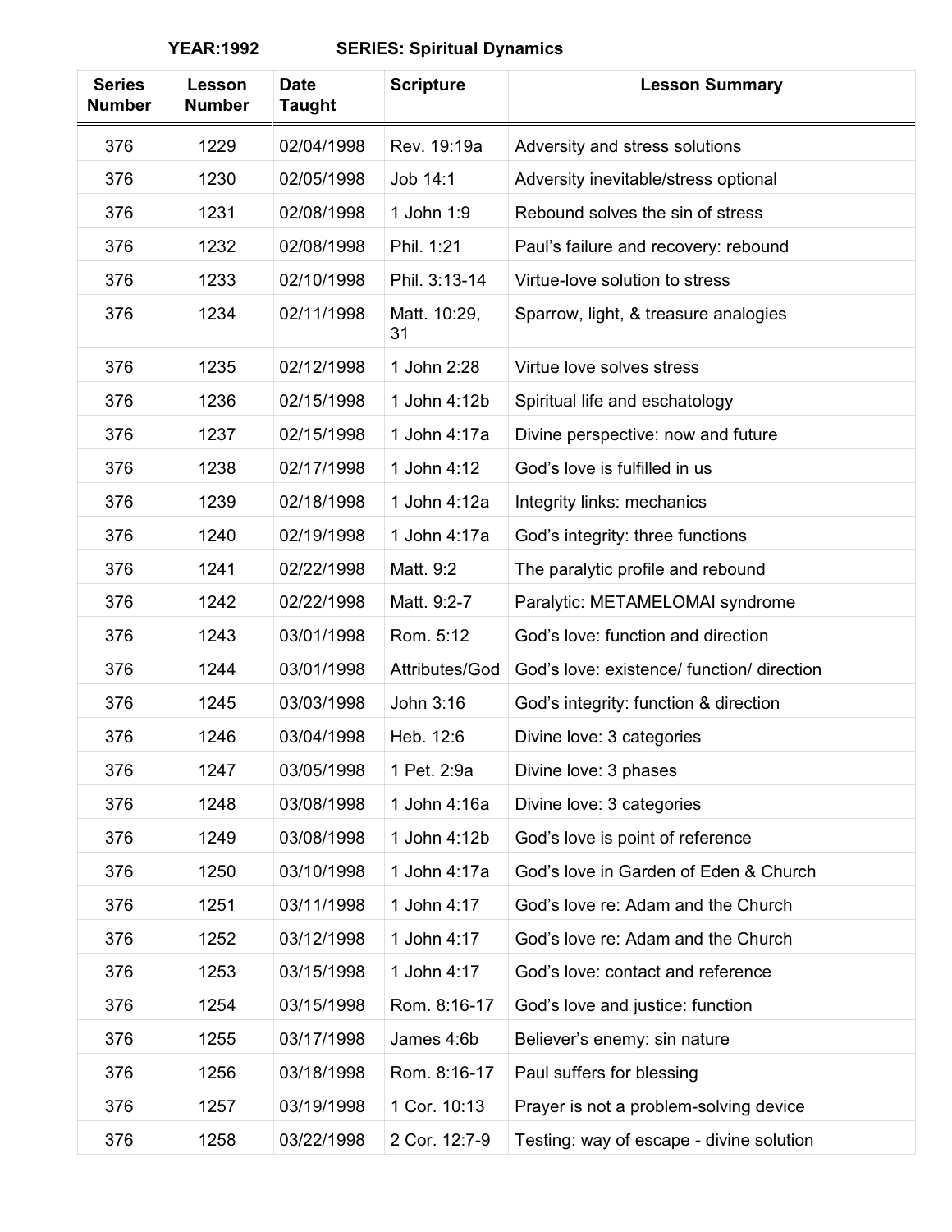**YEAR:1992** **SERIES: Spiritual Dynamics**

| Series Number | Lesson Number | Date Taught | Scripture | Lesson Summary |
|---|---|---|---|---|
| 376 | 1229 | 02/04/1998 | Rev. 19:19a | Adversity and stress solutions |
| 376 | 1230 | 02/05/1998 | Job 14:1 | Adversity inevitable/stress optional |
| 376 | 1231 | 02/08/1998 | 1 John 1:9 | Rebound solves the sin of stress |
| 376 | 1232 | 02/08/1998 | Phil. 1:21 | Paul's failure and recovery: rebound |
| 376 | 1233 | 02/10/1998 | Phil. 3:13-14 | Virtue-love solution to stress |
| 376 | 1234 | 02/11/1998 | Matt. 10:29, 31 | Sparrow, light, & treasure analogies |
| 376 | 1235 | 02/12/1998 | 1 John 2:28 | Virtue love solves stress |
| 376 | 1236 | 02/15/1998 | 1 John 4:12b | Spiritual life and eschatology |
| 376 | 1237 | 02/15/1998 | 1 John 4:17a | Divine perspective: now and future |
| 376 | 1238 | 02/17/1998 | 1 John 4:12 | God's love is fulfilled in us |
| 376 | 1239 | 02/18/1998 | 1 John 4:12a | Integrity links: mechanics |
| 376 | 1240 | 02/19/1998 | 1 John 4:17a | God's integrity: three functions |
| 376 | 1241 | 02/22/1998 | Matt. 9:2 | The paralytic profile and rebound |
| 376 | 1242 | 02/22/1998 | Matt. 9:2-7 | Paralytic: METAMELOMAI syndrome |
| 376 | 1243 | 03/01/1998 | Rom. 5:12 | God's love: function and direction |
| 376 | 1244 | 03/01/1998 | Attributes/God | God's love: existence/ function/ direction |
| 376 | 1245 | 03/03/1998 | John 3:16 | God's integrity: function & direction |
| 376 | 1246 | 03/04/1998 | Heb. 12:6 | Divine love: 3 categories |
| 376 | 1247 | 03/05/1998 | 1 Pet. 2:9a | Divine love: 3 phases |
| 376 | 1248 | 03/08/1998 | 1 John 4:16a | Divine love: 3 categories |
| 376 | 1249 | 03/08/1998 | 1 John 4:12b | God's love is point of reference |
| 376 | 1250 | 03/10/1998 | 1 John 4:17a | God's love in Garden of Eden & Church |
| 376 | 1251 | 03/11/1998 | 1 John 4:17 | God's love re: Adam and the Church |
| 376 | 1252 | 03/12/1998 | 1 John 4:17 | God's love re: Adam and the Church |
| 376 | 1253 | 03/15/1998 | 1 John 4:17 | God's love: contact and reference |
| 376 | 1254 | 03/15/1998 | Rom. 8:16-17 | God's love and justice: function |
| 376 | 1255 | 03/17/1998 | James 4:6b | Believer's enemy: sin nature |
| 376 | 1256 | 03/18/1998 | Rom. 8:16-17 | Paul suffers for blessing |
| 376 | 1257 | 03/19/1998 | 1 Cor. 10:13 | Prayer is not a problem-solving device |
| 376 | 1258 | 03/22/1998 | 2 Cor. 12:7-9 | Testing: way of escape - divine solution |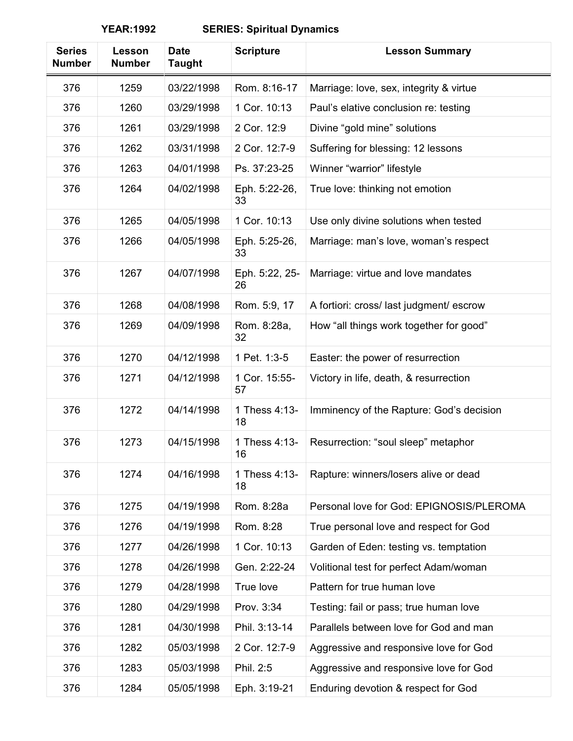**YEAR:1992 SERIES: Spiritual Dynamics**

| Series Number | Lesson Number | Date Taught | Scripture | Lesson Summary |
|---|---|---|---|---|
| 376 | 1259 | 03/22/1998 | Rom. 8:16-17 | Marriage: love, sex, integrity & virtue |
| 376 | 1260 | 03/29/1998 | 1 Cor. 10:13 | Paul's elative conclusion re: testing |
| 376 | 1261 | 03/29/1998 | 2 Cor. 12:9 | Divine "gold mine" solutions |
| 376 | 1262 | 03/31/1998 | 2 Cor. 12:7-9 | Suffering for blessing: 12 lessons |
| 376 | 1263 | 04/01/1998 | Ps. 37:23-25 | Winner "warrior" lifestyle |
| 376 | 1264 | 04/02/1998 | Eph. 5:22-26, 33 | True love: thinking not emotion |
| 376 | 1265 | 04/05/1998 | 1 Cor. 10:13 | Use only divine solutions when tested |
| 376 | 1266 | 04/05/1998 | Eph. 5:25-26, 33 | Marriage: man's love, woman's respect |
| 376 | 1267 | 04/07/1998 | Eph. 5:22, 25-26 | Marriage: virtue and love mandates |
| 376 | 1268 | 04/08/1998 | Rom. 5:9, 17 | A fortiori: cross/ last judgment/ escrow |
| 376 | 1269 | 04/09/1998 | Rom. 8:28a, 32 | How "all things work together for good" |
| 376 | 1270 | 04/12/1998 | 1 Pet. 1:3-5 | Easter: the power of resurrection |
| 376 | 1271 | 04/12/1998 | 1 Cor. 15:55-57 | Victory in life, death, & resurrection |
| 376 | 1272 | 04/14/1998 | 1 Thess 4:13-18 | Imminency of the Rapture: God's decision |
| 376 | 1273 | 04/15/1998 | 1 Thess 4:13-16 | Resurrection: "soul sleep" metaphor |
| 376 | 1274 | 04/16/1998 | 1 Thess 4:13-18 | Rapture: winners/losers alive or dead |
| 376 | 1275 | 04/19/1998 | Rom. 8:28a | Personal love for God: EPIGNOSIS/PLEROMA |
| 376 | 1276 | 04/19/1998 | Rom. 8:28 | True personal love and respect for God |
| 376 | 1277 | 04/26/1998 | 1 Cor. 10:13 | Garden of Eden: testing vs. temptation |
| 376 | 1278 | 04/26/1998 | Gen. 2:22-24 | Volitional test for perfect Adam/woman |
| 376 | 1279 | 04/28/1998 | True love | Pattern for true human love |
| 376 | 1280 | 04/29/1998 | Prov. 3:34 | Testing: fail or pass; true human love |
| 376 | 1281 | 04/30/1998 | Phil. 3:13-14 | Parallels between love for God and man |
| 376 | 1282 | 05/03/1998 | 2 Cor. 12:7-9 | Aggressive and responsive love for God |
| 376 | 1283 | 05/03/1998 | Phil. 2:5 | Aggressive and responsive love for God |
| 376 | 1284 | 05/05/1998 | Eph. 3:19-21 | Enduring devotion & respect for God |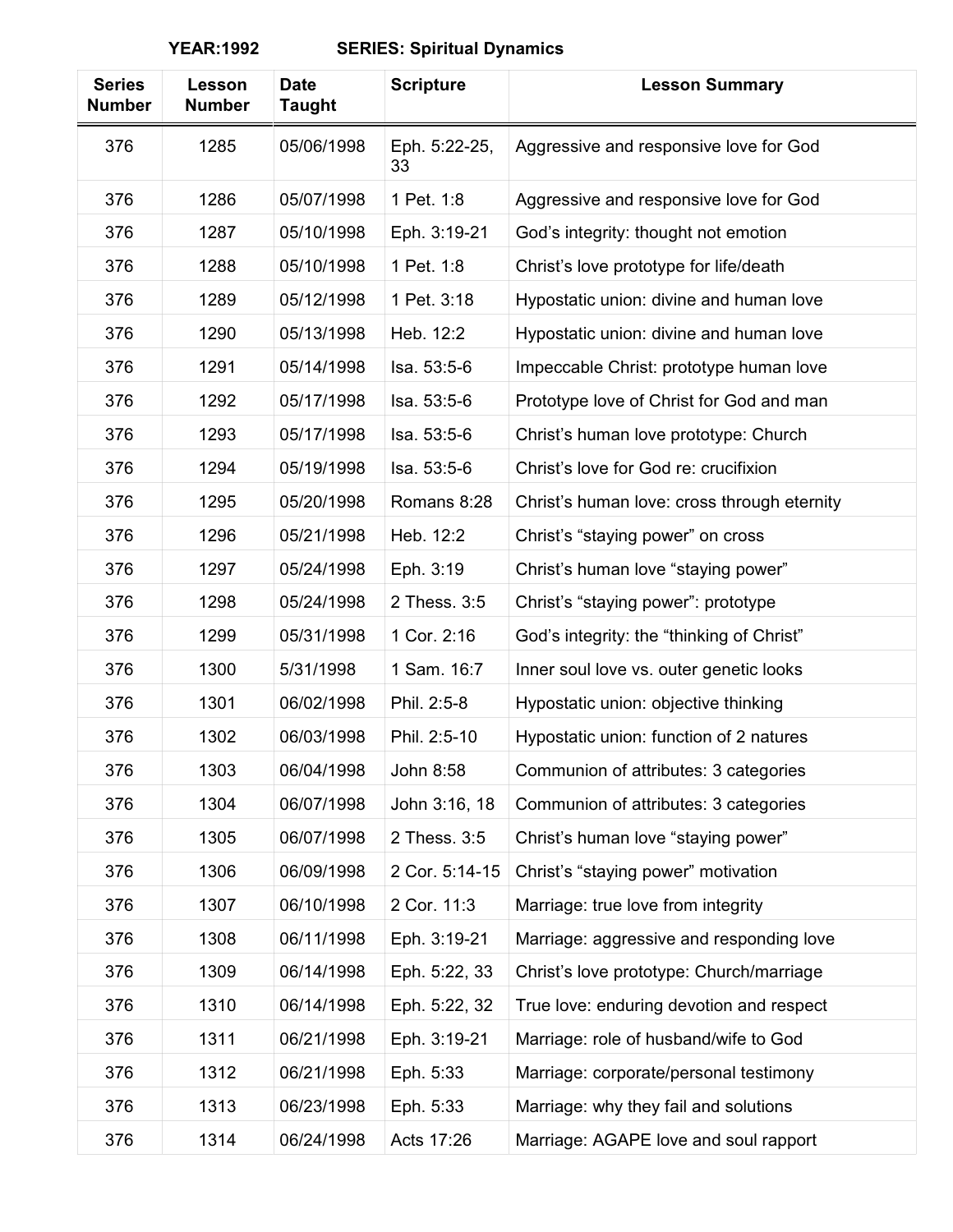**YEAR:1992 SERIES: Spiritual Dynamics**

| Series Number | Lesson Number | Date Taught | Scripture | Lesson Summary |
|---|---|---|---|---|
| 376 | 1285 | 05/06/1998 | Eph. 5:22-25, 33 | Aggressive and responsive love for God |
| 376 | 1286 | 05/07/1998 | 1 Pet. 1:8 | Aggressive and responsive love for God |
| 376 | 1287 | 05/10/1998 | Eph. 3:19-21 | God's integrity: thought not emotion |
| 376 | 1288 | 05/10/1998 | 1 Pet. 1:8 | Christ's love prototype for life/death |
| 376 | 1289 | 05/12/1998 | 1 Pet. 3:18 | Hypostatic union: divine and human love |
| 376 | 1290 | 05/13/1998 | Heb. 12:2 | Hypostatic union: divine and human love |
| 376 | 1291 | 05/14/1998 | Isa. 53:5-6 | Impeccable Christ: prototype human love |
| 376 | 1292 | 05/17/1998 | Isa. 53:5-6 | Prototype love of Christ for God and man |
| 376 | 1293 | 05/17/1998 | Isa. 53:5-6 | Christ's human love prototype: Church |
| 376 | 1294 | 05/19/1998 | Isa. 53:5-6 | Christ's love for God re: crucifixion |
| 376 | 1295 | 05/20/1998 | Romans 8:28 | Christ's human love: cross through eternity |
| 376 | 1296 | 05/21/1998 | Heb. 12:2 | Christ's "staying power" on cross |
| 376 | 1297 | 05/24/1998 | Eph. 3:19 | Christ's human love "staying power" |
| 376 | 1298 | 05/24/1998 | 2 Thess. 3:5 | Christ's "staying power": prototype |
| 376 | 1299 | 05/31/1998 | 1 Cor. 2:16 | God's integrity: the "thinking of Christ" |
| 376 | 1300 | 5/31/1998 | 1 Sam. 16:7 | Inner soul love vs. outer genetic looks |
| 376 | 1301 | 06/02/1998 | Phil. 2:5-8 | Hypostatic union: objective thinking |
| 376 | 1302 | 06/03/1998 | Phil. 2:5-10 | Hypostatic union: function of 2 natures |
| 376 | 1303 | 06/04/1998 | John 8:58 | Communion of attributes: 3 categories |
| 376 | 1304 | 06/07/1998 | John 3:16, 18 | Communion of attributes: 3 categories |
| 376 | 1305 | 06/07/1998 | 2 Thess. 3:5 | Christ's human love "staying power" |
| 376 | 1306 | 06/09/1998 | 2 Cor. 5:14-15 | Christ's "staying power" motivation |
| 376 | 1307 | 06/10/1998 | 2 Cor. 11:3 | Marriage: true love from integrity |
| 376 | 1308 | 06/11/1998 | Eph. 3:19-21 | Marriage: aggressive and responding love |
| 376 | 1309 | 06/14/1998 | Eph. 5:22, 33 | Christ's love prototype: Church/marriage |
| 376 | 1310 | 06/14/1998 | Eph. 5:22, 32 | True love: enduring devotion and respect |
| 376 | 1311 | 06/21/1998 | Eph. 3:19-21 | Marriage: role of husband/wife to God |
| 376 | 1312 | 06/21/1998 | Eph. 5:33 | Marriage: corporate/personal testimony |
| 376 | 1313 | 06/23/1998 | Eph. 5:33 | Marriage: why they fail and solutions |
| 376 | 1314 | 06/24/1998 | Acts 17:26 | Marriage: AGAPE love and soul rapport |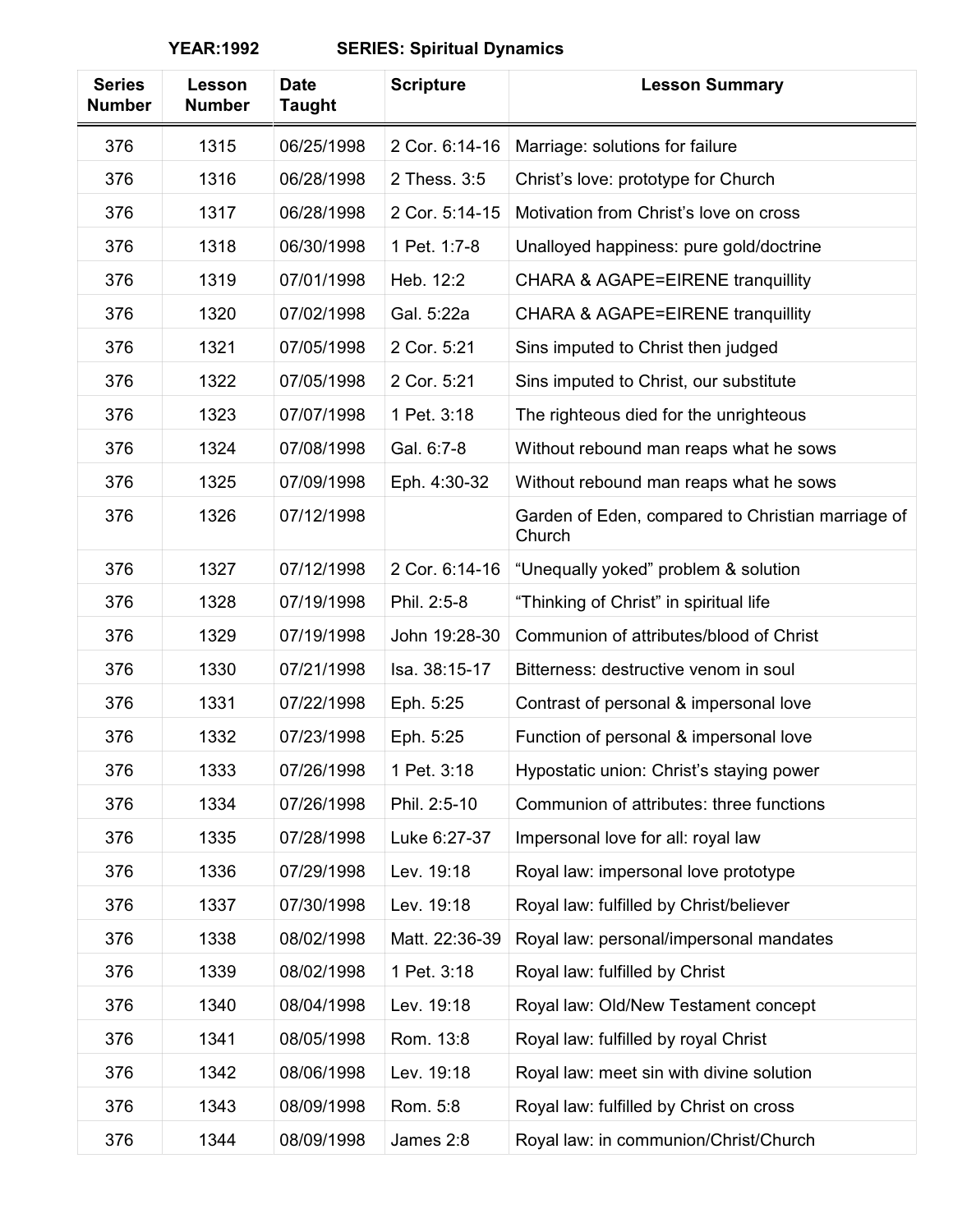**YEAR:1992 SERIES: Spiritual Dynamics**

| Series Number | Lesson Number | Date Taught | Scripture | Lesson Summary |
|---|---|---|---|---|
| 376 | 1315 | 06/25/1998 | 2 Cor. 6:14-16 | Marriage: solutions for failure |
| 376 | 1316 | 06/28/1998 | 2 Thess. 3:5 | Christ's love: prototype for Church |
| 376 | 1317 | 06/28/1998 | 2 Cor. 5:14-15 | Motivation from Christ's love on cross |
| 376 | 1318 | 06/30/1998 | 1 Pet. 1:7-8 | Unalloyed happiness: pure gold/doctrine |
| 376 | 1319 | 07/01/1998 | Heb. 12:2 | CHARA & AGAPE=EIRENE tranquillity |
| 376 | 1320 | 07/02/1998 | Gal. 5:22a | CHARA & AGAPE=EIRENE tranquillity |
| 376 | 1321 | 07/05/1998 | 2 Cor. 5:21 | Sins imputed to Christ then judged |
| 376 | 1322 | 07/05/1998 | 2 Cor. 5:21 | Sins imputed to Christ, our substitute |
| 376 | 1323 | 07/07/1998 | 1 Pet. 3:18 | The righteous died for the unrighteous |
| 376 | 1324 | 07/08/1998 | Gal. 6:7-8 | Without rebound man reaps what he sows |
| 376 | 1325 | 07/09/1998 | Eph. 4:30-32 | Without rebound man reaps what he sows |
| 376 | 1326 | 07/12/1998 | | Garden of Eden, compared to Christian marriage of Church |
| 376 | 1327 | 07/12/1998 | 2 Cor. 6:14-16 | "Unequally yoked" problem & solution |
| 376 | 1328 | 07/19/1998 | Phil. 2:5-8 | "Thinking of Christ" in spiritual life |
| 376 | 1329 | 07/19/1998 | John 19:28-30 | Communion of attributes/blood of Christ |
| 376 | 1330 | 07/21/1998 | Isa. 38:15-17 | Bitterness: destructive venom in soul |
| 376 | 1331 | 07/22/1998 | Eph. 5:25 | Contrast of personal & impersonal love |
| 376 | 1332 | 07/23/1998 | Eph. 5:25 | Function of personal & impersonal love |
| 376 | 1333 | 07/26/1998 | 1 Pet. 3:18 | Hypostatic union: Christ's staying power |
| 376 | 1334 | 07/26/1998 | Phil. 2:5-10 | Communion of attributes: three functions |
| 376 | 1335 | 07/28/1998 | Luke 6:27-37 | Impersonal love for all: royal law |
| 376 | 1336 | 07/29/1998 | Lev. 19:18 | Royal law: impersonal love prototype |
| 376 | 1337 | 07/30/1998 | Lev. 19:18 | Royal law: fulfilled by Christ/believer |
| 376 | 1338 | 08/02/1998 | Matt. 22:36-39 | Royal law: personal/impersonal mandates |
| 376 | 1339 | 08/02/1998 | 1 Pet. 3:18 | Royal law: fulfilled by Christ |
| 376 | 1340 | 08/04/1998 | Lev. 19:18 | Royal law: Old/New Testament concept |
| 376 | 1341 | 08/05/1998 | Rom. 13:8 | Royal law: fulfilled by royal Christ |
| 376 | 1342 | 08/06/1998 | Lev. 19:18 | Royal law: meet sin with divine solution |
| 376 | 1343 | 08/09/1998 | Rom. 5:8 | Royal law: fulfilled by Christ on cross |
| 376 | 1344 | 08/09/1998 | James 2:8 | Royal law: in communion/Christ/Church |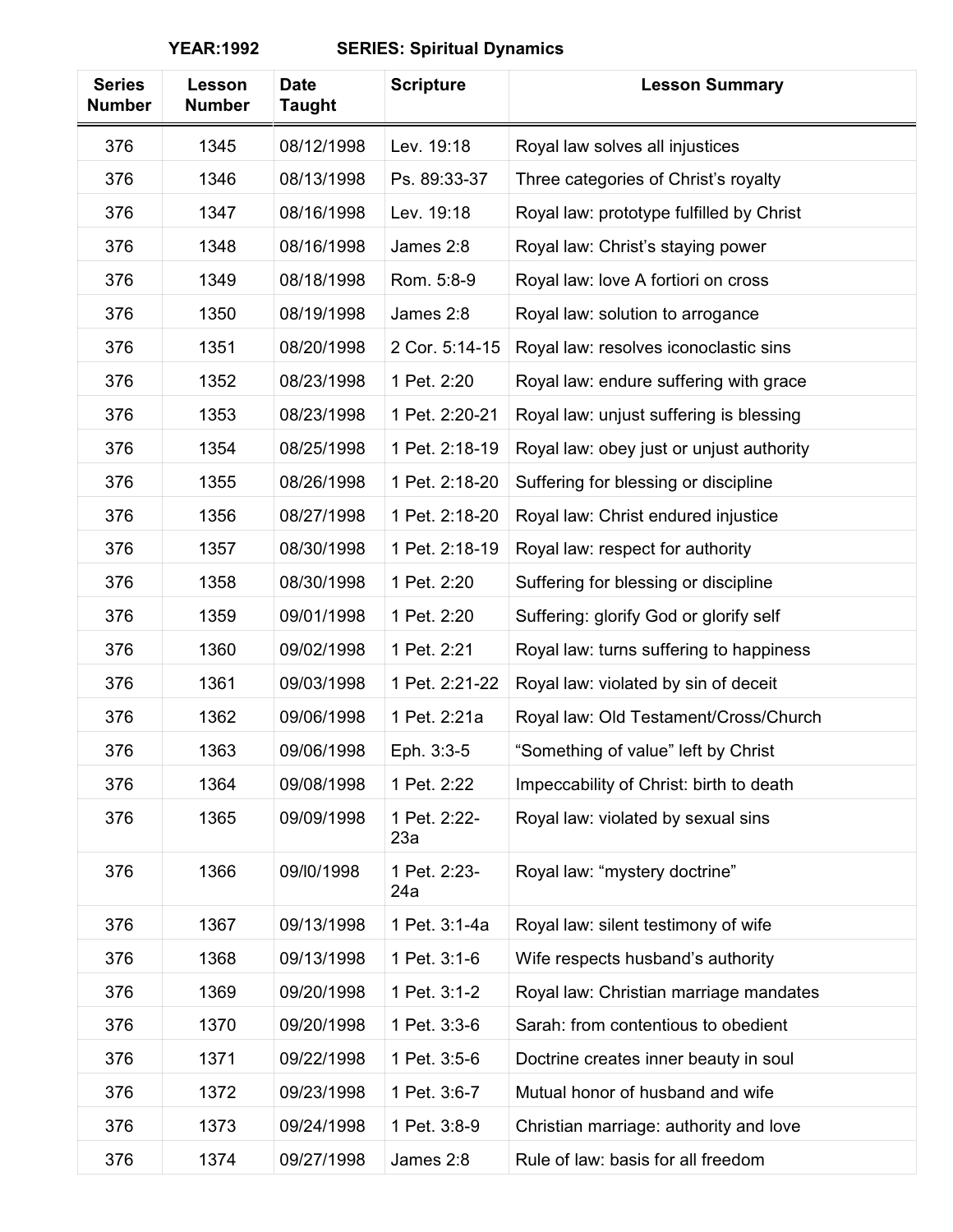**YEAR:1992 SERIES: Spiritual Dynamics**

| Series Number | Lesson Number | Date Taught | Scripture | Lesson Summary |
|---|---|---|---|---|
| 376 | 1345 | 08/12/1998 | Lev. 19:18 | Royal law solves all injustices |
| 376 | 1346 | 08/13/1998 | Ps. 89:33-37 | Three categories of Christ's royalty |
| 376 | 1347 | 08/16/1998 | Lev. 19:18 | Royal law: prototype fulfilled by Christ |
| 376 | 1348 | 08/16/1998 | James 2:8 | Royal law: Christ's staying power |
| 376 | 1349 | 08/18/1998 | Rom. 5:8-9 | Royal law: love A fortiori on cross |
| 376 | 1350 | 08/19/1998 | James 2:8 | Royal law: solution to arrogance |
| 376 | 1351 | 08/20/1998 | 2 Cor. 5:14-15 | Royal law: resolves iconoclastic sins |
| 376 | 1352 | 08/23/1998 | 1 Pet. 2:20 | Royal law: endure suffering with grace |
| 376 | 1353 | 08/23/1998 | 1 Pet. 2:20-21 | Royal law: unjust suffering is blessing |
| 376 | 1354 | 08/25/1998 | 1 Pet. 2:18-19 | Royal law: obey just or unjust authority |
| 376 | 1355 | 08/26/1998 | 1 Pet. 2:18-20 | Suffering for blessing or discipline |
| 376 | 1356 | 08/27/1998 | 1 Pet. 2:18-20 | Royal law: Christ endured injustice |
| 376 | 1357 | 08/30/1998 | 1 Pet. 2:18-19 | Royal law: respect for authority |
| 376 | 1358 | 08/30/1998 | 1 Pet. 2:20 | Suffering for blessing or discipline |
| 376 | 1359 | 09/01/1998 | 1 Pet. 2:20 | Suffering: glorify God or glorify self |
| 376 | 1360 | 09/02/1998 | 1 Pet. 2:21 | Royal law: turns suffering to happiness |
| 376 | 1361 | 09/03/1998 | 1 Pet. 2:21-22 | Royal law: violated by sin of deceit |
| 376 | 1362 | 09/06/1998 | 1 Pet. 2:21a | Royal law: Old Testament/Cross/Church |
| 376 | 1363 | 09/06/1998 | Eph. 3:3-5 | "Something of value" left by Christ |
| 376 | 1364 | 09/08/1998 | 1 Pet. 2:22 | Impeccability of Christ: birth to death |
| 376 | 1365 | 09/09/1998 | 1 Pet. 2:22-23a | Royal law: violated by sexual sins |
| 376 | 1366 | 09/l0/1998 | 1 Pet. 2:23-24a | Royal law: "mystery doctrine" |
| 376 | 1367 | 09/13/1998 | 1 Pet. 3:1-4a | Royal law: silent testimony of wife |
| 376 | 1368 | 09/13/1998 | 1 Pet. 3:1-6 | Wife respects husband's authority |
| 376 | 1369 | 09/20/1998 | 1 Pet. 3:1-2 | Royal law: Christian marriage mandates |
| 376 | 1370 | 09/20/1998 | 1 Pet. 3:3-6 | Sarah: from contentious to obedient |
| 376 | 1371 | 09/22/1998 | 1 Pet. 3:5-6 | Doctrine creates inner beauty in soul |
| 376 | 1372 | 09/23/1998 | 1 Pet. 3:6-7 | Mutual honor of husband and wife |
| 376 | 1373 | 09/24/1998 | 1 Pet. 3:8-9 | Christian marriage: authority and love |
| 376 | 1374 | 09/27/1998 | James 2:8 | Rule of law: basis for all freedom |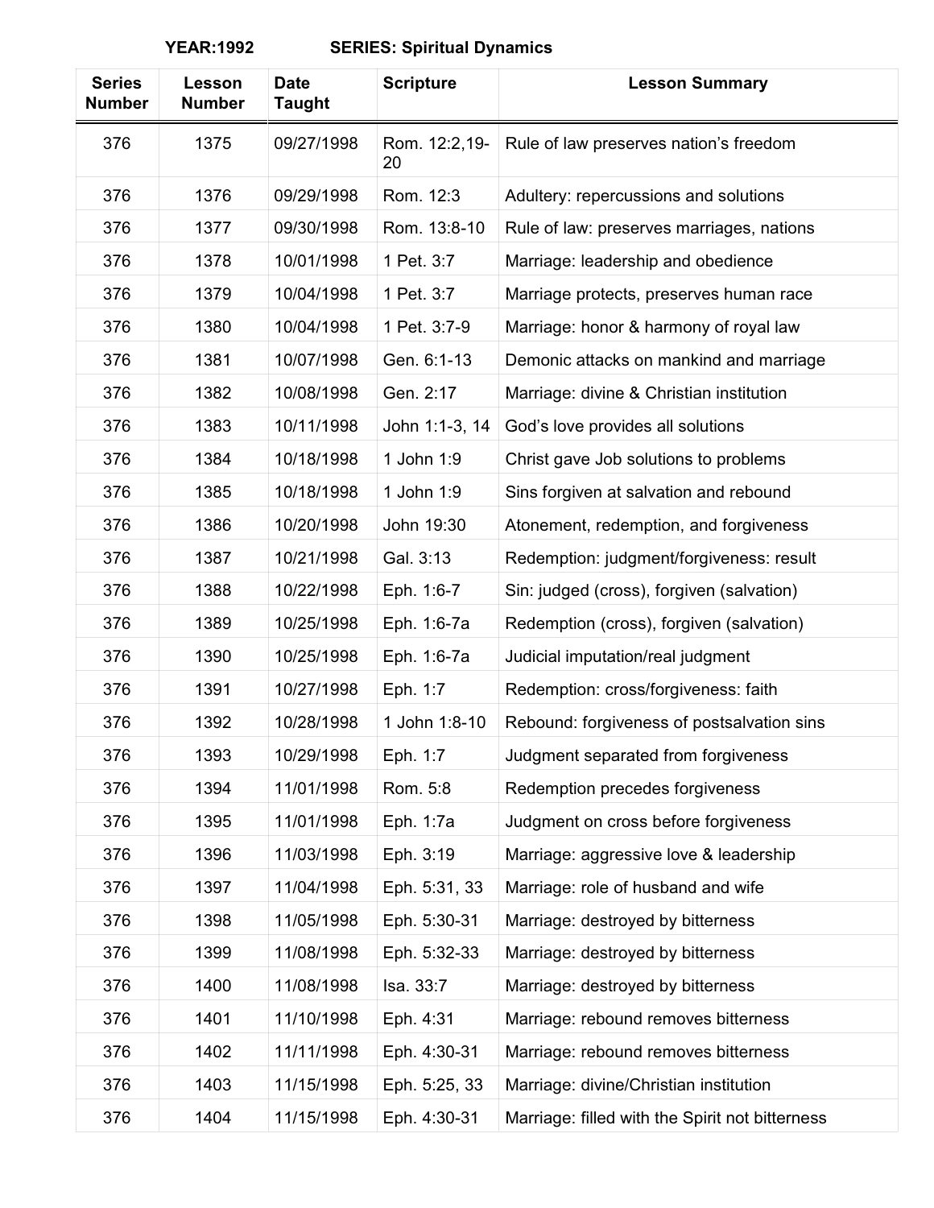**YEAR:1992 SERIES: Spiritual Dynamics**

| Series Number | Lesson Number | Date Taught | Scripture | Lesson Summary |
|---|---|---|---|---|
| 376 | 1375 | 09/27/1998 | Rom. 12:2,19-20 | Rule of law preserves nation's freedom |
| 376 | 1376 | 09/29/1998 | Rom. 12:3 | Adultery: repercussions and solutions |
| 376 | 1377 | 09/30/1998 | Rom. 13:8-10 | Rule of law: preserves marriages, nations |
| 376 | 1378 | 10/01/1998 | 1 Pet. 3:7 | Marriage: leadership and obedience |
| 376 | 1379 | 10/04/1998 | 1 Pet. 3:7 | Marriage protects, preserves human race |
| 376 | 1380 | 10/04/1998 | 1 Pet. 3:7-9 | Marriage: honor & harmony of royal law |
| 376 | 1381 | 10/07/1998 | Gen. 6:1-13 | Demonic attacks on mankind and marriage |
| 376 | 1382 | 10/08/1998 | Gen. 2:17 | Marriage: divine & Christian institution |
| 376 | 1383 | 10/11/1998 | John 1:1-3, 14 | God's love provides all solutions |
| 376 | 1384 | 10/18/1998 | 1 John 1:9 | Christ gave Job solutions to problems |
| 376 | 1385 | 10/18/1998 | 1 John 1:9 | Sins forgiven at salvation and rebound |
| 376 | 1386 | 10/20/1998 | John 19:30 | Atonement, redemption, and forgiveness |
| 376 | 1387 | 10/21/1998 | Gal. 3:13 | Redemption: judgment/forgiveness: result |
| 376 | 1388 | 10/22/1998 | Eph. 1:6-7 | Sin: judged (cross), forgiven (salvation) |
| 376 | 1389 | 10/25/1998 | Eph. 1:6-7a | Redemption (cross), forgiven (salvation) |
| 376 | 1390 | 10/25/1998 | Eph. 1:6-7a | Judicial imputation/real judgment |
| 376 | 1391 | 10/27/1998 | Eph. 1:7 | Redemption: cross/forgiveness: faith |
| 376 | 1392 | 10/28/1998 | 1 John 1:8-10 | Rebound: forgiveness of postsalvation sins |
| 376 | 1393 | 10/29/1998 | Eph. 1:7 | Judgment separated from forgiveness |
| 376 | 1394 | 11/01/1998 | Rom. 5:8 | Redemption precedes forgiveness |
| 376 | 1395 | 11/01/1998 | Eph. 1:7a | Judgment on cross before forgiveness |
| 376 | 1396 | 11/03/1998 | Eph. 3:19 | Marriage: aggressive love & leadership |
| 376 | 1397 | 11/04/1998 | Eph. 5:31, 33 | Marriage: role of husband and wife |
| 376 | 1398 | 11/05/1998 | Eph. 5:30-31 | Marriage: destroyed by bitterness |
| 376 | 1399 | 11/08/1998 | Eph. 5:32-33 | Marriage: destroyed by bitterness |
| 376 | 1400 | 11/08/1998 | Isa. 33:7 | Marriage: destroyed by bitterness |
| 376 | 1401 | 11/10/1998 | Eph. 4:31 | Marriage: rebound removes bitterness |
| 376 | 1402 | 11/11/1998 | Eph. 4:30-31 | Marriage: rebound removes bitterness |
| 376 | 1403 | 11/15/1998 | Eph. 5:25, 33 | Marriage: divine/Christian institution |
| 376 | 1404 | 11/15/1998 | Eph. 4:30-31 | Marriage: filled with the Spirit not bitterness |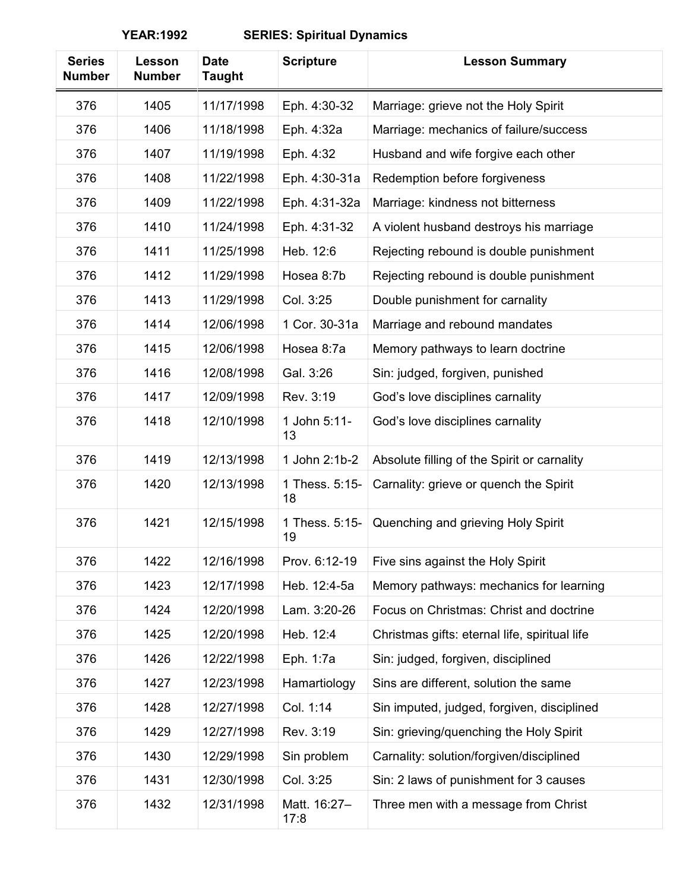**YEAR:1992 SERIES: Spiritual Dynamics**

| Series Number | Lesson Number | Date Taught | Scripture | Lesson Summary |
|---|---|---|---|---|
| 376 | 1405 | 11/17/1998 | Eph. 4:30-32 | Marriage: grieve not the Holy Spirit |
| 376 | 1406 | 11/18/1998 | Eph. 4:32a | Marriage: mechanics of failure/success |
| 376 | 1407 | 11/19/1998 | Eph. 4:32 | Husband and wife forgive each other |
| 376 | 1408 | 11/22/1998 | Eph. 4:30-31a | Redemption before forgiveness |
| 376 | 1409 | 11/22/1998 | Eph. 4:31-32a | Marriage: kindness not bitterness |
| 376 | 1410 | 11/24/1998 | Eph. 4:31-32 | A violent husband destroys his marriage |
| 376 | 1411 | 11/25/1998 | Heb. 12:6 | Rejecting rebound is double punishment |
| 376 | 1412 | 11/29/1998 | Hosea 8:7b | Rejecting rebound is double punishment |
| 376 | 1413 | 11/29/1998 | Col. 3:25 | Double punishment for carnality |
| 376 | 1414 | 12/06/1998 | 1 Cor. 30-31a | Marriage and rebound mandates |
| 376 | 1415 | 12/06/1998 | Hosea 8:7a | Memory pathways to learn doctrine |
| 376 | 1416 | 12/08/1998 | Gal. 3:26 | Sin: judged, forgiven, punished |
| 376 | 1417 | 12/09/1998 | Rev. 3:19 | God's love disciplines carnality |
| 376 | 1418 | 12/10/1998 | 1 John 5:11-13 | God's love disciplines carnality |
| 376 | 1419 | 12/13/1998 | 1 John 2:1b-2 | Absolute filling of the Spirit or carnality |
| 376 | 1420 | 12/13/1998 | 1 Thess. 5:15-18 | Carnality: grieve or quench the Spirit |
| 376 | 1421 | 12/15/1998 | 1 Thess. 5:15-19 | Quenching and grieving Holy Spirit |
| 376 | 1422 | 12/16/1998 | Prov. 6:12-19 | Five sins against the Holy Spirit |
| 376 | 1423 | 12/17/1998 | Heb. 12:4-5a | Memory pathways: mechanics for learning |
| 376 | 1424 | 12/20/1998 | Lam. 3:20-26 | Focus on Christmas: Christ and doctrine |
| 376 | 1425 | 12/20/1998 | Heb. 12:4 | Christmas gifts: eternal life, spiritual life |
| 376 | 1426 | 12/22/1998 | Eph. 1:7a | Sin: judged, forgiven, disciplined |
| 376 | 1427 | 12/23/1998 | Hamartiology | Sins are different, solution the same |
| 376 | 1428 | 12/27/1998 | Col. 1:14 | Sin imputed, judged, forgiven, disciplined |
| 376 | 1429 | 12/27/1998 | Rev. 3:19 | Sin: grieving/quenching the Holy Spirit |
| 376 | 1430 | 12/29/1998 | Sin problem | Carnality: solution/forgiven/disciplined |
| 376 | 1431 | 12/30/1998 | Col. 3:25 | Sin: 2 laws of punishment for 3 causes |
| 376 | 1432 | 12/31/1998 | Matt. 16:27–17:8 | Three men with a message from Christ |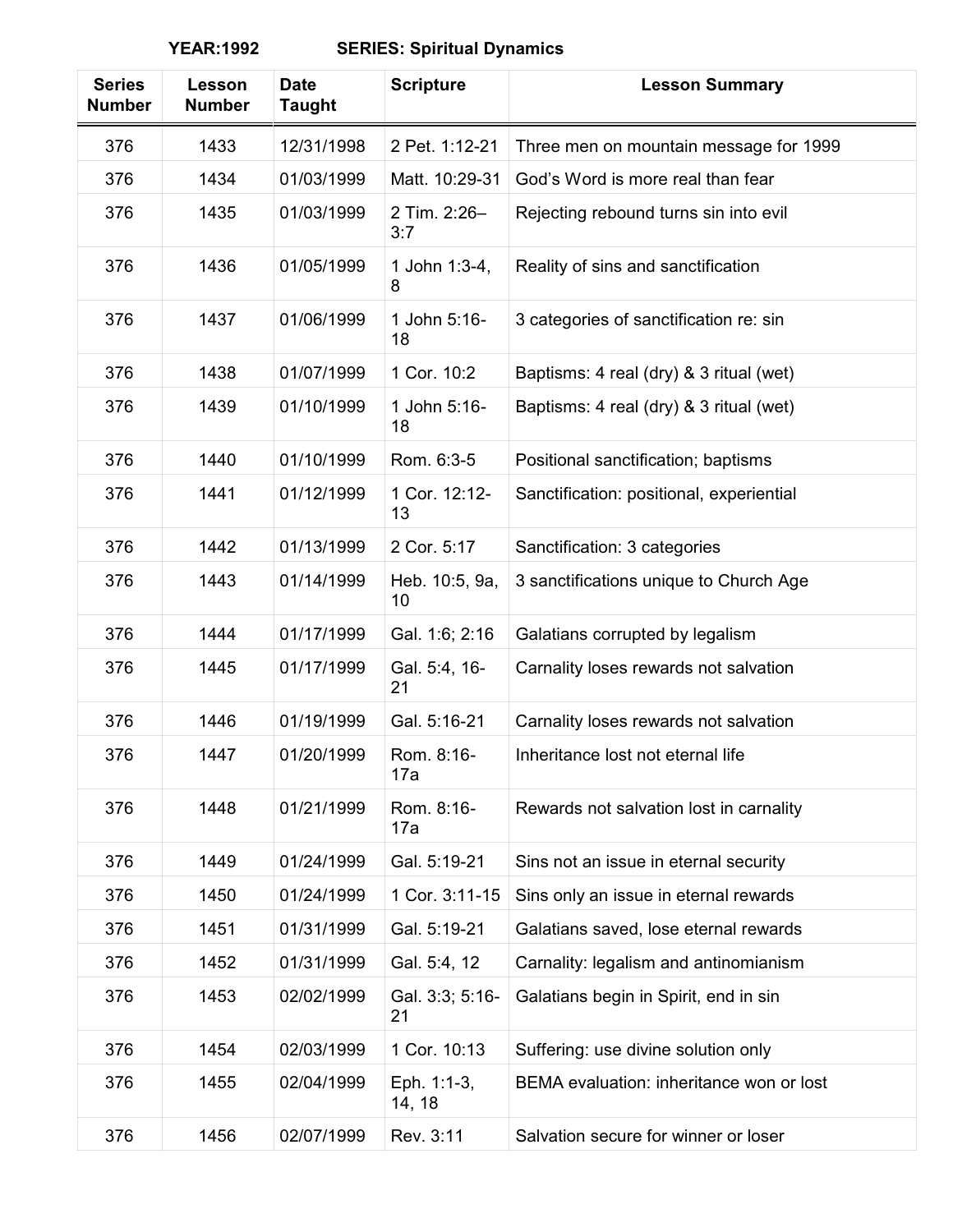**YEAR:1992 SERIES: Spiritual Dynamics**

| Series Number | Lesson Number | Date Taught | Scripture | Lesson Summary |
|---|---|---|---|---|
| 376 | 1433 | 12/31/1998 | 2 Pet. 1:12-21 | Three men on mountain message for 1999 |
| 376 | 1434 | 01/03/1999 | Matt. 10:29-31 | God's Word is more real than fear |
| 376 | 1435 | 01/03/1999 | 2 Tim. 2:26–3:7 | Rejecting rebound turns sin into evil |
| 376 | 1436 | 01/05/1999 | 1 John 1:3-4, 8 | Reality of sins and sanctification |
| 376 | 1437 | 01/06/1999 | 1 John 5:16-18 | 3 categories of sanctification re: sin |
| 376 | 1438 | 01/07/1999 | 1 Cor. 10:2 | Baptisms: 4 real (dry) & 3 ritual (wet) |
| 376 | 1439 | 01/10/1999 | 1 John 5:16-18 | Baptisms: 4 real (dry) & 3 ritual (wet) |
| 376 | 1440 | 01/10/1999 | Rom. 6:3-5 | Positional sanctification; baptisms |
| 376 | 1441 | 01/12/1999 | 1 Cor. 12:12-13 | Sanctification: positional, experiential |
| 376 | 1442 | 01/13/1999 | 2 Cor. 5:17 | Sanctification: 3 categories |
| 376 | 1443 | 01/14/1999 | Heb. 10:5, 9a, 10 | 3 sanctifications unique to Church Age |
| 376 | 1444 | 01/17/1999 | Gal. 1:6; 2:16 | Galatians corrupted by legalism |
| 376 | 1445 | 01/17/1999 | Gal. 5:4, 16-21 | Carnality loses rewards not salvation |
| 376 | 1446 | 01/19/1999 | Gal. 5:16-21 | Carnality loses rewards not salvation |
| 376 | 1447 | 01/20/1999 | Rom. 8:16-17a | Inheritance lost not eternal life |
| 376 | 1448 | 01/21/1999 | Rom. 8:16-17a | Rewards not salvation lost in carnality |
| 376 | 1449 | 01/24/1999 | Gal. 5:19-21 | Sins not an issue in eternal security |
| 376 | 1450 | 01/24/1999 | 1 Cor. 3:11-15 | Sins only an issue in eternal rewards |
| 376 | 1451 | 01/31/1999 | Gal. 5:19-21 | Galatians saved, lose eternal rewards |
| 376 | 1452 | 01/31/1999 | Gal. 5:4, 12 | Carnality: legalism and antinomianism |
| 376 | 1453 | 02/02/1999 | Gal. 3:3; 5:16-21 | Galatians begin in Spirit, end in sin |
| 376 | 1454 | 02/03/1999 | 1 Cor. 10:13 | Suffering: use divine solution only |
| 376 | 1455 | 02/04/1999 | Eph. 1:1-3, 14, 18 | BEMA evaluation: inheritance won or lost |
| 376 | 1456 | 02/07/1999 | Rev. 3:11 | Salvation secure for winner or loser |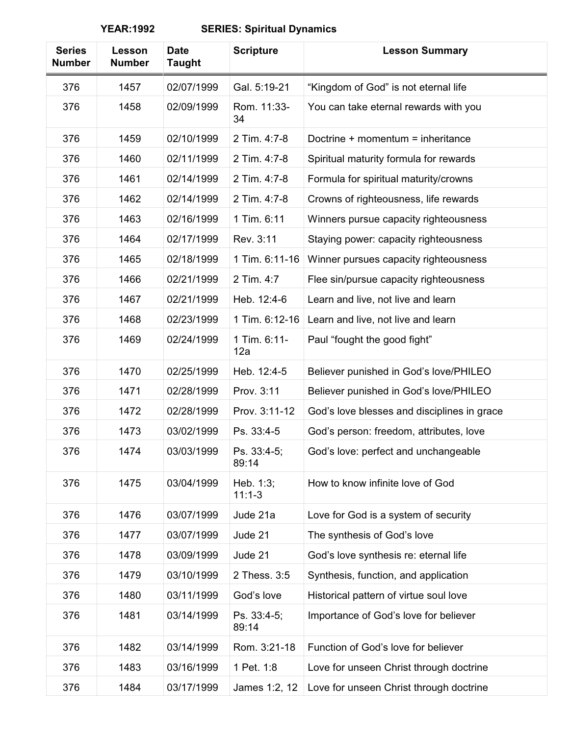**YEAR:1992** **SERIES: Spiritual Dynamics**

| Series Number | Lesson Number | Date Taught | Scripture | Lesson Summary |
|---|---|---|---|---|
| 376 | 1457 | 02/07/1999 | Gal. 5:19-21 | "Kingdom of God" is not eternal life |
| 376 | 1458 | 02/09/1999 | Rom. 11:33-34 | You can take eternal rewards with you |
| 376 | 1459 | 02/10/1999 | 2 Tim. 4:7-8 | Doctrine + momentum = inheritance |
| 376 | 1460 | 02/11/1999 | 2 Tim. 4:7-8 | Spiritual maturity formula for rewards |
| 376 | 1461 | 02/14/1999 | 2 Tim. 4:7-8 | Formula for spiritual maturity/crowns |
| 376 | 1462 | 02/14/1999 | 2 Tim. 4:7-8 | Crowns of righteousness, life rewards |
| 376 | 1463 | 02/16/1999 | 1 Tim. 6:11 | Winners pursue capacity righteousness |
| 376 | 1464 | 02/17/1999 | Rev. 3:11 | Staying power: capacity righteousness |
| 376 | 1465 | 02/18/1999 | 1 Tim. 6:11-16 | Winner pursues capacity righteousness |
| 376 | 1466 | 02/21/1999 | 2 Tim. 4:7 | Flee sin/pursue capacity righteousness |
| 376 | 1467 | 02/21/1999 | Heb. 12:4-6 | Learn and live, not live and learn |
| 376 | 1468 | 02/23/1999 | 1 Tim. 6:12-16 | Learn and live, not live and learn |
| 376 | 1469 | 02/24/1999 | 1 Tim. 6:11-12a | Paul "fought the good fight" |
| 376 | 1470 | 02/25/1999 | Heb. 12:4-5 | Believer punished in God's love/PHILEO |
| 376 | 1471 | 02/28/1999 | Prov. 3:11 | Believer punished in God's love/PHILEO |
| 376 | 1472 | 02/28/1999 | Prov. 3:11-12 | God's love blesses and disciplines in grace |
| 376 | 1473 | 03/02/1999 | Ps. 33:4-5 | God's person: freedom, attributes, love |
| 376 | 1474 | 03/03/1999 | Ps. 33:4-5; 89:14 | God's love: perfect and unchangeable |
| 376 | 1475 | 03/04/1999 | Heb. 1:3; 11:1-3 | How to know infinite love of God |
| 376 | 1476 | 03/07/1999 | Jude 21a | Love for God is a system of security |
| 376 | 1477 | 03/07/1999 | Jude 21 | The synthesis of God's love |
| 376 | 1478 | 03/09/1999 | Jude 21 | God's love synthesis re: eternal life |
| 376 | 1479 | 03/10/1999 | 2 Thess. 3:5 | Synthesis, function, and application |
| 376 | 1480 | 03/11/1999 | God's love | Historical pattern of virtue soul love |
| 376 | 1481 | 03/14/1999 | Ps. 33:4-5; 89:14 | Importance of God's love for believer |
| 376 | 1482 | 03/14/1999 | Rom. 3:21-18 | Function of God's love for believer |
| 376 | 1483 | 03/16/1999 | 1 Pet. 1:8 | Love for unseen Christ through doctrine |
| 376 | 1484 | 03/17/1999 | James 1:2, 12 | Love for unseen Christ through doctrine |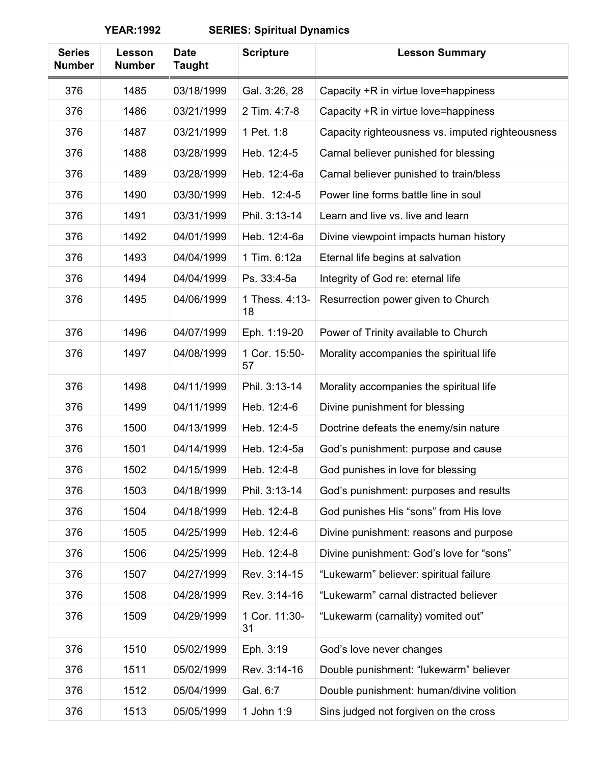**YEAR:1992 SERIES: Spiritual Dynamics**

| Series Number | Lesson Number | Date Taught | Scripture | Lesson Summary |
|---|---|---|---|---|
| 376 | 1485 | 03/18/1999 | Gal. 3:26, 28 | Capacity +R in virtue love=happiness |
| 376 | 1486 | 03/21/1999 | 2 Tim. 4:7-8 | Capacity +R in virtue love=happiness |
| 376 | 1487 | 03/21/1999 | 1 Pet. 1:8 | Capacity righteousness vs. imputed righteousness |
| 376 | 1488 | 03/28/1999 | Heb. 12:4-5 | Carnal believer punished for blessing |
| 376 | 1489 | 03/28/1999 | Heb. 12:4-6a | Carnal believer punished to train/bless |
| 376 | 1490 | 03/30/1999 | Heb. 12:4-5 | Power line forms battle line in soul |
| 376 | 1491 | 03/31/1999 | Phil. 3:13-14 | Learn and live vs. live and learn |
| 376 | 1492 | 04/01/1999 | Heb. 12:4-6a | Divine viewpoint impacts human history |
| 376 | 1493 | 04/04/1999 | 1 Tim. 6:12a | Eternal life begins at salvation |
| 376 | 1494 | 04/04/1999 | Ps. 33:4-5a | Integrity of God re: eternal life |
| 376 | 1495 | 04/06/1999 | 1 Thess. 4:13-18 | Resurrection power given to Church |
| 376 | 1496 | 04/07/1999 | Eph. 1:19-20 | Power of Trinity available to Church |
| 376 | 1497 | 04/08/1999 | 1 Cor. 15:50-57 | Morality accompanies the spiritual life |
| 376 | 1498 | 04/11/1999 | Phil. 3:13-14 | Morality accompanies the spiritual life |
| 376 | 1499 | 04/11/1999 | Heb. 12:4-6 | Divine punishment for blessing |
| 376 | 1500 | 04/13/1999 | Heb. 12:4-5 | Doctrine defeats the enemy/sin nature |
| 376 | 1501 | 04/14/1999 | Heb. 12:4-5a | God's punishment: purpose and cause |
| 376 | 1502 | 04/15/1999 | Heb. 12:4-8 | God punishes in love for blessing |
| 376 | 1503 | 04/18/1999 | Phil. 3:13-14 | God's punishment: purposes and results |
| 376 | 1504 | 04/18/1999 | Heb. 12:4-8 | God punishes His "sons" from His love |
| 376 | 1505 | 04/25/1999 | Heb. 12:4-6 | Divine punishment: reasons and purpose |
| 376 | 1506 | 04/25/1999 | Heb. 12:4-8 | Divine punishment: God's love for "sons" |
| 376 | 1507 | 04/27/1999 | Rev. 3:14-15 | "Lukewarm" believer: spiritual failure |
| 376 | 1508 | 04/28/1999 | Rev. 3:14-16 | "Lukewarm" carnal distracted believer |
| 376 | 1509 | 04/29/1999 | 1 Cor. 11:30-31 | "Lukewarm (carnality) vomited out" |
| 376 | 1510 | 05/02/1999 | Eph. 3:19 | God's love never changes |
| 376 | 1511 | 05/02/1999 | Rev. 3:14-16 | Double punishment: "lukewarm" believer |
| 376 | 1512 | 05/04/1999 | Gal. 6:7 | Double punishment: human/divine volition |
| 376 | 1513 | 05/05/1999 | 1 John 1:9 | Sins judged not forgiven on the cross |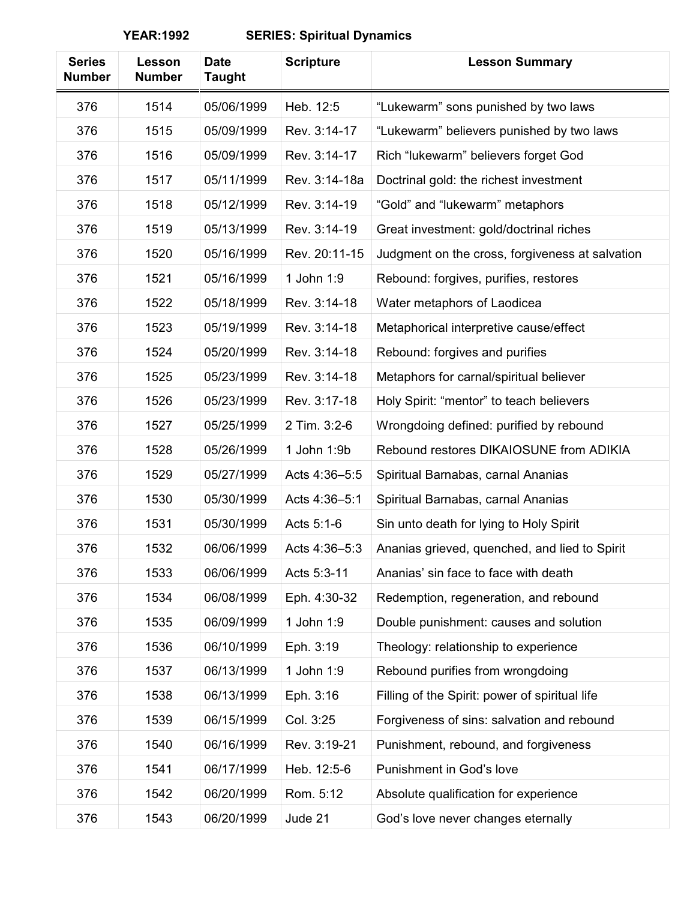**YEAR:1992 SERIES: Spiritual Dynamics**

| Series Number | Lesson Number | Date Taught | Scripture | Lesson Summary |
|---|---|---|---|---|
| 376 | 1514 | 05/06/1999 | Heb. 12:5 | “Lukewarm” sons punished by two laws |
| 376 | 1515 | 05/09/1999 | Rev. 3:14-17 | “Lukewarm” believers punished by two laws |
| 376 | 1516 | 05/09/1999 | Rev. 3:14-17 | Rich “lukewarm” believers forget God |
| 376 | 1517 | 05/11/1999 | Rev. 3:14-18a | Doctrinal gold: the richest investment |
| 376 | 1518 | 05/12/1999 | Rev. 3:14-19 | “Gold” and “lukewarm” metaphors |
| 376 | 1519 | 05/13/1999 | Rev. 3:14-19 | Great investment: gold/doctrinal riches |
| 376 | 1520 | 05/16/1999 | Rev. 20:11-15 | Judgment on the cross, forgiveness at salvation |
| 376 | 1521 | 05/16/1999 | 1 John 1:9 | Rebound: forgives, purifies, restores |
| 376 | 1522 | 05/18/1999 | Rev. 3:14-18 | Water metaphors of Laodicea |
| 376 | 1523 | 05/19/1999 | Rev. 3:14-18 | Metaphorical interpretive cause/effect |
| 376 | 1524 | 05/20/1999 | Rev. 3:14-18 | Rebound: forgives and purifies |
| 376 | 1525 | 05/23/1999 | Rev. 3:14-18 | Metaphors for carnal/spiritual believer |
| 376 | 1526 | 05/23/1999 | Rev. 3:17-18 | Holy Spirit: “mentor” to teach believers |
| 376 | 1527 | 05/25/1999 | 2 Tim. 3:2-6 | Wrongdoing defined: purified by rebound |
| 376 | 1528 | 05/26/1999 | 1 John 1:9b | Rebound restores DIKAIOSUNE from ADIKIA |
| 376 | 1529 | 05/27/1999 | Acts 4:36–5:5 | Spiritual Barnabas, carnal Ananias |
| 376 | 1530 | 05/30/1999 | Acts 4:36–5:1 | Spiritual Barnabas, carnal Ananias |
| 376 | 1531 | 05/30/1999 | Acts 5:1-6 | Sin unto death for lying to Holy Spirit |
| 376 | 1532 | 06/06/1999 | Acts 4:36–5:3 | Ananias grieved, quenched, and lied to Spirit |
| 376 | 1533 | 06/06/1999 | Acts 5:3-11 | Ananias’ sin face to face with death |
| 376 | 1534 | 06/08/1999 | Eph. 4:30-32 | Redemption, regeneration, and rebound |
| 376 | 1535 | 06/09/1999 | 1 John 1:9 | Double punishment: causes and solution |
| 376 | 1536 | 06/10/1999 | Eph. 3:19 | Theology: relationship to experience |
| 376 | 1537 | 06/13/1999 | 1 John 1:9 | Rebound purifies from wrongdoing |
| 376 | 1538 | 06/13/1999 | Eph. 3:16 | Filling of the Spirit: power of spiritual life |
| 376 | 1539 | 06/15/1999 | Col. 3:25 | Forgiveness of sins: salvation and rebound |
| 376 | 1540 | 06/16/1999 | Rev. 3:19-21 | Punishment, rebound, and forgiveness |
| 376 | 1541 | 06/17/1999 | Heb. 12:5-6 | Punishment in God’s love |
| 376 | 1542 | 06/20/1999 | Rom. 5:12 | Absolute qualification for experience |
| 376 | 1543 | 06/20/1999 | Jude 21 | God’s love never changes eternally |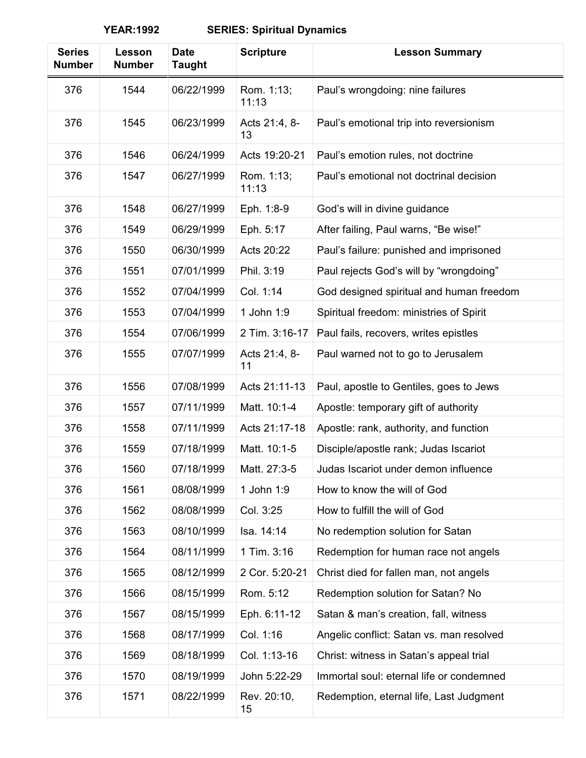**YEAR:1992 SERIES: Spiritual Dynamics**

| Series Number | Lesson Number | Date Taught | Scripture | Lesson Summary |
|---|---|---|---|---|
| 376 | 1544 | 06/22/1999 | Rom. 1:13; 11:13 | Paul's wrongdoing: nine failures |
| 376 | 1545 | 06/23/1999 | Acts 21:4, 8-13 | Paul's emotional trip into reversionism |
| 376 | 1546 | 06/24/1999 | Acts 19:20-21 | Paul's emotion rules, not doctrine |
| 376 | 1547 | 06/27/1999 | Rom. 1:13; 11:13 | Paul's emotional not doctrinal decision |
| 376 | 1548 | 06/27/1999 | Eph. 1:8-9 | God's will in divine guidance |
| 376 | 1549 | 06/29/1999 | Eph. 5:17 | After failing, Paul warns, "Be wise!" |
| 376 | 1550 | 06/30/1999 | Acts 20:22 | Paul's failure: punished and imprisoned |
| 376 | 1551 | 07/01/1999 | Phil. 3:19 | Paul rejects God's will by "wrongdoing" |
| 376 | 1552 | 07/04/1999 | Col. 1:14 | God designed spiritual and human freedom |
| 376 | 1553 | 07/04/1999 | 1 John 1:9 | Spiritual freedom: ministries of Spirit |
| 376 | 1554 | 07/06/1999 | 2 Tim. 3:16-17 | Paul fails, recovers, writes epistles |
| 376 | 1555 | 07/07/1999 | Acts 21:4, 8-11 | Paul warned not to go to Jerusalem |
| 376 | 1556 | 07/08/1999 | Acts 21:11-13 | Paul, apostle to Gentiles, goes to Jews |
| 376 | 1557 | 07/11/1999 | Matt. 10:1-4 | Apostle: temporary gift of authority |
| 376 | 1558 | 07/11/1999 | Acts 21:17-18 | Apostle: rank, authority, and function |
| 376 | 1559 | 07/18/1999 | Matt. 10:1-5 | Disciple/apostle rank; Judas Iscariot |
| 376 | 1560 | 07/18/1999 | Matt. 27:3-5 | Judas Iscariot under demon influence |
| 376 | 1561 | 08/08/1999 | 1 John 1:9 | How to know the will of God |
| 376 | 1562 | 08/08/1999 | Col. 3:25 | How to fulfill the will of God |
| 376 | 1563 | 08/10/1999 | Isa. 14:14 | No redemption solution for Satan |
| 376 | 1564 | 08/11/1999 | 1 Tim. 3:16 | Redemption for human race not angels |
| 376 | 1565 | 08/12/1999 | 2 Cor. 5:20-21 | Christ died for fallen man, not angels |
| 376 | 1566 | 08/15/1999 | Rom. 5:12 | Redemption solution for Satan? No |
| 376 | 1567 | 08/15/1999 | Eph. 6:11-12 | Satan & man's creation, fall, witness |
| 376 | 1568 | 08/17/1999 | Col. 1:16 | Angelic conflict: Satan vs. man resolved |
| 376 | 1569 | 08/18/1999 | Col. 1:13-16 | Christ: witness in Satan's appeal trial |
| 376 | 1570 | 08/19/1999 | John 5:22-29 | Immortal soul: eternal life or condemned |
| 376 | 1571 | 08/22/1999 | Rev. 20:10, 15 | Redemption, eternal life, Last Judgment |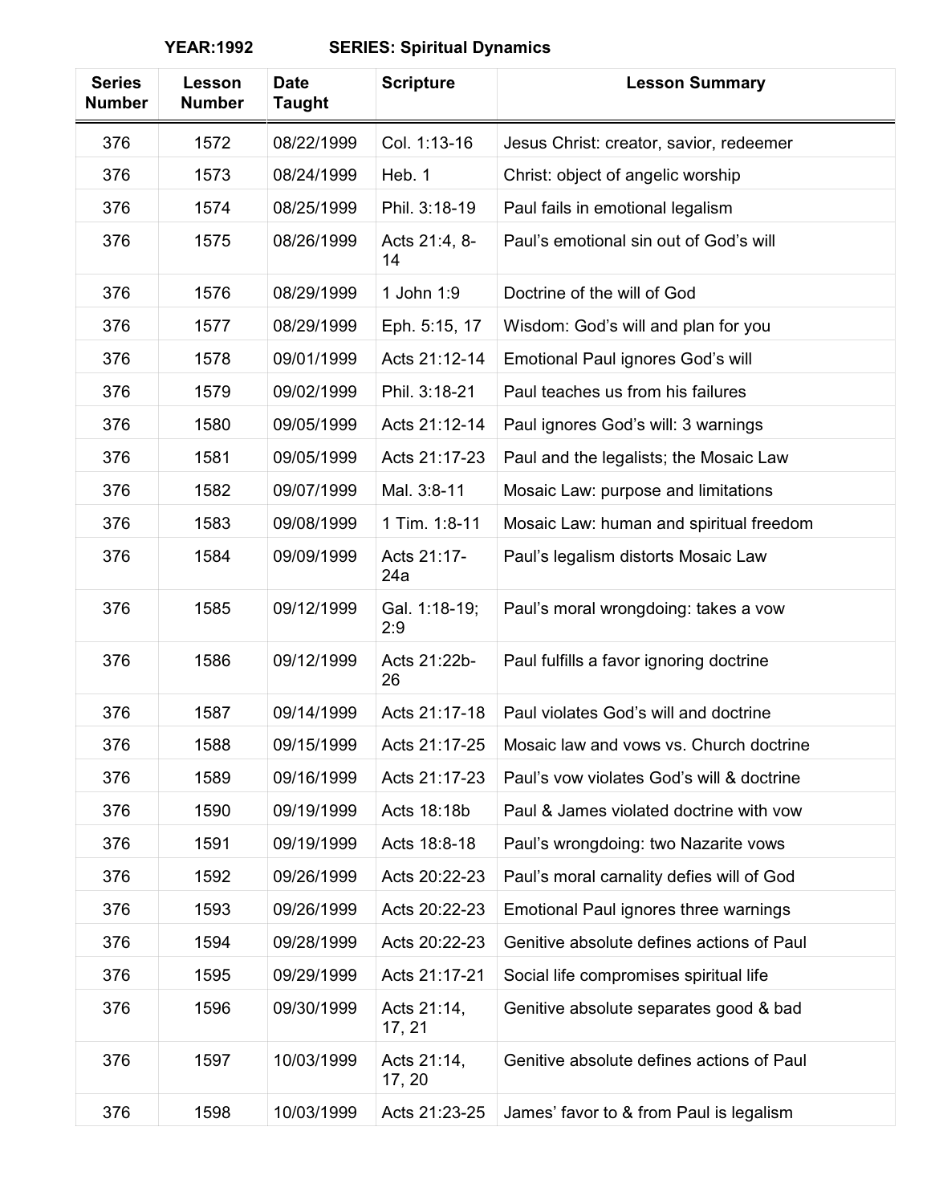**YEAR:1992 SERIES: Spiritual Dynamics**

| Series Number | Lesson Number | Date Taught | Scripture | Lesson Summary |
|---|---|---|---|---|
| 376 | 1572 | 08/22/1999 | Col. 1:13-16 | Jesus Christ: creator, savior, redeemer |
| 376 | 1573 | 08/24/1999 | Heb. 1 | Christ: object of angelic worship |
| 376 | 1574 | 08/25/1999 | Phil. 3:18-19 | Paul fails in emotional legalism |
| 376 | 1575 | 08/26/1999 | Acts 21:4, 8-14 | Paul's emotional sin out of God's will |
| 376 | 1576 | 08/29/1999 | 1 John 1:9 | Doctrine of the will of God |
| 376 | 1577 | 08/29/1999 | Eph. 5:15, 17 | Wisdom: God's will and plan for you |
| 376 | 1578 | 09/01/1999 | Acts 21:12-14 | Emotional Paul ignores God's will |
| 376 | 1579 | 09/02/1999 | Phil. 3:18-21 | Paul teaches us from his failures |
| 376 | 1580 | 09/05/1999 | Acts 21:12-14 | Paul ignores God's will: 3 warnings |
| 376 | 1581 | 09/05/1999 | Acts 21:17-23 | Paul and the legalists; the Mosaic Law |
| 376 | 1582 | 09/07/1999 | Mal. 3:8-11 | Mosaic Law: purpose and limitations |
| 376 | 1583 | 09/08/1999 | 1 Tim. 1:8-11 | Mosaic Law: human and spiritual freedom |
| 376 | 1584 | 09/09/1999 | Acts 21:17-24a | Paul's legalism distorts Mosaic Law |
| 376 | 1585 | 09/12/1999 | Gal. 1:18-19; 2:9 | Paul's moral wrongdoing: takes a vow |
| 376 | 1586 | 09/12/1999 | Acts 21:22b-26 | Paul fulfills a favor ignoring doctrine |
| 376 | 1587 | 09/14/1999 | Acts 21:17-18 | Paul violates God's will and doctrine |
| 376 | 1588 | 09/15/1999 | Acts 21:17-25 | Mosaic law and vows vs. Church doctrine |
| 376 | 1589 | 09/16/1999 | Acts 21:17-23 | Paul's vow violates God's will & doctrine |
| 376 | 1590 | 09/19/1999 | Acts 18:18b | Paul & James violated doctrine with vow |
| 376 | 1591 | 09/19/1999 | Acts 18:8-18 | Paul's wrongdoing: two Nazarite vows |
| 376 | 1592 | 09/26/1999 | Acts 20:22-23 | Paul's moral carnality defies will of God |
| 376 | 1593 | 09/26/1999 | Acts 20:22-23 | Emotional Paul ignores three warnings |
| 376 | 1594 | 09/28/1999 | Acts 20:22-23 | Genitive absolute defines actions of Paul |
| 376 | 1595 | 09/29/1999 | Acts 21:17-21 | Social life compromises spiritual life |
| 376 | 1596 | 09/30/1999 | Acts 21:14, 17, 21 | Genitive absolute separates good & bad |
| 376 | 1597 | 10/03/1999 | Acts 21:14, 17, 20 | Genitive absolute defines actions of Paul |
| 376 | 1598 | 10/03/1999 | Acts 21:23-25 | James' favor to & from Paul is legalism |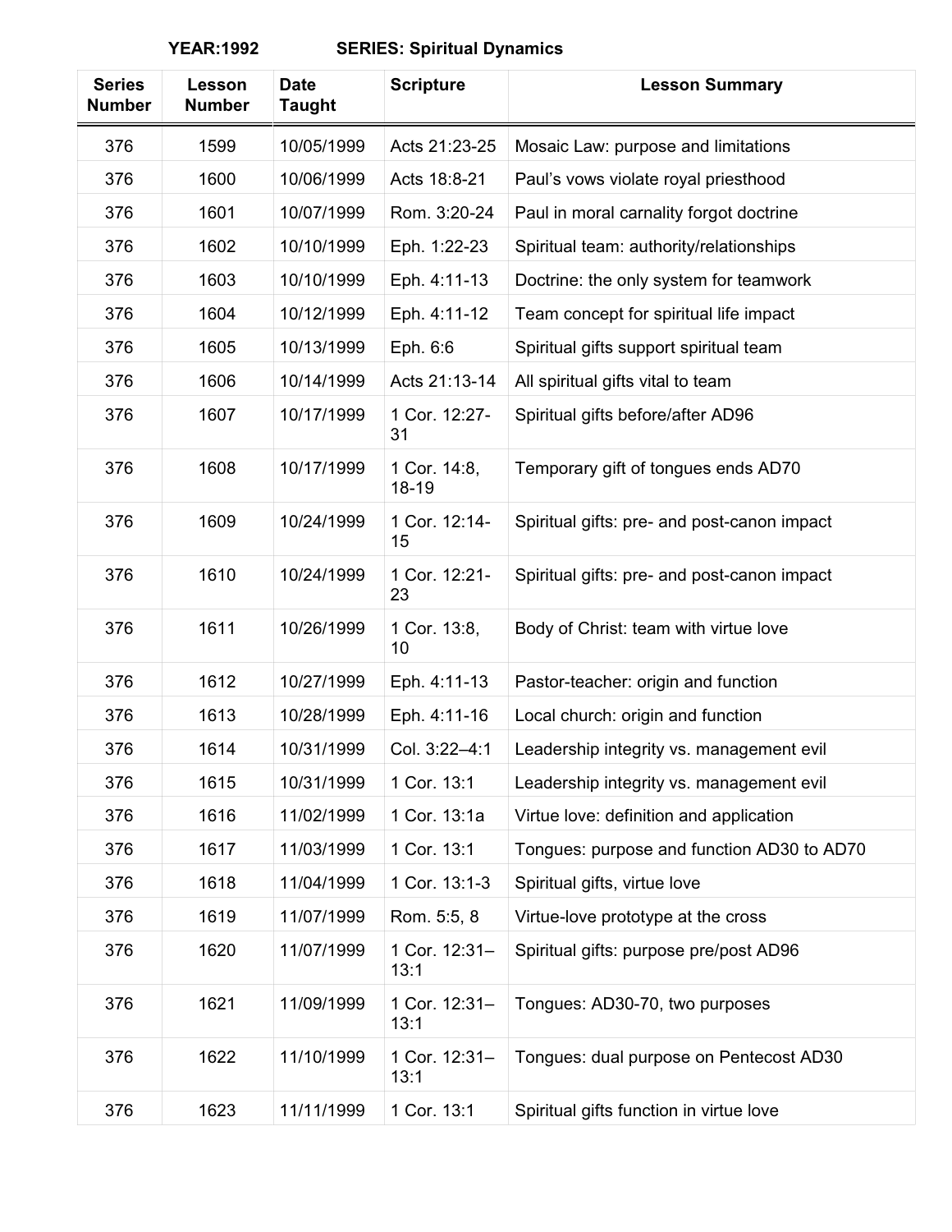**YEAR:1992 SERIES: Spiritual Dynamics**

| Series Number | Lesson Number | Date Taught | Scripture | Lesson Summary |
|---|---|---|---|---|
| 376 | 1599 | 10/05/1999 | Acts 21:23-25 | Mosaic Law: purpose and limitations |
| 376 | 1600 | 10/06/1999 | Acts 18:8-21 | Paul's vows violate royal priesthood |
| 376 | 1601 | 10/07/1999 | Rom. 3:20-24 | Paul in moral carnality forgot doctrine |
| 376 | 1602 | 10/10/1999 | Eph. 1:22-23 | Spiritual team: authority/relationships |
| 376 | 1603 | 10/10/1999 | Eph. 4:11-13 | Doctrine: the only system for teamwork |
| 376 | 1604 | 10/12/1999 | Eph. 4:11-12 | Team concept for spiritual life impact |
| 376 | 1605 | 10/13/1999 | Eph. 6:6 | Spiritual gifts support spiritual team |
| 376 | 1606 | 10/14/1999 | Acts 21:13-14 | All spiritual gifts vital to team |
| 376 | 1607 | 10/17/1999 | 1 Cor. 12:27-31 | Spiritual gifts before/after AD96 |
| 376 | 1608 | 10/17/1999 | 1 Cor. 14:8, 18-19 | Temporary gift of tongues ends AD70 |
| 376 | 1609 | 10/24/1999 | 1 Cor. 12:14-15 | Spiritual gifts: pre- and post-canon impact |
| 376 | 1610 | 10/24/1999 | 1 Cor. 12:21-23 | Spiritual gifts: pre- and post-canon impact |
| 376 | 1611 | 10/26/1999 | 1 Cor. 13:8, 10 | Body of Christ: team with virtue love |
| 376 | 1612 | 10/27/1999 | Eph. 4:11-13 | Pastor-teacher: origin and function |
| 376 | 1613 | 10/28/1999 | Eph. 4:11-16 | Local church: origin and function |
| 376 | 1614 | 10/31/1999 | Col. 3:22–4:1 | Leadership integrity vs. management evil |
| 376 | 1615 | 10/31/1999 | 1 Cor. 13:1 | Leadership integrity vs. management evil |
| 376 | 1616 | 11/02/1999 | 1 Cor. 13:1a | Virtue love: definition and application |
| 376 | 1617 | 11/03/1999 | 1 Cor. 13:1 | Tongues: purpose and function AD30 to AD70 |
| 376 | 1618 | 11/04/1999 | 1 Cor. 13:1-3 | Spiritual gifts, virtue love |
| 376 | 1619 | 11/07/1999 | Rom. 5:5, 8 | Virtue-love prototype at the cross |
| 376 | 1620 | 11/07/1999 | 1 Cor. 12:31–13:1 | Spiritual gifts: purpose pre/post AD96 |
| 376 | 1621 | 11/09/1999 | 1 Cor. 12:31–13:1 | Tongues: AD30-70, two purposes |
| 376 | 1622 | 11/10/1999 | 1 Cor. 12:31–13:1 | Tongues: dual purpose on Pentecost AD30 |
| 376 | 1623 | 11/11/1999 | 1 Cor. 13:1 | Spiritual gifts function in virtue love |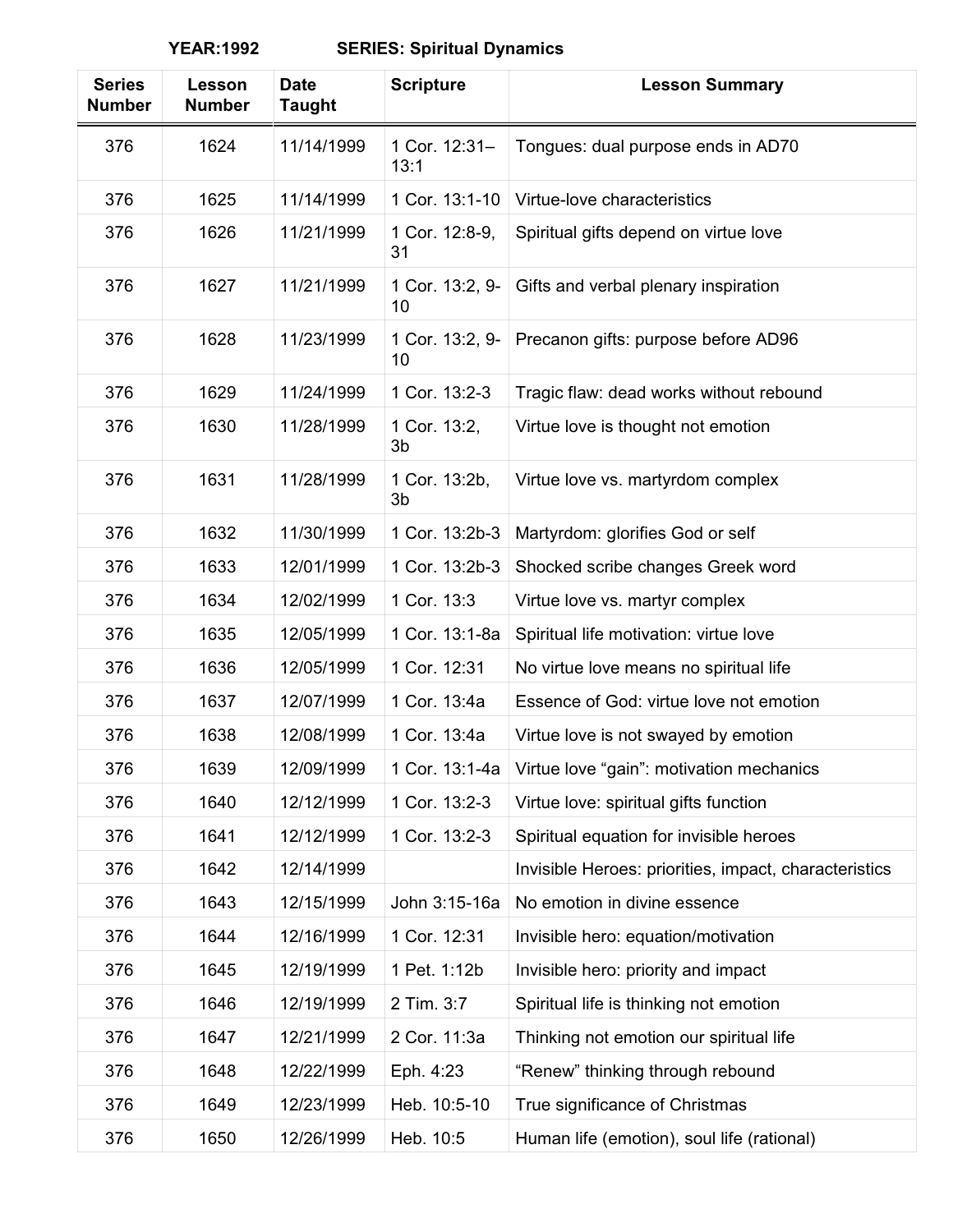**YEAR:1992 SERIES: Spiritual Dynamics**

| Series Number | Lesson Number | Date Taught | Scripture | Lesson Summary |
|---|---|---|---|---|
| 376 | 1624 | 11/14/1999 | 1 Cor. 12:31–13:1 | Tongues: dual purpose ends in AD70 |
| 376 | 1625 | 11/14/1999 | 1 Cor. 13:1-10 | Virtue-love characteristics |
| 376 | 1626 | 11/21/1999 | 1 Cor. 12:8-9, 31 | Spiritual gifts depend on virtue love |
| 376 | 1627 | 11/21/1999 | 1 Cor. 13:2, 9-10 | Gifts and verbal plenary inspiration |
| 376 | 1628 | 11/23/1999 | 1 Cor. 13:2, 9-10 | Precanon gifts: purpose before AD96 |
| 376 | 1629 | 11/24/1999 | 1 Cor. 13:2-3 | Tragic flaw: dead works without rebound |
| 376 | 1630 | 11/28/1999 | 1 Cor. 13:2, 3b | Virtue love is thought not emotion |
| 376 | 1631 | 11/28/1999 | 1 Cor. 13:2b, 3b | Virtue love vs. martyrdom complex |
| 376 | 1632 | 11/30/1999 | 1 Cor. 13:2b-3 | Martyrdom: glorifies God or self |
| 376 | 1633 | 12/01/1999 | 1 Cor. 13:2b-3 | Shocked scribe changes Greek word |
| 376 | 1634 | 12/02/1999 | 1 Cor. 13:3 | Virtue love vs. martyr complex |
| 376 | 1635 | 12/05/1999 | 1 Cor. 13:1-8a | Spiritual life motivation: virtue love |
| 376 | 1636 | 12/05/1999 | 1 Cor. 12:31 | No virtue love means no spiritual life |
| 376 | 1637 | 12/07/1999 | 1 Cor. 13:4a | Essence of God: virtue love not emotion |
| 376 | 1638 | 12/08/1999 | 1 Cor. 13:4a | Virtue love is not swayed by emotion |
| 376 | 1639 | 12/09/1999 | 1 Cor. 13:1-4a | Virtue love "gain": motivation mechanics |
| 376 | 1640 | 12/12/1999 | 1 Cor. 13:2-3 | Virtue love: spiritual gifts function |
| 376 | 1641 | 12/12/1999 | 1 Cor. 13:2-3 | Spiritual equation for invisible heroes |
| 376 | 1642 | 12/14/1999 | | Invisible Heroes: priorities, impact, characteristics |
| 376 | 1643 | 12/15/1999 | John 3:15-16a | No emotion in divine essence |
| 376 | 1644 | 12/16/1999 | 1 Cor. 12:31 | Invisible hero: equation/motivation |
| 376 | 1645 | 12/19/1999 | 1 Pet. 1:12b | Invisible hero: priority and impact |
| 376 | 1646 | 12/19/1999 | 2 Tim. 3:7 | Spiritual life is thinking not emotion |
| 376 | 1647 | 12/21/1999 | 2 Cor. 11:3a | Thinking not emotion our spiritual life |
| 376 | 1648 | 12/22/1999 | Eph. 4:23 | "Renew" thinking through rebound |
| 376 | 1649 | 12/23/1999 | Heb. 10:5-10 | True significance of Christmas |
| 376 | 1650 | 12/26/1999 | Heb. 10:5 | Human life (emotion), soul life (rational) |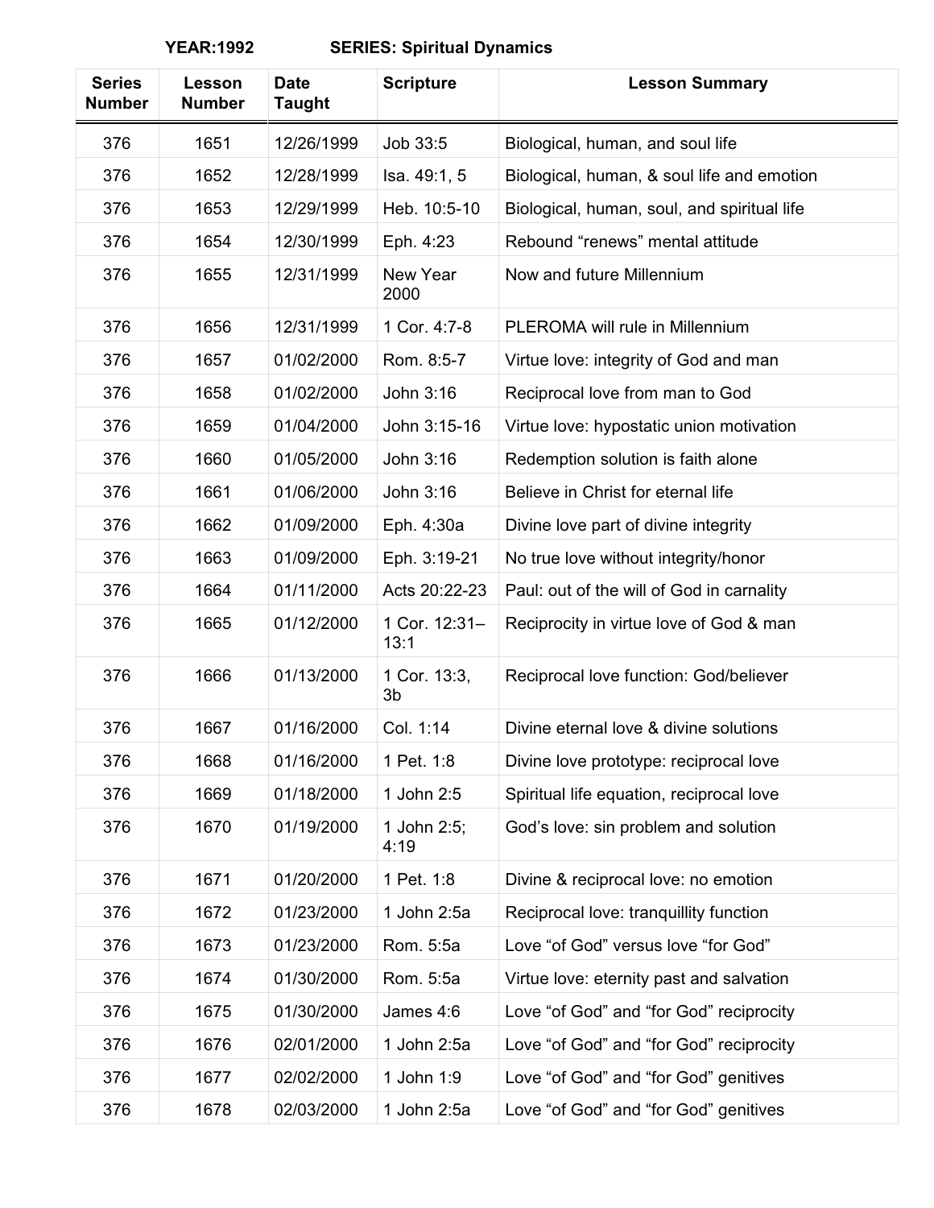**YEAR:1992 SERIES: Spiritual Dynamics**

| Series Number | Lesson Number | Date Taught | Scripture | Lesson Summary |
|---|---|---|---|---|
| 376 | 1651 | 12/26/1999 | Job 33:5 | Biological, human, and soul life |
| 376 | 1652 | 12/28/1999 | Isa. 49:1, 5 | Biological, human, & soul life and emotion |
| 376 | 1653 | 12/29/1999 | Heb. 10:5-10 | Biological, human, soul, and spiritual life |
| 376 | 1654 | 12/30/1999 | Eph. 4:23 | Rebound “renews” mental attitude |
| 376 | 1655 | 12/31/1999 | New Year 2000 | Now and future Millennium |
| 376 | 1656 | 12/31/1999 | 1 Cor. 4:7-8 | PLEROMA will rule in Millennium |
| 376 | 1657 | 01/02/2000 | Rom. 8:5-7 | Virtue love: integrity of God and man |
| 376 | 1658 | 01/02/2000 | John 3:16 | Reciprocal love from man to God |
| 376 | 1659 | 01/04/2000 | John 3:15-16 | Virtue love: hypostatic union motivation |
| 376 | 1660 | 01/05/2000 | John 3:16 | Redemption solution is faith alone |
| 376 | 1661 | 01/06/2000 | John 3:16 | Believe in Christ for eternal life |
| 376 | 1662 | 01/09/2000 | Eph. 4:30a | Divine love part of divine integrity |
| 376 | 1663 | 01/09/2000 | Eph. 3:19-21 | No true love without integrity/honor |
| 376 | 1664 | 01/11/2000 | Acts 20:22-23 | Paul: out of the will of God in carnality |
| 376 | 1665 | 01/12/2000 | 1 Cor. 12:31–13:1 | Reciprocity in virtue love of God & man |
| 376 | 1666 | 01/13/2000 | 1 Cor. 13:3, 3b | Reciprocal love function: God/believer |
| 376 | 1667 | 01/16/2000 | Col. 1:14 | Divine eternal love & divine solutions |
| 376 | 1668 | 01/16/2000 | 1 Pet. 1:8 | Divine love prototype: reciprocal love |
| 376 | 1669 | 01/18/2000 | 1 John 2:5 | Spiritual life equation, reciprocal love |
| 376 | 1670 | 01/19/2000 | 1 John 2:5; 4:19 | God’s love: sin problem and solution |
| 376 | 1671 | 01/20/2000 | 1 Pet. 1:8 | Divine & reciprocal love: no emotion |
| 376 | 1672 | 01/23/2000 | 1 John 2:5a | Reciprocal love: tranquillity function |
| 376 | 1673 | 01/23/2000 | Rom. 5:5a | Love “of God” versus love “for God” |
| 376 | 1674 | 01/30/2000 | Rom. 5:5a | Virtue love: eternity past and salvation |
| 376 | 1675 | 01/30/2000 | James 4:6 | Love “of God” and “for God” reciprocity |
| 376 | 1676 | 02/01/2000 | 1 John 2:5a | Love “of God” and “for God” reciprocity |
| 376 | 1677 | 02/02/2000 | 1 John 1:9 | Love “of God” and “for God” genitives |
| 376 | 1678 | 02/03/2000 | 1 John 2:5a | Love “of God” and “for God” genitives |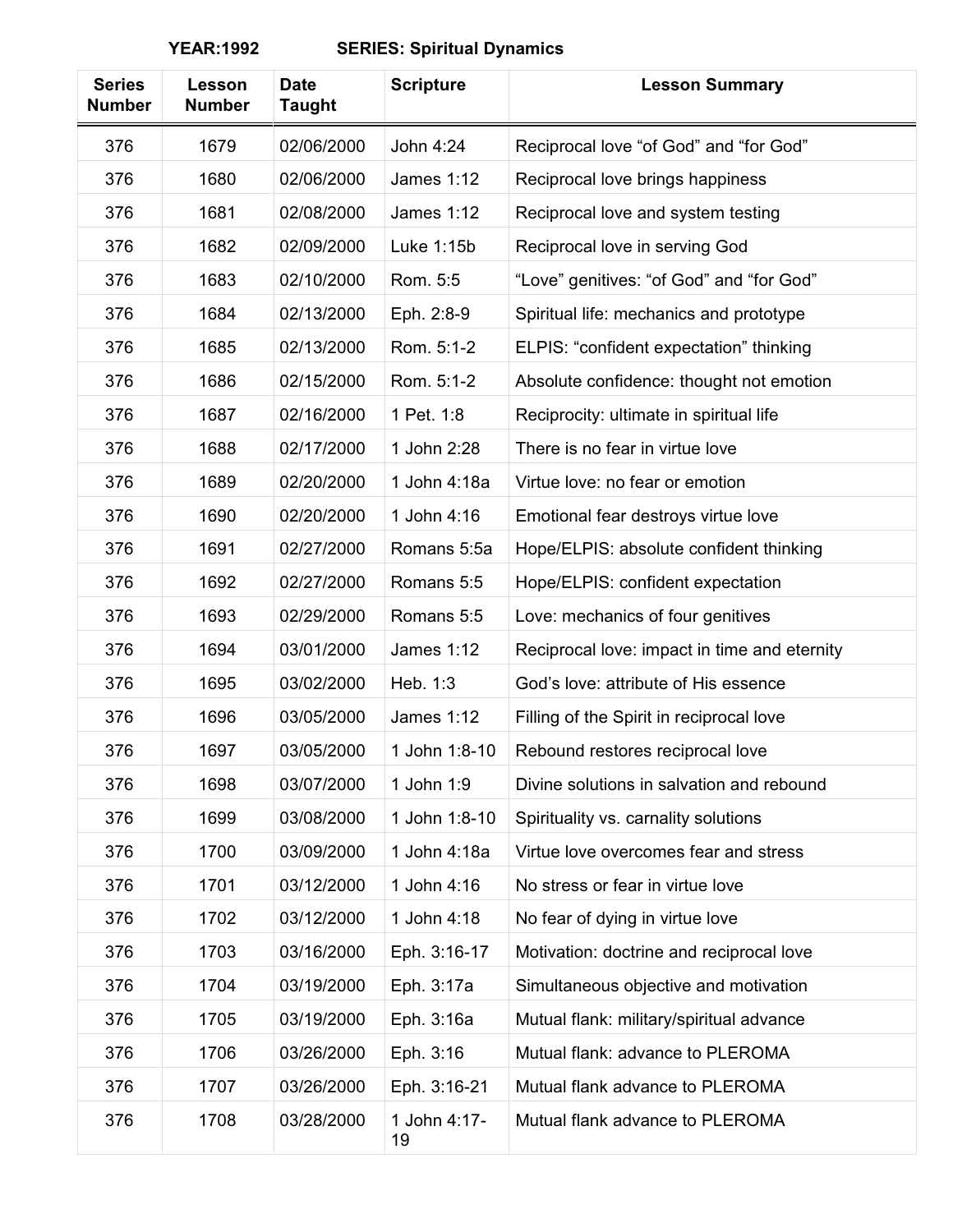**YEAR:1992 SERIES: Spiritual Dynamics**

| Series Number | Lesson Number | Date Taught | Scripture | Lesson Summary |
|---|---|---|---|---|
| 376 | 1679 | 02/06/2000 | John 4:24 | Reciprocal love "of God" and "for God" |
| 376 | 1680 | 02/06/2000 | James 1:12 | Reciprocal love brings happiness |
| 376 | 1681 | 02/08/2000 | James 1:12 | Reciprocal love and system testing |
| 376 | 1682 | 02/09/2000 | Luke 1:15b | Reciprocal love in serving God |
| 376 | 1683 | 02/10/2000 | Rom. 5:5 | "Love" genitives: "of God" and "for God" |
| 376 | 1684 | 02/13/2000 | Eph. 2:8-9 | Spiritual life: mechanics and prototype |
| 376 | 1685 | 02/13/2000 | Rom. 5:1-2 | ELPIS: "confident expectation" thinking |
| 376 | 1686 | 02/15/2000 | Rom. 5:1-2 | Absolute confidence: thought not emotion |
| 376 | 1687 | 02/16/2000 | 1 Pet. 1:8 | Reciprocity: ultimate in spiritual life |
| 376 | 1688 | 02/17/2000 | 1 John 2:28 | There is no fear in virtue love |
| 376 | 1689 | 02/20/2000 | 1 John 4:18a | Virtue love: no fear or emotion |
| 376 | 1690 | 02/20/2000 | 1 John 4:16 | Emotional fear destroys virtue love |
| 376 | 1691 | 02/27/2000 | Romans 5:5a | Hope/ELPIS: absolute confident thinking |
| 376 | 1692 | 02/27/2000 | Romans 5:5 | Hope/ELPIS: confident expectation |
| 376 | 1693 | 02/29/2000 | Romans 5:5 | Love: mechanics of four genitives |
| 376 | 1694 | 03/01/2000 | James 1:12 | Reciprocal love: impact in time and eternity |
| 376 | 1695 | 03/02/2000 | Heb. 1:3 | God's love: attribute of His essence |
| 376 | 1696 | 03/05/2000 | James 1:12 | Filling of the Spirit in reciprocal love |
| 376 | 1697 | 03/05/2000 | 1 John 1:8-10 | Rebound restores reciprocal love |
| 376 | 1698 | 03/07/2000 | 1 John 1:9 | Divine solutions in salvation and rebound |
| 376 | 1699 | 03/08/2000 | 1 John 1:8-10 | Spirituality vs. carnality solutions |
| 376 | 1700 | 03/09/2000 | 1 John 4:18a | Virtue love overcomes fear and stress |
| 376 | 1701 | 03/12/2000 | 1 John 4:16 | No stress or fear in virtue love |
| 376 | 1702 | 03/12/2000 | 1 John 4:18 | No fear of dying in virtue love |
| 376 | 1703 | 03/16/2000 | Eph. 3:16-17 | Motivation: doctrine and reciprocal love |
| 376 | 1704 | 03/19/2000 | Eph. 3:17a | Simultaneous objective and motivation |
| 376 | 1705 | 03/19/2000 | Eph. 3:16a | Mutual flank: military/spiritual advance |
| 376 | 1706 | 03/26/2000 | Eph. 3:16 | Mutual flank: advance to PLEROMA |
| 376 | 1707 | 03/26/2000 | Eph. 3:16-21 | Mutual flank advance to PLEROMA |
| 376 | 1708 | 03/28/2000 | 1 John 4:17-19 | Mutual flank advance to PLEROMA |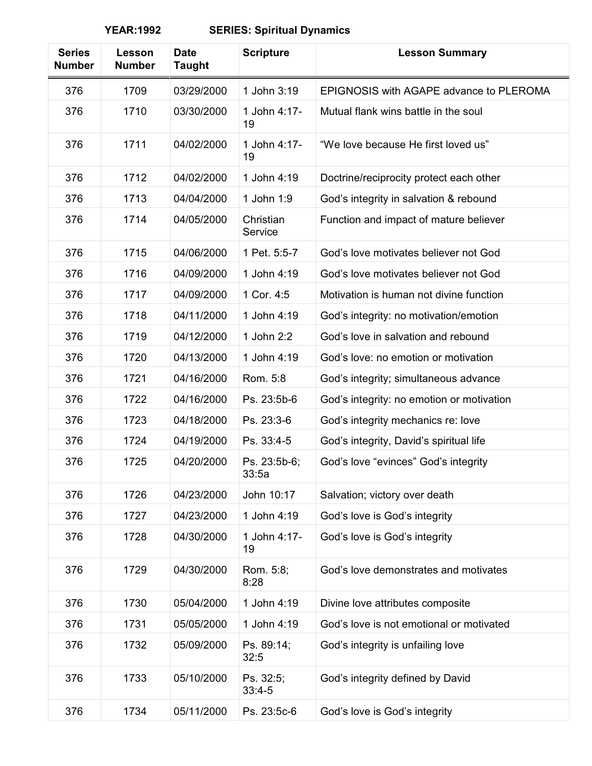**YEAR:1992 SERIES: Spiritual Dynamics**

| Series Number | Lesson Number | Date Taught | Scripture | Lesson Summary |
|---|---|---|---|---|
| 376 | 1709 | 03/29/2000 | 1 John 3:19 | EPIGNOSIS with AGAPE advance to PLEROMA |
| 376 | 1710 | 03/30/2000 | 1 John 4:17-19 | Mutual flank wins battle in the soul |
| 376 | 1711 | 04/02/2000 | 1 John 4:17-19 | "We love because He first loved us" |
| 376 | 1712 | 04/02/2000 | 1 John 4:19 | Doctrine/reciprocity protect each other |
| 376 | 1713 | 04/04/2000 | 1 John 1:9 | God's integrity in salvation & rebound |
| 376 | 1714 | 04/05/2000 | Christian Service | Function and impact of mature believer |
| 376 | 1715 | 04/06/2000 | 1 Pet. 5:5-7 | God's love motivates believer not God |
| 376 | 1716 | 04/09/2000 | 1 John 4:19 | God's love motivates believer not God |
| 376 | 1717 | 04/09/2000 | 1 Cor. 4:5 | Motivation is human not divine function |
| 376 | 1718 | 04/11/2000 | 1 John 4:19 | God's integrity: no motivation/emotion |
| 376 | 1719 | 04/12/2000 | 1 John 2:2 | God's love in salvation and rebound |
| 376 | 1720 | 04/13/2000 | 1 John 4:19 | God's love: no emotion or motivation |
| 376 | 1721 | 04/16/2000 | Rom. 5:8 | God's integrity; simultaneous advance |
| 376 | 1722 | 04/16/2000 | Ps. 23:5b-6 | God's integrity: no emotion or motivation |
| 376 | 1723 | 04/18/2000 | Ps. 23:3-6 | God's integrity mechanics re: love |
| 376 | 1724 | 04/19/2000 | Ps. 33:4-5 | God's integrity, David's spiritual life |
| 376 | 1725 | 04/20/2000 | Ps. 23:5b-6; 33:5a | God's love "evinces" God's integrity |
| 376 | 1726 | 04/23/2000 | John 10:17 | Salvation; victory over death |
| 376 | 1727 | 04/23/2000 | 1 John 4:19 | God's love is God's integrity |
| 376 | 1728 | 04/30/2000 | 1 John 4:17-19 | God's love is God's integrity |
| 376 | 1729 | 04/30/2000 | Rom. 5:8; 8:28 | God's love demonstrates and motivates |
| 376 | 1730 | 05/04/2000 | 1 John 4:19 | Divine love attributes composite |
| 376 | 1731 | 05/05/2000 | 1 John 4:19 | God's love is not emotional or motivated |
| 376 | 1732 | 05/09/2000 | Ps. 89:14; 32:5 | God's integrity is unfailing love |
| 376 | 1733 | 05/10/2000 | Ps. 32:5; 33:4-5 | God's integrity defined by David |
| 376 | 1734 | 05/11/2000 | Ps. 23:5c-6 | God's love is God's integrity |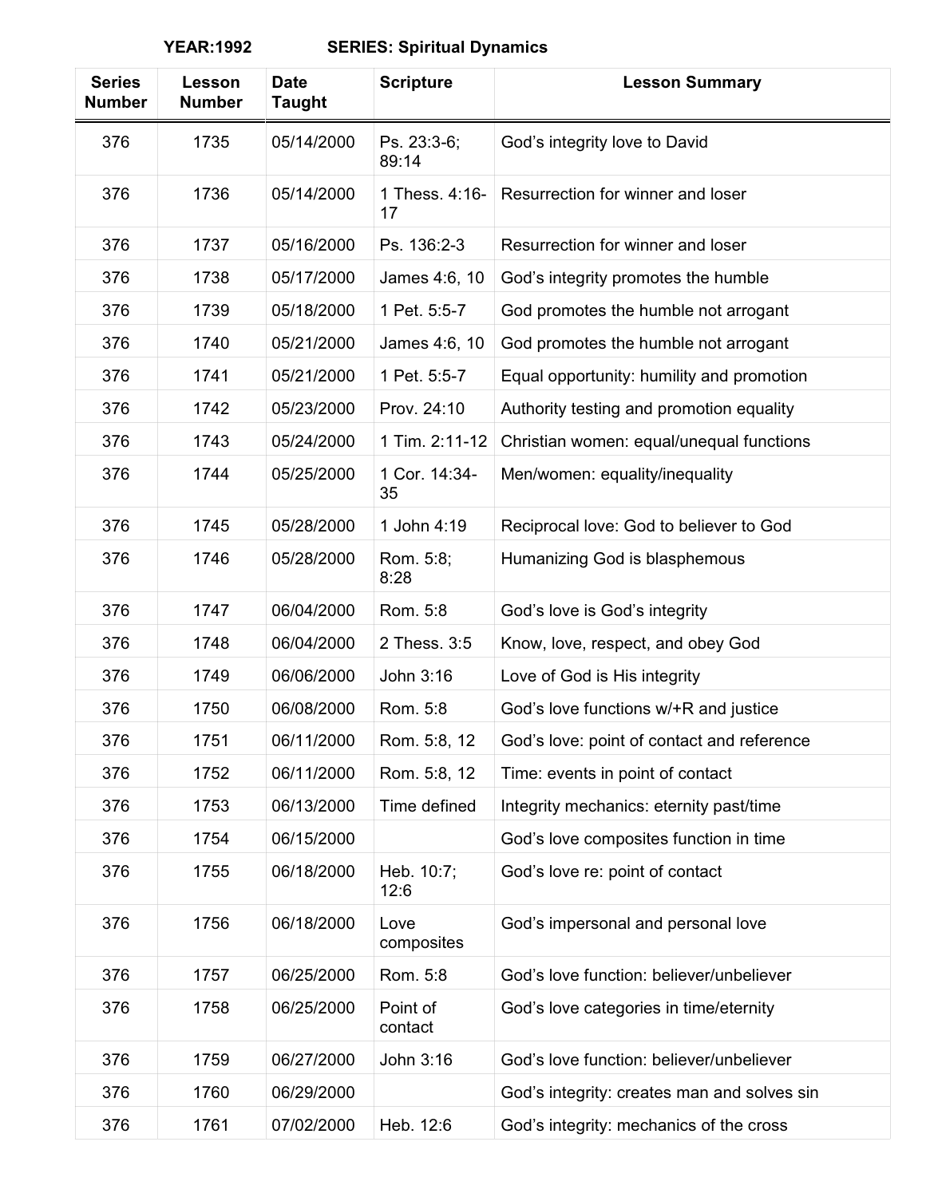**YEAR:1992** **SERIES: Spiritual Dynamics**

| Series Number | Lesson Number | Date Taught | Scripture | Lesson Summary |
|---|---|---|---|---|
| 376 | 1735 | 05/14/2000 | Ps. 23:3-6; 89:14 | God's integrity love to David |
| 376 | 1736 | 05/14/2000 | 1 Thess. 4:16-17 | Resurrection for winner and loser |
| 376 | 1737 | 05/16/2000 | Ps. 136:2-3 | Resurrection for winner and loser |
| 376 | 1738 | 05/17/2000 | James 4:6, 10 | God's integrity promotes the humble |
| 376 | 1739 | 05/18/2000 | 1 Pet. 5:5-7 | God promotes the humble not arrogant |
| 376 | 1740 | 05/21/2000 | James 4:6, 10 | God promotes the humble not arrogant |
| 376 | 1741 | 05/21/2000 | 1 Pet. 5:5-7 | Equal opportunity: humility and promotion |
| 376 | 1742 | 05/23/2000 | Prov. 24:10 | Authority testing and promotion equality |
| 376 | 1743 | 05/24/2000 | 1 Tim. 2:11-12 | Christian women: equal/unequal functions |
| 376 | 1744 | 05/25/2000 | 1 Cor. 14:34-35 | Men/women: equality/inequality |
| 376 | 1745 | 05/28/2000 | 1 John 4:19 | Reciprocal love: God to believer to God |
| 376 | 1746 | 05/28/2000 | Rom. 5:8; 8:28 | Humanizing God is blasphemous |
| 376 | 1747 | 06/04/2000 | Rom. 5:8 | God's love is God's integrity |
| 376 | 1748 | 06/04/2000 | 2 Thess. 3:5 | Know, love, respect, and obey God |
| 376 | 1749 | 06/06/2000 | John 3:16 | Love of God is His integrity |
| 376 | 1750 | 06/08/2000 | Rom. 5:8 | God's love functions w/+R and justice |
| 376 | 1751 | 06/11/2000 | Rom. 5:8, 12 | God's love: point of contact and reference |
| 376 | 1752 | 06/11/2000 | Rom. 5:8, 12 | Time: events in point of contact |
| 376 | 1753 | 06/13/2000 | Time defined | Integrity mechanics: eternity past/time |
| 376 | 1754 | 06/15/2000 | | God's love composites function in time |
| 376 | 1755 | 06/18/2000 | Heb. 10:7; 12:6 | God's love re: point of contact |
| 376 | 1756 | 06/18/2000 | Love composites | God's impersonal and personal love |
| 376 | 1757 | 06/25/2000 | Rom. 5:8 | God's love function: believer/unbeliever |
| 376 | 1758 | 06/25/2000 | Point of contact | God's love categories in time/eternity |
| 376 | 1759 | 06/27/2000 | John 3:16 | God's love function: believer/unbeliever |
| 376 | 1760 | 06/29/2000 | | God's integrity: creates man and solves sin |
| 376 | 1761 | 07/02/2000 | Heb. 12:6 | God's integrity: mechanics of the cross |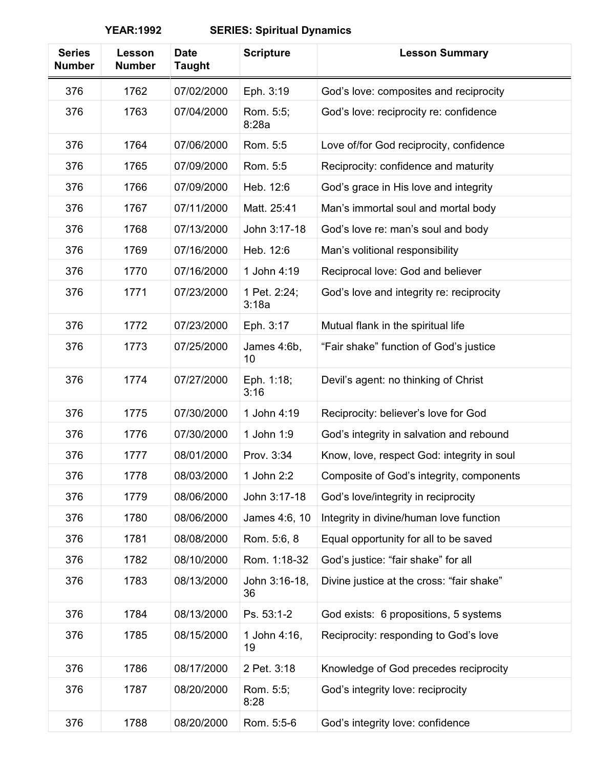**YEAR:1992 SERIES: Spiritual Dynamics**

| Series Number | Lesson Number | Date Taught | Scripture | Lesson Summary |
|---|---|---|---|---|
| 376 | 1762 | 07/02/2000 | Eph. 3:19 | God's love: composites and reciprocity |
| 376 | 1763 | 07/04/2000 | Rom. 5:5; 8:28a | God's love: reciprocity re: confidence |
| 376 | 1764 | 07/06/2000 | Rom. 5:5 | Love of/for God reciprocity, confidence |
| 376 | 1765 | 07/09/2000 | Rom. 5:5 | Reciprocity: confidence and maturity |
| 376 | 1766 | 07/09/2000 | Heb. 12:6 | God's grace in His love and integrity |
| 376 | 1767 | 07/11/2000 | Matt. 25:41 | Man's immortal soul and mortal body |
| 376 | 1768 | 07/13/2000 | John 3:17-18 | God's love re: man's soul and body |
| 376 | 1769 | 07/16/2000 | Heb. 12:6 | Man's volitional responsibility |
| 376 | 1770 | 07/16/2000 | 1 John 4:19 | Reciprocal love: God and believer |
| 376 | 1771 | 07/23/2000 | 1 Pet. 2:24; 3:18a | God's love and integrity re: reciprocity |
| 376 | 1772 | 07/23/2000 | Eph. 3:17 | Mutual flank in the spiritual life |
| 376 | 1773 | 07/25/2000 | James 4:6b, 10 | "Fair shake" function of God's justice |
| 376 | 1774 | 07/27/2000 | Eph. 1:18; 3:16 | Devil's agent: no thinking of Christ |
| 376 | 1775 | 07/30/2000 | 1 John 4:19 | Reciprocity: believer's love for God |
| 376 | 1776 | 07/30/2000 | 1 John 1:9 | God's integrity in salvation and rebound |
| 376 | 1777 | 08/01/2000 | Prov. 3:34 | Know, love, respect God: integrity in soul |
| 376 | 1778 | 08/03/2000 | 1 John 2:2 | Composite of God's integrity, components |
| 376 | 1779 | 08/06/2000 | John 3:17-18 | God's love/integrity in reciprocity |
| 376 | 1780 | 08/06/2000 | James 4:6, 10 | Integrity in divine/human love function |
| 376 | 1781 | 08/08/2000 | Rom. 5:6, 8 | Equal opportunity for all to be saved |
| 376 | 1782 | 08/10/2000 | Rom. 1:18-32 | God's justice: "fair shake" for all |
| 376 | 1783 | 08/13/2000 | John 3:16-18, 36 | Divine justice at the cross: "fair shake" |
| 376 | 1784 | 08/13/2000 | Ps. 53:1-2 | God exists: 6 propositions, 5 systems |
| 376 | 1785 | 08/15/2000 | 1 John 4:16, 19 | Reciprocity: responding to God's love |
| 376 | 1786 | 08/17/2000 | 2 Pet. 3:18 | Knowledge of God precedes reciprocity |
| 376 | 1787 | 08/20/2000 | Rom. 5:5; 8:28 | God's integrity love: reciprocity |
| 376 | 1788 | 08/20/2000 | Rom. 5:5-6 | God's integrity love: confidence |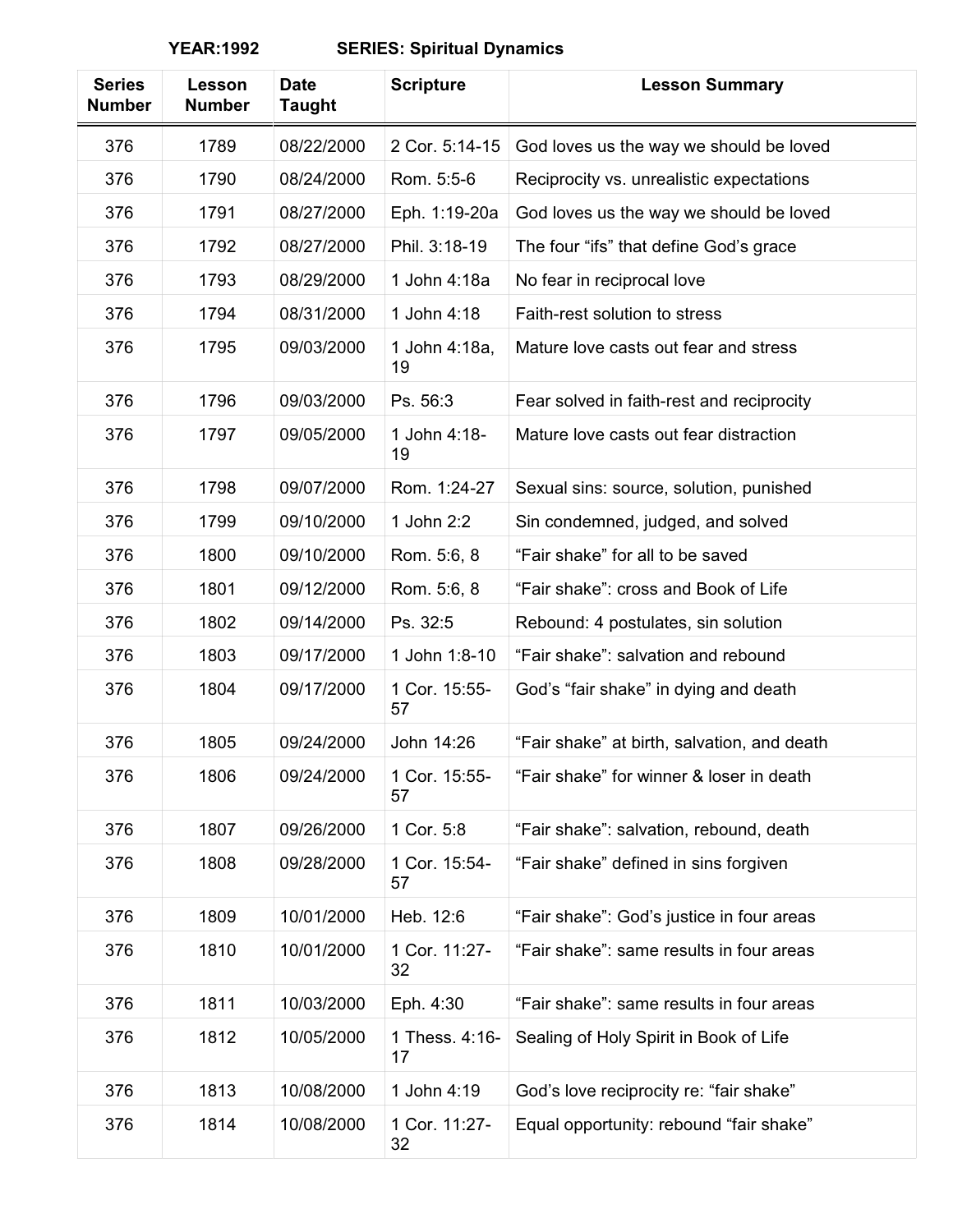**YEAR:1992 SERIES: Spiritual Dynamics**

| Series Number | Lesson Number | Date Taught | Scripture | Lesson Summary |
|---|---|---|---|---|
| 376 | 1789 | 08/22/2000 | 2 Cor. 5:14-15 | God loves us the way we should be loved |
| 376 | 1790 | 08/24/2000 | Rom. 5:5-6 | Reciprocity vs. unrealistic expectations |
| 376 | 1791 | 08/27/2000 | Eph. 1:19-20a | God loves us the way we should be loved |
| 376 | 1792 | 08/27/2000 | Phil. 3:18-19 | The four “ifs” that define God’s grace |
| 376 | 1793 | 08/29/2000 | 1 John 4:18a | No fear in reciprocal love |
| 376 | 1794 | 08/31/2000 | 1 John 4:18 | Faith-rest solution to stress |
| 376 | 1795 | 09/03/2000 | 1 John 4:18a, 19 | Mature love casts out fear and stress |
| 376 | 1796 | 09/03/2000 | Ps. 56:3 | Fear solved in faith-rest and reciprocity |
| 376 | 1797 | 09/05/2000 | 1 John 4:18-19 | Mature love casts out fear distraction |
| 376 | 1798 | 09/07/2000 | Rom. 1:24-27 | Sexual sins: source, solution, punished |
| 376 | 1799 | 09/10/2000 | 1 John 2:2 | Sin condemned, judged, and solved |
| 376 | 1800 | 09/10/2000 | Rom. 5:6, 8 | “Fair shake” for all to be saved |
| 376 | 1801 | 09/12/2000 | Rom. 5:6, 8 | “Fair shake”: cross and Book of Life |
| 376 | 1802 | 09/14/2000 | Ps. 32:5 | Rebound: 4 postulates, sin solution |
| 376 | 1803 | 09/17/2000 | 1 John 1:8-10 | “Fair shake”: salvation and rebound |
| 376 | 1804 | 09/17/2000 | 1 Cor. 15:55-57 | God’s “fair shake” in dying and death |
| 376 | 1805 | 09/24/2000 | John 14:26 | “Fair shake” at birth, salvation, and death |
| 376 | 1806 | 09/24/2000 | 1 Cor. 15:55-57 | “Fair shake” for winner & loser in death |
| 376 | 1807 | 09/26/2000 | 1 Cor. 5:8 | “Fair shake”: salvation, rebound, death |
| 376 | 1808 | 09/28/2000 | 1 Cor. 15:54-57 | “Fair shake” defined in sins forgiven |
| 376 | 1809 | 10/01/2000 | Heb. 12:6 | “Fair shake”: God’s justice in four areas |
| 376 | 1810 | 10/01/2000 | 1 Cor. 11:27-32 | “Fair shake”: same results in four areas |
| 376 | 1811 | 10/03/2000 | Eph. 4:30 | “Fair shake”: same results in four areas |
| 376 | 1812 | 10/05/2000 | 1 Thess. 4:16-17 | Sealing of Holy Spirit in Book of Life |
| 376 | 1813 | 10/08/2000 | 1 John 4:19 | God’s love reciprocity re: “fair shake” |
| 376 | 1814 | 10/08/2000 | 1 Cor. 11:27-32 | Equal opportunity: rebound “fair shake” |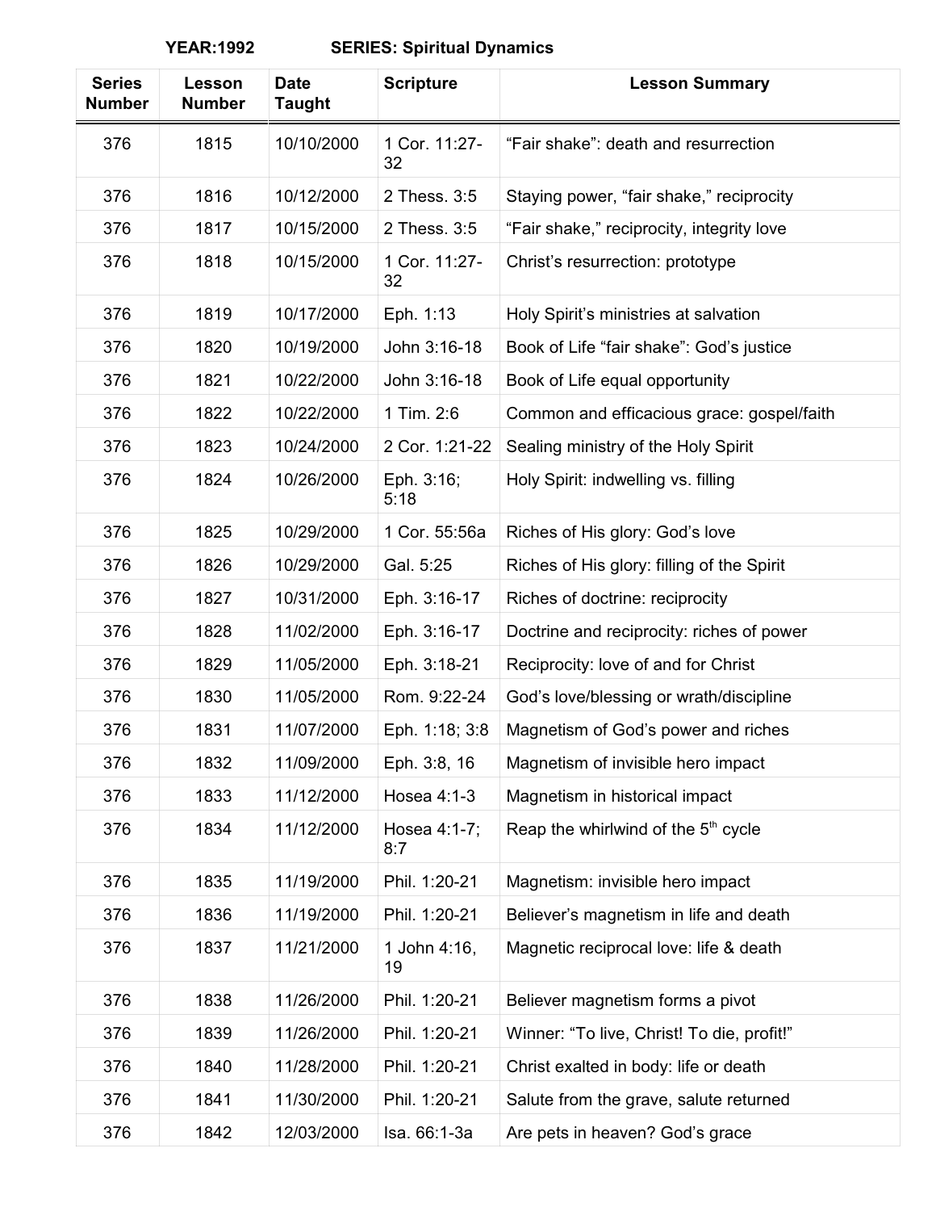**YEAR:1992 SERIES: Spiritual Dynamics**

| Series Number | Lesson Number | Date Taught | Scripture | Lesson Summary |
|---|---|---|---|---|
| 376 | 1815 | 10/10/2000 | 1 Cor. 11:27-32 | "Fair shake": death and resurrection |
| 376 | 1816 | 10/12/2000 | 2 Thess. 3:5 | Staying power, "fair shake," reciprocity |
| 376 | 1817 | 10/15/2000 | 2 Thess. 3:5 | "Fair shake," reciprocity, integrity love |
| 376 | 1818 | 10/15/2000 | 1 Cor. 11:27-32 | Christ's resurrection: prototype |
| 376 | 1819 | 10/17/2000 | Eph. 1:13 | Holy Spirit's ministries at salvation |
| 376 | 1820 | 10/19/2000 | John 3:16-18 | Book of Life "fair shake": God's justice |
| 376 | 1821 | 10/22/2000 | John 3:16-18 | Book of Life equal opportunity |
| 376 | 1822 | 10/22/2000 | 1 Tim. 2:6 | Common and efficacious grace: gospel/faith |
| 376 | 1823 | 10/24/2000 | 2 Cor. 1:21-22 | Sealing ministry of the Holy Spirit |
| 376 | 1824 | 10/26/2000 | Eph. 3:16; 5:18 | Holy Spirit: indwelling vs. filling |
| 376 | 1825 | 10/29/2000 | 1 Cor. 55:56a | Riches of His glory: God's love |
| 376 | 1826 | 10/29/2000 | Gal. 5:25 | Riches of His glory: filling of the Spirit |
| 376 | 1827 | 10/31/2000 | Eph. 3:16-17 | Riches of doctrine: reciprocity |
| 376 | 1828 | 11/02/2000 | Eph. 3:16-17 | Doctrine and reciprocity: riches of power |
| 376 | 1829 | 11/05/2000 | Eph. 3:18-21 | Reciprocity: love of and for Christ |
| 376 | 1830 | 11/05/2000 | Rom. 9:22-24 | God's love/blessing or wrath/discipline |
| 376 | 1831 | 11/07/2000 | Eph. 1:18; 3:8 | Magnetism of God's power and riches |
| 376 | 1832 | 11/09/2000 | Eph. 3:8, 16 | Magnetism of invisible hero impact |
| 376 | 1833 | 11/12/2000 | Hosea 4:1-3 | Magnetism in historical impact |
| 376 | 1834 | 11/12/2000 | Hosea 4:1-7; 8:7 | Reap the whirlwind of the 5th cycle |
| 376 | 1835 | 11/19/2000 | Phil. 1:20-21 | Magnetism: invisible hero impact |
| 376 | 1836 | 11/19/2000 | Phil. 1:20-21 | Believer's magnetism in life and death |
| 376 | 1837 | 11/21/2000 | 1 John 4:16, 19 | Magnetic reciprocal love: life & death |
| 376 | 1838 | 11/26/2000 | Phil. 1:20-21 | Believer magnetism forms a pivot |
| 376 | 1839 | 11/26/2000 | Phil. 1:20-21 | Winner: "To live, Christ! To die, profit!" |
| 376 | 1840 | 11/28/2000 | Phil. 1:20-21 | Christ exalted in body: life or death |
| 376 | 1841 | 11/30/2000 | Phil. 1:20-21 | Salute from the grave, salute returned |
| 376 | 1842 | 12/03/2000 | Isa. 66:1-3a | Are pets in heaven? God's grace |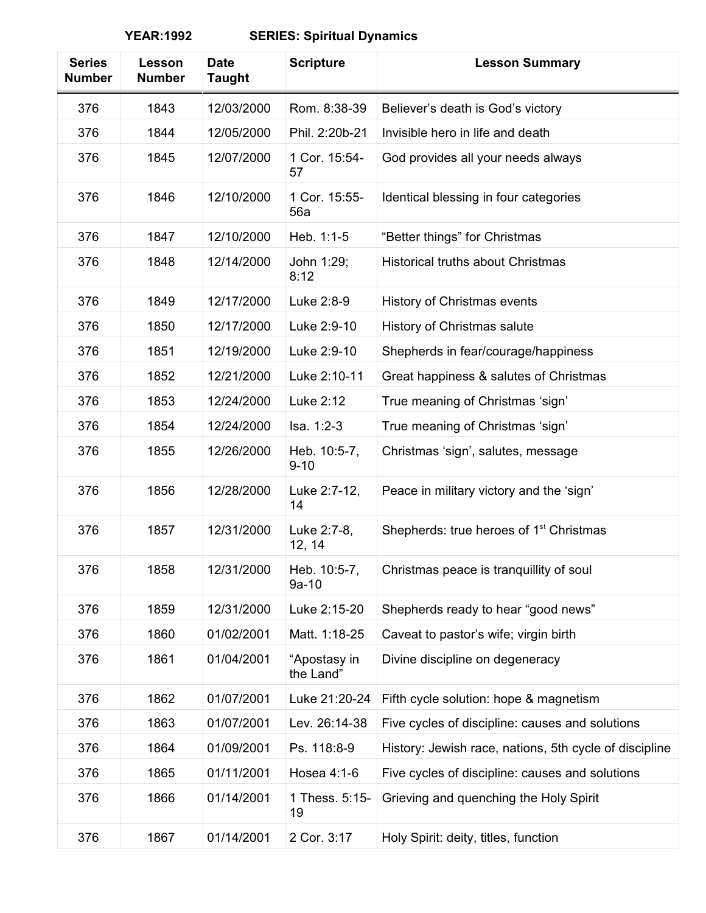**YEAR:1992 SERIES: Spiritual Dynamics**

| Series Number | Lesson Number | Date Taught | Scripture | Lesson Summary |
|---|---|---|---|---|
| 376 | 1843 | 12/03/2000 | Rom. 8:38-39 | Believer's death is God's victory |
| 376 | 1844 | 12/05/2000 | Phil. 2:20b-21 | Invisible hero in life and death |
| 376 | 1845 | 12/07/2000 | 1 Cor. 15:54-57 | God provides all your needs always |
| 376 | 1846 | 12/10/2000 | 1 Cor. 15:55-56a | Identical blessing in four categories |
| 376 | 1847 | 12/10/2000 | Heb. 1:1-5 | "Better things" for Christmas |
| 376 | 1848 | 12/14/2000 | John 1:29; 8:12 | Historical truths about Christmas |
| 376 | 1849 | 12/17/2000 | Luke 2:8-9 | History of Christmas events |
| 376 | 1850 | 12/17/2000 | Luke 2:9-10 | History of Christmas salute |
| 376 | 1851 | 12/19/2000 | Luke 2:9-10 | Shepherds in fear/courage/happiness |
| 376 | 1852 | 12/21/2000 | Luke 2:10-11 | Great happiness & salutes of Christmas |
| 376 | 1853 | 12/24/2000 | Luke 2:12 | True meaning of Christmas 'sign' |
| 376 | 1854 | 12/24/2000 | Isa. 1:2-3 | True meaning of Christmas 'sign' |
| 376 | 1855 | 12/26/2000 | Heb. 10:5-7, 9-10 | Christmas 'sign', salutes, message |
| 376 | 1856 | 12/28/2000 | Luke 2:7-12, 14 | Peace in military victory and the 'sign' |
| 376 | 1857 | 12/31/2000 | Luke 2:7-8, 12, 14 | Shepherds: true heroes of 1st Christmas |
| 376 | 1858 | 12/31/2000 | Heb. 10:5-7, 9a-10 | Christmas peace is tranquillity of soul |
| 376 | 1859 | 12/31/2000 | Luke 2:15-20 | Shepherds ready to hear "good news" |
| 376 | 1860 | 01/02/2001 | Matt. 1:18-25 | Caveat to pastor's wife; virgin birth |
| 376 | 1861 | 01/04/2001 | "Apostasy in the Land" | Divine discipline on degeneracy |
| 376 | 1862 | 01/07/2001 | Luke 21:20-24 | Fifth cycle solution: hope & magnetism |
| 376 | 1863 | 01/07/2001 | Lev. 26:14-38 | Five cycles of discipline: causes and solutions |
| 376 | 1864 | 01/09/2001 | Ps. 118:8-9 | History: Jewish race, nations, 5th cycle of discipline |
| 376 | 1865 | 01/11/2001 | Hosea 4:1-6 | Five cycles of discipline: causes and solutions |
| 376 | 1866 | 01/14/2001 | 1 Thess. 5:15-19 | Grieving and quenching the Holy Spirit |
| 376 | 1867 | 01/14/2001 | 2 Cor. 3:17 | Holy Spirit: deity, titles, function |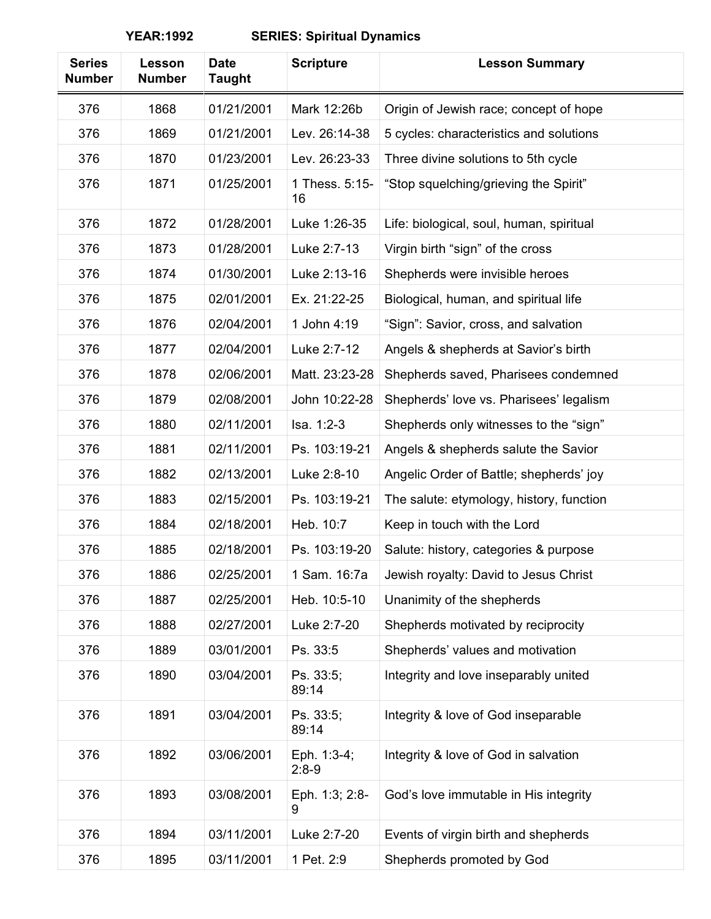**YEAR:1992 SERIES: Spiritual Dynamics**

| Series Number | Lesson Number | Date Taught | Scripture | Lesson Summary |
|---|---|---|---|---|
| 376 | 1868 | 01/21/2001 | Mark 12:26b | Origin of Jewish race; concept of hope |
| 376 | 1869 | 01/21/2001 | Lev. 26:14-38 | 5 cycles: characteristics and solutions |
| 376 | 1870 | 01/23/2001 | Lev. 26:23-33 | Three divine solutions to 5th cycle |
| 376 | 1871 | 01/25/2001 | 1 Thess. 5:15-16 | “Stop squelching/grieving the Spirit” |
| 376 | 1872 | 01/28/2001 | Luke 1:26-35 | Life: biological, soul, human, spiritual |
| 376 | 1873 | 01/28/2001 | Luke 2:7-13 | Virgin birth “sign” of the cross |
| 376 | 1874 | 01/30/2001 | Luke 2:13-16 | Shepherds were invisible heroes |
| 376 | 1875 | 02/01/2001 | Ex. 21:22-25 | Biological, human, and spiritual life |
| 376 | 1876 | 02/04/2001 | 1 John 4:19 | “Sign”: Savior, cross, and salvation |
| 376 | 1877 | 02/04/2001 | Luke 2:7-12 | Angels & shepherds at Savior’s birth |
| 376 | 1878 | 02/06/2001 | Matt. 23:23-28 | Shepherds saved, Pharisees condemned |
| 376 | 1879 | 02/08/2001 | John 10:22-28 | Shepherds’ love vs. Pharisees’ legalism |
| 376 | 1880 | 02/11/2001 | Isa. 1:2-3 | Shepherds only witnesses to the “sign” |
| 376 | 1881 | 02/11/2001 | Ps. 103:19-21 | Angels & shepherds salute the Savior |
| 376 | 1882 | 02/13/2001 | Luke 2:8-10 | Angelic Order of Battle; shepherds’ joy |
| 376 | 1883 | 02/15/2001 | Ps. 103:19-21 | The salute: etymology, history, function |
| 376 | 1884 | 02/18/2001 | Heb. 10:7 | Keep in touch with the Lord |
| 376 | 1885 | 02/18/2001 | Ps. 103:19-20 | Salute: history, categories & purpose |
| 376 | 1886 | 02/25/2001 | 1 Sam. 16:7a | Jewish royalty: David to Jesus Christ |
| 376 | 1887 | 02/25/2001 | Heb. 10:5-10 | Unanimity of the shepherds |
| 376 | 1888 | 02/27/2001 | Luke 2:7-20 | Shepherds motivated by reciprocity |
| 376 | 1889 | 03/01/2001 | Ps. 33:5 | Shepherds’ values and motivation |
| 376 | 1890 | 03/04/2001 | Ps. 33:5; 89:14 | Integrity and love inseparably united |
| 376 | 1891 | 03/04/2001 | Ps. 33:5; 89:14 | Integrity & love of God inseparable |
| 376 | 1892 | 03/06/2001 | Eph. 1:3-4; 2:8-9 | Integrity & love of God in salvation |
| 376 | 1893 | 03/08/2001 | Eph. 1:3; 2:8-9 | God’s love immutable in His integrity |
| 376 | 1894 | 03/11/2001 | Luke 2:7-20 | Events of virgin birth and shepherds |
| 376 | 1895 | 03/11/2001 | 1 Pet. 2:9 | Shepherds promoted by God |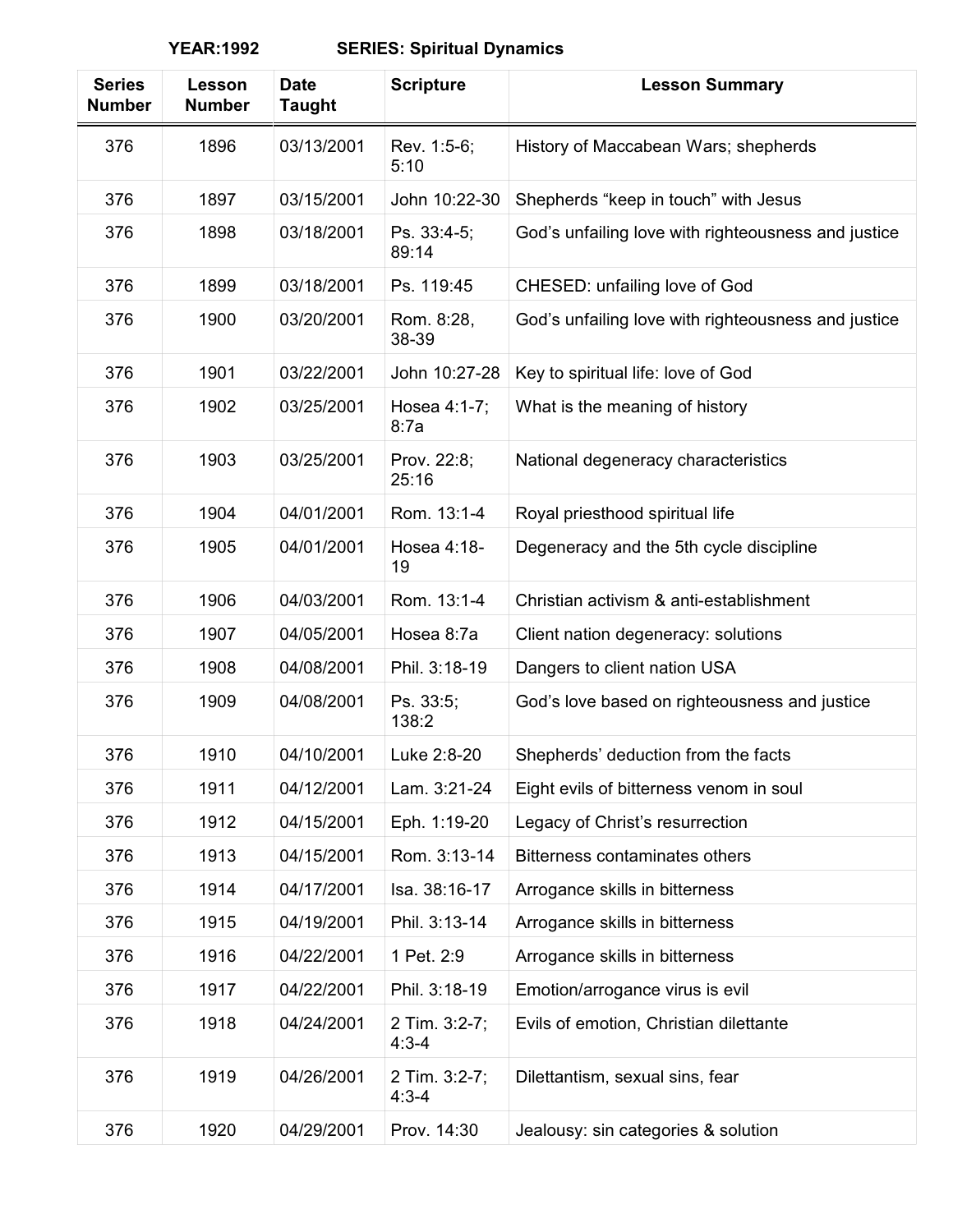**YEAR:1992 SERIES: Spiritual Dynamics**

| Series Number | Lesson Number | Date Taught | Scripture | Lesson Summary |
|---|---|---|---|---|
| 376 | 1896 | 03/13/2001 | Rev. 1:5-6; 5:10 | History of Maccabean Wars; shepherds |
| 376 | 1897 | 03/15/2001 | John 10:22-30 | Shepherds "keep in touch" with Jesus |
| 376 | 1898 | 03/18/2001 | Ps. 33:4-5; 89:14 | God's unfailing love with righteousness and justice |
| 376 | 1899 | 03/18/2001 | Ps. 119:45 | CHESED: unfailing love of God |
| 376 | 1900 | 03/20/2001 | Rom. 8:28, 38-39 | God's unfailing love with righteousness and justice |
| 376 | 1901 | 03/22/2001 | John 10:27-28 | Key to spiritual life: love of God |
| 376 | 1902 | 03/25/2001 | Hosea 4:1-7; 8:7a | What is the meaning of history |
| 376 | 1903 | 03/25/2001 | Prov. 22:8; 25:16 | National degeneracy characteristics |
| 376 | 1904 | 04/01/2001 | Rom. 13:1-4 | Royal priesthood spiritual life |
| 376 | 1905 | 04/01/2001 | Hosea 4:18-19 | Degeneracy and the 5th cycle discipline |
| 376 | 1906 | 04/03/2001 | Rom. 13:1-4 | Christian activism & anti-establishment |
| 376 | 1907 | 04/05/2001 | Hosea 8:7a | Client nation degeneracy: solutions |
| 376 | 1908 | 04/08/2001 | Phil. 3:18-19 | Dangers to client nation USA |
| 376 | 1909 | 04/08/2001 | Ps. 33:5; 138:2 | God's love based on righteousness and justice |
| 376 | 1910 | 04/10/2001 | Luke 2:8-20 | Shepherds' deduction from the facts |
| 376 | 1911 | 04/12/2001 | Lam. 3:21-24 | Eight evils of bitterness venom in soul |
| 376 | 1912 | 04/15/2001 | Eph. 1:19-20 | Legacy of Christ's resurrection |
| 376 | 1913 | 04/15/2001 | Rom. 3:13-14 | Bitterness contaminates others |
| 376 | 1914 | 04/17/2001 | Isa. 38:16-17 | Arrogance skills in bitterness |
| 376 | 1915 | 04/19/2001 | Phil. 3:13-14 | Arrogance skills in bitterness |
| 376 | 1916 | 04/22/2001 | 1 Pet. 2:9 | Arrogance skills in bitterness |
| 376 | 1917 | 04/22/2001 | Phil. 3:18-19 | Emotion/arrogance virus is evil |
| 376 | 1918 | 04/24/2001 | 2 Tim. 3:2-7; 4:3-4 | Evils of emotion, Christian dilettante |
| 376 | 1919 | 04/26/2001 | 2 Tim. 3:2-7; 4:3-4 | Dilettantism, sexual sins, fear |
| 376 | 1920 | 04/29/2001 | Prov. 14:30 | Jealousy: sin categories & solution |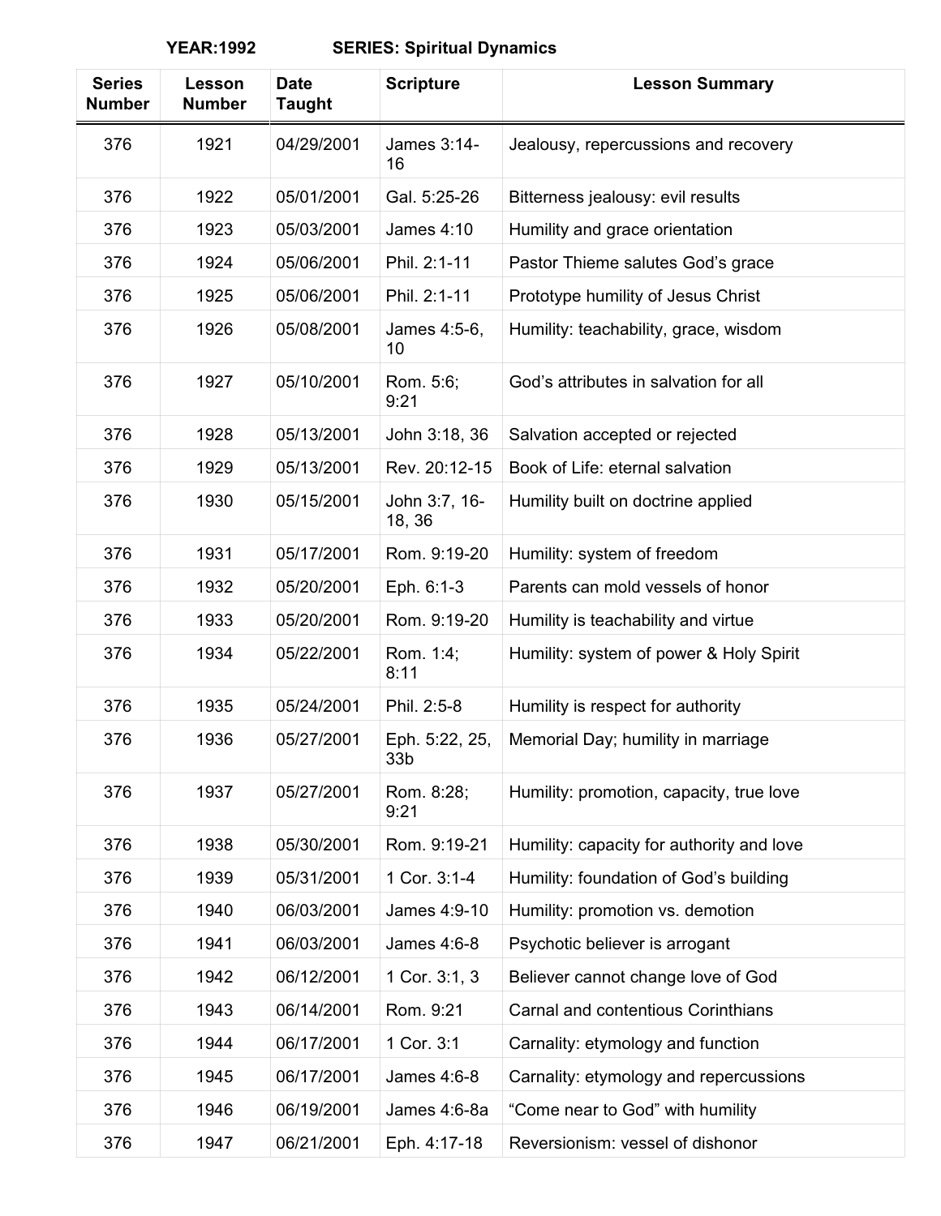**YEAR:1992 SERIES: Spiritual Dynamics**

| Series Number | Lesson Number | Date Taught | Scripture | Lesson Summary |
|---|---|---|---|---|
| 376 | 1921 | 04/29/2001 | James 3:14-16 | Jealousy, repercussions and recovery |
| 376 | 1922 | 05/01/2001 | Gal. 5:25-26 | Bitterness jealousy: evil results |
| 376 | 1923 | 05/03/2001 | James 4:10 | Humility and grace orientation |
| 376 | 1924 | 05/06/2001 | Phil. 2:1-11 | Pastor Thieme salutes God's grace |
| 376 | 1925 | 05/06/2001 | Phil. 2:1-11 | Prototype humility of Jesus Christ |
| 376 | 1926 | 05/08/2001 | James 4:5-6, 10 | Humility: teachability, grace, wisdom |
| 376 | 1927 | 05/10/2001 | Rom. 5:6; 9:21 | God's attributes in salvation for all |
| 376 | 1928 | 05/13/2001 | John 3:18, 36 | Salvation accepted or rejected |
| 376 | 1929 | 05/13/2001 | Rev. 20:12-15 | Book of Life: eternal salvation |
| 376 | 1930 | 05/15/2001 | John 3:7, 16-18, 36 | Humility built on doctrine applied |
| 376 | 1931 | 05/17/2001 | Rom. 9:19-20 | Humility: system of freedom |
| 376 | 1932 | 05/20/2001 | Eph. 6:1-3 | Parents can mold vessels of honor |
| 376 | 1933 | 05/20/2001 | Rom. 9:19-20 | Humility is teachability and virtue |
| 376 | 1934 | 05/22/2001 | Rom. 1:4; 8:11 | Humility: system of power & Holy Spirit |
| 376 | 1935 | 05/24/2001 | Phil. 2:5-8 | Humility is respect for authority |
| 376 | 1936 | 05/27/2001 | Eph. 5:22, 25, 33b | Memorial Day; humility in marriage |
| 376 | 1937 | 05/27/2001 | Rom. 8:28; 9:21 | Humility: promotion, capacity, true love |
| 376 | 1938 | 05/30/2001 | Rom. 9:19-21 | Humility: capacity for authority and love |
| 376 | 1939 | 05/31/2001 | 1 Cor. 3:1-4 | Humility: foundation of God's building |
| 376 | 1940 | 06/03/2001 | James 4:9-10 | Humility: promotion vs. demotion |
| 376 | 1941 | 06/03/2001 | James 4:6-8 | Psychotic believer is arrogant |
| 376 | 1942 | 06/12/2001 | 1 Cor. 3:1, 3 | Believer cannot change love of God |
| 376 | 1943 | 06/14/2001 | Rom. 9:21 | Carnal and contentious Corinthians |
| 376 | 1944 | 06/17/2001 | 1 Cor. 3:1 | Carnality: etymology and function |
| 376 | 1945 | 06/17/2001 | James 4:6-8 | Carnality: etymology and repercussions |
| 376 | 1946 | 06/19/2001 | James 4:6-8a | "Come near to God" with humility |
| 376 | 1947 | 06/21/2001 | Eph. 4:17-18 | Reversionism: vessel of dishonor |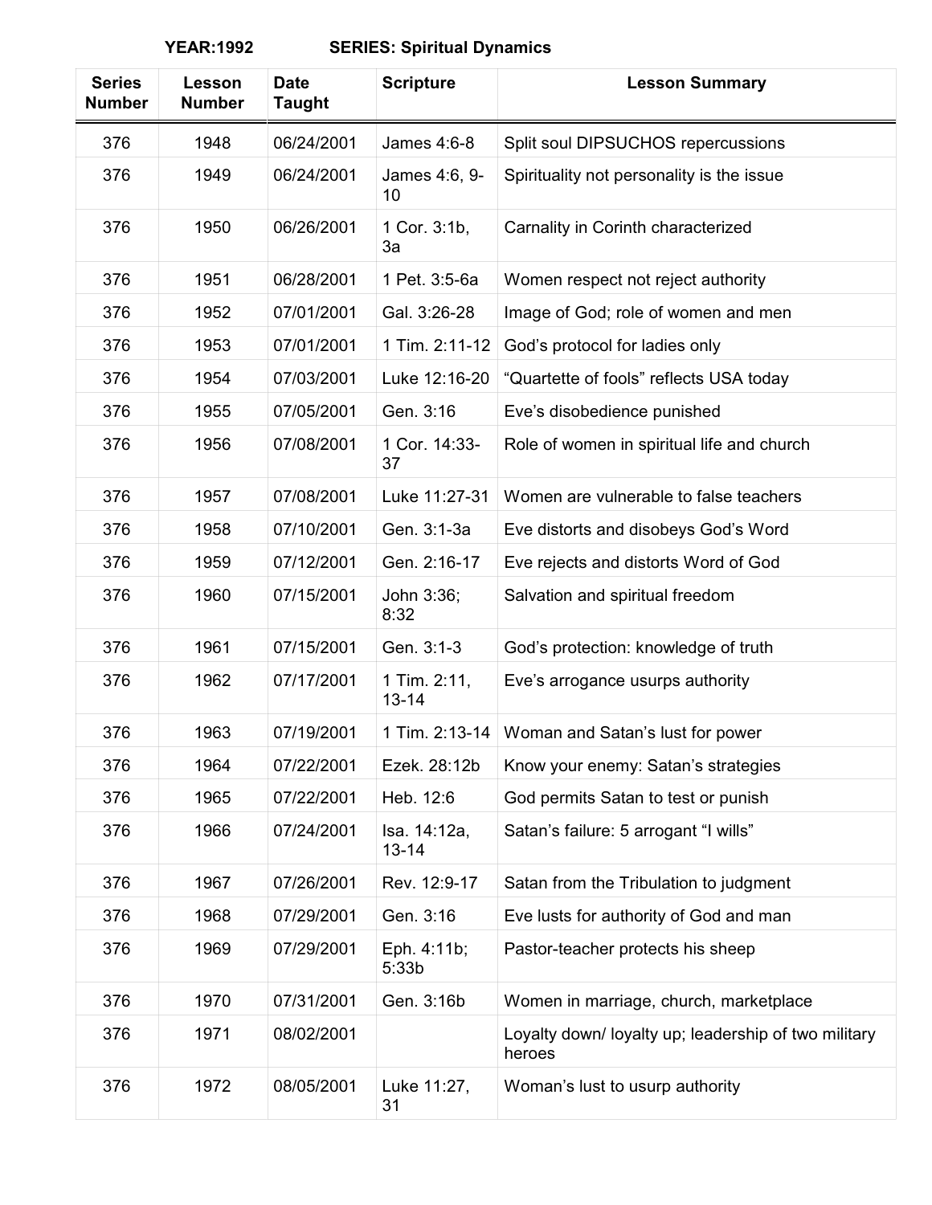**YEAR:1992 SERIES: Spiritual Dynamics**

| Series Number | Lesson Number | Date Taught | Scripture | Lesson Summary |
|---|---|---|---|---|
| 376 | 1948 | 06/24/2001 | James 4:6-8 | Split soul DIPSUCHOS repercussions |
| 376 | 1949 | 06/24/2001 | James 4:6, 9-10 | Spirituality not personality is the issue |
| 376 | 1950 | 06/26/2001 | 1 Cor. 3:1b, 3a | Carnality in Corinth characterized |
| 376 | 1951 | 06/28/2001 | 1 Pet. 3:5-6a | Women respect not reject authority |
| 376 | 1952 | 07/01/2001 | Gal. 3:26-28 | Image of God; role of women and men |
| 376 | 1953 | 07/01/2001 | 1 Tim. 2:11-12 | God's protocol for ladies only |
| 376 | 1954 | 07/03/2001 | Luke 12:16-20 | "Quartette of fools" reflects USA today |
| 376 | 1955 | 07/05/2001 | Gen. 3:16 | Eve's disobedience punished |
| 376 | 1956 | 07/08/2001 | 1 Cor. 14:33-37 | Role of women in spiritual life and church |
| 376 | 1957 | 07/08/2001 | Luke 11:27-31 | Women are vulnerable to false teachers |
| 376 | 1958 | 07/10/2001 | Gen. 3:1-3a | Eve distorts and disobeys God's Word |
| 376 | 1959 | 07/12/2001 | Gen. 2:16-17 | Eve rejects and distorts Word of God |
| 376 | 1960 | 07/15/2001 | John 3:36; 8:32 | Salvation and spiritual freedom |
| 376 | 1961 | 07/15/2001 | Gen. 3:1-3 | God's protection: knowledge of truth |
| 376 | 1962 | 07/17/2001 | 1 Tim. 2:11, 13-14 | Eve's arrogance usurps authority |
| 376 | 1963 | 07/19/2001 | 1 Tim. 2:13-14 | Woman and Satan's lust for power |
| 376 | 1964 | 07/22/2001 | Ezek. 28:12b | Know your enemy: Satan's strategies |
| 376 | 1965 | 07/22/2001 | Heb. 12:6 | God permits Satan to test or punish |
| 376 | 1966 | 07/24/2001 | Isa. 14:12a, 13-14 | Satan's failure: 5 arrogant "I wills" |
| 376 | 1967 | 07/26/2001 | Rev. 12:9-17 | Satan from the Tribulation to judgment |
| 376 | 1968 | 07/29/2001 | Gen. 3:16 | Eve lusts for authority of God and man |
| 376 | 1969 | 07/29/2001 | Eph. 4:11b; 5:33b | Pastor-teacher protects his sheep |
| 376 | 1970 | 07/31/2001 | Gen. 3:16b | Women in marriage, church, marketplace |
| 376 | 1971 | 08/02/2001 | | Loyalty down/ loyalty up; leadership of two military heroes |
| 376 | 1972 | 08/05/2001 | Luke 11:27, 31 | Woman's lust to usurp authority |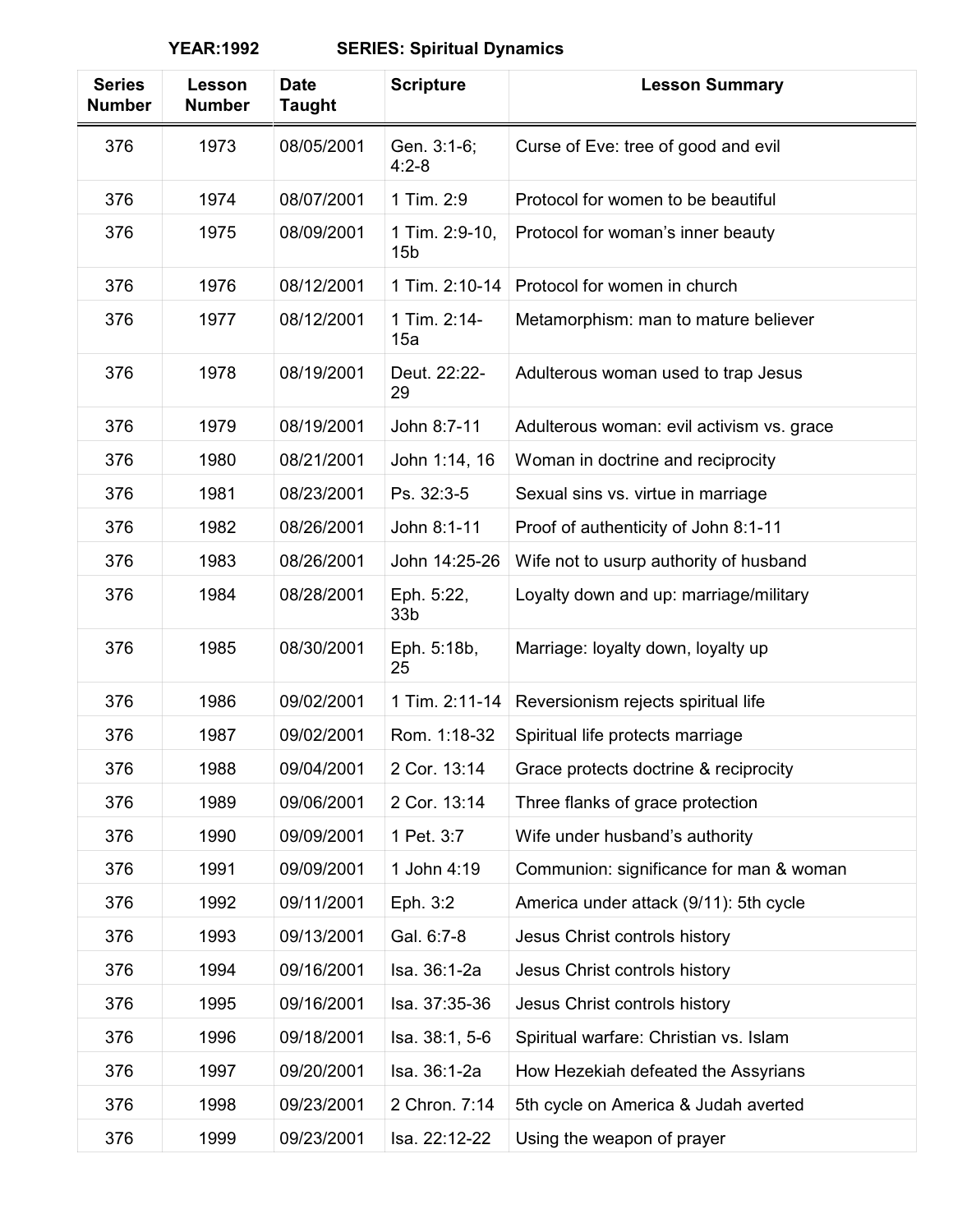**YEAR:1992 SERIES: Spiritual Dynamics**

| Series Number | Lesson Number | Date Taught | Scripture | Lesson Summary |
|---|---|---|---|---|
| 376 | 1973 | 08/05/2001 | Gen. 3:1-6; 4:2-8 | Curse of Eve: tree of good and evil |
| 376 | 1974 | 08/07/2001 | 1 Tim. 2:9 | Protocol for women to be beautiful |
| 376 | 1975 | 08/09/2001 | 1 Tim. 2:9-10, 15b | Protocol for woman's inner beauty |
| 376 | 1976 | 08/12/2001 | 1 Tim. 2:10-14 | Protocol for women in church |
| 376 | 1977 | 08/12/2001 | 1 Tim. 2:14-15a | Metamorphism: man to mature believer |
| 376 | 1978 | 08/19/2001 | Deut. 22:22-29 | Adulterous woman used to trap Jesus |
| 376 | 1979 | 08/19/2001 | John 8:7-11 | Adulterous woman: evil activism vs. grace |
| 376 | 1980 | 08/21/2001 | John 1:14, 16 | Woman in doctrine and reciprocity |
| 376 | 1981 | 08/23/2001 | Ps. 32:3-5 | Sexual sins vs. virtue in marriage |
| 376 | 1982 | 08/26/2001 | John 8:1-11 | Proof of authenticity of John 8:1-11 |
| 376 | 1983 | 08/26/2001 | John 14:25-26 | Wife not to usurp authority of husband |
| 376 | 1984 | 08/28/2001 | Eph. 5:22, 33b | Loyalty down and up: marriage/military |
| 376 | 1985 | 08/30/2001 | Eph. 5:18b, 25 | Marriage: loyalty down, loyalty up |
| 376 | 1986 | 09/02/2001 | 1 Tim. 2:11-14 | Reversionism rejects spiritual life |
| 376 | 1987 | 09/02/2001 | Rom. 1:18-32 | Spiritual life protects marriage |
| 376 | 1988 | 09/04/2001 | 2 Cor. 13:14 | Grace protects doctrine & reciprocity |
| 376 | 1989 | 09/06/2001 | 2 Cor. 13:14 | Three flanks of grace protection |
| 376 | 1990 | 09/09/2001 | 1 Pet. 3:7 | Wife under husband's authority |
| 376 | 1991 | 09/09/2001 | 1 John 4:19 | Communion: significance for man & woman |
| 376 | 1992 | 09/11/2001 | Eph. 3:2 | America under attack (9/11): 5th cycle |
| 376 | 1993 | 09/13/2001 | Gal. 6:7-8 | Jesus Christ controls history |
| 376 | 1994 | 09/16/2001 | Isa. 36:1-2a | Jesus Christ controls history |
| 376 | 1995 | 09/16/2001 | Isa. 37:35-36 | Jesus Christ controls history |
| 376 | 1996 | 09/18/2001 | Isa. 38:1, 5-6 | Spiritual warfare: Christian vs. Islam |
| 376 | 1997 | 09/20/2001 | Isa. 36:1-2a | How Hezekiah defeated the Assyrians |
| 376 | 1998 | 09/23/2001 | 2 Chron. 7:14 | 5th cycle on America & Judah averted |
| 376 | 1999 | 09/23/2001 | Isa. 22:12-22 | Using the weapon of prayer |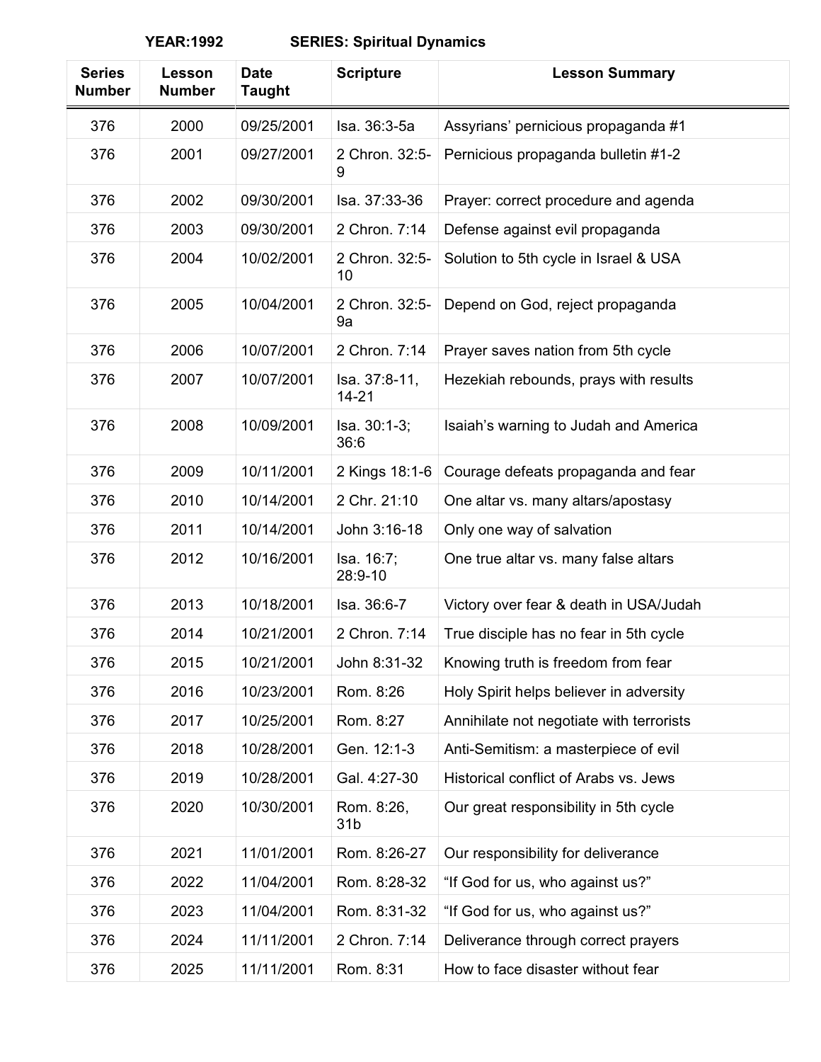**YEAR:1992 SERIES: Spiritual Dynamics**

| Series Number | Lesson Number | Date Taught | Scripture | Lesson Summary |
|---|---|---|---|---|
| 376 | 2000 | 09/25/2001 | Isa. 36:3-5a | Assyrians' pernicious propaganda #1 |
| 376 | 2001 | 09/27/2001 | 2 Chron. 32:5-9 | Pernicious propaganda bulletin #1-2 |
| 376 | 2002 | 09/30/2001 | Isa. 37:33-36 | Prayer: correct procedure and agenda |
| 376 | 2003 | 09/30/2001 | 2 Chron. 7:14 | Defense against evil propaganda |
| 376 | 2004 | 10/02/2001 | 2 Chron. 32:5-10 | Solution to 5th cycle in Israel & USA |
| 376 | 2005 | 10/04/2001 | 2 Chron. 32:5-9a | Depend on God, reject propaganda |
| 376 | 2006 | 10/07/2001 | 2 Chron. 7:14 | Prayer saves nation from 5th cycle |
| 376 | 2007 | 10/07/2001 | Isa. 37:8-11, 14-21 | Hezekiah rebounds, prays with results |
| 376 | 2008 | 10/09/2001 | Isa. 30:1-3; 36:6 | Isaiah's warning to Judah and America |
| 376 | 2009 | 10/11/2001 | 2 Kings 18:1-6 | Courage defeats propaganda and fear |
| 376 | 2010 | 10/14/2001 | 2 Chr. 21:10 | One altar vs. many altars/apostasy |
| 376 | 2011 | 10/14/2001 | John 3:16-18 | Only one way of salvation |
| 376 | 2012 | 10/16/2001 | Isa. 16:7; 28:9-10 | One true altar vs. many false altars |
| 376 | 2013 | 10/18/2001 | Isa. 36:6-7 | Victory over fear & death in USA/Judah |
| 376 | 2014 | 10/21/2001 | 2 Chron. 7:14 | True disciple has no fear in 5th cycle |
| 376 | 2015 | 10/21/2001 | John 8:31-32 | Knowing truth is freedom from fear |
| 376 | 2016 | 10/23/2001 | Rom. 8:26 | Holy Spirit helps believer in adversity |
| 376 | 2017 | 10/25/2001 | Rom. 8:27 | Annihilate not negotiate with terrorists |
| 376 | 2018 | 10/28/2001 | Gen. 12:1-3 | Anti-Semitism: a masterpiece of evil |
| 376 | 2019 | 10/28/2001 | Gal. 4:27-30 | Historical conflict of Arabs vs. Jews |
| 376 | 2020 | 10/30/2001 | Rom. 8:26, 31b | Our great responsibility in 5th cycle |
| 376 | 2021 | 11/01/2001 | Rom. 8:26-27 | Our responsibility for deliverance |
| 376 | 2022 | 11/04/2001 | Rom. 8:28-32 | "If God for us, who against us?" |
| 376 | 2023 | 11/04/2001 | Rom. 8:31-32 | "If God for us, who against us?" |
| 376 | 2024 | 11/11/2001 | 2 Chron. 7:14 | Deliverance through correct prayers |
| 376 | 2025 | 11/11/2001 | Rom. 8:31 | How to face disaster without fear |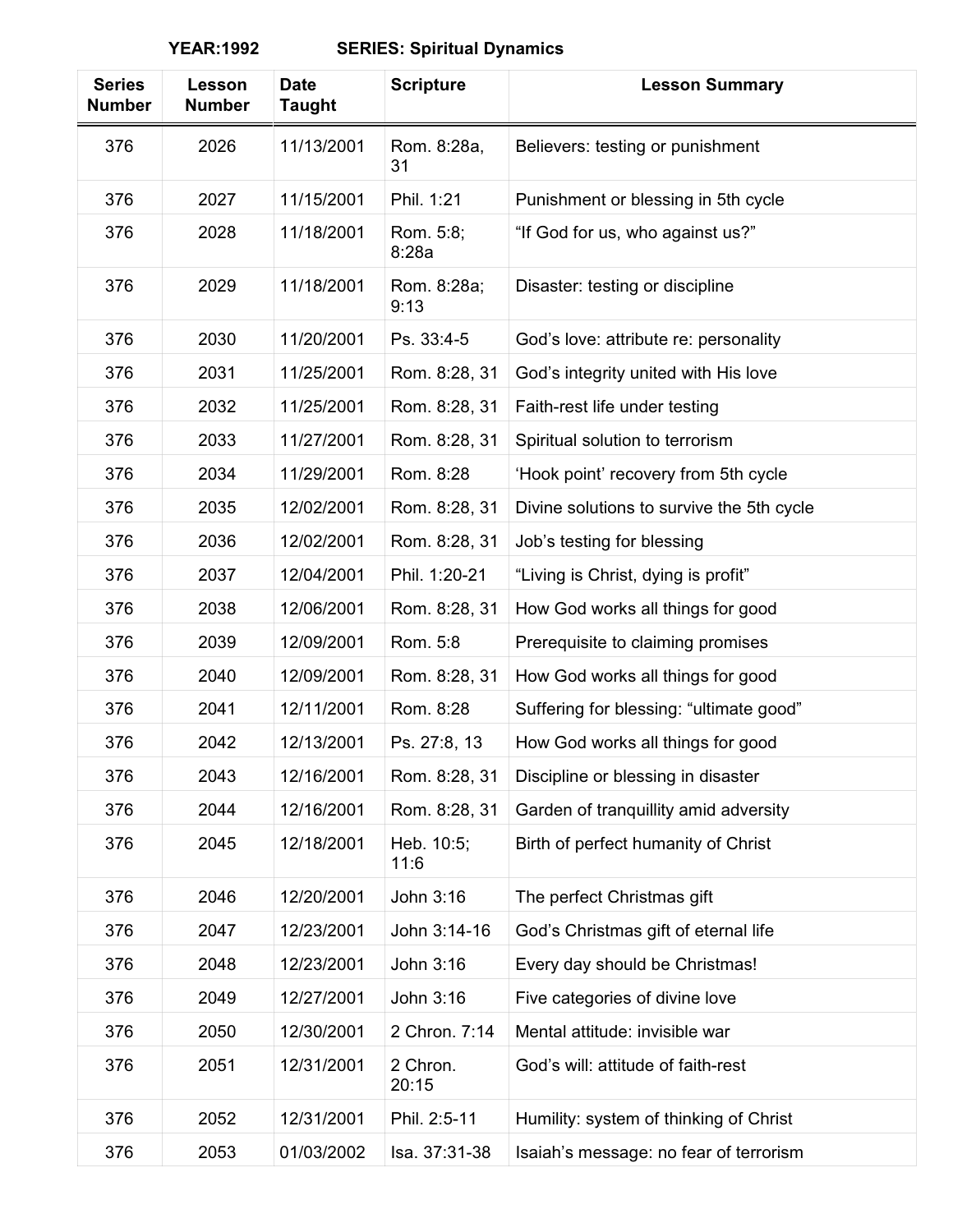**YEAR:1992 SERIES: Spiritual Dynamics**

| Series Number | Lesson Number | Date Taught | Scripture | Lesson Summary |
|---|---|---|---|---|
| 376 | 2026 | 11/13/2001 | Rom. 8:28a, 31 | Believers: testing or punishment |
| 376 | 2027 | 11/15/2001 | Phil. 1:21 | Punishment or blessing in 5th cycle |
| 376 | 2028 | 11/18/2001 | Rom. 5:8; 8:28a | "If God for us, who against us?" |
| 376 | 2029 | 11/18/2001 | Rom. 8:28a; 9:13 | Disaster: testing or discipline |
| 376 | 2030 | 11/20/2001 | Ps. 33:4-5 | God's love: attribute re: personality |
| 376 | 2031 | 11/25/2001 | Rom. 8:28, 31 | God's integrity united with His love |
| 376 | 2032 | 11/25/2001 | Rom. 8:28, 31 | Faith-rest life under testing |
| 376 | 2033 | 11/27/2001 | Rom. 8:28, 31 | Spiritual solution to terrorism |
| 376 | 2034 | 11/29/2001 | Rom. 8:28 | 'Hook point' recovery from 5th cycle |
| 376 | 2035 | 12/02/2001 | Rom. 8:28, 31 | Divine solutions to survive the 5th cycle |
| 376 | 2036 | 12/02/2001 | Rom. 8:28, 31 | Job's testing for blessing |
| 376 | 2037 | 12/04/2001 | Phil. 1:20-21 | "Living is Christ, dying is profit" |
| 376 | 2038 | 12/06/2001 | Rom. 8:28, 31 | How God works all things for good |
| 376 | 2039 | 12/09/2001 | Rom. 5:8 | Prerequisite to claiming promises |
| 376 | 2040 | 12/09/2001 | Rom. 8:28, 31 | How God works all things for good |
| 376 | 2041 | 12/11/2001 | Rom. 8:28 | Suffering for blessing: "ultimate good" |
| 376 | 2042 | 12/13/2001 | Ps. 27:8, 13 | How God works all things for good |
| 376 | 2043 | 12/16/2001 | Rom. 8:28, 31 | Discipline or blessing in disaster |
| 376 | 2044 | 12/16/2001 | Rom. 8:28, 31 | Garden of tranquillity amid adversity |
| 376 | 2045 | 12/18/2001 | Heb. 10:5; 11:6 | Birth of perfect humanity of Christ |
| 376 | 2046 | 12/20/2001 | John 3:16 | The perfect Christmas gift |
| 376 | 2047 | 12/23/2001 | John 3:14-16 | God's Christmas gift of eternal life |
| 376 | 2048 | 12/23/2001 | John 3:16 | Every day should be Christmas! |
| 376 | 2049 | 12/27/2001 | John 3:16 | Five categories of divine love |
| 376 | 2050 | 12/30/2001 | 2 Chron. 7:14 | Mental attitude: invisible war |
| 376 | 2051 | 12/31/2001 | 2 Chron. 20:15 | God's will: attitude of faith-rest |
| 376 | 2052 | 12/31/2001 | Phil. 2:5-11 | Humility: system of thinking of Christ |
| 376 | 2053 | 01/03/2002 | Isa. 37:31-38 | Isaiah's message: no fear of terrorism |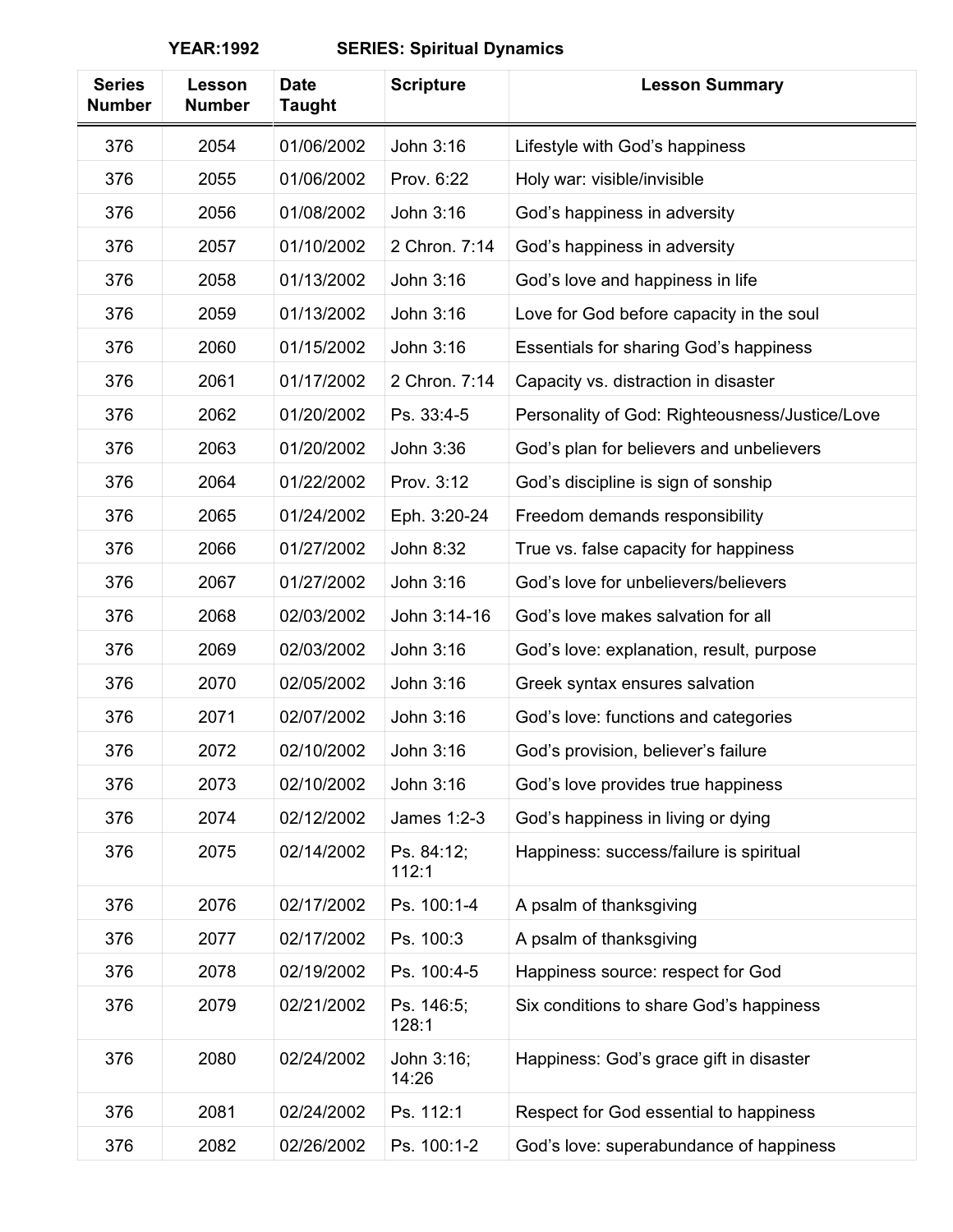**YEAR:1992 SERIES: Spiritual Dynamics**

| Series Number | Lesson Number | Date Taught | Scripture | Lesson Summary |
|---|---|---|---|---|
| 376 | 2054 | 01/06/2002 | John 3:16 | Lifestyle with God's happiness |
| 376 | 2055 | 01/06/2002 | Prov. 6:22 | Holy war: visible/invisible |
| 376 | 2056 | 01/08/2002 | John 3:16 | God's happiness in adversity |
| 376 | 2057 | 01/10/2002 | 2 Chron. 7:14 | God's happiness in adversity |
| 376 | 2058 | 01/13/2002 | John 3:16 | God's love and happiness in life |
| 376 | 2059 | 01/13/2002 | John 3:16 | Love for God before capacity in the soul |
| 376 | 2060 | 01/15/2002 | John 3:16 | Essentials for sharing God's happiness |
| 376 | 2061 | 01/17/2002 | 2 Chron. 7:14 | Capacity vs. distraction in disaster |
| 376 | 2062 | 01/20/2002 | Ps. 33:4-5 | Personality of God: Righteousness/Justice/Love |
| 376 | 2063 | 01/20/2002 | John 3:36 | God's plan for believers and unbelievers |
| 376 | 2064 | 01/22/2002 | Prov. 3:12 | God's discipline is sign of sonship |
| 376 | 2065 | 01/24/2002 | Eph. 3:20-24 | Freedom demands responsibility |
| 376 | 2066 | 01/27/2002 | John 8:32 | True vs. false capacity for happiness |
| 376 | 2067 | 01/27/2002 | John 3:16 | God's love for unbelievers/believers |
| 376 | 2068 | 02/03/2002 | John 3:14-16 | God's love makes salvation for all |
| 376 | 2069 | 02/03/2002 | John 3:16 | God's love: explanation, result, purpose |
| 376 | 2070 | 02/05/2002 | John 3:16 | Greek syntax ensures salvation |
| 376 | 2071 | 02/07/2002 | John 3:16 | God's love: functions and categories |
| 376 | 2072 | 02/10/2002 | John 3:16 | God's provision, believer's failure |
| 376 | 2073 | 02/10/2002 | John 3:16 | God's love provides true happiness |
| 376 | 2074 | 02/12/2002 | James 1:2-3 | God's happiness in living or dying |
| 376 | 2075 | 02/14/2002 | Ps. 84:12; 112:1 | Happiness: success/failure is spiritual |
| 376 | 2076 | 02/17/2002 | Ps. 100:1-4 | A psalm of thanksgiving |
| 376 | 2077 | 02/17/2002 | Ps. 100:3 | A psalm of thanksgiving |
| 376 | 2078 | 02/19/2002 | Ps. 100:4-5 | Happiness source: respect for God |
| 376 | 2079 | 02/21/2002 | Ps. 146:5; 128:1 | Six conditions to share God's happiness |
| 376 | 2080 | 02/24/2002 | John 3:16; 14:26 | Happiness: God's grace gift in disaster |
| 376 | 2081 | 02/24/2002 | Ps. 112:1 | Respect for God essential to happiness |
| 376 | 2082 | 02/26/2002 | Ps. 100:1-2 | God's love: superabundance of happiness |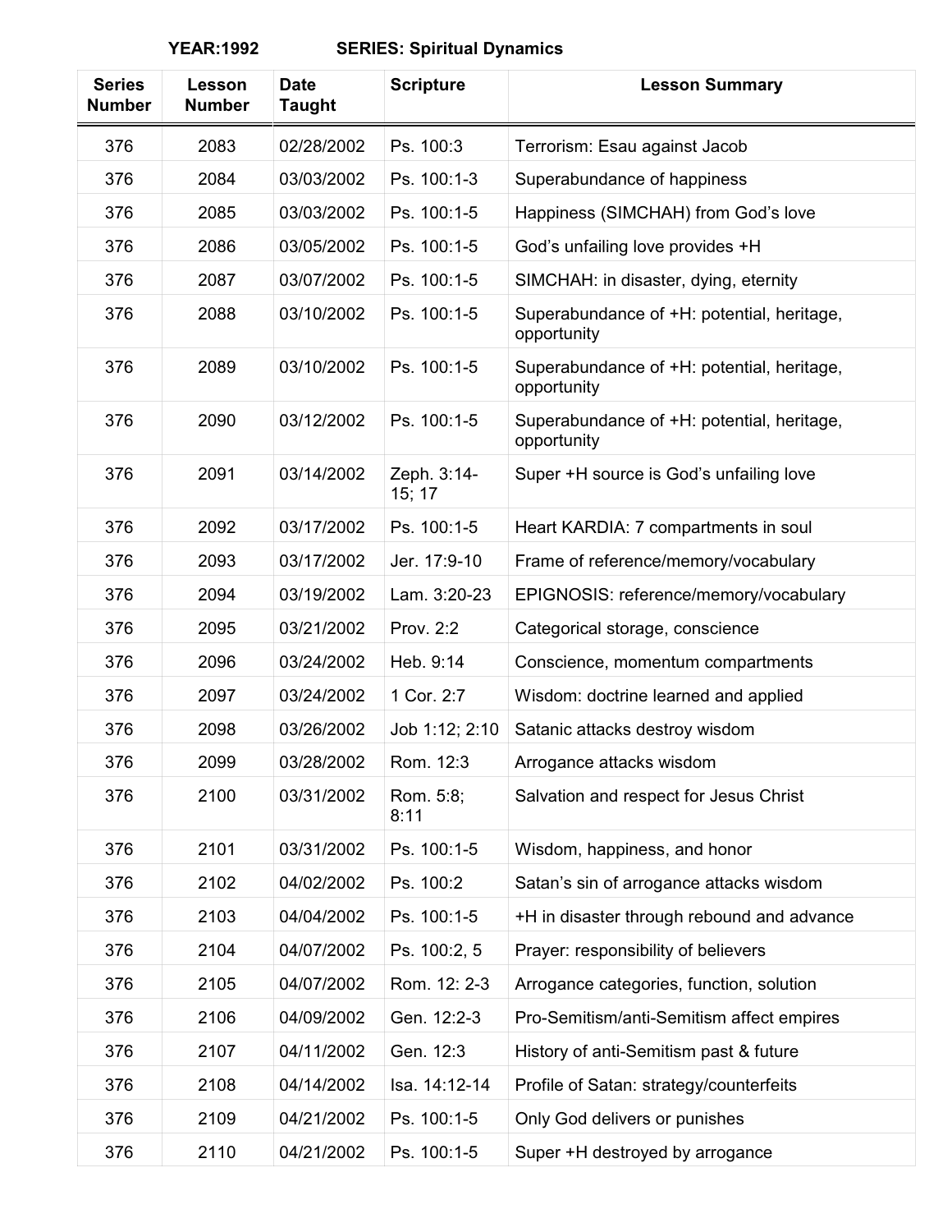**YEAR:1992 SERIES: Spiritual Dynamics**

| Series Number | Lesson Number | Date Taught | Scripture | Lesson Summary |
|---|---|---|---|---|
| 376 | 2083 | 02/28/2002 | Ps. 100:3 | Terrorism: Esau against Jacob |
| 376 | 2084 | 03/03/2002 | Ps. 100:1-3 | Superabundance of happiness |
| 376 | 2085 | 03/03/2002 | Ps. 100:1-5 | Happiness (SIMCHAH) from God's love |
| 376 | 2086 | 03/05/2002 | Ps. 100:1-5 | God's unfailing love provides +H |
| 376 | 2087 | 03/07/2002 | Ps. 100:1-5 | SIMCHAH: in disaster, dying, eternity |
| 376 | 2088 | 03/10/2002 | Ps. 100:1-5 | Superabundance of +H: potential, heritage, opportunity |
| 376 | 2089 | 03/10/2002 | Ps. 100:1-5 | Superabundance of +H: potential, heritage, opportunity |
| 376 | 2090 | 03/12/2002 | Ps. 100:1-5 | Superabundance of +H: potential, heritage, opportunity |
| 376 | 2091 | 03/14/2002 | Zeph. 3:14-15; 17 | Super +H source is God's unfailing love |
| 376 | 2092 | 03/17/2002 | Ps. 100:1-5 | Heart KARDIA: 7 compartments in soul |
| 376 | 2093 | 03/17/2002 | Jer. 17:9-10 | Frame of reference/memory/vocabulary |
| 376 | 2094 | 03/19/2002 | Lam. 3:20-23 | EPIGNOSIS: reference/memory/vocabulary |
| 376 | 2095 | 03/21/2002 | Prov. 2:2 | Categorical storage, conscience |
| 376 | 2096 | 03/24/2002 | Heb. 9:14 | Conscience, momentum compartments |
| 376 | 2097 | 03/24/2002 | 1 Cor. 2:7 | Wisdom: doctrine learned and applied |
| 376 | 2098 | 03/26/2002 | Job 1:12; 2:10 | Satanic attacks destroy wisdom |
| 376 | 2099 | 03/28/2002 | Rom. 12:3 | Arrogance attacks wisdom |
| 376 | 2100 | 03/31/2002 | Rom. 5:8; 8:11 | Salvation and respect for Jesus Christ |
| 376 | 2101 | 03/31/2002 | Ps. 100:1-5 | Wisdom, happiness, and honor |
| 376 | 2102 | 04/02/2002 | Ps. 100:2 | Satan's sin of arrogance attacks wisdom |
| 376 | 2103 | 04/04/2002 | Ps. 100:1-5 | +H in disaster through rebound and advance |
| 376 | 2104 | 04/07/2002 | Ps. 100:2, 5 | Prayer: responsibility of believers |
| 376 | 2105 | 04/07/2002 | Rom. 12: 2-3 | Arrogance categories, function, solution |
| 376 | 2106 | 04/09/2002 | Gen. 12:2-3 | Pro-Semitism/anti-Semitism affect empires |
| 376 | 2107 | 04/11/2002 | Gen. 12:3 | History of anti-Semitism past & future |
| 376 | 2108 | 04/14/2002 | Isa. 14:12-14 | Profile of Satan: strategy/counterfeits |
| 376 | 2109 | 04/21/2002 | Ps. 100:1-5 | Only God delivers or punishes |
| 376 | 2110 | 04/21/2002 | Ps. 100:1-5 | Super +H destroyed by arrogance |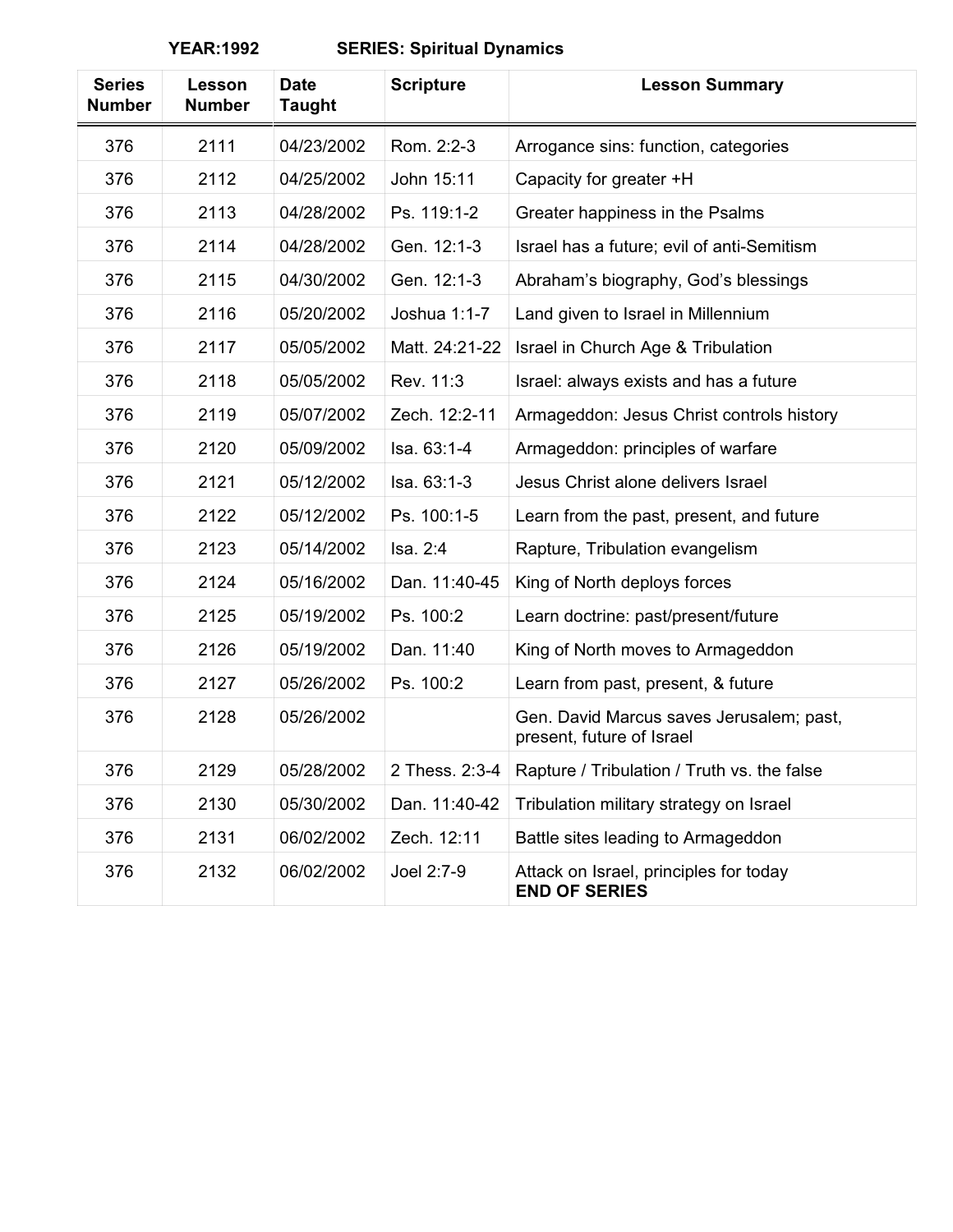**YEAR:1992 SERIES: Spiritual Dynamics**

| Series Number | Lesson Number | Date Taught | Scripture | Lesson Summary |
|---|---|---|---|---|
| 376 | 2111 | 04/23/2002 | Rom. 2:2-3 | Arrogance sins: function, categories |
| 376 | 2112 | 04/25/2002 | John 15:11 | Capacity for greater +H |
| 376 | 2113 | 04/28/2002 | Ps. 119:1-2 | Greater happiness in the Psalms |
| 376 | 2114 | 04/28/2002 | Gen. 12:1-3 | Israel has a future; evil of anti-Semitism |
| 376 | 2115 | 04/30/2002 | Gen. 12:1-3 | Abraham's biography, God's blessings |
| 376 | 2116 | 05/20/2002 | Joshua 1:1-7 | Land given to Israel in Millennium |
| 376 | 2117 | 05/05/2002 | Matt. 24:21-22 | Israel in Church Age & Tribulation |
| 376 | 2118 | 05/05/2002 | Rev. 11:3 | Israel: always exists and has a future |
| 376 | 2119 | 05/07/2002 | Zech. 12:2-11 | Armageddon: Jesus Christ controls history |
| 376 | 2120 | 05/09/2002 | Isa. 63:1-4 | Armageddon: principles of warfare |
| 376 | 2121 | 05/12/2002 | Isa. 63:1-3 | Jesus Christ alone delivers Israel |
| 376 | 2122 | 05/12/2002 | Ps. 100:1-5 | Learn from the past, present, and future |
| 376 | 2123 | 05/14/2002 | Isa. 2:4 | Rapture, Tribulation evangelism |
| 376 | 2124 | 05/16/2002 | Dan. 11:40-45 | King of North deploys forces |
| 376 | 2125 | 05/19/2002 | Ps. 100:2 | Learn doctrine: past/present/future |
| 376 | 2126 | 05/19/2002 | Dan. 11:40 | King of North moves to Armageddon |
| 376 | 2127 | 05/26/2002 | Ps. 100:2 | Learn from past, present, & future |
| 376 | 2128 | 05/26/2002 | | Gen. David Marcus saves Jerusalem; past, present, future of Israel |
| 376 | 2129 | 05/28/2002 | 2 Thess. 2:3-4 | Rapture / Tribulation / Truth vs. the false |
| 376 | 2130 | 05/30/2002 | Dan. 11:40-42 | Tribulation military strategy on Israel |
| 376 | 2131 | 06/02/2002 | Zech. 12:11 | Battle sites leading to Armageddon |
| 376 | 2132 | 06/02/2002 | Joel 2:7-9 | Attack on Israel, principles for today **END OF SERIES** |